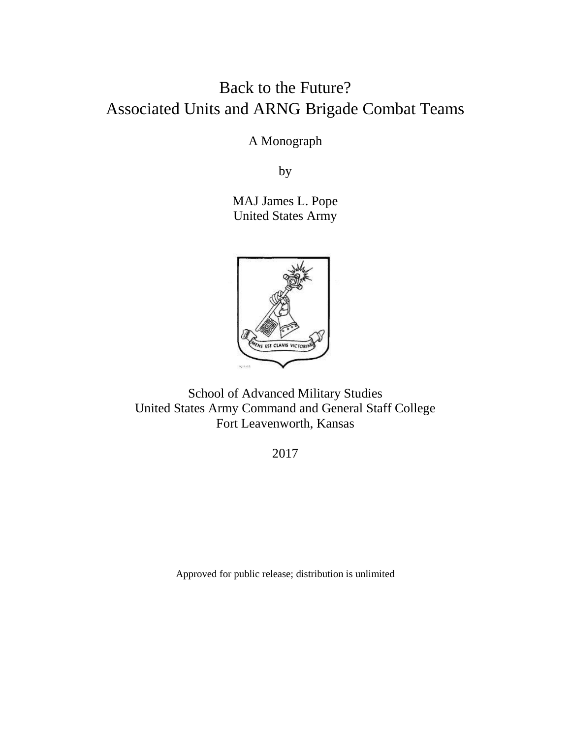# Back to the Future?
# Associated Units and ARNG Brigade Combat Teams

A Monograph

by

MAJ James L. Pope
United States Army

School of Advanced Military Studies
United States Army Command and General Staff College
Fort Leavenworth, Kansas

2017

Approved for public release; distribution is unlimited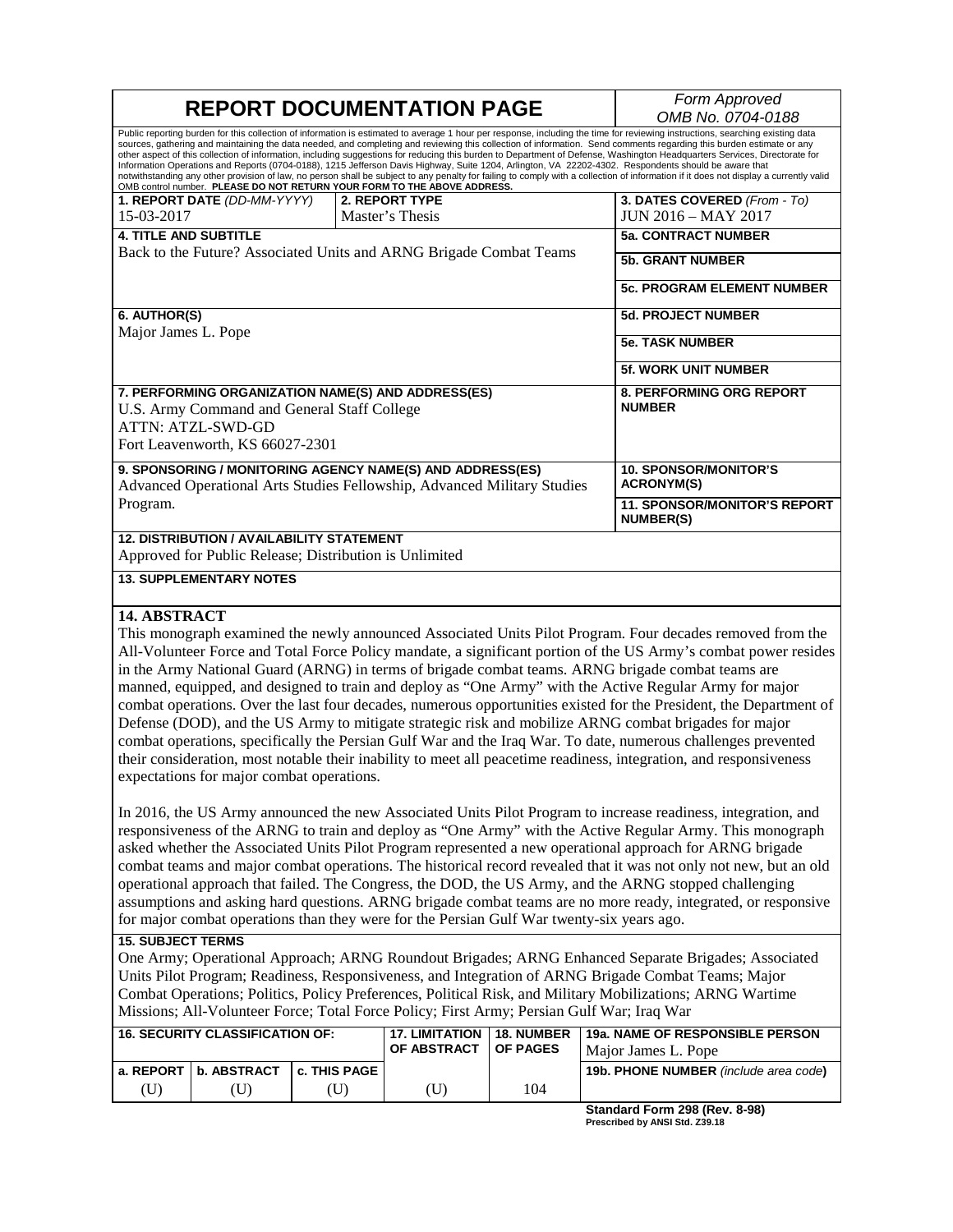# REPORT DOCUMENTATION PAGE

*Form Approved*
*OMB No. 0704-0188*

Public reporting burden for this collection of information is estimated to average 1 hour per response, including the time for reviewing instructions, searching existing data sources, gathering and maintaining the data needed, and completing and reviewing this collection of information. Send comments regarding this burden estimate or any other aspect of this collection of information, including suggestions for reducing this burden to Department of Defense, Washington Headquarters Services, Directorate for Information Operations and Reports (0704-0188), 1215 Jefferson Davis Highway, Suite 1204, Arlington, VA 22202-4302. Respondents should be aware that notwithstanding any other provision of law, no person shall be subject to any penalty for failing to comply with a collection of information if it does not display a currently valid OMB control number. **PLEASE DO NOT RETURN YOUR FORM TO THE ABOVE ADDRESS.**

| 1. REPORT DATE (DD-MM-YYYY) | 2. REPORT TYPE | 3. DATES COVERED (From - To) |
|---|---|---|
| 15-03-2017 | Master's Thesis | JUN 2016 – MAY 2017 |

**4. TITLE AND SUBTITLE**
Back to the Future? Associated Units and ARNG Brigade Combat Teams

**5a. CONTRACT NUMBER**

**5b. GRANT NUMBER**

**5c. PROGRAM ELEMENT NUMBER**

**6. AUTHOR(S)**
Major James L. Pope

**5d. PROJECT NUMBER**

**5e. TASK NUMBER**

**5f. WORK UNIT NUMBER**

**7. PERFORMING ORGANIZATION NAME(S) AND ADDRESS(ES)**
U.S. Army Command and General Staff College
ATTN: ATZL-SWD-GD
Fort Leavenworth, KS 66027-2301

**8. PERFORMING ORG REPORT NUMBER**

**9. SPONSORING / MONITORING AGENCY NAME(S) AND ADDRESS(ES)**
Advanced Operational Arts Studies Fellowship, Advanced Military Studies Program.

**10. SPONSOR/MONITOR'S ACRONYM(S)**

**11. SPONSOR/MONITOR'S REPORT NUMBER(S)**

**12. DISTRIBUTION / AVAILABILITY STATEMENT**
Approved for Public Release; Distribution is Unlimited

**13. SUPPLEMENTARY NOTES**

**14. ABSTRACT**

This monograph examined the newly announced Associated Units Pilot Program. Four decades removed from the All-Volunteer Force and Total Force Policy mandate, a significant portion of the US Army's combat power resides in the Army National Guard (ARNG) in terms of brigade combat teams. ARNG brigade combat teams are manned, equipped, and designed to train and deploy as "One Army" with the Active Regular Army for major combat operations. Over the last four decades, numerous opportunities existed for the President, the Department of Defense (DOD), and the US Army to mitigate strategic risk and mobilize ARNG combat brigades for major combat operations, specifically the Persian Gulf War and the Iraq War. To date, numerous challenges prevented their consideration, most notable their inability to meet all peacetime readiness, integration, and responsiveness expectations for major combat operations.

In 2016, the US Army announced the new Associated Units Pilot Program to increase readiness, integration, and responsiveness of the ARNG to train and deploy as "One Army" with the Active Regular Army. This monograph asked whether the Associated Units Pilot Program represented a new operational approach for ARNG brigade combat teams and major combat operations. The historical record revealed that it was not only not new, but an old operational approach that failed. The Congress, the DOD, the US Army, and the ARNG stopped challenging assumptions and asking hard questions. ARNG brigade combat teams are no more ready, integrated, or responsive for major combat operations than they were for the Persian Gulf War twenty-six years ago.

**15. SUBJECT TERMS**

One Army; Operational Approach; ARNG Roundout Brigades; ARNG Enhanced Separate Brigades; Associated Units Pilot Program; Readiness, Responsiveness, and Integration of ARNG Brigade Combat Teams; Major Combat Operations; Politics, Policy Preferences, Political Risk, and Military Mobilizations; ARNG Wartime Missions; All-Volunteer Force; Total Force Policy; First Army; Persian Gulf War; Iraq War

| 16. SECURITY CLASSIFICATION OF: | | | 17. LIMITATION OF ABSTRACT | 18. NUMBER OF PAGES | 19a. NAME OF RESPONSIBLE PERSON |
|---|---|---|---|---|---|
| | | | | | Major James L. Pope |
| a. REPORT | b. ABSTRACT | c. THIS PAGE | | | 19b. PHONE NUMBER (include area code) |
| (U) | (U) | (U) | (U) | 104 | |

**Standard Form 298 (Rev. 8-98)**
**Prescribed by ANSI Std. Z39.18**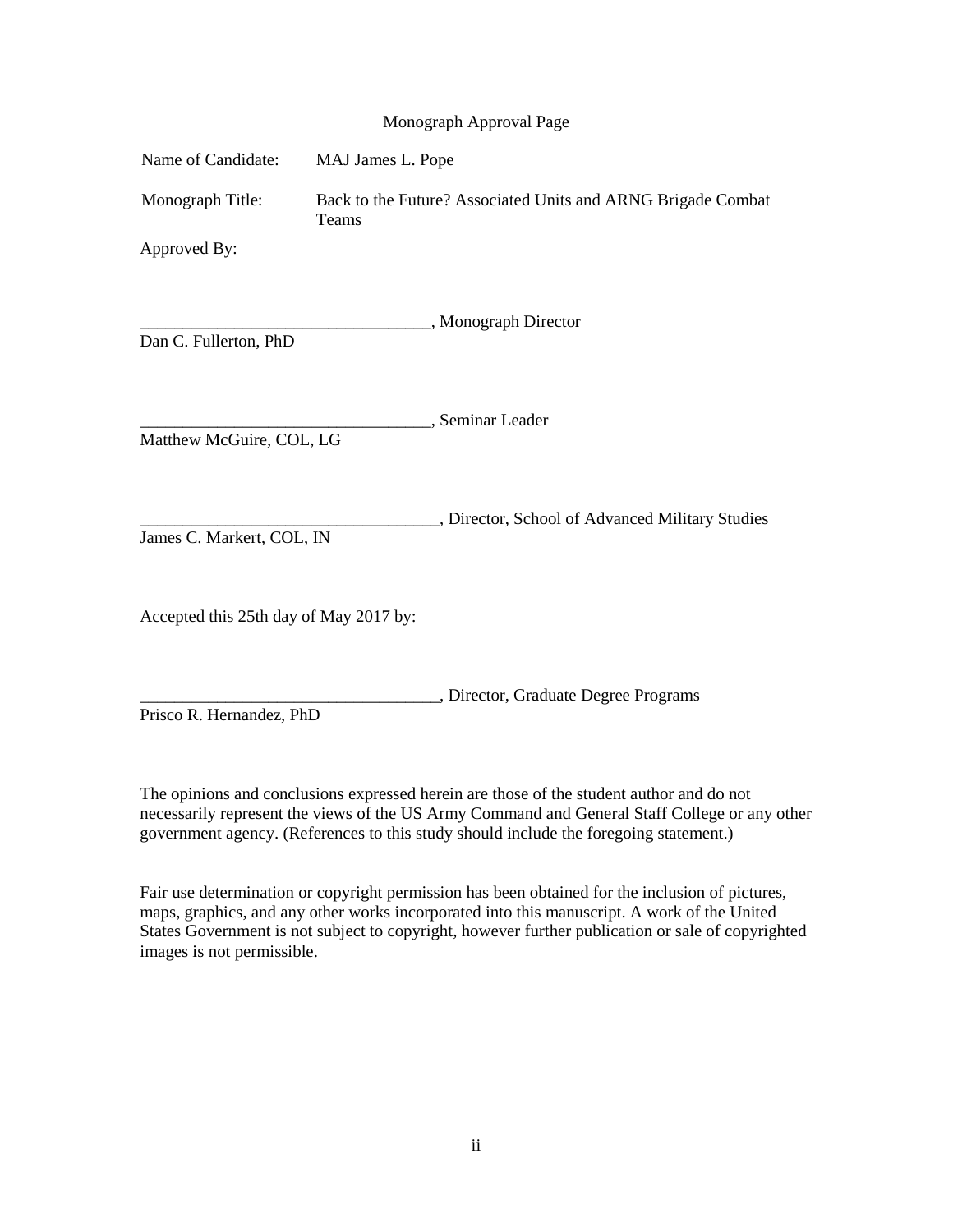Monograph Approval Page

Name of Candidate: MAJ James L. Pope

Monograph Title: Back to the Future? Associated Units and ARNG Brigade Combat Teams

Approved By:

__________________________________, Monograph Director
Dan C. Fullerton, PhD

__________________________________, Seminar Leader
Matthew McGuire, COL, LG

___________________________________, Director, School of Advanced Military Studies
James C. Markert, COL, IN

Accepted this 25th day of May 2017 by:

___________________________________, Director, Graduate Degree Programs
Prisco R. Hernandez, PhD

The opinions and conclusions expressed herein are those of the student author and do not necessarily represent the views of the US Army Command and General Staff College or any other government agency. (References to this study should include the foregoing statement.)

Fair use determination or copyright permission has been obtained for the inclusion of pictures, maps, graphics, and any other works incorporated into this manuscript. A work of the United States Government is not subject to copyright, however further publication or sale of copyrighted images is not permissible.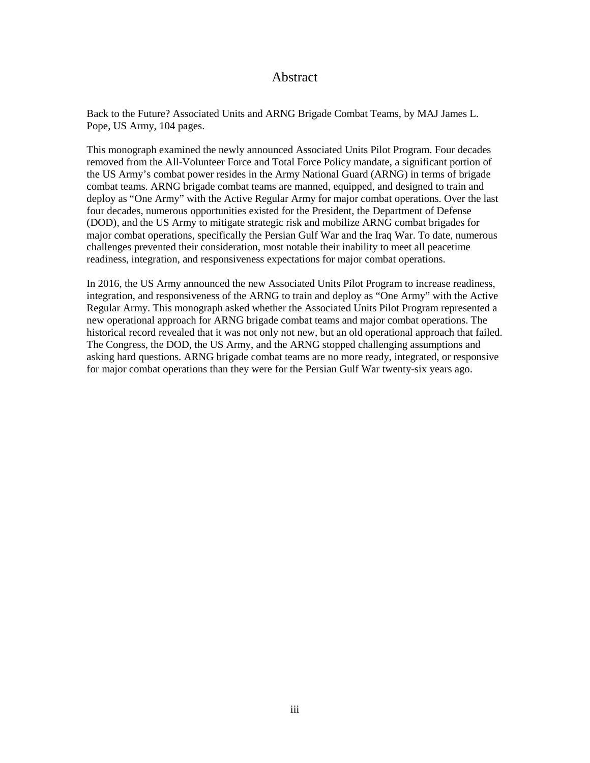# Abstract

Back to the Future? Associated Units and ARNG Brigade Combat Teams, by MAJ James L. Pope, US Army, 104 pages.

This monograph examined the newly announced Associated Units Pilot Program. Four decades removed from the All-Volunteer Force and Total Force Policy mandate, a significant portion of the US Army's combat power resides in the Army National Guard (ARNG) in terms of brigade combat teams. ARNG brigade combat teams are manned, equipped, and designed to train and deploy as "One Army" with the Active Regular Army for major combat operations. Over the last four decades, numerous opportunities existed for the President, the Department of Defense (DOD), and the US Army to mitigate strategic risk and mobilize ARNG combat brigades for major combat operations, specifically the Persian Gulf War and the Iraq War. To date, numerous challenges prevented their consideration, most notable their inability to meet all peacetime readiness, integration, and responsiveness expectations for major combat operations.

In 2016, the US Army announced the new Associated Units Pilot Program to increase readiness, integration, and responsiveness of the ARNG to train and deploy as "One Army" with the Active Regular Army. This monograph asked whether the Associated Units Pilot Program represented a new operational approach for ARNG brigade combat teams and major combat operations. The historical record revealed that it was not only not new, but an old operational approach that failed. The Congress, the DOD, the US Army, and the ARNG stopped challenging assumptions and asking hard questions. ARNG brigade combat teams are no more ready, integrated, or responsive for major combat operations than they were for the Persian Gulf War twenty-six years ago.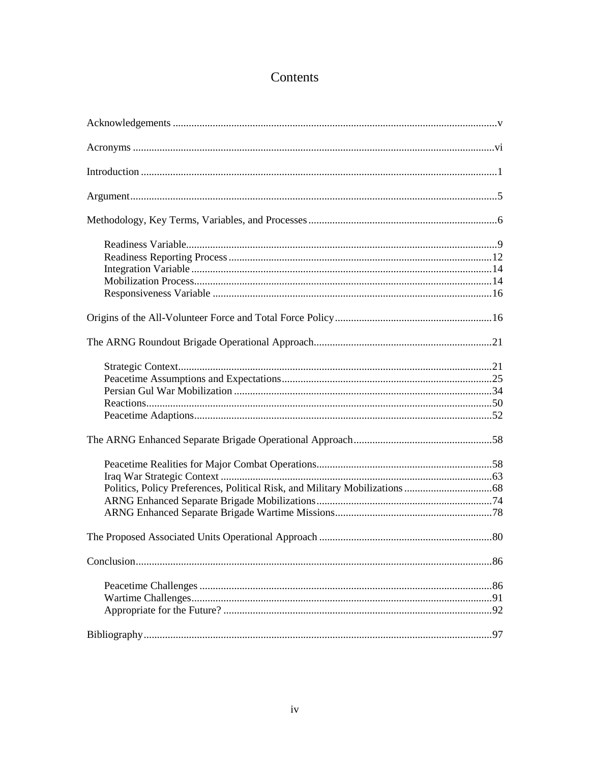# Contents

Acknowledgements ........ v

Acronyms ........ vi

Introduction ........ 1

Argument ........ 5

Methodology, Key Terms, Variables, and Processes ........ 6

- Readiness Variable ........ 9
- Readiness Reporting Process ........ 12
- Integration Variable ........ 14
- Mobilization Process ........ 14
- Responsiveness Variable ........ 16

Origins of the All-Volunteer Force and Total Force Policy ........ 16

The ARNG Roundout Brigade Operational Approach ........ 21

- Strategic Context ........ 21
- Peacetime Assumptions and Expectations ........ 25
- Persian Gul War Mobilization ........ 34
- Reactions ........ 50
- Peacetime Adaptions ........ 52

The ARNG Enhanced Separate Brigade Operational Approach ........ 58

- Peacetime Realities for Major Combat Operations ........ 58
- Iraq War Strategic Context ........ 63
- Politics, Policy Preferences, Political Risk, and Military Mobilizations ........ 68
- ARNG Enhanced Separate Brigade Mobilizations ........ 74
- ARNG Enhanced Separate Brigade Wartime Missions ........ 78

The Proposed Associated Units Operational Approach ........ 80

Conclusion ........ 86

- Peacetime Challenges ........ 86
- Wartime Challenges ........ 91
- Appropriate for the Future? ........ 92

Bibliography ........ 97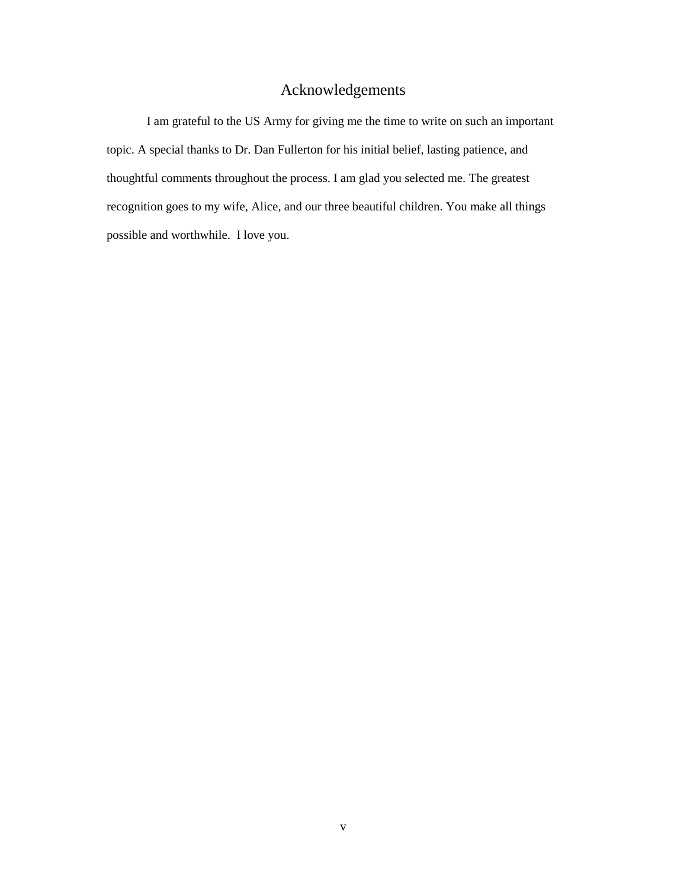# Acknowledgements

I am grateful to the US Army for giving me the time to write on such an important topic. A special thanks to Dr. Dan Fullerton for his initial belief, lasting patience, and thoughtful comments throughout the process. I am glad you selected me. The greatest recognition goes to my wife, Alice, and our three beautiful children. You make all things possible and worthwhile. I love you.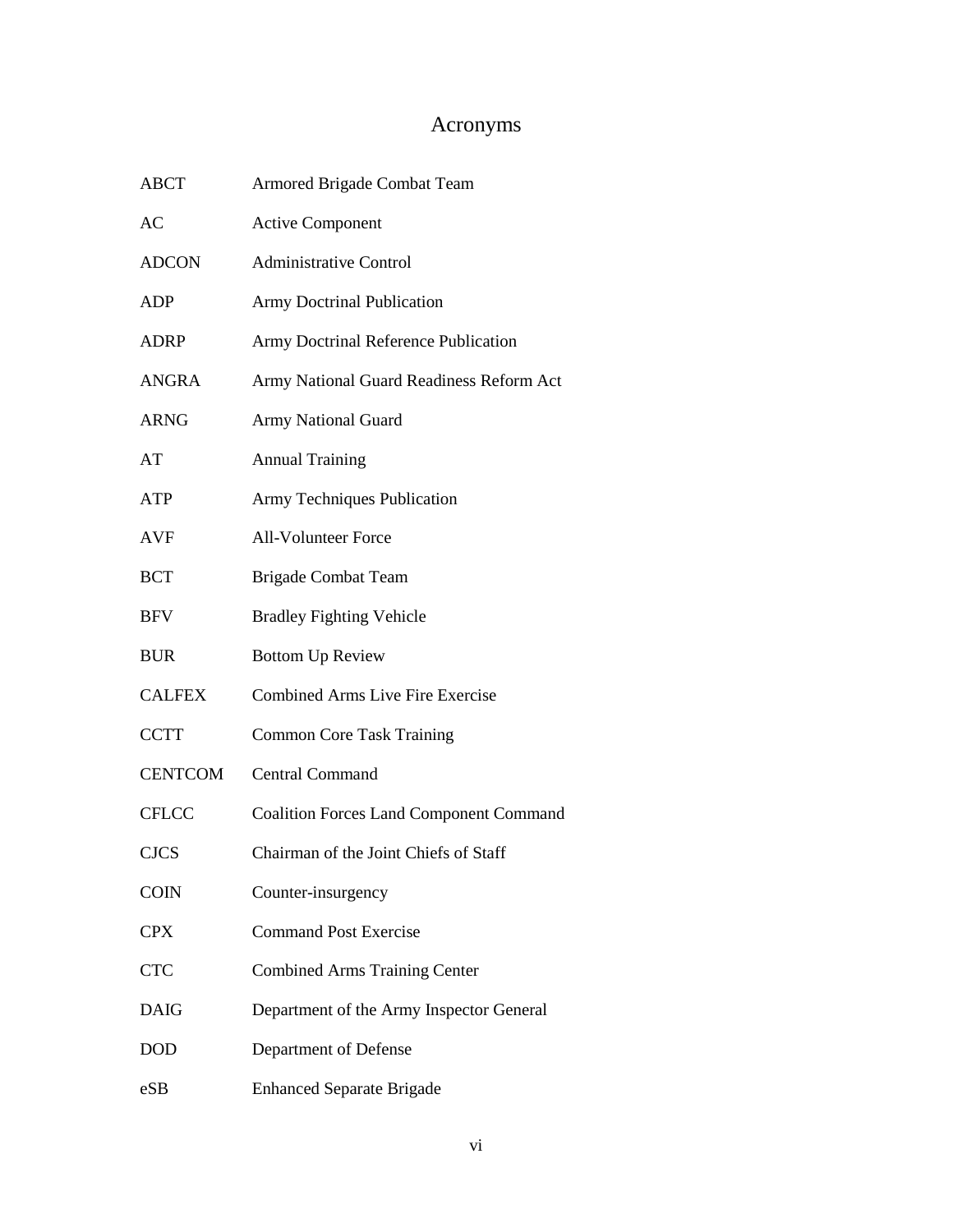# Acronyms

| | |
|---|---|
| ABCT | Armored Brigade Combat Team |
| AC | Active Component |
| ADCON | Administrative Control |
| ADP | Army Doctrinal Publication |
| ADRP | Army Doctrinal Reference Publication |
| ANGRA | Army National Guard Readiness Reform Act |
| ARNG | Army National Guard |
| AT | Annual Training |
| ATP | Army Techniques Publication |
| AVF | All-Volunteer Force |
| BCT | Brigade Combat Team |
| BFV | Bradley Fighting Vehicle |
| BUR | Bottom Up Review |
| CALFEX | Combined Arms Live Fire Exercise |
| CCTT | Common Core Task Training |
| CENTCOM | Central Command |
| CFLCC | Coalition Forces Land Component Command |
| CJCS | Chairman of the Joint Chiefs of Staff |
| COIN | Counter-insurgency |
| CPX | Command Post Exercise |
| CTC | Combined Arms Training Center |
| DAIG | Department of the Army Inspector General |
| DOD | Department of Defense |
| eSB | Enhanced Separate Brigade |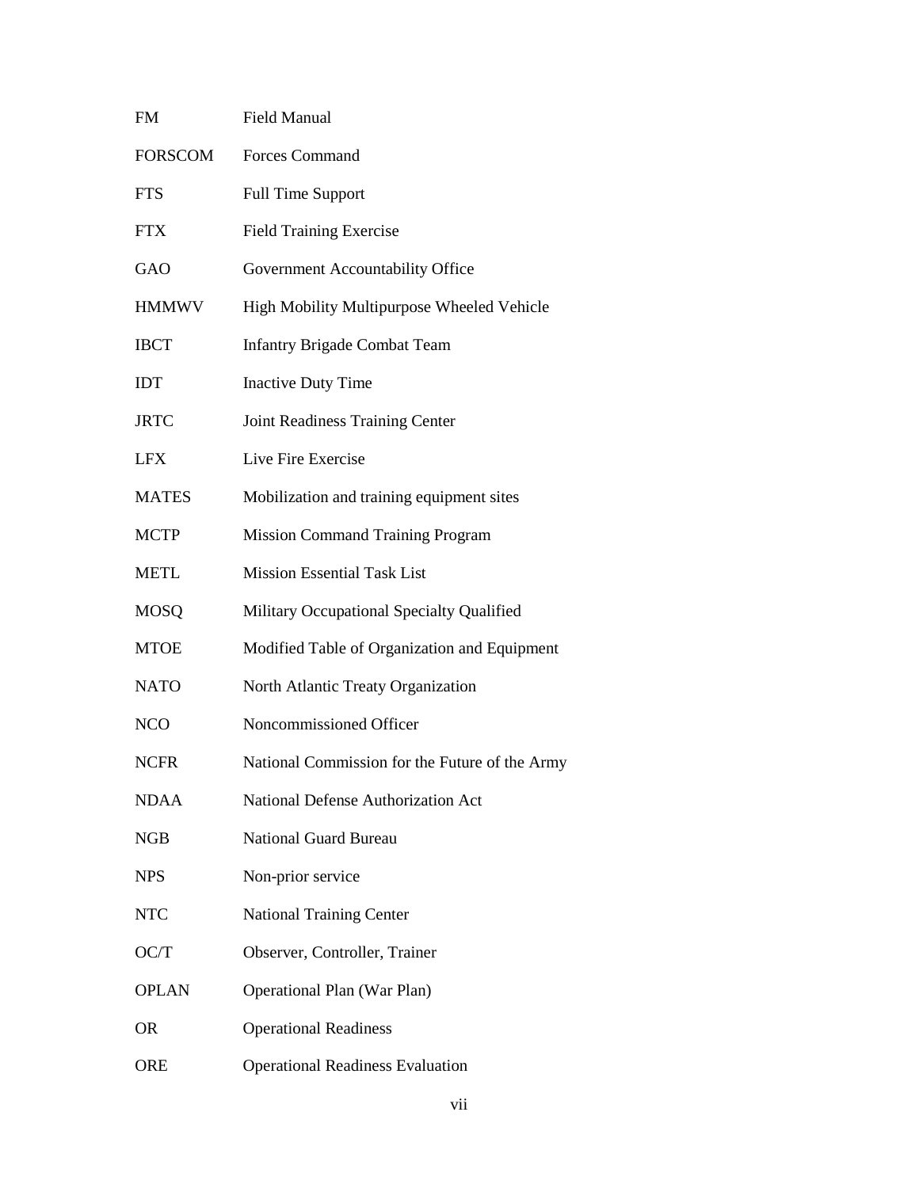| | |
|---|---|
| FM | Field Manual |
| FORSCOM | Forces Command |
| FTS | Full Time Support |
| FTX | Field Training Exercise |
| GAO | Government Accountability Office |
| HMMWV | High Mobility Multipurpose Wheeled Vehicle |
| IBCT | Infantry Brigade Combat Team |
| IDT | Inactive Duty Time |
| JRTC | Joint Readiness Training Center |
| LFX | Live Fire Exercise |
| MATES | Mobilization and training equipment sites |
| MCTP | Mission Command Training Program |
| METL | Mission Essential Task List |
| MOSQ | Military Occupational Specialty Qualified |
| MTOE | Modified Table of Organization and Equipment |
| NATO | North Atlantic Treaty Organization |
| NCO | Noncommissioned Officer |
| NCFR | National Commission for the Future of the Army |
| NDAA | National Defense Authorization Act |
| NGB | National Guard Bureau |
| NPS | Non-prior service |
| NTC | National Training Center |
| OC/T | Observer, Controller, Trainer |
| OPLAN | Operational Plan (War Plan) |
| OR | Operational Readiness |
| ORE | Operational Readiness Evaluation |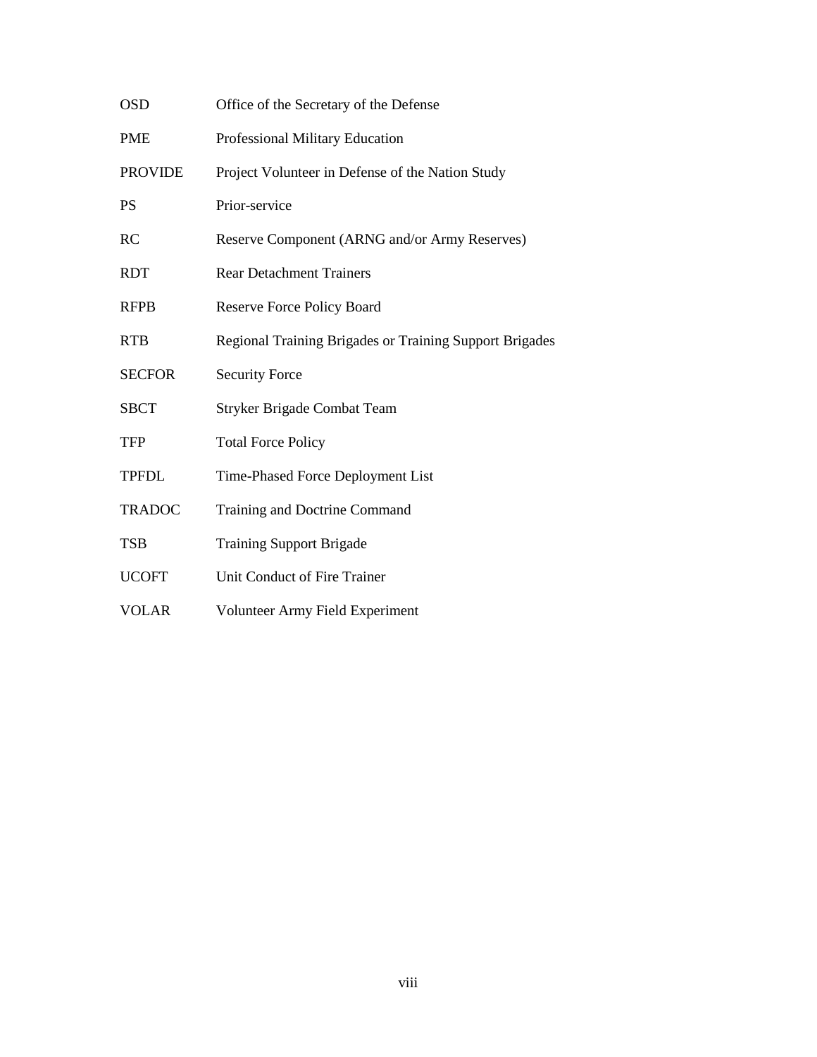| | |
|---|---|
| OSD | Office of the Secretary of the Defense |
| PME | Professional Military Education |
| PROVIDE | Project Volunteer in Defense of the Nation Study |
| PS | Prior-service |
| RC | Reserve Component (ARNG and/or Army Reserves) |
| RDT | Rear Detachment Trainers |
| RFPB | Reserve Force Policy Board |
| RTB | Regional Training Brigades or Training Support Brigades |
| SECFOR | Security Force |
| SBCT | Stryker Brigade Combat Team |
| TFP | Total Force Policy |
| TPFDL | Time-Phased Force Deployment List |
| TRADOC | Training and Doctrine Command |
| TSB | Training Support Brigade |
| UCOFT | Unit Conduct of Fire Trainer |
| VOLAR | Volunteer Army Field Experiment |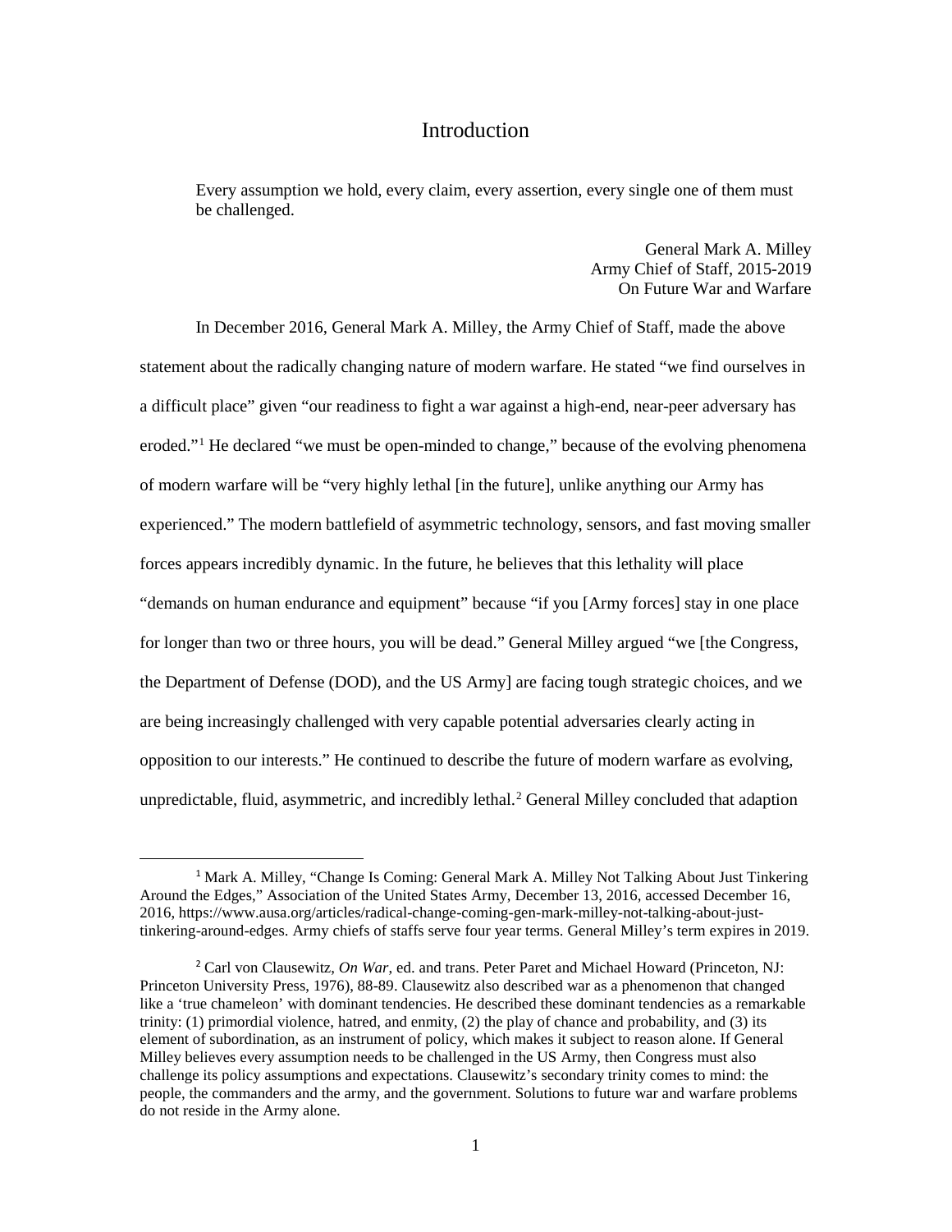# Introduction

> Every assumption we hold, every claim, every assertion, every single one of them must be challenged.
>
> General Mark A. Milley
> Army Chief of Staff, 2015-2019
> On Future War and Warfare

In December 2016, General Mark A. Milley, the Army Chief of Staff, made the above statement about the radically changing nature of modern warfare. He stated "we find ourselves in a difficult place" given "our readiness to fight a war against a high-end, near-peer adversary has eroded."[1] He declared "we must be open-minded to change," because of the evolving phenomena of modern warfare will be "very highly lethal [in the future], unlike anything our Army has experienced." The modern battlefield of asymmetric technology, sensors, and fast moving smaller forces appears incredibly dynamic. In the future, he believes that this lethality will place "demands on human endurance and equipment" because "if you [Army forces] stay in one place for longer than two or three hours, you will be dead." General Milley argued "we [the Congress, the Department of Defense (DOD), and the US Army] are facing tough strategic choices, and we are being increasingly challenged with very capable potential adversaries clearly acting in opposition to our interests." He continued to describe the future of modern warfare as evolving, unpredictable, fluid, asymmetric, and incredibly lethal.[2] General Milley concluded that adaption

---

[1] Mark A. Milley, "Change Is Coming: General Mark A. Milley Not Talking About Just Tinkering Around the Edges," Association of the United States Army, December 13, 2016, accessed December 16, 2016, https://www.ausa.org/articles/radical-change-coming-gen-mark-milley-not-talking-about-just-tinkering-around-edges. Army chiefs of staffs serve four year terms. General Milley's term expires in 2019.

[2] Carl von Clausewitz, *On War*, ed. and trans. Peter Paret and Michael Howard (Princeton, NJ: Princeton University Press, 1976), 88-89. Clausewitz also described war as a phenomenon that changed like a 'true chameleon' with dominant tendencies. He described these dominant tendencies as a remarkable trinity: (1) primordial violence, hatred, and enmity, (2) the play of chance and probability, and (3) its element of subordination, as an instrument of policy, which makes it subject to reason alone. If General Milley believes every assumption needs to be challenged in the US Army, then Congress must also challenge its policy assumptions and expectations. Clausewitz's secondary trinity comes to mind: the people, the commanders and the army, and the government. Solutions to future war and warfare problems do not reside in the Army alone.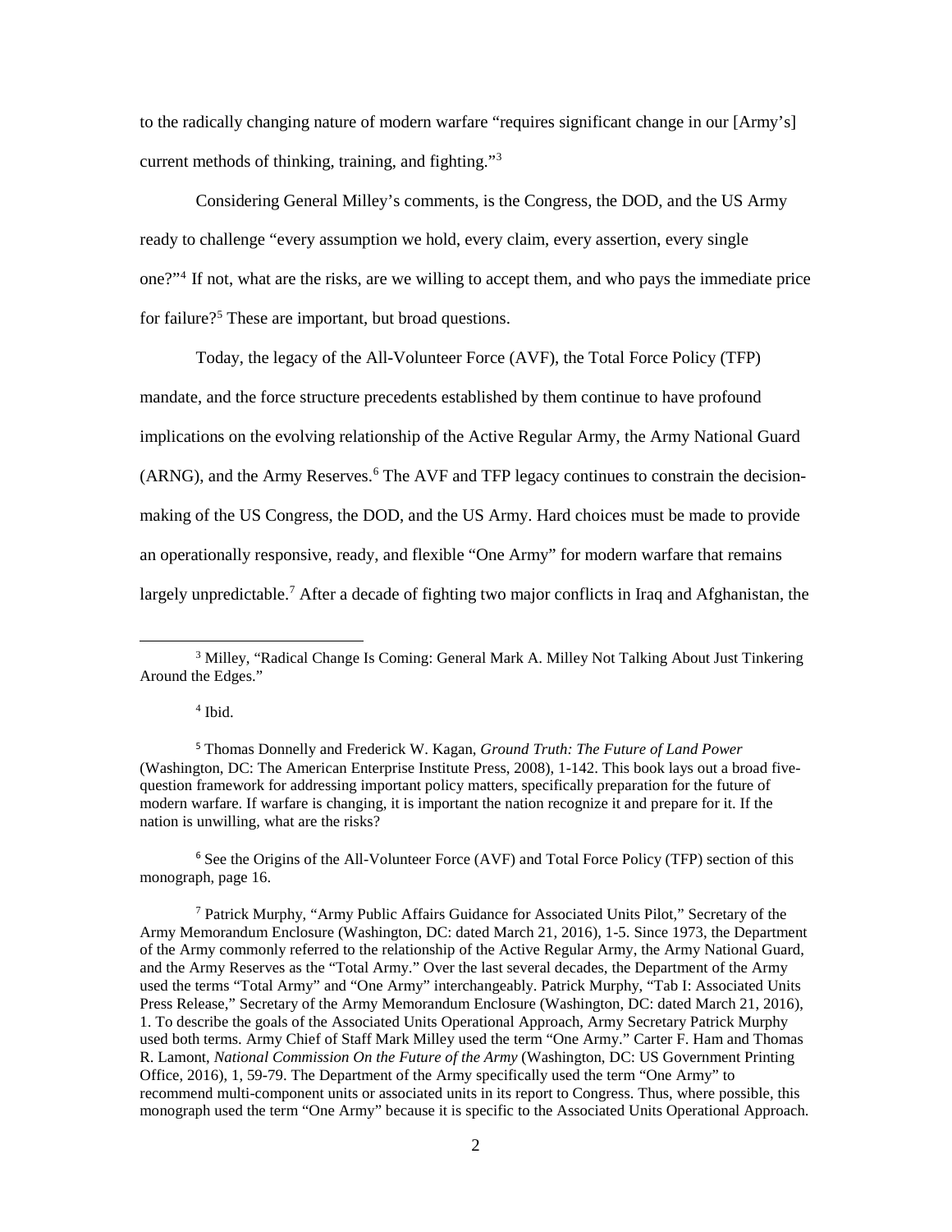to the radically changing nature of modern warfare "requires significant change in our [Army's] current methods of thinking, training, and fighting."[3]

Considering General Milley's comments, is the Congress, the DOD, and the US Army ready to challenge "every assumption we hold, every claim, every assertion, every single one?"[4] If not, what are the risks, are we willing to accept them, and who pays the immediate price for failure?[5] These are important, but broad questions.

Today, the legacy of the All-Volunteer Force (AVF), the Total Force Policy (TFP) mandate, and the force structure precedents established by them continue to have profound implications on the evolving relationship of the Active Regular Army, the Army National Guard (ARNG), and the Army Reserves.[6] The AVF and TFP legacy continues to constrain the decision-making of the US Congress, the DOD, and the US Army. Hard choices must be made to provide an operationally responsive, ready, and flexible "One Army" for modern warfare that remains largely unpredictable.[7] After a decade of fighting two major conflicts in Iraq and Afghanistan, the

---

[3] Milley, "Radical Change Is Coming: General Mark A. Milley Not Talking About Just Tinkering Around the Edges."

[4] Ibid.

[5] Thomas Donnelly and Frederick W. Kagan, *Ground Truth: The Future of Land Power* (Washington, DC: The American Enterprise Institute Press, 2008), 1-142. This book lays out a broad five-question framework for addressing important policy matters, specifically preparation for the future of modern warfare. If warfare is changing, it is important the nation recognize it and prepare for it. If the nation is unwilling, what are the risks?

[6] See the Origins of the All-Volunteer Force (AVF) and Total Force Policy (TFP) section of this monograph, page 16.

[7] Patrick Murphy, "Army Public Affairs Guidance for Associated Units Pilot," Secretary of the Army Memorandum Enclosure (Washington, DC: dated March 21, 2016), 1-5. Since 1973, the Department of the Army commonly referred to the relationship of the Active Regular Army, the Army National Guard, and the Army Reserves as the "Total Army." Over the last several decades, the Department of the Army used the terms "Total Army" and "One Army" interchangeably. Patrick Murphy, "Tab I: Associated Units Press Release," Secretary of the Army Memorandum Enclosure (Washington, DC: dated March 21, 2016), 1. To describe the goals of the Associated Units Operational Approach, Army Secretary Patrick Murphy used both terms. Army Chief of Staff Mark Milley used the term "One Army." Carter F. Ham and Thomas R. Lamont, *National Commission On the Future of the Army* (Washington, DC: US Government Printing Office, 2016), 1, 59-79. The Department of the Army specifically used the term "One Army" to recommend multi-component units or associated units in its report to Congress. Thus, where possible, this monograph used the term "One Army" because it is specific to the Associated Units Operational Approach.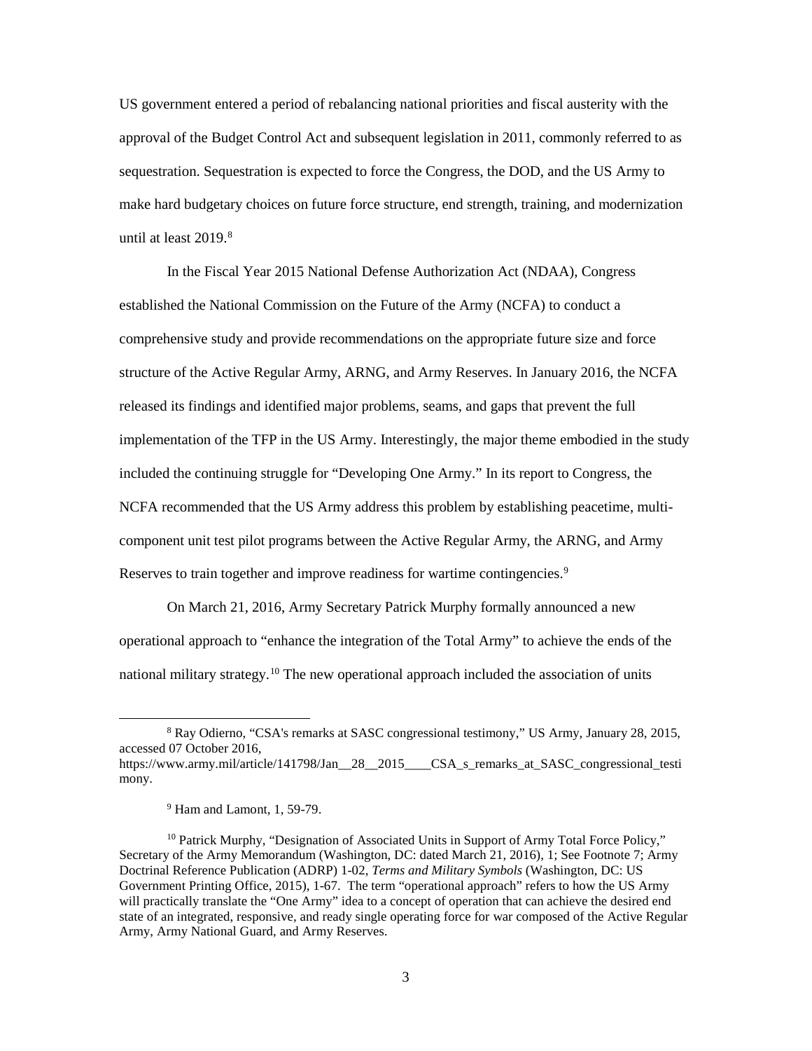US government entered a period of rebalancing national priorities and fiscal austerity with the approval of the Budget Control Act and subsequent legislation in 2011, commonly referred to as sequestration. Sequestration is expected to force the Congress, the DOD, and the US Army to make hard budgetary choices on future force structure, end strength, training, and modernization until at least 2019.[8]

In the Fiscal Year 2015 National Defense Authorization Act (NDAA), Congress established the National Commission on the Future of the Army (NCFA) to conduct a comprehensive study and provide recommendations on the appropriate future size and force structure of the Active Regular Army, ARNG, and Army Reserves. In January 2016, the NCFA released its findings and identified major problems, seams, and gaps that prevent the full implementation of the TFP in the US Army. Interestingly, the major theme embodied in the study included the continuing struggle for "Developing One Army." In its report to Congress, the NCFA recommended that the US Army address this problem by establishing peacetime, multi-component unit test pilot programs between the Active Regular Army, the ARNG, and Army Reserves to train together and improve readiness for wartime contingencies.[9]

On March 21, 2016, Army Secretary Patrick Murphy formally announced a new operational approach to "enhance the integration of the Total Army" to achieve the ends of the national military strategy.[10] The new operational approach included the association of units

---

[8] Ray Odierno, "CSA's remarks at SASC congressional testimony," US Army, January 28, 2015, accessed 07 October 2016, https://www.army.mil/article/141798/Jan__28__2015____CSA_s_remarks_at_SASC_congressional_testimony.

[9] Ham and Lamont, 1, 59-79.

[10] Patrick Murphy, "Designation of Associated Units in Support of Army Total Force Policy," Secretary of the Army Memorandum (Washington, DC: dated March 21, 2016), 1; See Footnote 7; Army Doctrinal Reference Publication (ADRP) 1-02, *Terms and Military Symbols* (Washington, DC: US Government Printing Office, 2015), 1-67. The term "operational approach" refers to how the US Army will practically translate the "One Army" idea to a concept of operation that can achieve the desired end state of an integrated, responsive, and ready single operating force for war composed of the Active Regular Army, Army National Guard, and Army Reserves.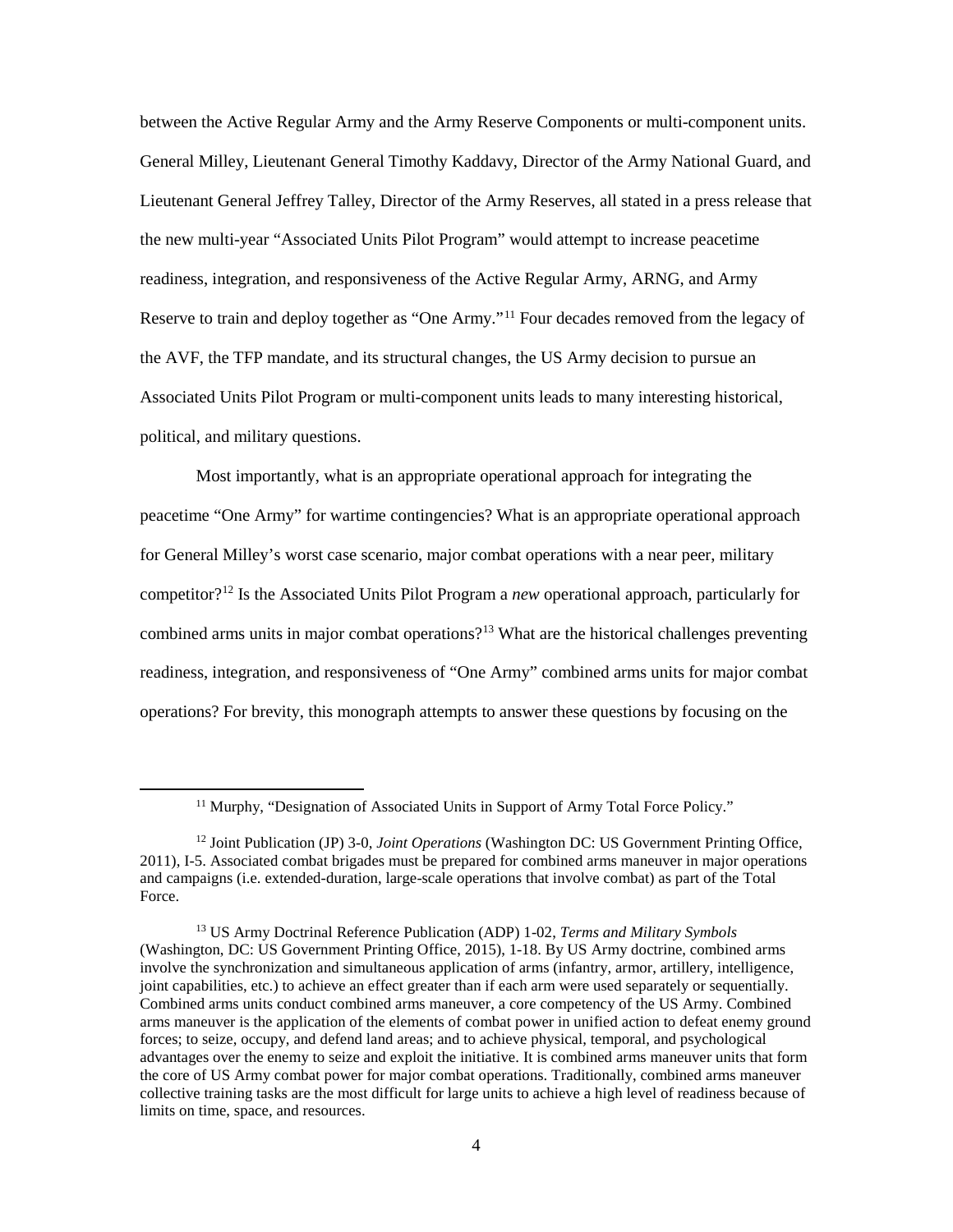between the Active Regular Army and the Army Reserve Components or multi-component units. General Milley, Lieutenant General Timothy Kaddavy, Director of the Army National Guard, and Lieutenant General Jeffrey Talley, Director of the Army Reserves, all stated in a press release that the new multi-year "Associated Units Pilot Program" would attempt to increase peacetime readiness, integration, and responsiveness of the Active Regular Army, ARNG, and Army Reserve to train and deploy together as "One Army."[11] Four decades removed from the legacy of the AVF, the TFP mandate, and its structural changes, the US Army decision to pursue an Associated Units Pilot Program or multi-component units leads to many interesting historical, political, and military questions.

Most importantly, what is an appropriate operational approach for integrating the peacetime "One Army" for wartime contingencies? What is an appropriate operational approach for General Milley's worst case scenario, major combat operations with a near peer, military competitor?[12] Is the Associated Units Pilot Program a *new* operational approach, particularly for combined arms units in major combat operations?[13] What are the historical challenges preventing readiness, integration, and responsiveness of "One Army" combined arms units for major combat operations? For brevity, this monograph attempts to answer these questions by focusing on the

---

[11] Murphy, "Designation of Associated Units in Support of Army Total Force Policy."

[12] Joint Publication (JP) 3-0, *Joint Operations* (Washington DC: US Government Printing Office, 2011), I-5. Associated combat brigades must be prepared for combined arms maneuver in major operations and campaigns (i.e. extended-duration, large-scale operations that involve combat) as part of the Total Force.

[13] US Army Doctrinal Reference Publication (ADP) 1-02, *Terms and Military Symbols* (Washington, DC: US Government Printing Office, 2015), 1-18. By US Army doctrine, combined arms involve the synchronization and simultaneous application of arms (infantry, armor, artillery, intelligence, joint capabilities, etc.) to achieve an effect greater than if each arm were used separately or sequentially. Combined arms units conduct combined arms maneuver, a core competency of the US Army. Combined arms maneuver is the application of the elements of combat power in unified action to defeat enemy ground forces; to seize, occupy, and defend land areas; and to achieve physical, temporal, and psychological advantages over the enemy to seize and exploit the initiative. It is combined arms maneuver units that form the core of US Army combat power for major combat operations. Traditionally, combined arms maneuver collective training tasks are the most difficult for large units to achieve a high level of readiness because of limits on time, space, and resources.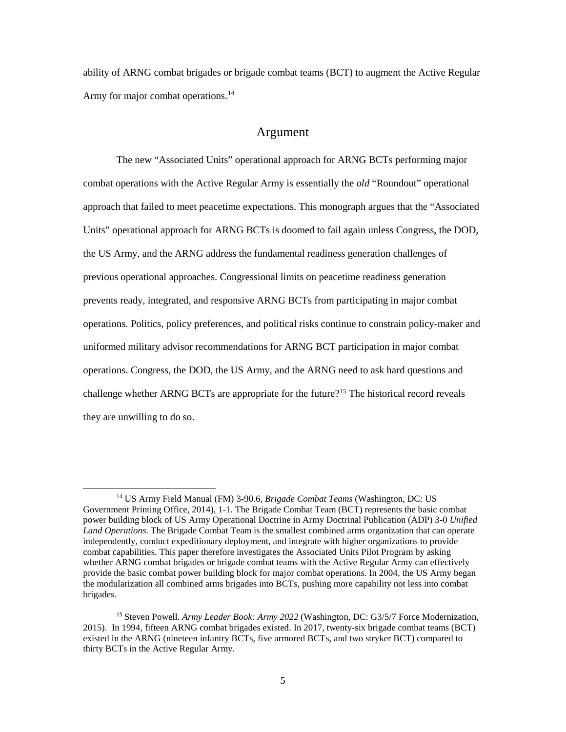ability of ARNG combat brigades or brigade combat teams (BCT) to augment the Active Regular Army for major combat operations.[14]

## Argument

The new "Associated Units" operational approach for ARNG BCTs performing major combat operations with the Active Regular Army is essentially the *old* "Roundout" operational approach that failed to meet peacetime expectations. This monograph argues that the "Associated Units" operational approach for ARNG BCTs is doomed to fail again unless Congress, the DOD, the US Army, and the ARNG address the fundamental readiness generation challenges of previous operational approaches. Congressional limits on peacetime readiness generation prevents ready, integrated, and responsive ARNG BCTs from participating in major combat operations. Politics, policy preferences, and political risks continue to constrain policy-maker and uniformed military advisor recommendations for ARNG BCT participation in major combat operations. Congress, the DOD, the US Army, and the ARNG need to ask hard questions and challenge whether ARNG BCTs are appropriate for the future?[15] The historical record reveals they are unwilling to do so.

---

[14] US Army Field Manual (FM) 3-90.6, *Brigade Combat Teams* (Washington, DC: US Government Printing Office, 2014), 1-1. The Brigade Combat Team (BCT) represents the basic combat power building block of US Army Operational Doctrine in Army Doctrinal Publication (ADP) 3-0 *Unified Land Operations*. The Brigade Combat Team is the smallest combined arms organization that can operate independently, conduct expeditionary deployment, and integrate with higher organizations to provide combat capabilities. This paper therefore investigates the Associated Units Pilot Program by asking whether ARNG combat brigades or brigade combat teams with the Active Regular Army can effectively provide the basic combat power building block for major combat operations. In 2004, the US Army began the modularization all combined arms brigades into BCTs, pushing more capability not less into combat brigades.

[15] Steven Powell. *Army Leader Book: Army 2022* (Washington, DC: G3/5/7 Force Modernization, 2015). In 1994, fifteen ARNG combat brigades existed. In 2017, twenty-six brigade combat teams (BCT) existed in the ARNG (nineteen infantry BCTs, five armored BCTs, and two stryker BCT) compared to thirty BCTs in the Active Regular Army.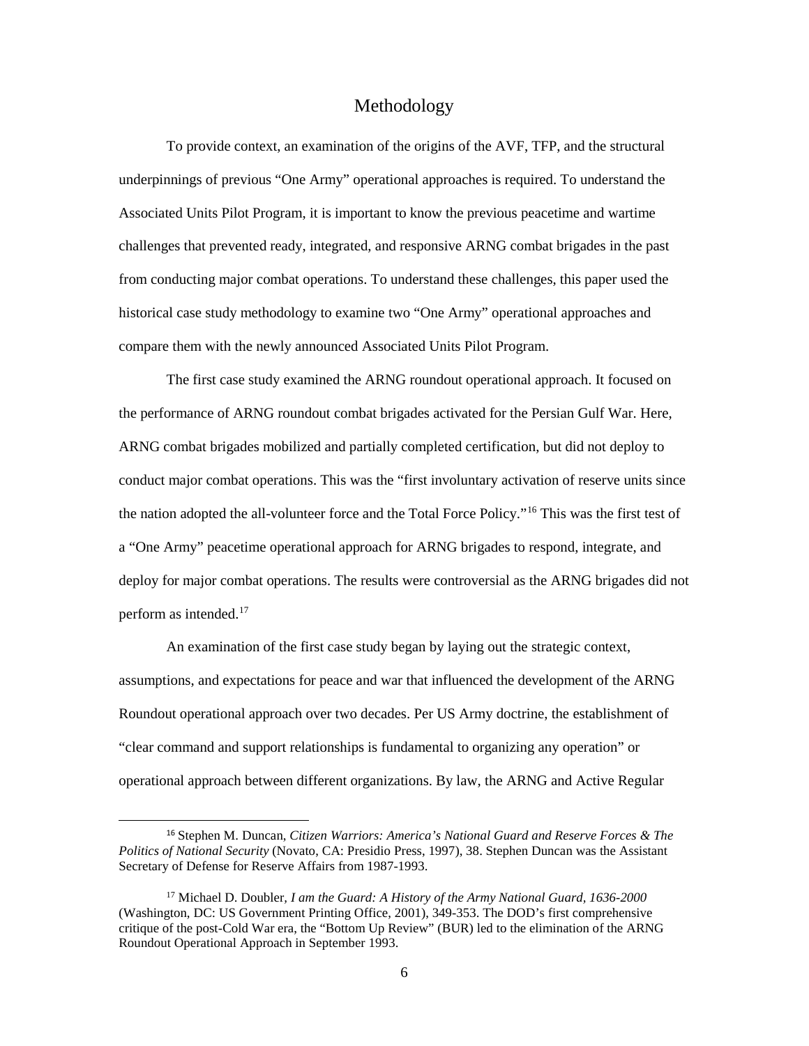## Methodology

To provide context, an examination of the origins of the AVF, TFP, and the structural underpinnings of previous "One Army" operational approaches is required. To understand the Associated Units Pilot Program, it is important to know the previous peacetime and wartime challenges that prevented ready, integrated, and responsive ARNG combat brigades in the past from conducting major combat operations. To understand these challenges, this paper used the historical case study methodology to examine two "One Army" operational approaches and compare them with the newly announced Associated Units Pilot Program.

The first case study examined the ARNG roundout operational approach. It focused on the performance of ARNG roundout combat brigades activated for the Persian Gulf War. Here, ARNG combat brigades mobilized and partially completed certification, but did not deploy to conduct major combat operations. This was the "first involuntary activation of reserve units since the nation adopted the all-volunteer force and the Total Force Policy."[16] This was the first test of a "One Army" peacetime operational approach for ARNG brigades to respond, integrate, and deploy for major combat operations. The results were controversial as the ARNG brigades did not perform as intended.[17]

An examination of the first case study began by laying out the strategic context, assumptions, and expectations for peace and war that influenced the development of the ARNG Roundout operational approach over two decades. Per US Army doctrine, the establishment of "clear command and support relationships is fundamental to organizing any operation" or operational approach between different organizations. By law, the ARNG and Active Regular

[16] Stephen M. Duncan, *Citizen Warriors: America's National Guard and Reserve Forces & The Politics of National Security* (Novato, CA: Presidio Press, 1997), 38. Stephen Duncan was the Assistant Secretary of Defense for Reserve Affairs from 1987-1993.

[17] Michael D. Doubler, *I am the Guard: A History of the Army National Guard, 1636-2000* (Washington, DC: US Government Printing Office, 2001), 349-353. The DOD's first comprehensive critique of the post-Cold War era, the "Bottom Up Review" (BUR) led to the elimination of the ARNG Roundout Operational Approach in September 1993.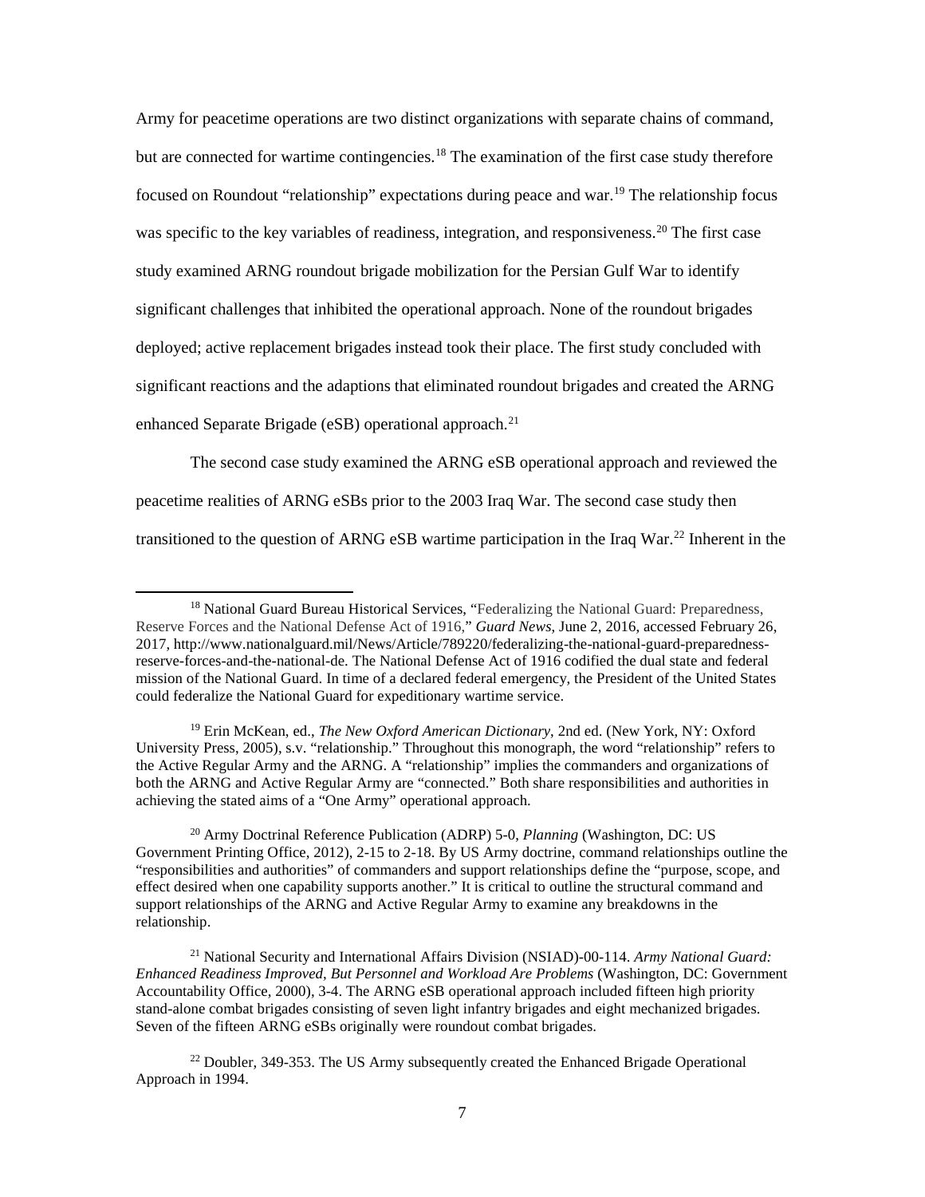Army for peacetime operations are two distinct organizations with separate chains of command, but are connected for wartime contingencies.[18] The examination of the first case study therefore focused on Roundout "relationship" expectations during peace and war.[19] The relationship focus was specific to the key variables of readiness, integration, and responsiveness.[20] The first case study examined ARNG roundout brigade mobilization for the Persian Gulf War to identify significant challenges that inhibited the operational approach. None of the roundout brigades deployed; active replacement brigades instead took their place. The first study concluded with significant reactions and the adaptions that eliminated roundout brigades and created the ARNG enhanced Separate Brigade (eSB) operational approach.[21]

The second case study examined the ARNG eSB operational approach and reviewed the peacetime realities of ARNG eSBs prior to the 2003 Iraq War. The second case study then transitioned to the question of ARNG eSB wartime participation in the Iraq War.[22] Inherent in the

---

[18] National Guard Bureau Historical Services, "Federalizing the National Guard: Preparedness, Reserve Forces and the National Defense Act of 1916," *Guard News*, June 2, 2016, accessed February 26, 2017, http://www.nationalguard.mil/News/Article/789220/federalizing-the-national-guard-preparedness-reserve-forces-and-the-national-de. The National Defense Act of 1916 codified the dual state and federal mission of the National Guard. In time of a declared federal emergency, the President of the United States could federalize the National Guard for expeditionary wartime service.

[19] Erin McKean, ed., *The New Oxford American Dictionary*, 2nd ed. (New York, NY: Oxford University Press, 2005), s.v. "relationship." Throughout this monograph, the word "relationship" refers to the Active Regular Army and the ARNG. A "relationship" implies the commanders and organizations of both the ARNG and Active Regular Army are "connected." Both share responsibilities and authorities in achieving the stated aims of a "One Army" operational approach.

[20] Army Doctrinal Reference Publication (ADRP) 5-0, *Planning* (Washington, DC: US Government Printing Office, 2012), 2-15 to 2-18. By US Army doctrine, command relationships outline the "responsibilities and authorities" of commanders and support relationships define the "purpose, scope, and effect desired when one capability supports another." It is critical to outline the structural command and support relationships of the ARNG and Active Regular Army to examine any breakdowns in the relationship.

[21] National Security and International Affairs Division (NSIAD)-00-114. *Army National Guard: Enhanced Readiness Improved, But Personnel and Workload Are Problems* (Washington, DC: Government Accountability Office, 2000), 3-4. The ARNG eSB operational approach included fifteen high priority stand-alone combat brigades consisting of seven light infantry brigades and eight mechanized brigades. Seven of the fifteen ARNG eSBs originally were roundout combat brigades.

[22] Doubler, 349-353. The US Army subsequently created the Enhanced Brigade Operational Approach in 1994.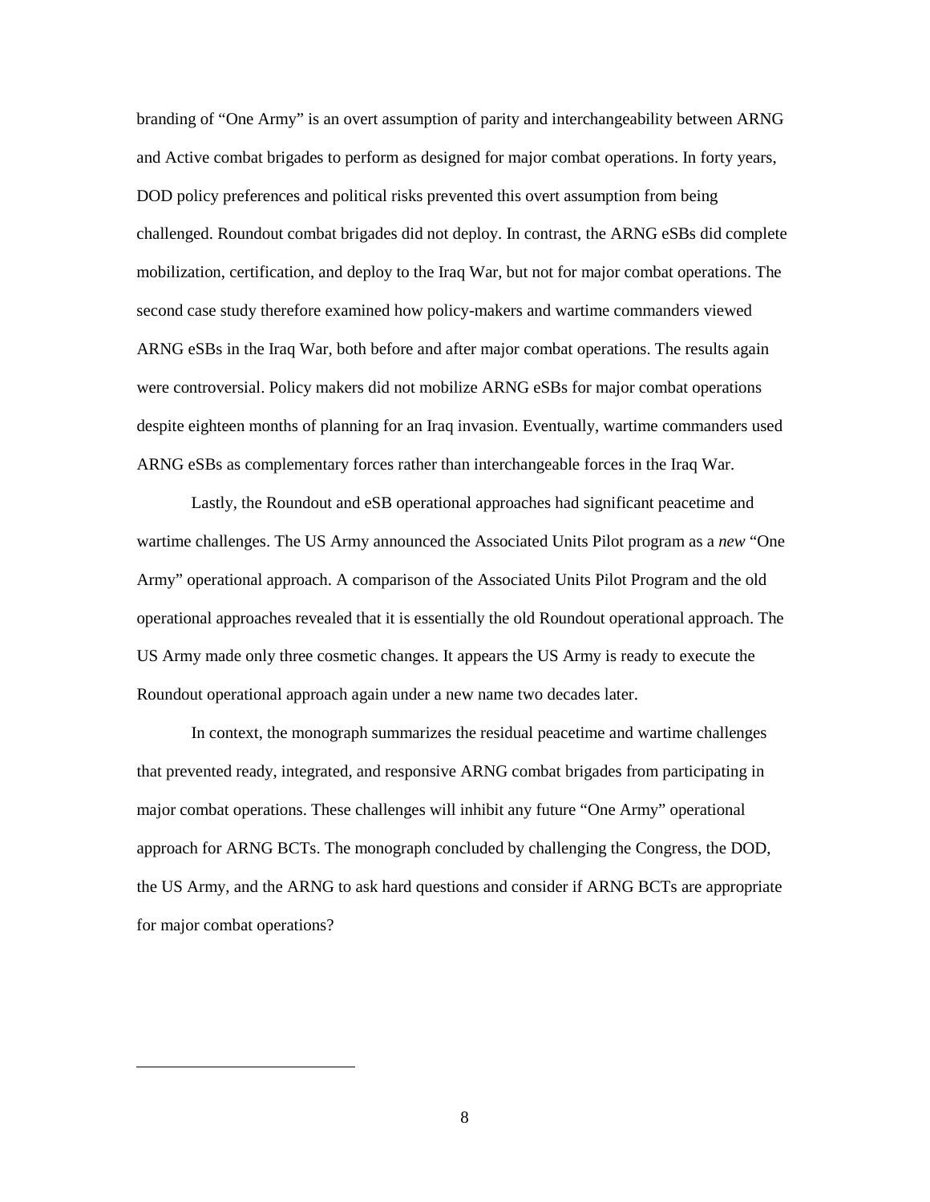branding of "One Army" is an overt assumption of parity and interchangeability between ARNG and Active combat brigades to perform as designed for major combat operations. In forty years, DOD policy preferences and political risks prevented this overt assumption from being challenged. Roundout combat brigades did not deploy. In contrast, the ARNG eSBs did complete mobilization, certification, and deploy to the Iraq War, but not for major combat operations. The second case study therefore examined how policy-makers and wartime commanders viewed ARNG eSBs in the Iraq War, both before and after major combat operations. The results again were controversial. Policy makers did not mobilize ARNG eSBs for major combat operations despite eighteen months of planning for an Iraq invasion. Eventually, wartime commanders used ARNG eSBs as complementary forces rather than interchangeable forces in the Iraq War.

Lastly, the Roundout and eSB operational approaches had significant peacetime and wartime challenges. The US Army announced the Associated Units Pilot program as a *new* "One Army" operational approach. A comparison of the Associated Units Pilot Program and the old operational approaches revealed that it is essentially the old Roundout operational approach. The US Army made only three cosmetic changes. It appears the US Army is ready to execute the Roundout operational approach again under a new name two decades later.

In context, the monograph summarizes the residual peacetime and wartime challenges that prevented ready, integrated, and responsive ARNG combat brigades from participating in major combat operations. These challenges will inhibit any future "One Army" operational approach for ARNG BCTs. The monograph concluded by challenging the Congress, the DOD, the US Army, and the ARNG to ask hard questions and consider if ARNG BCTs are appropriate for major combat operations?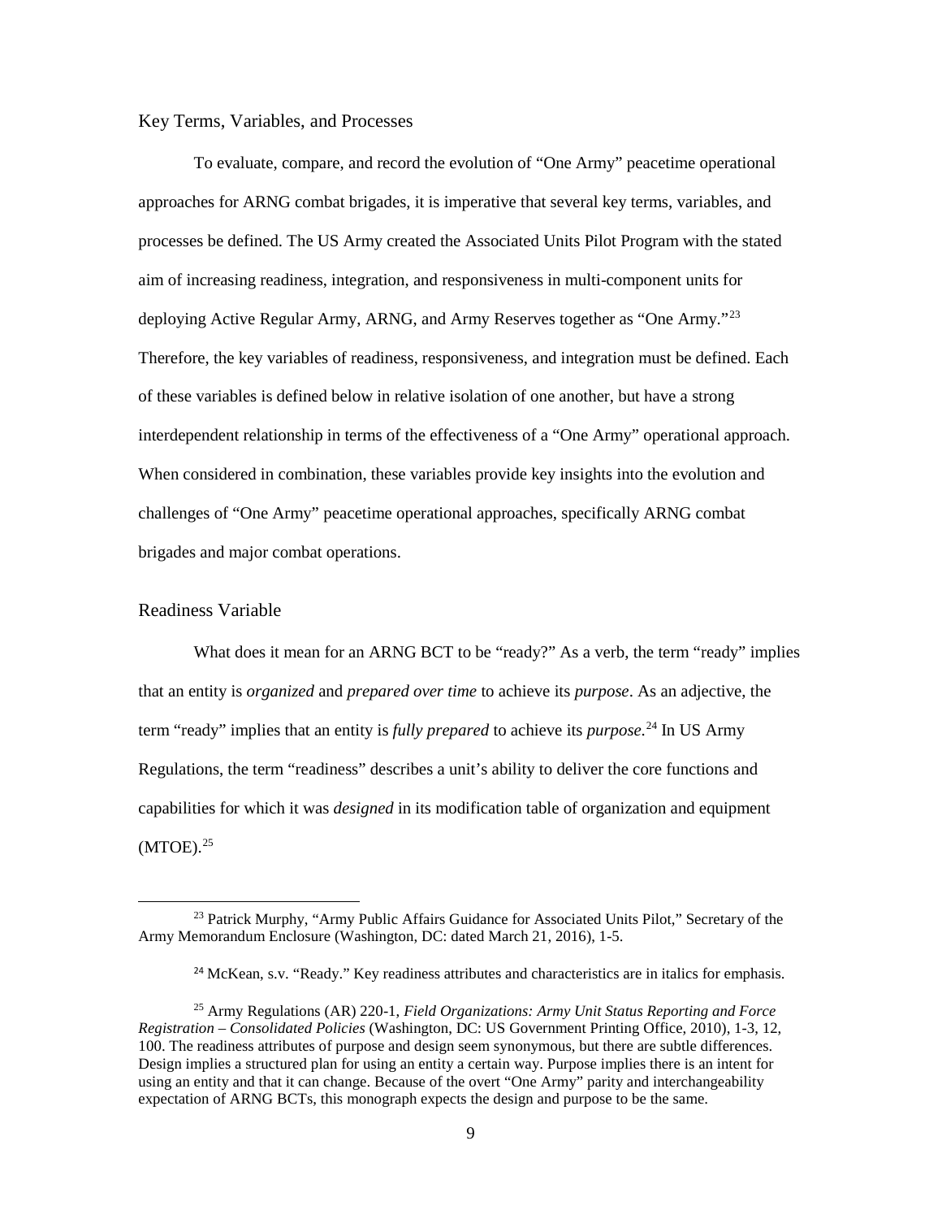## Key Terms, Variables, and Processes

To evaluate, compare, and record the evolution of "One Army" peacetime operational approaches for ARNG combat brigades, it is imperative that several key terms, variables, and processes be defined. The US Army created the Associated Units Pilot Program with the stated aim of increasing readiness, integration, and responsiveness in multi-component units for deploying Active Regular Army, ARNG, and Army Reserves together as "One Army."[23] Therefore, the key variables of readiness, responsiveness, and integration must be defined. Each of these variables is defined below in relative isolation of one another, but have a strong interdependent relationship in terms of the effectiveness of a "One Army" operational approach. When considered in combination, these variables provide key insights into the evolution and challenges of "One Army" peacetime operational approaches, specifically ARNG combat brigades and major combat operations.

## Readiness Variable

What does it mean for an ARNG BCT to be "ready?" As a verb, the term "ready" implies that an entity is *organized* and *prepared over time* to achieve its *purpose*. As an adjective, the term "ready" implies that an entity is *fully prepared* to achieve its *purpose*.[24] In US Army Regulations, the term "readiness" describes a unit's ability to deliver the core functions and capabilities for which it was *designed* in its modification table of organization and equipment (MTOE).[25]

---

[23] Patrick Murphy, "Army Public Affairs Guidance for Associated Units Pilot," Secretary of the Army Memorandum Enclosure (Washington, DC: dated March 21, 2016), 1-5.

[24] McKean, s.v. "Ready." Key readiness attributes and characteristics are in italics for emphasis.

[25] Army Regulations (AR) 220-1, *Field Organizations: Army Unit Status Reporting and Force Registration – Consolidated Policies* (Washington, DC: US Government Printing Office, 2010), 1-3, 12, 100. The readiness attributes of purpose and design seem synonymous, but there are subtle differences. Design implies a structured plan for using an entity a certain way. Purpose implies there is an intent for using an entity and that it can change. Because of the overt "One Army" parity and interchangeability expectation of ARNG BCTs, this monograph expects the design and purpose to be the same.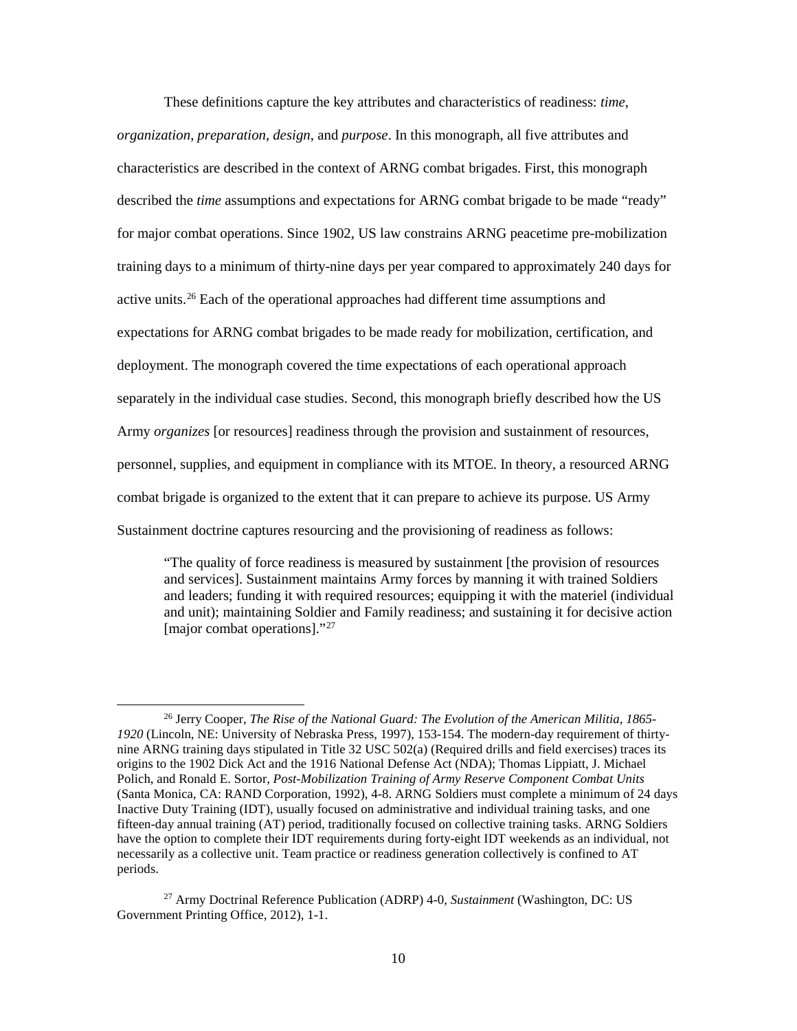These definitions capture the key attributes and characteristics of readiness: *time*, *organization*, *preparation*, *design*, and *purpose*. In this monograph, all five attributes and characteristics are described in the context of ARNG combat brigades. First, this monograph described the *time* assumptions and expectations for ARNG combat brigade to be made "ready" for major combat operations. Since 1902, US law constrains ARNG peacetime pre-mobilization training days to a minimum of thirty-nine days per year compared to approximately 240 days for active units.[26] Each of the operational approaches had different time assumptions and expectations for ARNG combat brigades to be made ready for mobilization, certification, and deployment. The monograph covered the time expectations of each operational approach separately in the individual case studies. Second, this monograph briefly described how the US Army *organizes* [or resources] readiness through the provision and sustainment of resources, personnel, supplies, and equipment in compliance with its MTOE. In theory, a resourced ARNG combat brigade is organized to the extent that it can prepare to achieve its purpose. US Army Sustainment doctrine captures resourcing and the provisioning of readiness as follows:

> "The quality of force readiness is measured by sustainment [the provision of resources and services]. Sustainment maintains Army forces by manning it with trained Soldiers and leaders; funding it with required resources; equipping it with the materiel (individual and unit); maintaining Soldier and Family readiness; and sustaining it for decisive action [major combat operations]."[27]

---

[26] Jerry Cooper, *The Rise of the National Guard: The Evolution of the American Militia, 1865-1920* (Lincoln, NE: University of Nebraska Press, 1997), 153-154. The modern-day requirement of thirty-nine ARNG training days stipulated in Title 32 USC 502(a) (Required drills and field exercises) traces its origins to the 1902 Dick Act and the 1916 National Defense Act (NDA); Thomas Lippiatt, J. Michael Polich, and Ronald E. Sortor, *Post-Mobilization Training of Army Reserve Component Combat Units* (Santa Monica, CA: RAND Corporation, 1992), 4-8. ARNG Soldiers must complete a minimum of 24 days Inactive Duty Training (IDT), usually focused on administrative and individual training tasks, and one fifteen-day annual training (AT) period, traditionally focused on collective training tasks. ARNG Soldiers have the option to complete their IDT requirements during forty-eight IDT weekends as an individual, not necessarily as a collective unit. Team practice or readiness generation collectively is confined to AT periods.

[27] Army Doctrinal Reference Publication (ADRP) 4-0, *Sustainment* (Washington, DC: US Government Printing Office, 2012), 1-1.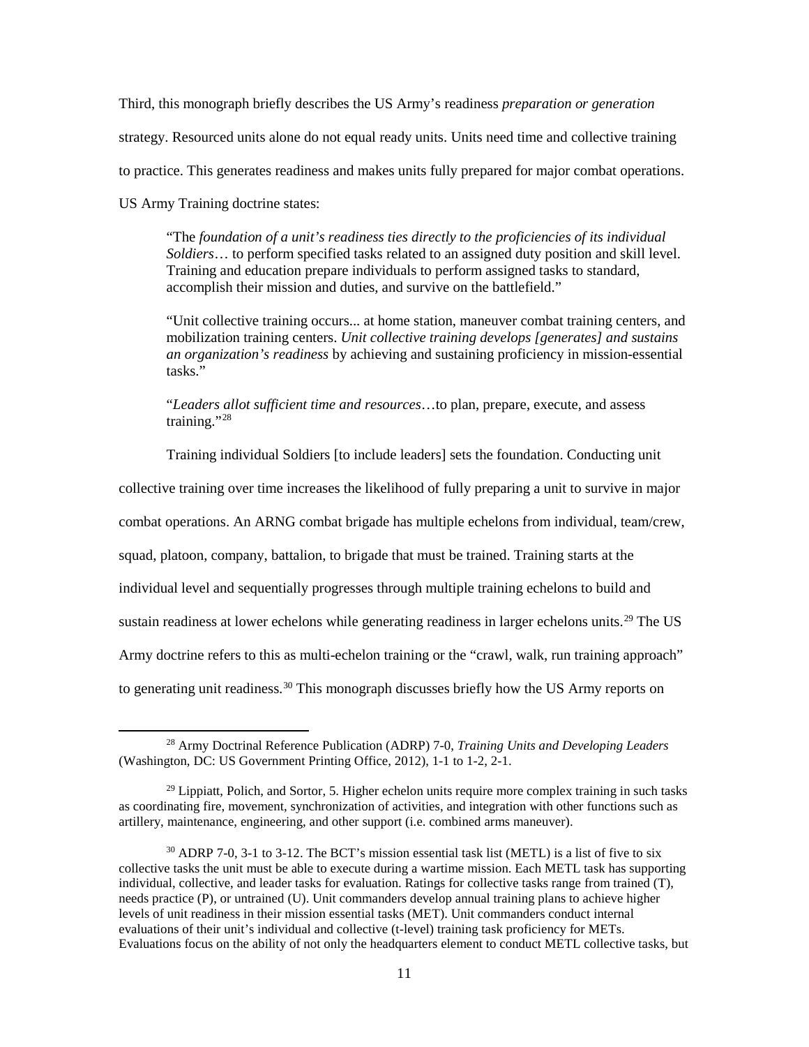Third, this monograph briefly describes the US Army's readiness *preparation or generation* strategy. Resourced units alone do not equal ready units. Units need time and collective training to practice. This generates readiness and makes units fully prepared for major combat operations. US Army Training doctrine states:

> "The *foundation of a unit's readiness ties directly to the proficiencies of its individual Soldiers*… to perform specified tasks related to an assigned duty position and skill level. Training and education prepare individuals to perform assigned tasks to standard, accomplish their mission and duties, and survive on the battlefield."
>
> "Unit collective training occurs... at home station, maneuver combat training centers, and mobilization training centers. *Unit collective training develops [generates] and sustains an organization's readiness* by achieving and sustaining proficiency in mission-essential tasks."
>
> "*Leaders allot sufficient time and resources*…to plan, prepare, execute, and assess training."[28]

Training individual Soldiers [to include leaders] sets the foundation. Conducting unit collective training over time increases the likelihood of fully preparing a unit to survive in major combat operations. An ARNG combat brigade has multiple echelons from individual, team/crew, squad, platoon, company, battalion, to brigade that must be trained. Training starts at the individual level and sequentially progresses through multiple training echelons to build and sustain readiness at lower echelons while generating readiness in larger echelons units.[29] The US Army doctrine refers to this as multi-echelon training or the "crawl, walk, run training approach" to generating unit readiness.[30] This monograph discusses briefly how the US Army reports on

---

[28] Army Doctrinal Reference Publication (ADRP) 7-0, *Training Units and Developing Leaders* (Washington, DC: US Government Printing Office, 2012), 1-1 to 1-2, 2-1.

[29] Lippiatt, Polich, and Sortor, 5. Higher echelon units require more complex training in such tasks as coordinating fire, movement, synchronization of activities, and integration with other functions such as artillery, maintenance, engineering, and other support (i.e. combined arms maneuver).

[30] ADRP 7-0, 3-1 to 3-12. The BCT's mission essential task list (METL) is a list of five to six collective tasks the unit must be able to execute during a wartime mission. Each METL task has supporting individual, collective, and leader tasks for evaluation. Ratings for collective tasks range from trained (T), needs practice (P), or untrained (U). Unit commanders develop annual training plans to achieve higher levels of unit readiness in their mission essential tasks (MET). Unit commanders conduct internal evaluations of their unit's individual and collective (t-level) training task proficiency for METs. Evaluations focus on the ability of not only the headquarters element to conduct METL collective tasks, but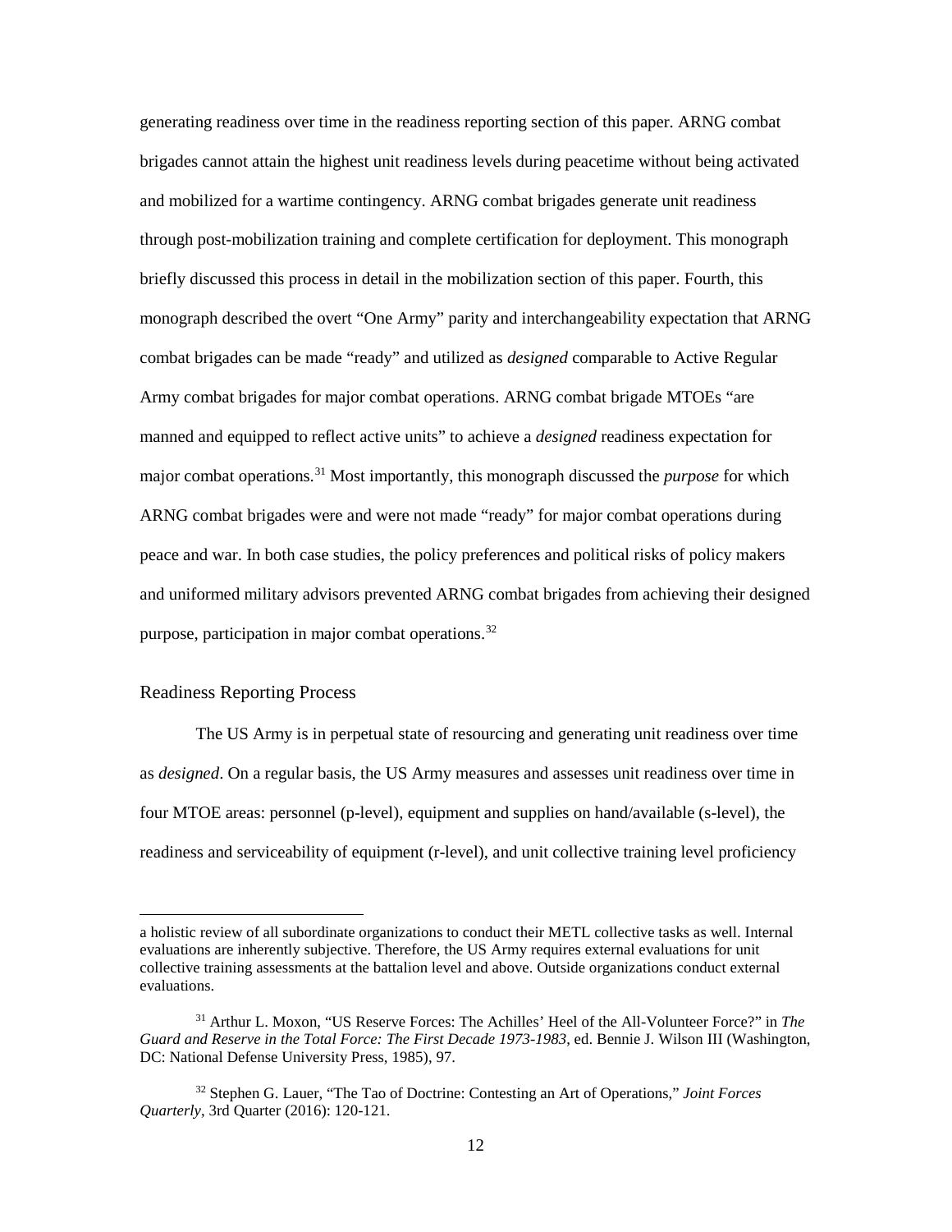generating readiness over time in the readiness reporting section of this paper. ARNG combat brigades cannot attain the highest unit readiness levels during peacetime without being activated and mobilized for a wartime contingency. ARNG combat brigades generate unit readiness through post-mobilization training and complete certification for deployment. This monograph briefly discussed this process in detail in the mobilization section of this paper. Fourth, this monograph described the overt "One Army" parity and interchangeability expectation that ARNG combat brigades can be made "ready" and utilized as *designed* comparable to Active Regular Army combat brigades for major combat operations. ARNG combat brigade MTOEs "are manned and equipped to reflect active units" to achieve a *designed* readiness expectation for major combat operations.[31] Most importantly, this monograph discussed the *purpose* for which ARNG combat brigades were and were not made "ready" for major combat operations during peace and war. In both case studies, the policy preferences and political risks of policy makers and uniformed military advisors prevented ARNG combat brigades from achieving their designed purpose, participation in major combat operations.[32]

## Readiness Reporting Process

The US Army is in perpetual state of resourcing and generating unit readiness over time as *designed*. On a regular basis, the US Army measures and assesses unit readiness over time in four MTOE areas: personnel (p-level), equipment and supplies on hand/available (s-level), the readiness and serviceability of equipment (r-level), and unit collective training level proficiency

---

a holistic review of all subordinate organizations to conduct their METL collective tasks as well. Internal evaluations are inherently subjective. Therefore, the US Army requires external evaluations for unit collective training assessments at the battalion level and above. Outside organizations conduct external evaluations.

[31] Arthur L. Moxon, "US Reserve Forces: The Achilles' Heel of the All-Volunteer Force?" in *The Guard and Reserve in the Total Force: The First Decade 1973-1983*, ed. Bennie J. Wilson III (Washington, DC: National Defense University Press, 1985), 97.

[32] Stephen G. Lauer, "The Tao of Doctrine: Contesting an Art of Operations," *Joint Forces Quarterly*, 3rd Quarter (2016): 120-121.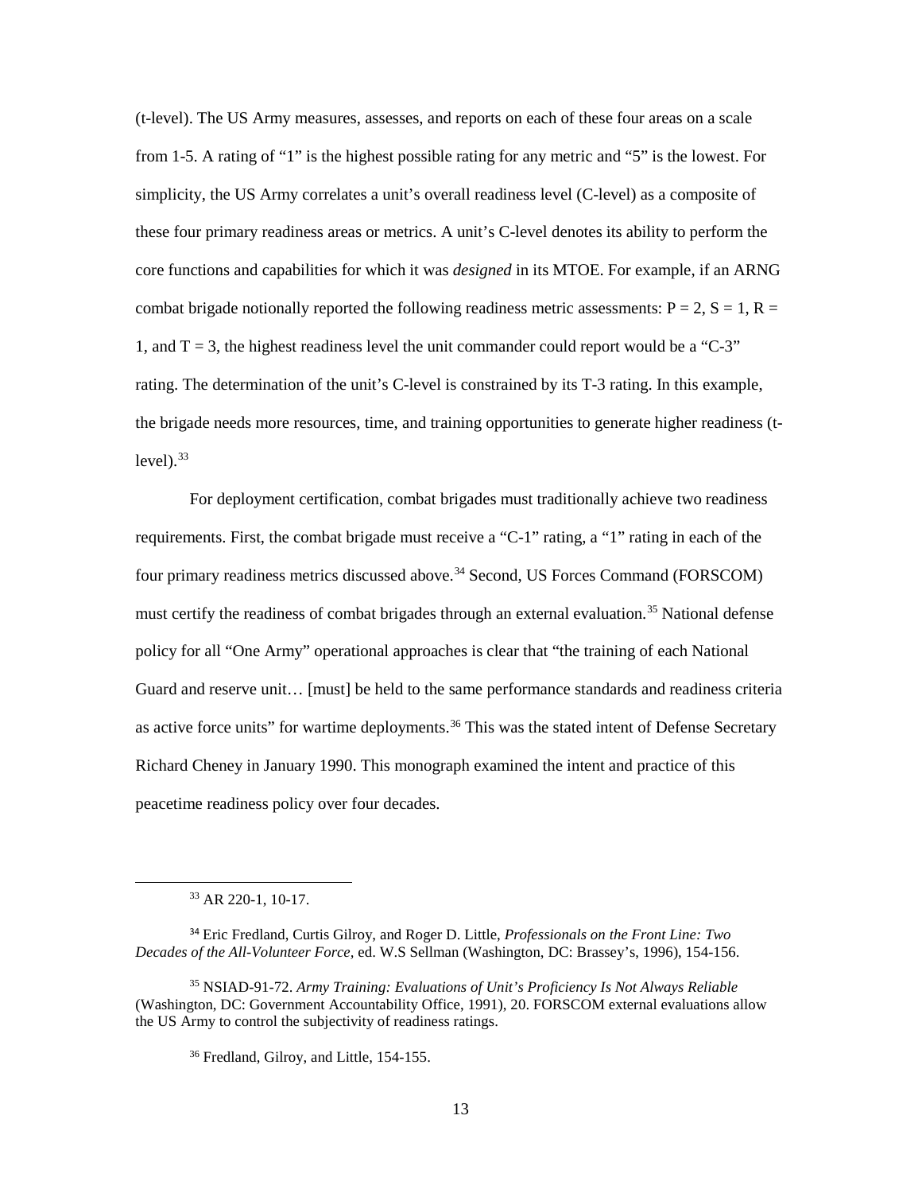(t-level). The US Army measures, assesses, and reports on each of these four areas on a scale from 1-5. A rating of "1" is the highest possible rating for any metric and "5" is the lowest. For simplicity, the US Army correlates a unit's overall readiness level (C-level) as a composite of these four primary readiness areas or metrics. A unit's C-level denotes its ability to perform the core functions and capabilities for which it was *designed* in its MTOE. For example, if an ARNG combat brigade notionally reported the following readiness metric assessments: P = 2, S = 1, R = 1, and T = 3, the highest readiness level the unit commander could report would be a "C-3" rating. The determination of the unit's C-level is constrained by its T-3 rating. In this example, the brigade needs more resources, time, and training opportunities to generate higher readiness (t-level).[33]

For deployment certification, combat brigades must traditionally achieve two readiness requirements. First, the combat brigade must receive a "C-1" rating, a "1" rating in each of the four primary readiness metrics discussed above.[34] Second, US Forces Command (FORSCOM) must certify the readiness of combat brigades through an external evaluation.[35] National defense policy for all "One Army" operational approaches is clear that "the training of each National Guard and reserve unit… [must] be held to the same performance standards and readiness criteria as active force units" for wartime deployments.[36] This was the stated intent of Defense Secretary Richard Cheney in January 1990. This monograph examined the intent and practice of this peacetime readiness policy over four decades.

---

[33] AR 220-1, 10-17.

[34] Eric Fredland, Curtis Gilroy, and Roger D. Little, *Professionals on the Front Line: Two Decades of the All-Volunteer Force*, ed. W.S Sellman (Washington, DC: Brassey's, 1996), 154-156.

[35] NSIAD-91-72. *Army Training: Evaluations of Unit's Proficiency Is Not Always Reliable* (Washington, DC: Government Accountability Office, 1991), 20. FORSCOM external evaluations allow the US Army to control the subjectivity of readiness ratings.

[36] Fredland, Gilroy, and Little, 154-155.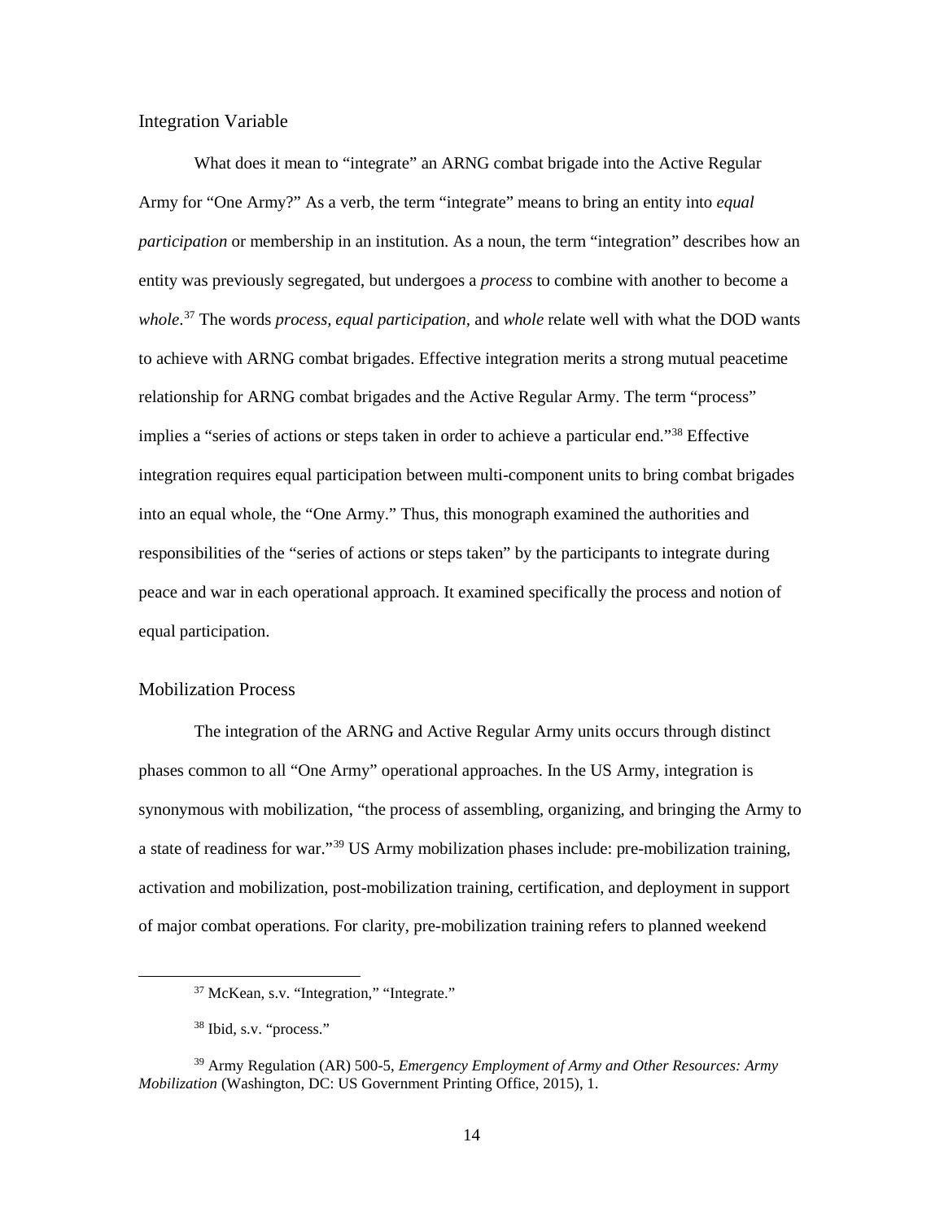### Integration Variable

What does it mean to "integrate" an ARNG combat brigade into the Active Regular Army for "One Army?" As a verb, the term "integrate" means to bring an entity into *equal participation* or membership in an institution. As a noun, the term "integration" describes how an entity was previously segregated, but undergoes a *process* to combine with another to become a *whole*.[37] The words *process, equal participation,* and *whole* relate well with what the DOD wants to achieve with ARNG combat brigades. Effective integration merits a strong mutual peacetime relationship for ARNG combat brigades and the Active Regular Army. The term "process" implies a "series of actions or steps taken in order to achieve a particular end."[38] Effective integration requires equal participation between multi-component units to bring combat brigades into an equal whole, the "One Army." Thus, this monograph examined the authorities and responsibilities of the "series of actions or steps taken" by the participants to integrate during peace and war in each operational approach. It examined specifically the process and notion of equal participation.

### Mobilization Process

The integration of the ARNG and Active Regular Army units occurs through distinct phases common to all "One Army" operational approaches. In the US Army, integration is synonymous with mobilization, "the process of assembling, organizing, and bringing the Army to a state of readiness for war."[39] US Army mobilization phases include: pre-mobilization training, activation and mobilization, post-mobilization training, certification, and deployment in support of major combat operations. For clarity, pre-mobilization training refers to planned weekend

---

[37] McKean, s.v. "Integration," "Integrate."

[38] Ibid, s.v. "process."

[39] Army Regulation (AR) 500-5, *Emergency Employment of Army and Other Resources: Army Mobilization* (Washington, DC: US Government Printing Office, 2015), 1.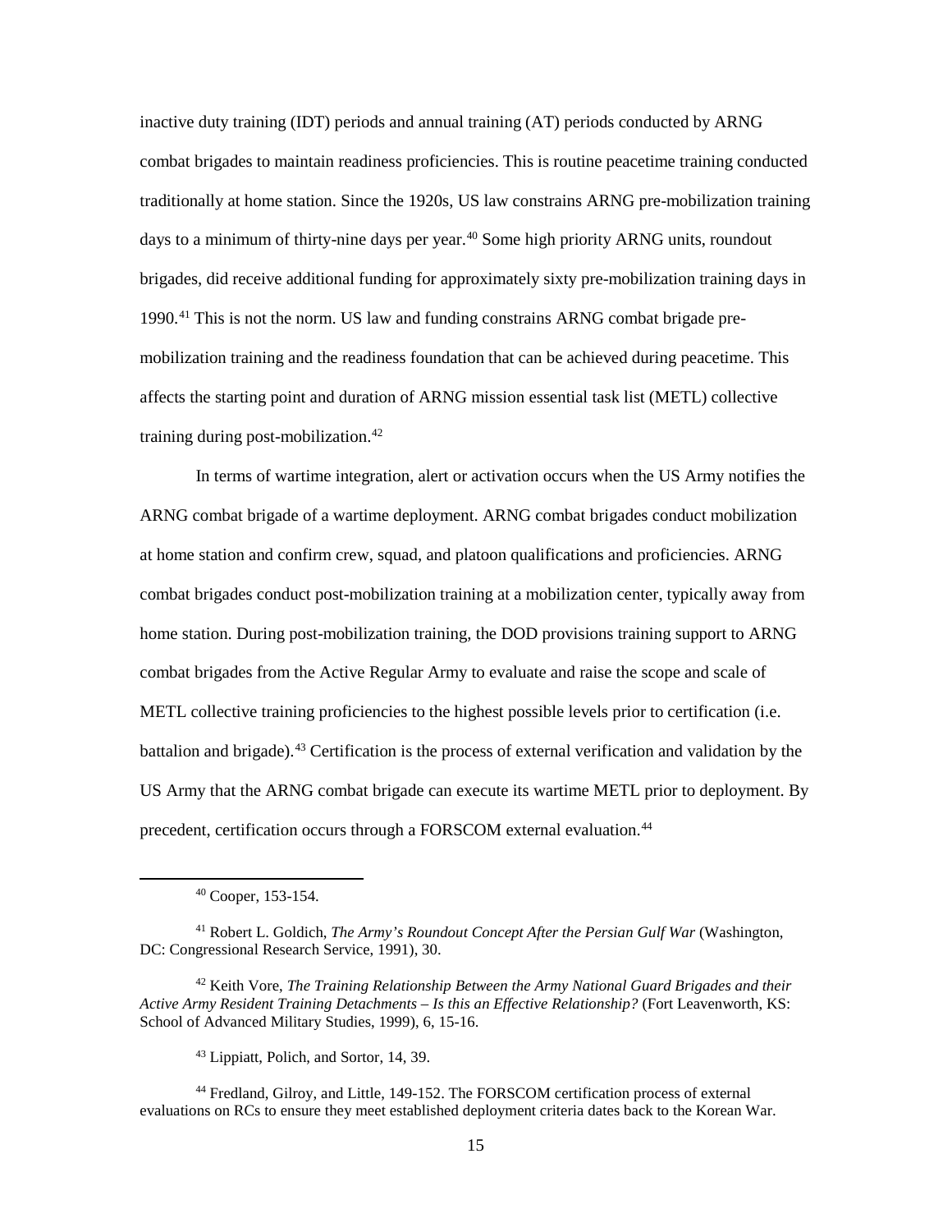inactive duty training (IDT) periods and annual training (AT) periods conducted by ARNG combat brigades to maintain readiness proficiencies. This is routine peacetime training conducted traditionally at home station. Since the 1920s, US law constrains ARNG pre-mobilization training days to a minimum of thirty-nine days per year.[40] Some high priority ARNG units, roundout brigades, did receive additional funding for approximately sixty pre-mobilization training days in 1990.[41] This is not the norm. US law and funding constrains ARNG combat brigade pre-mobilization training and the readiness foundation that can be achieved during peacetime. This affects the starting point and duration of ARNG mission essential task list (METL) collective training during post-mobilization.[42]

In terms of wartime integration, alert or activation occurs when the US Army notifies the ARNG combat brigade of a wartime deployment. ARNG combat brigades conduct mobilization at home station and confirm crew, squad, and platoon qualifications and proficiencies. ARNG combat brigades conduct post-mobilization training at a mobilization center, typically away from home station. During post-mobilization training, the DOD provisions training support to ARNG combat brigades from the Active Regular Army to evaluate and raise the scope and scale of METL collective training proficiencies to the highest possible levels prior to certification (i.e. battalion and brigade).[43] Certification is the process of external verification and validation by the US Army that the ARNG combat brigade can execute its wartime METL prior to deployment. By precedent, certification occurs through a FORSCOM external evaluation.[44]

---

[40] Cooper, 153-154.

[41] Robert L. Goldich, *The Army's Roundout Concept After the Persian Gulf War* (Washington, DC: Congressional Research Service, 1991), 30.

[42] Keith Vore, *The Training Relationship Between the Army National Guard Brigades and their Active Army Resident Training Detachments – Is this an Effective Relationship?* (Fort Leavenworth, KS: School of Advanced Military Studies, 1999), 6, 15-16.

[43] Lippiatt, Polich, and Sortor, 14, 39.

[44] Fredland, Gilroy, and Little, 149-152. The FORSCOM certification process of external evaluations on RCs to ensure they meet established deployment criteria dates back to the Korean War.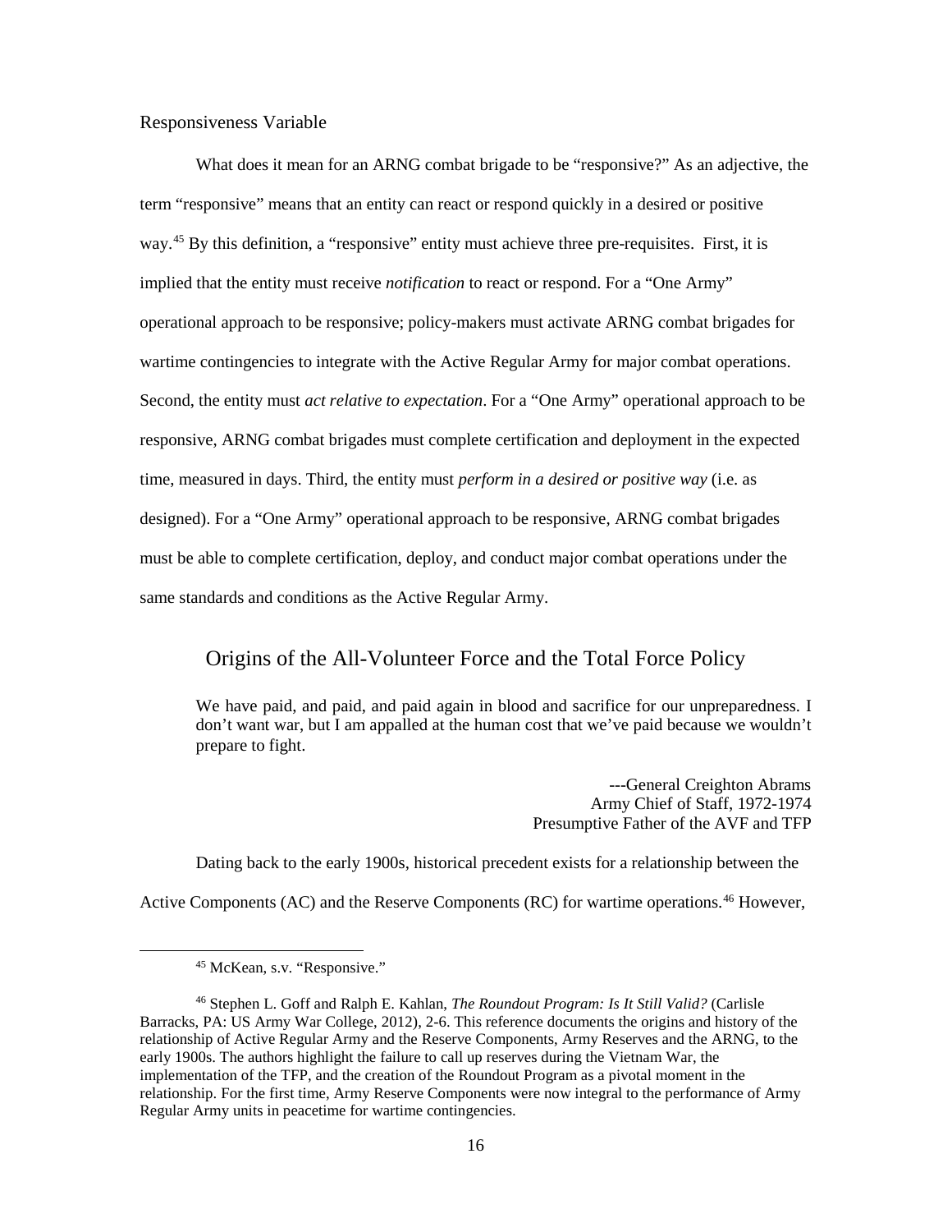### Responsiveness Variable

What does it mean for an ARNG combat brigade to be "responsive?" As an adjective, the term "responsive" means that an entity can react or respond quickly in a desired or positive way.[45] By this definition, a "responsive" entity must achieve three pre-requisites. First, it is implied that the entity must receive *notification* to react or respond. For a "One Army" operational approach to be responsive; policy-makers must activate ARNG combat brigades for wartime contingencies to integrate with the Active Regular Army for major combat operations. Second, the entity must *act relative to expectation*. For a "One Army" operational approach to be responsive, ARNG combat brigades must complete certification and deployment in the expected time, measured in days. Third, the entity must *perform in a desired or positive way* (i.e. as designed). For a "One Army" operational approach to be responsive, ARNG combat brigades must be able to complete certification, deploy, and conduct major combat operations under the same standards and conditions as the Active Regular Army.

## Origins of the All-Volunteer Force and the Total Force Policy

> We have paid, and paid, and paid again in blood and sacrifice for our unpreparedness. I don't want war, but I am appalled at the human cost that we've paid because we wouldn't prepare to fight.
>
> ---General Creighton Abrams
> Army Chief of Staff, 1972-1974
> Presumptive Father of the AVF and TFP

Dating back to the early 1900s, historical precedent exists for a relationship between the Active Components (AC) and the Reserve Components (RC) for wartime operations.[46] However,

---

[45] McKean, s.v. "Responsive."

[46] Stephen L. Goff and Ralph E. Kahlan, *The Roundout Program: Is It Still Valid?* (Carlisle Barracks, PA: US Army War College, 2012), 2-6. This reference documents the origins and history of the relationship of Active Regular Army and the Reserve Components, Army Reserves and the ARNG, to the early 1900s. The authors highlight the failure to call up reserves during the Vietnam War, the implementation of the TFP, and the creation of the Roundout Program as a pivotal moment in the relationship. For the first time, Army Reserve Components were now integral to the performance of Army Regular Army units in peacetime for wartime contingencies.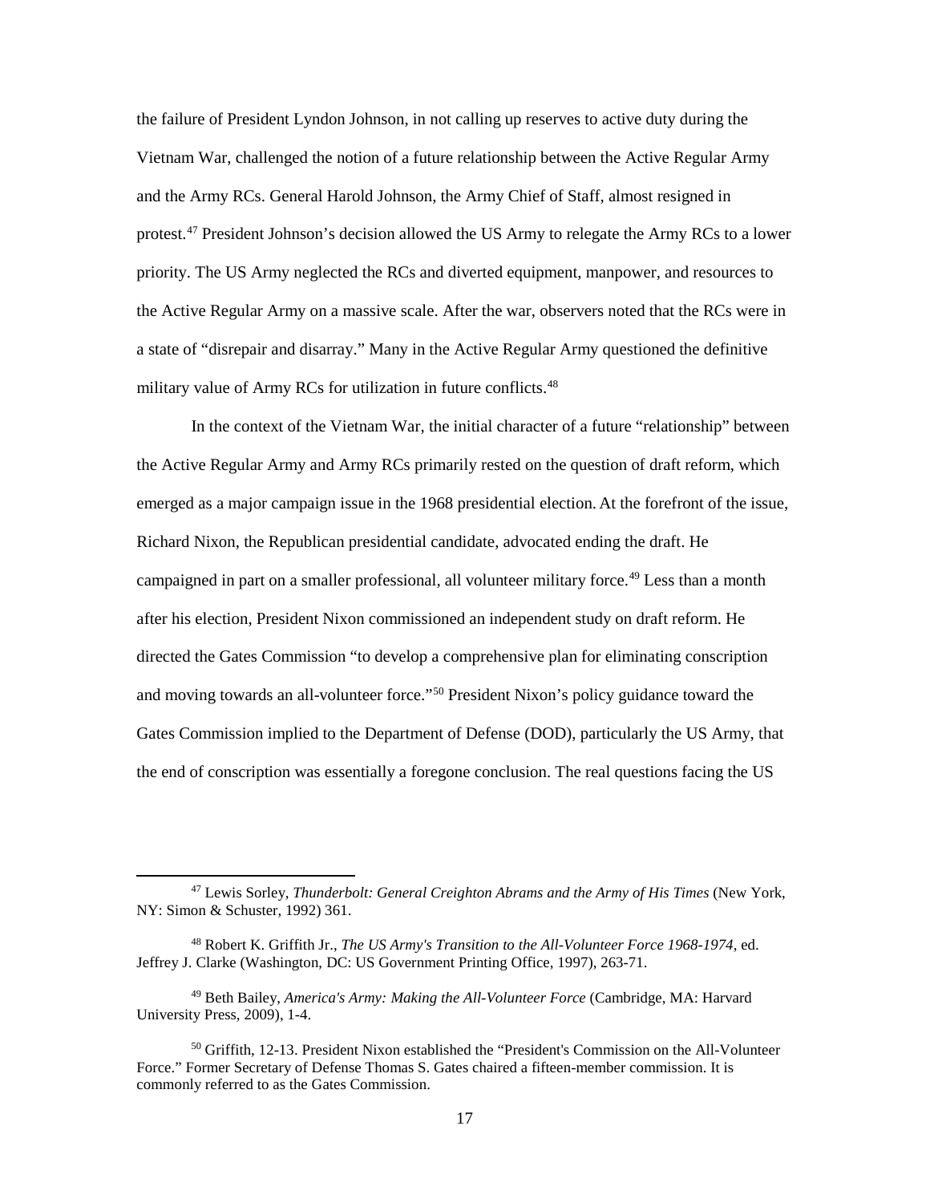the failure of President Lyndon Johnson, in not calling up reserves to active duty during the Vietnam War, challenged the notion of a future relationship between the Active Regular Army and the Army RCs. General Harold Johnson, the Army Chief of Staff, almost resigned in protest.[47] President Johnson's decision allowed the US Army to relegate the Army RCs to a lower priority. The US Army neglected the RCs and diverted equipment, manpower, and resources to the Active Regular Army on a massive scale. After the war, observers noted that the RCs were in a state of "disrepair and disarray." Many in the Active Regular Army questioned the definitive military value of Army RCs for utilization in future conflicts.[48]

In the context of the Vietnam War, the initial character of a future "relationship" between the Active Regular Army and Army RCs primarily rested on the question of draft reform, which emerged as a major campaign issue in the 1968 presidential election. At the forefront of the issue, Richard Nixon, the Republican presidential candidate, advocated ending the draft. He campaigned in part on a smaller professional, all volunteer military force.[49] Less than a month after his election, President Nixon commissioned an independent study on draft reform. He directed the Gates Commission "to develop a comprehensive plan for eliminating conscription and moving towards an all-volunteer force."[50] President Nixon's policy guidance toward the Gates Commission implied to the Department of Defense (DOD), particularly the US Army, that the end of conscription was essentially a foregone conclusion. The real questions facing the US

---

[47] Lewis Sorley, *Thunderbolt: General Creighton Abrams and the Army of His Times* (New York, NY: Simon & Schuster, 1992) 361.

[48] Robert K. Griffith Jr., *The US Army's Transition to the All-Volunteer Force 1968-1974*, ed. Jeffrey J. Clarke (Washington, DC: US Government Printing Office, 1997), 263-71.

[49] Beth Bailey, *America's Army: Making the All-Volunteer Force* (Cambridge, MA: Harvard University Press, 2009), 1-4.

[50] Griffith, 12-13. President Nixon established the "President's Commission on the All-Volunteer Force." Former Secretary of Defense Thomas S. Gates chaired a fifteen-member commission. It is commonly referred to as the Gates Commission.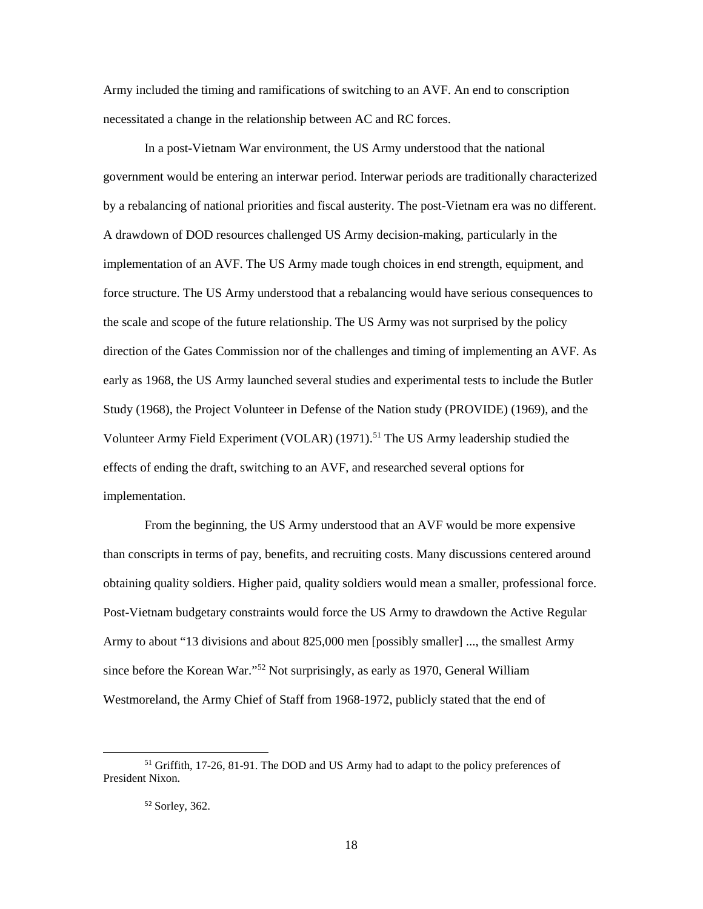Army included the timing and ramifications of switching to an AVF. An end to conscription necessitated a change in the relationship between AC and RC forces.

In a post-Vietnam War environment, the US Army understood that the national government would be entering an interwar period. Interwar periods are traditionally characterized by a rebalancing of national priorities and fiscal austerity. The post-Vietnam era was no different. A drawdown of DOD resources challenged US Army decision-making, particularly in the implementation of an AVF. The US Army made tough choices in end strength, equipment, and force structure. The US Army understood that a rebalancing would have serious consequences to the scale and scope of the future relationship. The US Army was not surprised by the policy direction of the Gates Commission nor of the challenges and timing of implementing an AVF. As early as 1968, the US Army launched several studies and experimental tests to include the Butler Study (1968), the Project Volunteer in Defense of the Nation study (PROVIDE) (1969), and the Volunteer Army Field Experiment (VOLAR) (1971).[51] The US Army leadership studied the effects of ending the draft, switching to an AVF, and researched several options for implementation.

From the beginning, the US Army understood that an AVF would be more expensive than conscripts in terms of pay, benefits, and recruiting costs. Many discussions centered around obtaining quality soldiers. Higher paid, quality soldiers would mean a smaller, professional force. Post-Vietnam budgetary constraints would force the US Army to drawdown the Active Regular Army to about "13 divisions and about 825,000 men [possibly smaller] ..., the smallest Army since before the Korean War."[52] Not surprisingly, as early as 1970, General William Westmoreland, the Army Chief of Staff from 1968-1972, publicly stated that the end of

---

[51] Griffith, 17-26, 81-91. The DOD and US Army had to adapt to the policy preferences of President Nixon.

[52] Sorley, 362.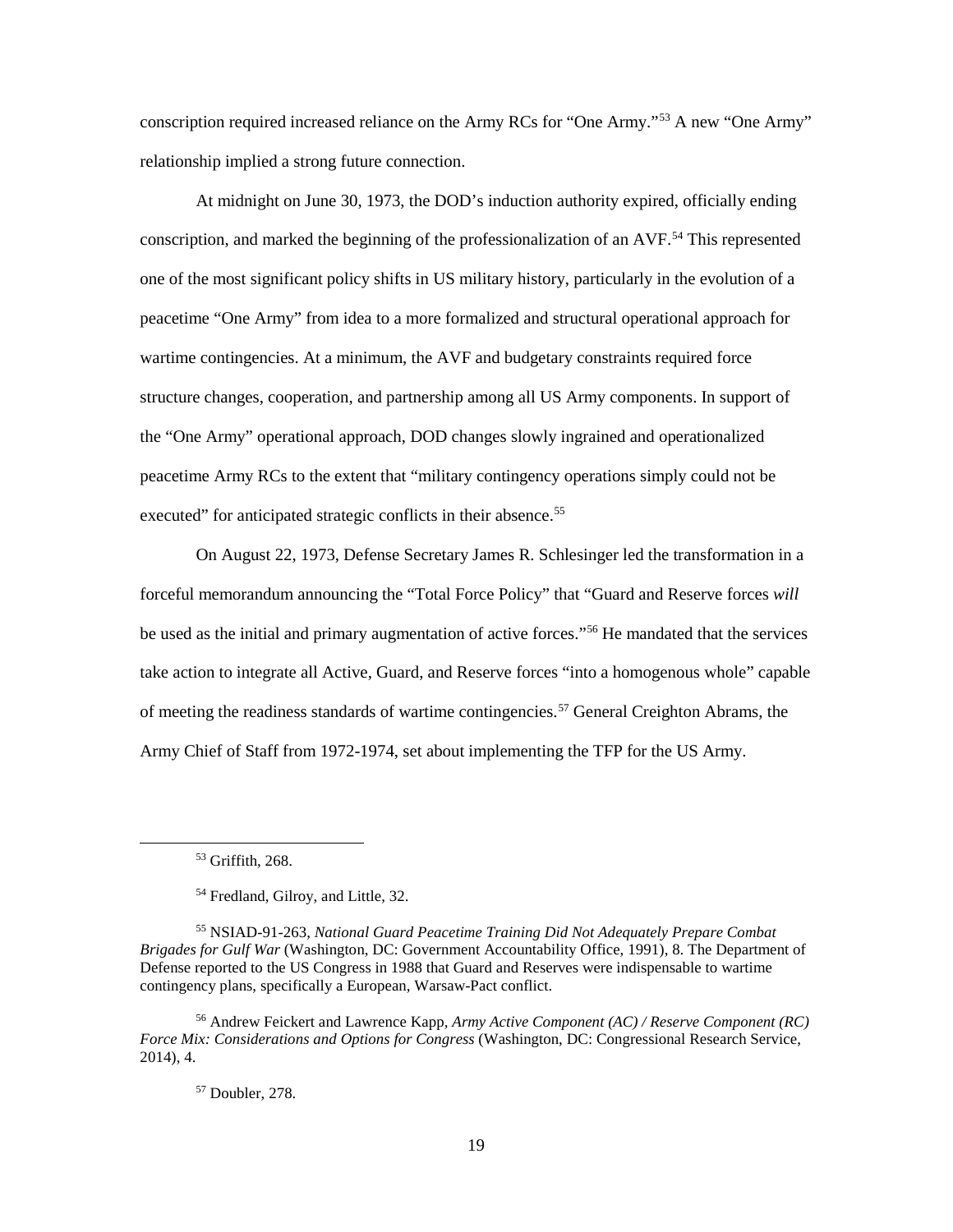conscription required increased reliance on the Army RCs for "One Army."[53] A new "One Army" relationship implied a strong future connection.

At midnight on June 30, 1973, the DOD's induction authority expired, officially ending conscription, and marked the beginning of the professionalization of an AVF.[54] This represented one of the most significant policy shifts in US military history, particularly in the evolution of a peacetime "One Army" from idea to a more formalized and structural operational approach for wartime contingencies. At a minimum, the AVF and budgetary constraints required force structure changes, cooperation, and partnership among all US Army components. In support of the "One Army" operational approach, DOD changes slowly ingrained and operationalized peacetime Army RCs to the extent that "military contingency operations simply could not be executed" for anticipated strategic conflicts in their absence.[55]

On August 22, 1973, Defense Secretary James R. Schlesinger led the transformation in a forceful memorandum announcing the "Total Force Policy" that "Guard and Reserve forces *will* be used as the initial and primary augmentation of active forces."[56] He mandated that the services take action to integrate all Active, Guard, and Reserve forces "into a homogenous whole" capable of meeting the readiness standards of wartime contingencies.[57] General Creighton Abrams, the Army Chief of Staff from 1972-1974, set about implementing the TFP for the US Army.

---

[53] Griffith, 268.

[54] Fredland, Gilroy, and Little, 32.

[55] NSIAD-91-263, *National Guard Peacetime Training Did Not Adequately Prepare Combat Brigades for Gulf War* (Washington, DC: Government Accountability Office, 1991), 8. The Department of Defense reported to the US Congress in 1988 that Guard and Reserves were indispensable to wartime contingency plans, specifically a European, Warsaw-Pact conflict.

[56] Andrew Feickert and Lawrence Kapp, *Army Active Component (AC) / Reserve Component (RC) Force Mix: Considerations and Options for Congress* (Washington, DC: Congressional Research Service, 2014), 4.

[57] Doubler, 278.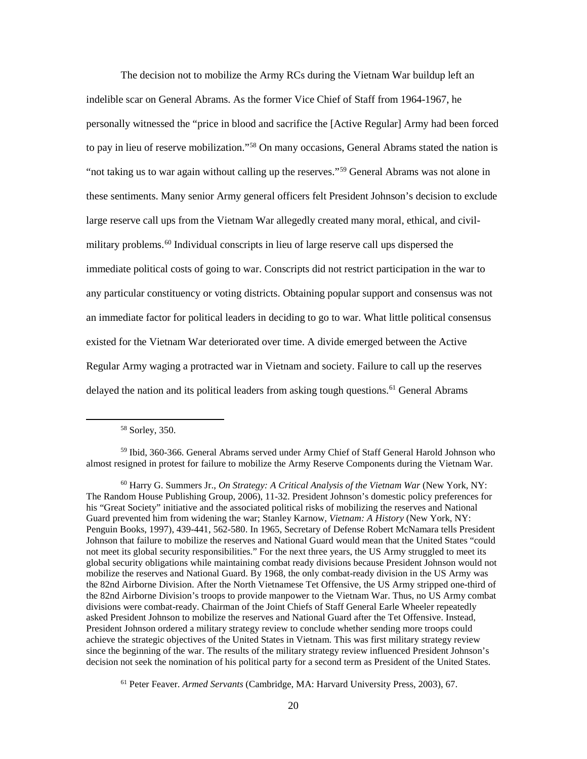The decision not to mobilize the Army RCs during the Vietnam War buildup left an indelible scar on General Abrams. As the former Vice Chief of Staff from 1964-1967, he personally witnessed the "price in blood and sacrifice the [Active Regular] Army had been forced to pay in lieu of reserve mobilization."[58] On many occasions, General Abrams stated the nation is "not taking us to war again without calling up the reserves."[59] General Abrams was not alone in these sentiments. Many senior Army general officers felt President Johnson's decision to exclude large reserve call ups from the Vietnam War allegedly created many moral, ethical, and civil-military problems.[60] Individual conscripts in lieu of large reserve call ups dispersed the immediate political costs of going to war. Conscripts did not restrict participation in the war to any particular constituency or voting districts. Obtaining popular support and consensus was not an immediate factor for political leaders in deciding to go to war. What little political consensus existed for the Vietnam War deteriorated over time. A divide emerged between the Active Regular Army waging a protracted war in Vietnam and society. Failure to call up the reserves delayed the nation and its political leaders from asking tough questions.[61] General Abrams

[58] Sorley, 350.

[59] Ibid, 360-366. General Abrams served under Army Chief of Staff General Harold Johnson who almost resigned in protest for failure to mobilize the Army Reserve Components during the Vietnam War.

[60] Harry G. Summers Jr., *On Strategy: A Critical Analysis of the Vietnam War* (New York, NY: The Random House Publishing Group, 2006), 11-32. President Johnson's domestic policy preferences for his "Great Society" initiative and the associated political risks of mobilizing the reserves and National Guard prevented him from widening the war; Stanley Karnow, *Vietnam: A History* (New York, NY: Penguin Books, 1997), 439-441, 562-580. In 1965, Secretary of Defense Robert McNamara tells President Johnson that failure to mobilize the reserves and National Guard would mean that the United States "could not meet its global security responsibilities." For the next three years, the US Army struggled to meet its global security obligations while maintaining combat ready divisions because President Johnson would not mobilize the reserves and National Guard. By 1968, the only combat-ready division in the US Army was the 82nd Airborne Division. After the North Vietnamese Tet Offensive, the US Army stripped one-third of the 82nd Airborne Division's troops to provide manpower to the Vietnam War. Thus, no US Army combat divisions were combat-ready. Chairman of the Joint Chiefs of Staff General Earle Wheeler repeatedly asked President Johnson to mobilize the reserves and National Guard after the Tet Offensive. Instead, President Johnson ordered a military strategy review to conclude whether sending more troops could achieve the strategic objectives of the United States in Vietnam. This was first military strategy review since the beginning of the war. The results of the military strategy review influenced President Johnson's decision not seek the nomination of his political party for a second term as President of the United States.

[61] Peter Feaver. *Armed Servants* (Cambridge, MA: Harvard University Press, 2003), 67.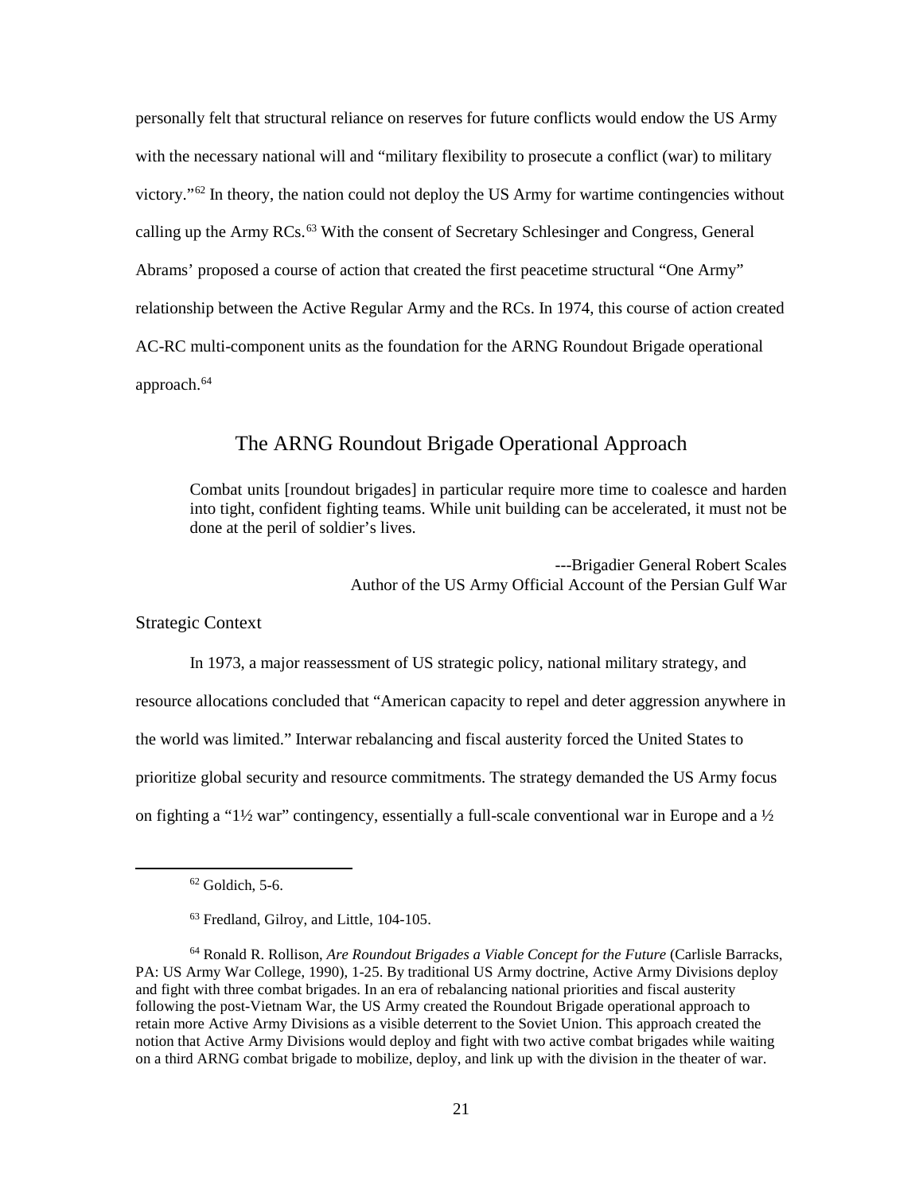personally felt that structural reliance on reserves for future conflicts would endow the US Army with the necessary national will and "military flexibility to prosecute a conflict (war) to military victory."[62] In theory, the nation could not deploy the US Army for wartime contingencies without calling up the Army RCs.[63] With the consent of Secretary Schlesinger and Congress, General Abrams' proposed a course of action that created the first peacetime structural "One Army" relationship between the Active Regular Army and the RCs. In 1974, this course of action created AC-RC multi-component units as the foundation for the ARNG Roundout Brigade operational approach.[64]

## The ARNG Roundout Brigade Operational Approach

> Combat units [roundout brigades] in particular require more time to coalesce and harden into tight, confident fighting teams. While unit building can be accelerated, it must not be done at the peril of soldier's lives.
>
> ---Brigadier General Robert Scales
> Author of the US Army Official Account of the Persian Gulf War

### Strategic Context

In 1973, a major reassessment of US strategic policy, national military strategy, and resource allocations concluded that "American capacity to repel and deter aggression anywhere in the world was limited." Interwar rebalancing and fiscal austerity forced the United States to prioritize global security and resource commitments. The strategy demanded the US Army focus on fighting a "1½ war" contingency, essentially a full-scale conventional war in Europe and a ½

---

[62] Goldich, 5-6.

[63] Fredland, Gilroy, and Little, 104-105.

[64] Ronald R. Rollison, *Are Roundout Brigades a Viable Concept for the Future* (Carlisle Barracks, PA: US Army War College, 1990), 1-25. By traditional US Army doctrine, Active Army Divisions deploy and fight with three combat brigades. In an era of rebalancing national priorities and fiscal austerity following the post-Vietnam War, the US Army created the Roundout Brigade operational approach to retain more Active Army Divisions as a visible deterrent to the Soviet Union. This approach created the notion that Active Army Divisions would deploy and fight with two active combat brigades while waiting on a third ARNG combat brigade to mobilize, deploy, and link up with the division in the theater of war.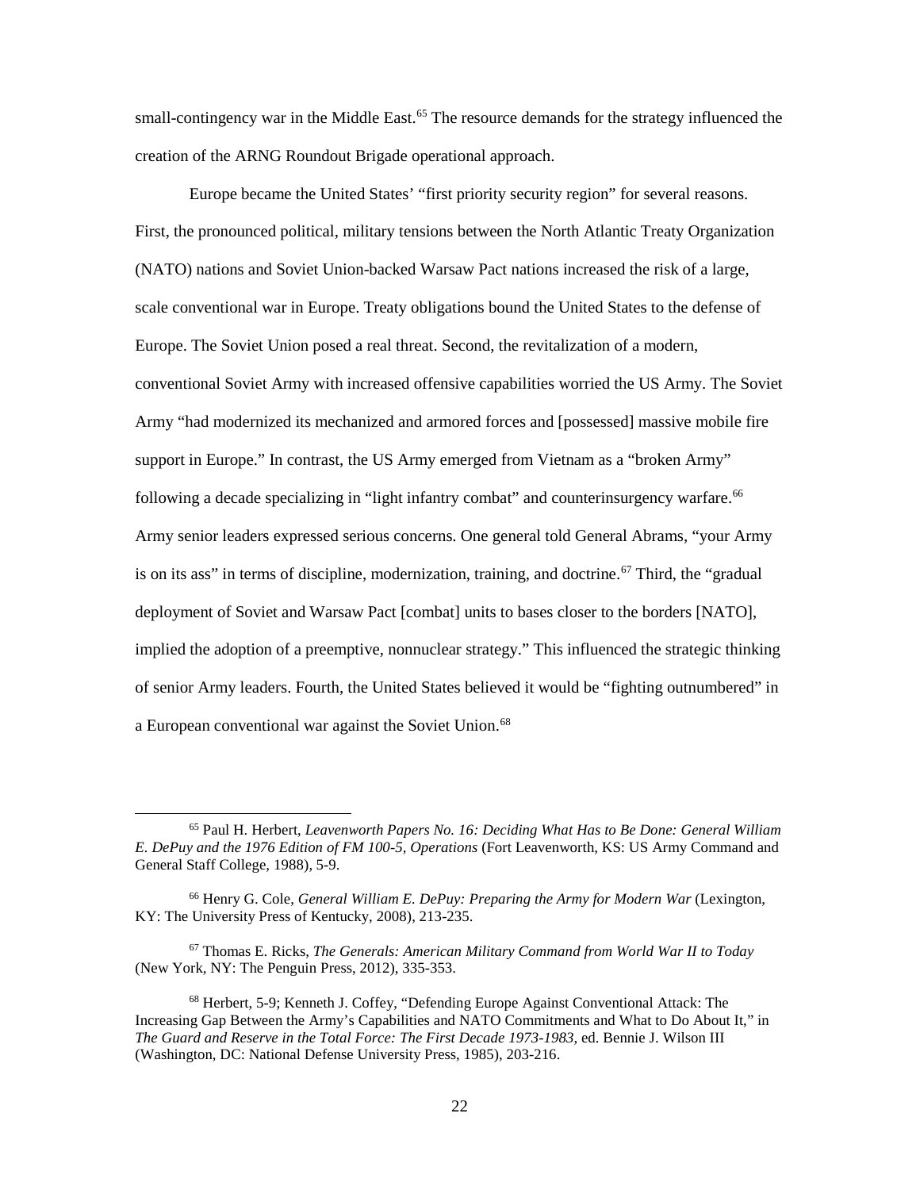small-contingency war in the Middle East.[65] The resource demands for the strategy influenced the creation of the ARNG Roundout Brigade operational approach.

Europe became the United States' "first priority security region" for several reasons. First, the pronounced political, military tensions between the North Atlantic Treaty Organization (NATO) nations and Soviet Union-backed Warsaw Pact nations increased the risk of a large, scale conventional war in Europe. Treaty obligations bound the United States to the defense of Europe. The Soviet Union posed a real threat. Second, the revitalization of a modern, conventional Soviet Army with increased offensive capabilities worried the US Army. The Soviet Army "had modernized its mechanized and armored forces and [possessed] massive mobile fire support in Europe." In contrast, the US Army emerged from Vietnam as a "broken Army" following a decade specializing in "light infantry combat" and counterinsurgency warfare.[66] Army senior leaders expressed serious concerns. One general told General Abrams, "your Army is on its ass" in terms of discipline, modernization, training, and doctrine.[67] Third, the "gradual deployment of Soviet and Warsaw Pact [combat] units to bases closer to the borders [NATO], implied the adoption of a preemptive, nonnuclear strategy." This influenced the strategic thinking of senior Army leaders. Fourth, the United States believed it would be "fighting outnumbered" in a European conventional war against the Soviet Union.[68]

---

[65] Paul H. Herbert, *Leavenworth Papers No. 16: Deciding What Has to Be Done: General William E. DePuy and the 1976 Edition of FM 100-5, Operations* (Fort Leavenworth, KS: US Army Command and General Staff College, 1988), 5-9.

[66] Henry G. Cole, *General William E. DePuy: Preparing the Army for Modern War* (Lexington, KY: The University Press of Kentucky, 2008), 213-235.

[67] Thomas E. Ricks, *The Generals: American Military Command from World War II to Today* (New York, NY: The Penguin Press, 2012), 335-353.

[68] Herbert, 5-9; Kenneth J. Coffey, "Defending Europe Against Conventional Attack: The Increasing Gap Between the Army's Capabilities and NATO Commitments and What to Do About It," in *The Guard and Reserve in the Total Force: The First Decade 1973-1983*, ed. Bennie J. Wilson III (Washington, DC: National Defense University Press, 1985), 203-216.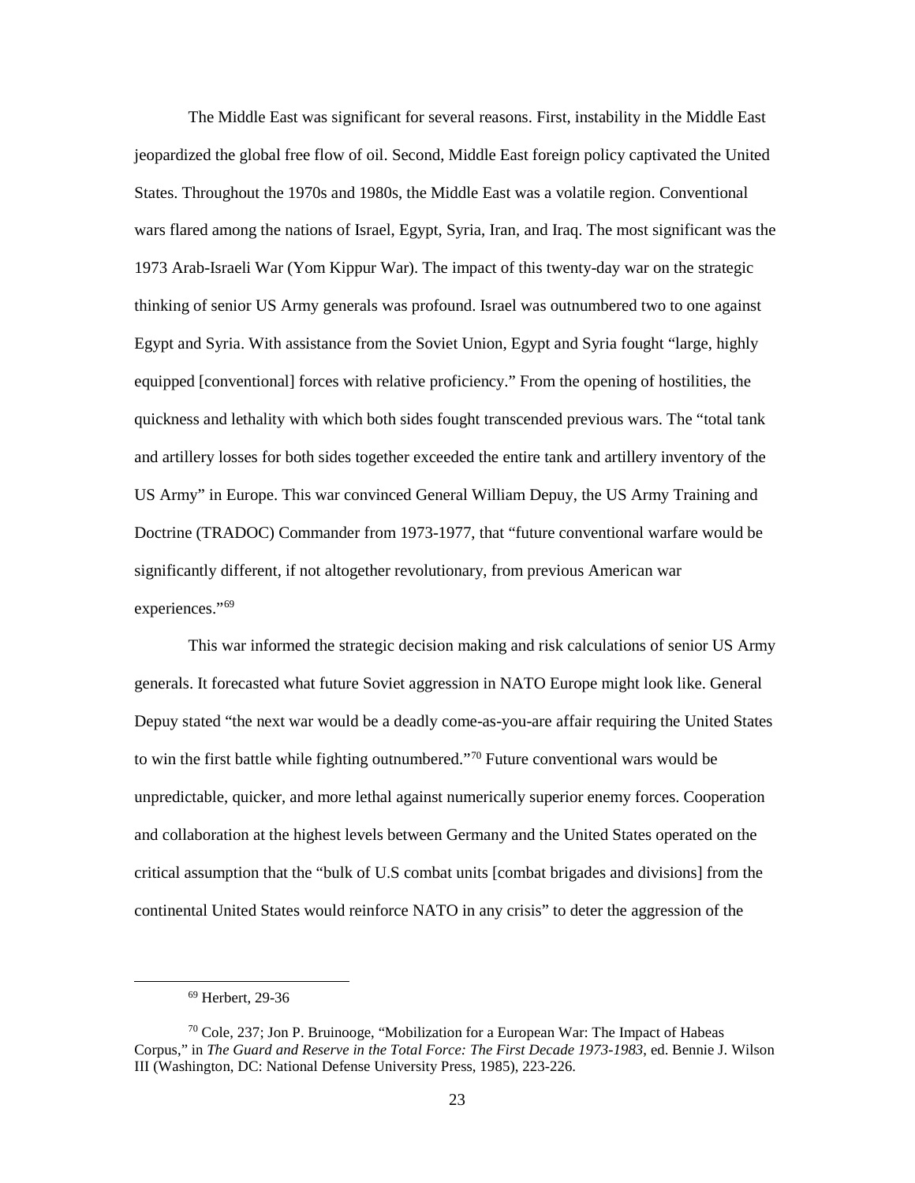The Middle East was significant for several reasons. First, instability in the Middle East jeopardized the global free flow of oil. Second, Middle East foreign policy captivated the United States. Throughout the 1970s and 1980s, the Middle East was a volatile region. Conventional wars flared among the nations of Israel, Egypt, Syria, Iran, and Iraq. The most significant was the 1973 Arab-Israeli War (Yom Kippur War). The impact of this twenty-day war on the strategic thinking of senior US Army generals was profound. Israel was outnumbered two to one against Egypt and Syria. With assistance from the Soviet Union, Egypt and Syria fought "large, highly equipped [conventional] forces with relative proficiency." From the opening of hostilities, the quickness and lethality with which both sides fought transcended previous wars. The "total tank and artillery losses for both sides together exceeded the entire tank and artillery inventory of the US Army" in Europe. This war convinced General William Depuy, the US Army Training and Doctrine (TRADOC) Commander from 1973-1977, that "future conventional warfare would be significantly different, if not altogether revolutionary, from previous American war experiences."[69]

This war informed the strategic decision making and risk calculations of senior US Army generals. It forecasted what future Soviet aggression in NATO Europe might look like. General Depuy stated "the next war would be a deadly come-as-you-are affair requiring the United States to win the first battle while fighting outnumbered."[70] Future conventional wars would be unpredictable, quicker, and more lethal against numerically superior enemy forces. Cooperation and collaboration at the highest levels between Germany and the United States operated on the critical assumption that the "bulk of U.S combat units [combat brigades and divisions] from the continental United States would reinforce NATO in any crisis" to deter the aggression of the

---

[69] Herbert, 29-36

[70] Cole, 237; Jon P. Bruinooge, "Mobilization for a European War: The Impact of Habeas Corpus," in *The Guard and Reserve in the Total Force: The First Decade 1973-1983*, ed. Bennie J. Wilson III (Washington, DC: National Defense University Press, 1985), 223-226.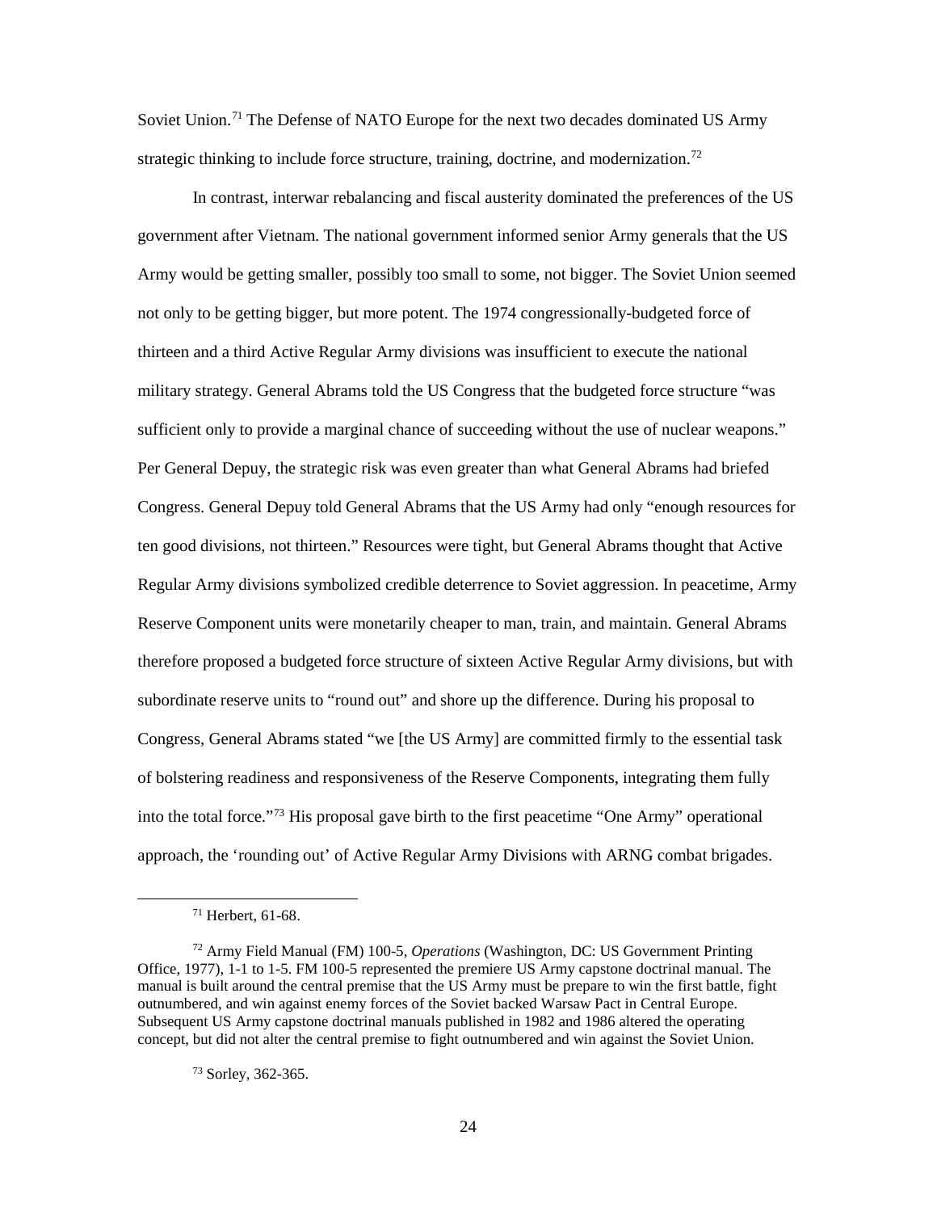Soviet Union.[71] The Defense of NATO Europe for the next two decades dominated US Army strategic thinking to include force structure, training, doctrine, and modernization.[72]

In contrast, interwar rebalancing and fiscal austerity dominated the preferences of the US government after Vietnam. The national government informed senior Army generals that the US Army would be getting smaller, possibly too small to some, not bigger. The Soviet Union seemed not only to be getting bigger, but more potent. The 1974 congressionally-budgeted force of thirteen and a third Active Regular Army divisions was insufficient to execute the national military strategy. General Abrams told the US Congress that the budgeted force structure "was sufficient only to provide a marginal chance of succeeding without the use of nuclear weapons." Per General Depuy, the strategic risk was even greater than what General Abrams had briefed Congress. General Depuy told General Abrams that the US Army had only "enough resources for ten good divisions, not thirteen." Resources were tight, but General Abrams thought that Active Regular Army divisions symbolized credible deterrence to Soviet aggression. In peacetime, Army Reserve Component units were monetarily cheaper to man, train, and maintain. General Abrams therefore proposed a budgeted force structure of sixteen Active Regular Army divisions, but with subordinate reserve units to "round out" and shore up the difference. During his proposal to Congress, General Abrams stated "we [the US Army] are committed firmly to the essential task of bolstering readiness and responsiveness of the Reserve Components, integrating them fully into the total force."[73] His proposal gave birth to the first peacetime "One Army" operational approach, the 'rounding out' of Active Regular Army Divisions with ARNG combat brigades.

---

[71] Herbert, 61-68.

[72] Army Field Manual (FM) 100-5, *Operations* (Washington, DC: US Government Printing Office, 1977), 1-1 to 1-5. FM 100-5 represented the premiere US Army capstone doctrinal manual. The manual is built around the central premise that the US Army must be prepare to win the first battle, fight outnumbered, and win against enemy forces of the Soviet backed Warsaw Pact in Central Europe. Subsequent US Army capstone doctrinal manuals published in 1982 and 1986 altered the operating concept, but did not alter the central premise to fight outnumbered and win against the Soviet Union.

[73] Sorley, 362-365.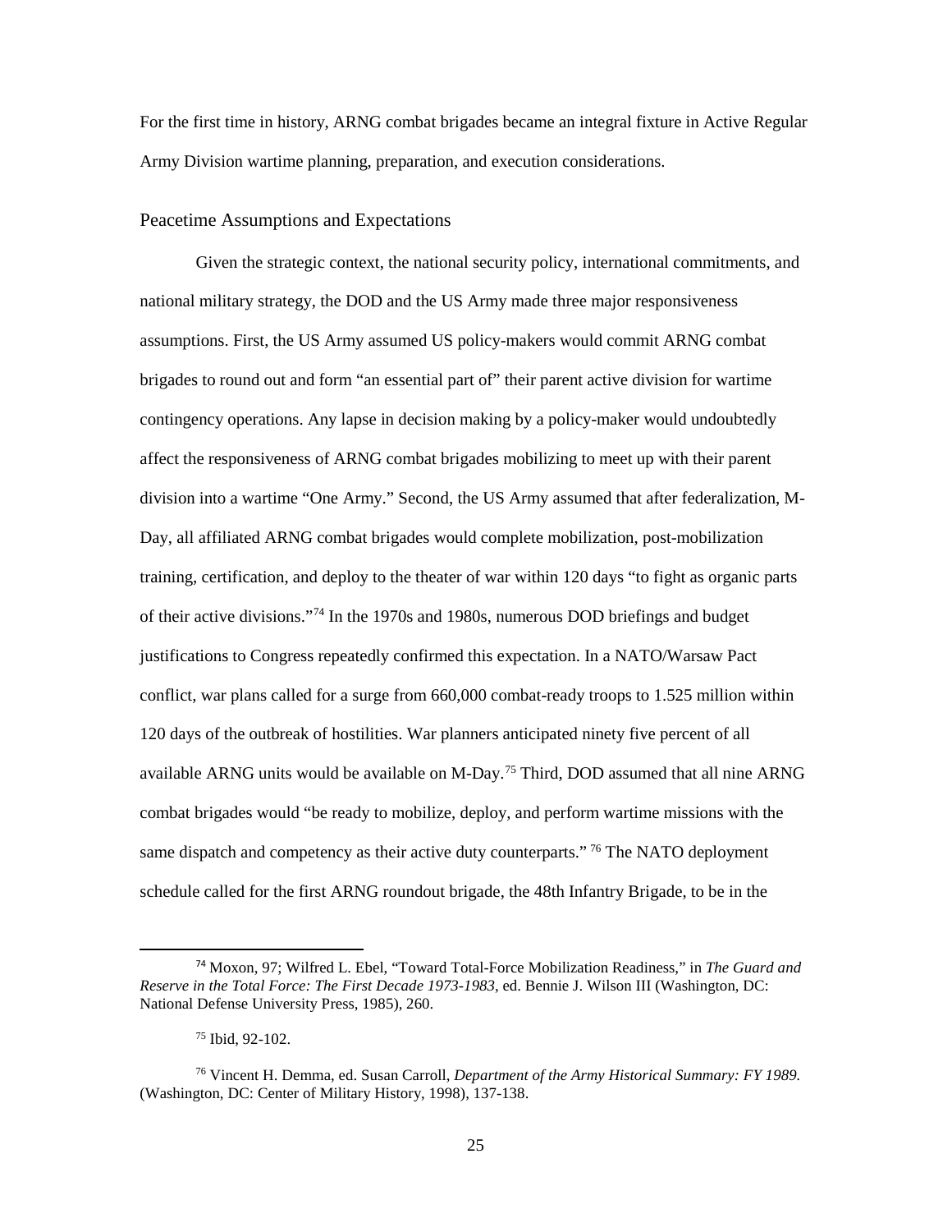For the first time in history, ARNG combat brigades became an integral fixture in Active Regular Army Division wartime planning, preparation, and execution considerations.

## Peacetime Assumptions and Expectations

Given the strategic context, the national security policy, international commitments, and national military strategy, the DOD and the US Army made three major responsiveness assumptions. First, the US Army assumed US policy-makers would commit ARNG combat brigades to round out and form "an essential part of" their parent active division for wartime contingency operations. Any lapse in decision making by a policy-maker would undoubtedly affect the responsiveness of ARNG combat brigades mobilizing to meet up with their parent division into a wartime "One Army." Second, the US Army assumed that after federalization, M-Day, all affiliated ARNG combat brigades would complete mobilization, post-mobilization training, certification, and deploy to the theater of war within 120 days "to fight as organic parts of their active divisions."[74] In the 1970s and 1980s, numerous DOD briefings and budget justifications to Congress repeatedly confirmed this expectation. In a NATO/Warsaw Pact conflict, war plans called for a surge from 660,000 combat-ready troops to 1.525 million within 120 days of the outbreak of hostilities. War planners anticipated ninety five percent of all available ARNG units would be available on M-Day.[75] Third, DOD assumed that all nine ARNG combat brigades would "be ready to mobilize, deploy, and perform wartime missions with the same dispatch and competency as their active duty counterparts." [76] The NATO deployment schedule called for the first ARNG roundout brigade, the 48th Infantry Brigade, to be in the

---

[74] Moxon, 97; Wilfred L. Ebel, "Toward Total-Force Mobilization Readiness," in *The Guard and Reserve in the Total Force: The First Decade 1973-1983*, ed. Bennie J. Wilson III (Washington, DC: National Defense University Press, 1985), 260.

[75] Ibid, 92-102.

[76] Vincent H. Demma, ed. Susan Carroll, *Department of the Army Historical Summary: FY 1989.* (Washington, DC: Center of Military History, 1998), 137-138.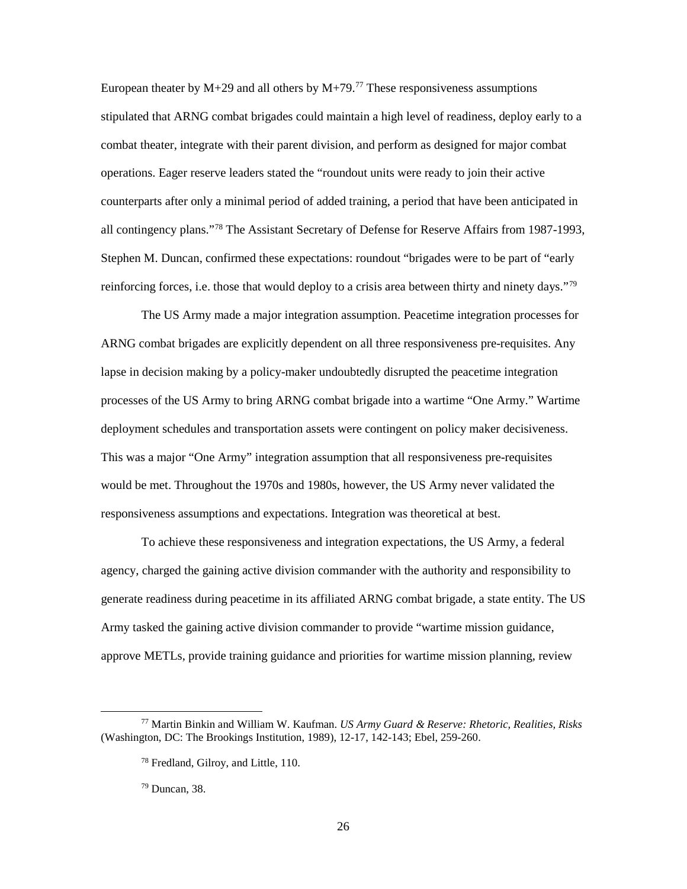European theater by M+29 and all others by M+79.[77] These responsiveness assumptions stipulated that ARNG combat brigades could maintain a high level of readiness, deploy early to a combat theater, integrate with their parent division, and perform as designed for major combat operations. Eager reserve leaders stated the "roundout units were ready to join their active counterparts after only a minimal period of added training, a period that have been anticipated in all contingency plans."[78] The Assistant Secretary of Defense for Reserve Affairs from 1987-1993, Stephen M. Duncan, confirmed these expectations: roundout "brigades were to be part of "early reinforcing forces, i.e. those that would deploy to a crisis area between thirty and ninety days."[79]

The US Army made a major integration assumption. Peacetime integration processes for ARNG combat brigades are explicitly dependent on all three responsiveness pre-requisites. Any lapse in decision making by a policy-maker undoubtedly disrupted the peacetime integration processes of the US Army to bring ARNG combat brigade into a wartime "One Army." Wartime deployment schedules and transportation assets were contingent on policy maker decisiveness. This was a major "One Army" integration assumption that all responsiveness pre-requisites would be met. Throughout the 1970s and 1980s, however, the US Army never validated the responsiveness assumptions and expectations. Integration was theoretical at best.

To achieve these responsiveness and integration expectations, the US Army, a federal agency, charged the gaining active division commander with the authority and responsibility to generate readiness during peacetime in its affiliated ARNG combat brigade, a state entity. The US Army tasked the gaining active division commander to provide "wartime mission guidance, approve METLs, provide training guidance and priorities for wartime mission planning, review

[77] Martin Binkin and William W. Kaufman. *US Army Guard & Reserve: Rhetoric, Realities, Risks* (Washington, DC: The Brookings Institution, 1989), 12-17, 142-143; Ebel, 259-260.

[78] Fredland, Gilroy, and Little, 110.

[79] Duncan, 38.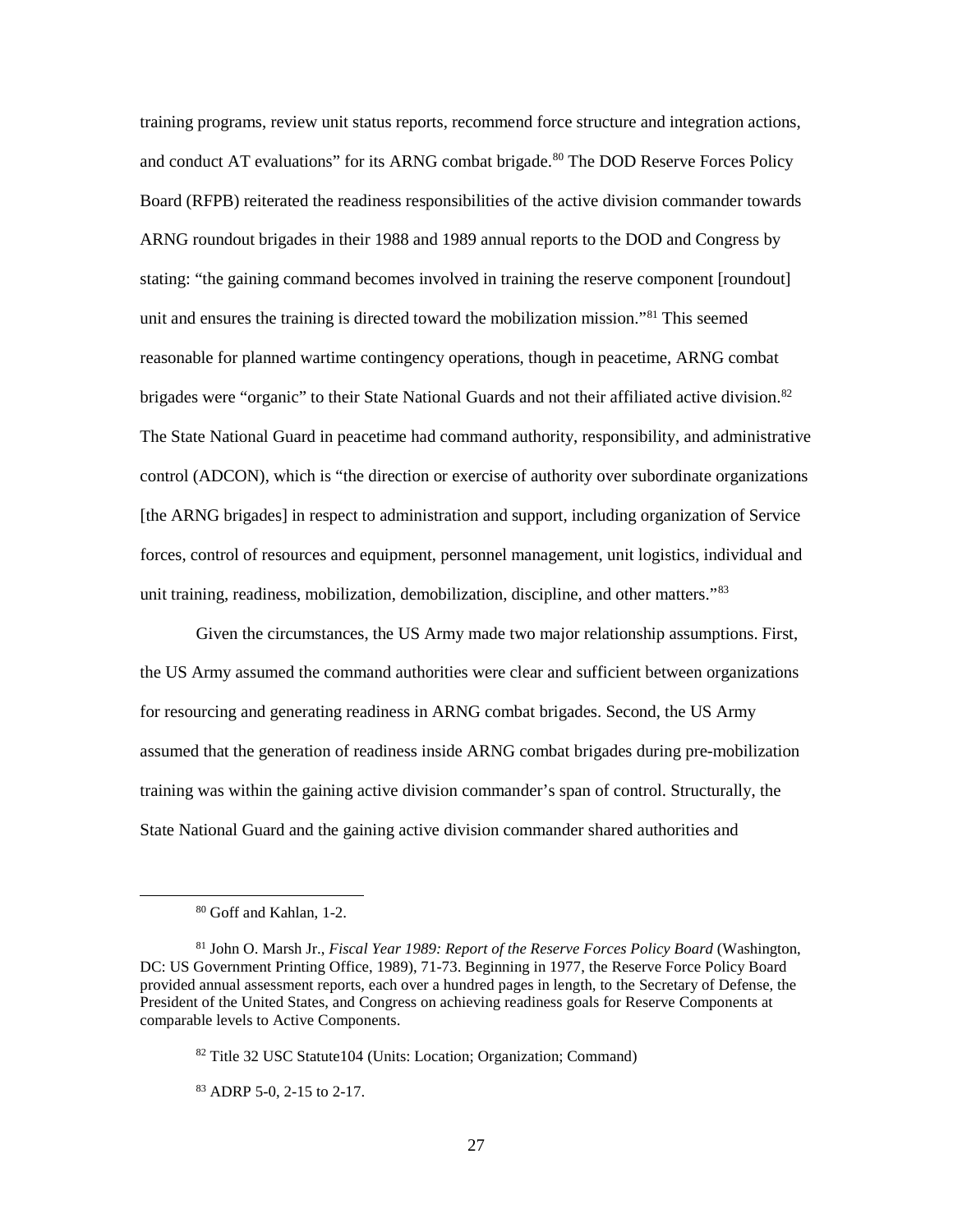training programs, review unit status reports, recommend force structure and integration actions, and conduct AT evaluations" for its ARNG combat brigade.[80] The DOD Reserve Forces Policy Board (RFPB) reiterated the readiness responsibilities of the active division commander towards ARNG roundout brigades in their 1988 and 1989 annual reports to the DOD and Congress by stating: "the gaining command becomes involved in training the reserve component [roundout] unit and ensures the training is directed toward the mobilization mission."[81] This seemed reasonable for planned wartime contingency operations, though in peacetime, ARNG combat brigades were "organic" to their State National Guards and not their affiliated active division.[82] The State National Guard in peacetime had command authority, responsibility, and administrative control (ADCON), which is "the direction or exercise of authority over subordinate organizations [the ARNG brigades] in respect to administration and support, including organization of Service forces, control of resources and equipment, personnel management, unit logistics, individual and unit training, readiness, mobilization, demobilization, discipline, and other matters."[83]

Given the circumstances, the US Army made two major relationship assumptions. First, the US Army assumed the command authorities were clear and sufficient between organizations for resourcing and generating readiness in ARNG combat brigades. Second, the US Army assumed that the generation of readiness inside ARNG combat brigades during pre-mobilization training was within the gaining active division commander's span of control. Structurally, the State National Guard and the gaining active division commander shared authorities and

---

[80] Goff and Kahlan, 1-2.

[81] John O. Marsh Jr., *Fiscal Year 1989: Report of the Reserve Forces Policy Board* (Washington, DC: US Government Printing Office, 1989), 71-73. Beginning in 1977, the Reserve Force Policy Board provided annual assessment reports, each over a hundred pages in length, to the Secretary of Defense, the President of the United States, and Congress on achieving readiness goals for Reserve Components at comparable levels to Active Components.

[82] Title 32 USC Statute104 (Units: Location; Organization; Command)

[83] ADRP 5-0, 2-15 to 2-17.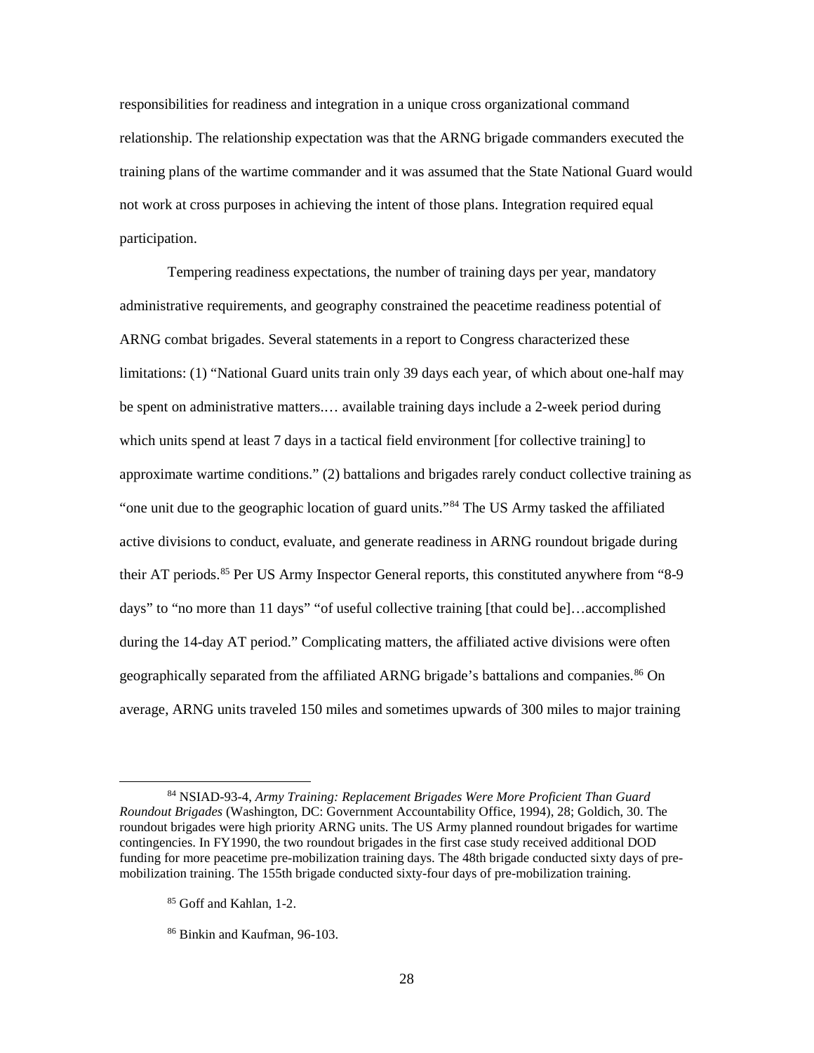responsibilities for readiness and integration in a unique cross organizational command relationship. The relationship expectation was that the ARNG brigade commanders executed the training plans of the wartime commander and it was assumed that the State National Guard would not work at cross purposes in achieving the intent of those plans. Integration required equal participation.

Tempering readiness expectations, the number of training days per year, mandatory administrative requirements, and geography constrained the peacetime readiness potential of ARNG combat brigades. Several statements in a report to Congress characterized these limitations: (1) "National Guard units train only 39 days each year, of which about one-half may be spent on administrative matters.… available training days include a 2-week period during which units spend at least 7 days in a tactical field environment [for collective training] to approximate wartime conditions." (2) battalions and brigades rarely conduct collective training as "one unit due to the geographic location of guard units."[84] The US Army tasked the affiliated active divisions to conduct, evaluate, and generate readiness in ARNG roundout brigade during their AT periods.[85] Per US Army Inspector General reports, this constituted anywhere from "8-9 days" to "no more than 11 days" "of useful collective training [that could be]…accomplished during the 14-day AT period." Complicating matters, the affiliated active divisions were often geographically separated from the affiliated ARNG brigade's battalions and companies.[86] On average, ARNG units traveled 150 miles and sometimes upwards of 300 miles to major training

---

[84] NSIAD-93-4, *Army Training: Replacement Brigades Were More Proficient Than Guard Roundout Brigades* (Washington, DC: Government Accountability Office, 1994), 28; Goldich, 30. The roundout brigades were high priority ARNG units. The US Army planned roundout brigades for wartime contingencies. In FY1990, the two roundout brigades in the first case study received additional DOD funding for more peacetime pre-mobilization training days. The 48th brigade conducted sixty days of pre-mobilization training. The 155th brigade conducted sixty-four days of pre-mobilization training.

[85] Goff and Kahlan, 1-2.

[86] Binkin and Kaufman, 96-103.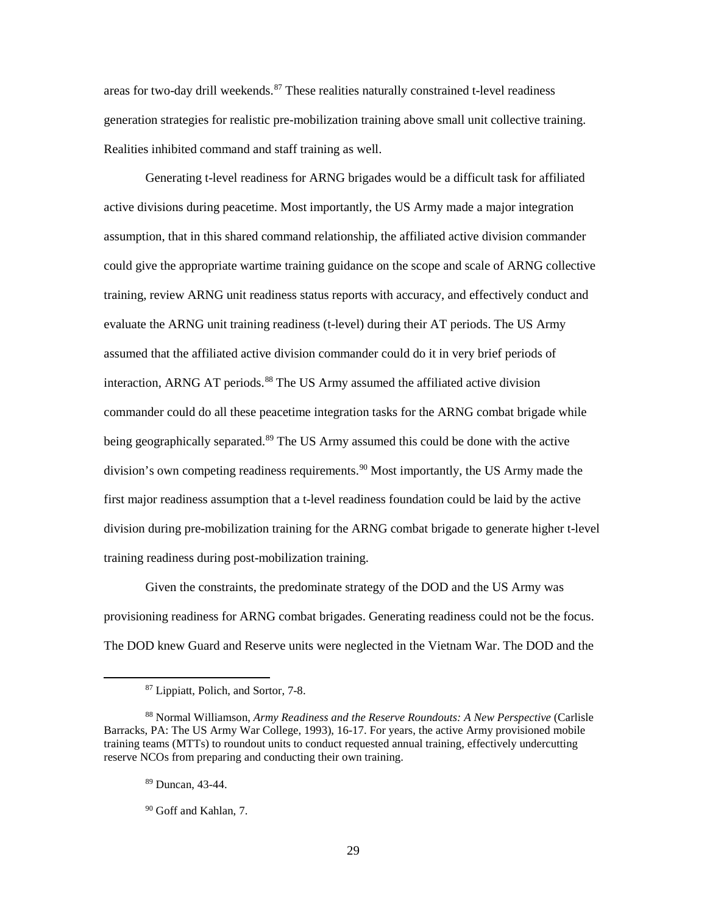areas for two-day drill weekends.[87] These realities naturally constrained t-level readiness generation strategies for realistic pre-mobilization training above small unit collective training. Realities inhibited command and staff training as well.

Generating t-level readiness for ARNG brigades would be a difficult task for affiliated active divisions during peacetime. Most importantly, the US Army made a major integration assumption, that in this shared command relationship, the affiliated active division commander could give the appropriate wartime training guidance on the scope and scale of ARNG collective training, review ARNG unit readiness status reports with accuracy, and effectively conduct and evaluate the ARNG unit training readiness (t-level) during their AT periods. The US Army assumed that the affiliated active division commander could do it in very brief periods of interaction, ARNG AT periods.[88] The US Army assumed the affiliated active division commander could do all these peacetime integration tasks for the ARNG combat brigade while being geographically separated.[89] The US Army assumed this could be done with the active division's own competing readiness requirements.[90] Most importantly, the US Army made the first major readiness assumption that a t-level readiness foundation could be laid by the active division during pre-mobilization training for the ARNG combat brigade to generate higher t-level training readiness during post-mobilization training.

Given the constraints, the predominate strategy of the DOD and the US Army was provisioning readiness for ARNG combat brigades. Generating readiness could not be the focus. The DOD knew Guard and Reserve units were neglected in the Vietnam War. The DOD and the

---

[87] Lippiatt, Polich, and Sortor, 7-8.

[88] Normal Williamson, *Army Readiness and the Reserve Roundouts: A New Perspective* (Carlisle Barracks, PA: The US Army War College, 1993), 16-17. For years, the active Army provisioned mobile training teams (MTTs) to roundout units to conduct requested annual training, effectively undercutting reserve NCOs from preparing and conducting their own training.

[89] Duncan, 43-44.

[90] Goff and Kahlan, 7.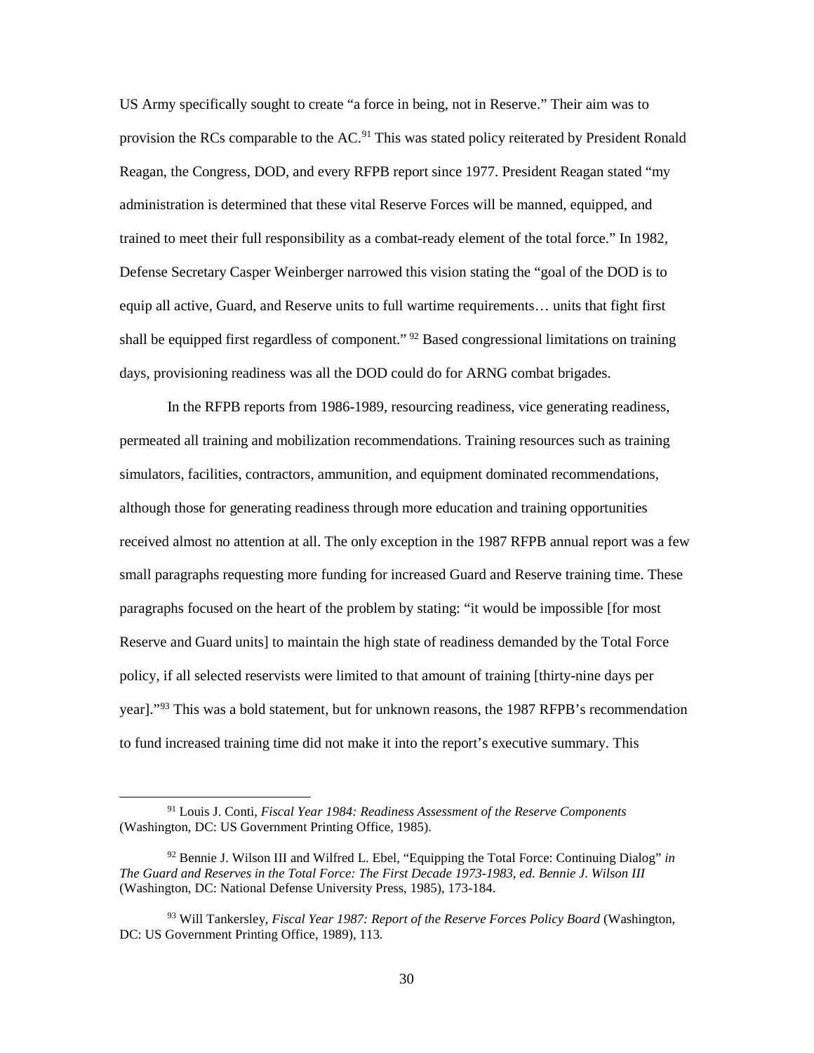US Army specifically sought to create "a force in being, not in Reserve." Their aim was to provision the RCs comparable to the AC.[91] This was stated policy reiterated by President Ronald Reagan, the Congress, DOD, and every RFPB report since 1977. President Reagan stated "my administration is determined that these vital Reserve Forces will be manned, equipped, and trained to meet their full responsibility as a combat-ready element of the total force." In 1982, Defense Secretary Casper Weinberger narrowed this vision stating the "goal of the DOD is to equip all active, Guard, and Reserve units to full wartime requirements… units that fight first shall be equipped first regardless of component." [92] Based congressional limitations on training days, provisioning readiness was all the DOD could do for ARNG combat brigades.

In the RFPB reports from 1986-1989, resourcing readiness, vice generating readiness, permeated all training and mobilization recommendations. Training resources such as training simulators, facilities, contractors, ammunition, and equipment dominated recommendations, although those for generating readiness through more education and training opportunities received almost no attention at all. The only exception in the 1987 RFPB annual report was a few small paragraphs requesting more funding for increased Guard and Reserve training time. These paragraphs focused on the heart of the problem by stating: "it would be impossible [for most Reserve and Guard units] to maintain the high state of readiness demanded by the Total Force policy, if all selected reservists were limited to that amount of training [thirty-nine days per year]."[93] This was a bold statement, but for unknown reasons, the 1987 RFPB's recommendation to fund increased training time did not make it into the report's executive summary. This

---

[91] Louis J. Conti, *Fiscal Year 1984: Readiness Assessment of the Reserve Components* (Washington, DC: US Government Printing Office, 1985).

[92] Bennie J. Wilson III and Wilfred L. Ebel, "Equipping the Total Force: Continuing Dialog" *in The Guard and Reserves in the Total Force: The First Decade 1973-1983, ed. Bennie J. Wilson III* (Washington, DC: National Defense University Press, 1985), 173-184.

[93] Will Tankersley, *Fiscal Year 1987: Report of the Reserve Forces Policy Board* (Washington, DC: US Government Printing Office, 1989), 113.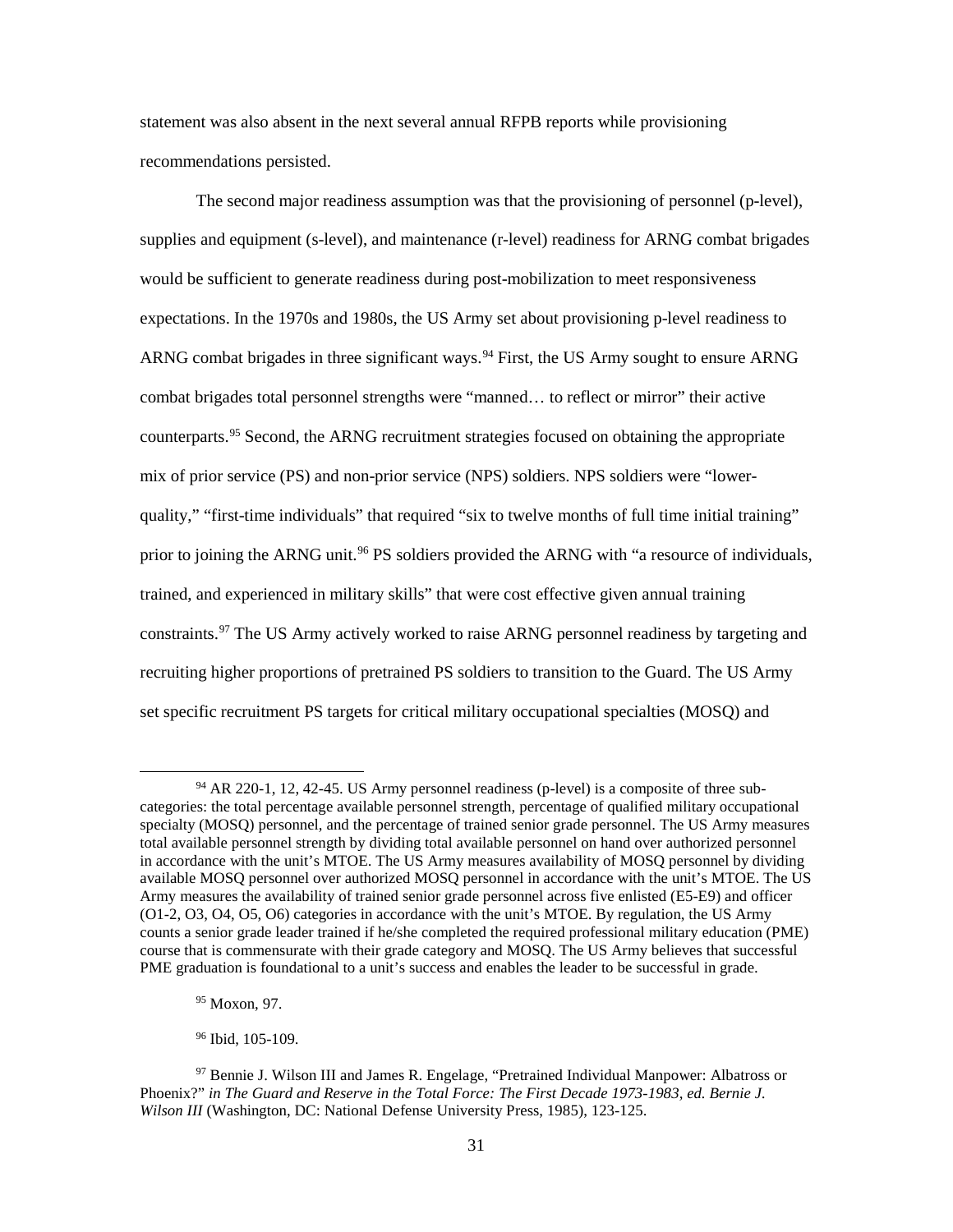statement was also absent in the next several annual RFPB reports while provisioning recommendations persisted.

The second major readiness assumption was that the provisioning of personnel (p-level), supplies and equipment (s-level), and maintenance (r-level) readiness for ARNG combat brigades would be sufficient to generate readiness during post-mobilization to meet responsiveness expectations. In the 1970s and 1980s, the US Army set about provisioning p-level readiness to ARNG combat brigades in three significant ways.[94] First, the US Army sought to ensure ARNG combat brigades total personnel strengths were "manned… to reflect or mirror" their active counterparts.[95] Second, the ARNG recruitment strategies focused on obtaining the appropriate mix of prior service (PS) and non-prior service (NPS) soldiers. NPS soldiers were "lower-quality," "first-time individuals" that required "six to twelve months of full time initial training" prior to joining the ARNG unit.[96] PS soldiers provided the ARNG with "a resource of individuals, trained, and experienced in military skills" that were cost effective given annual training constraints.[97] The US Army actively worked to raise ARNG personnel readiness by targeting and recruiting higher proportions of pretrained PS soldiers to transition to the Guard. The US Army set specific recruitment PS targets for critical military occupational specialties (MOSQ) and

---

[94] AR 220-1, 12, 42-45. US Army personnel readiness (p-level) is a composite of three sub-categories: the total percentage available personnel strength, percentage of qualified military occupational specialty (MOSQ) personnel, and the percentage of trained senior grade personnel. The US Army measures total available personnel strength by dividing total available personnel on hand over authorized personnel in accordance with the unit's MTOE. The US Army measures availability of MOSQ personnel by dividing available MOSQ personnel over authorized MOSQ personnel in accordance with the unit's MTOE. The US Army measures the availability of trained senior grade personnel across five enlisted (E5-E9) and officer (O1-2, O3, O4, O5, O6) categories in accordance with the unit's MTOE. By regulation, the US Army counts a senior grade leader trained if he/she completed the required professional military education (PME) course that is commensurate with their grade category and MOSQ. The US Army believes that successful PME graduation is foundational to a unit's success and enables the leader to be successful in grade.

[95] Moxon, 97.

[96] Ibid, 105-109.

[97] Bennie J. Wilson III and James R. Engelage, "Pretrained Individual Manpower: Albatross or Phoenix?" *in The Guard and Reserve in the Total Force: The First Decade 1973-1983, ed. Bernie J. Wilson III* (Washington, DC: National Defense University Press, 1985), 123-125.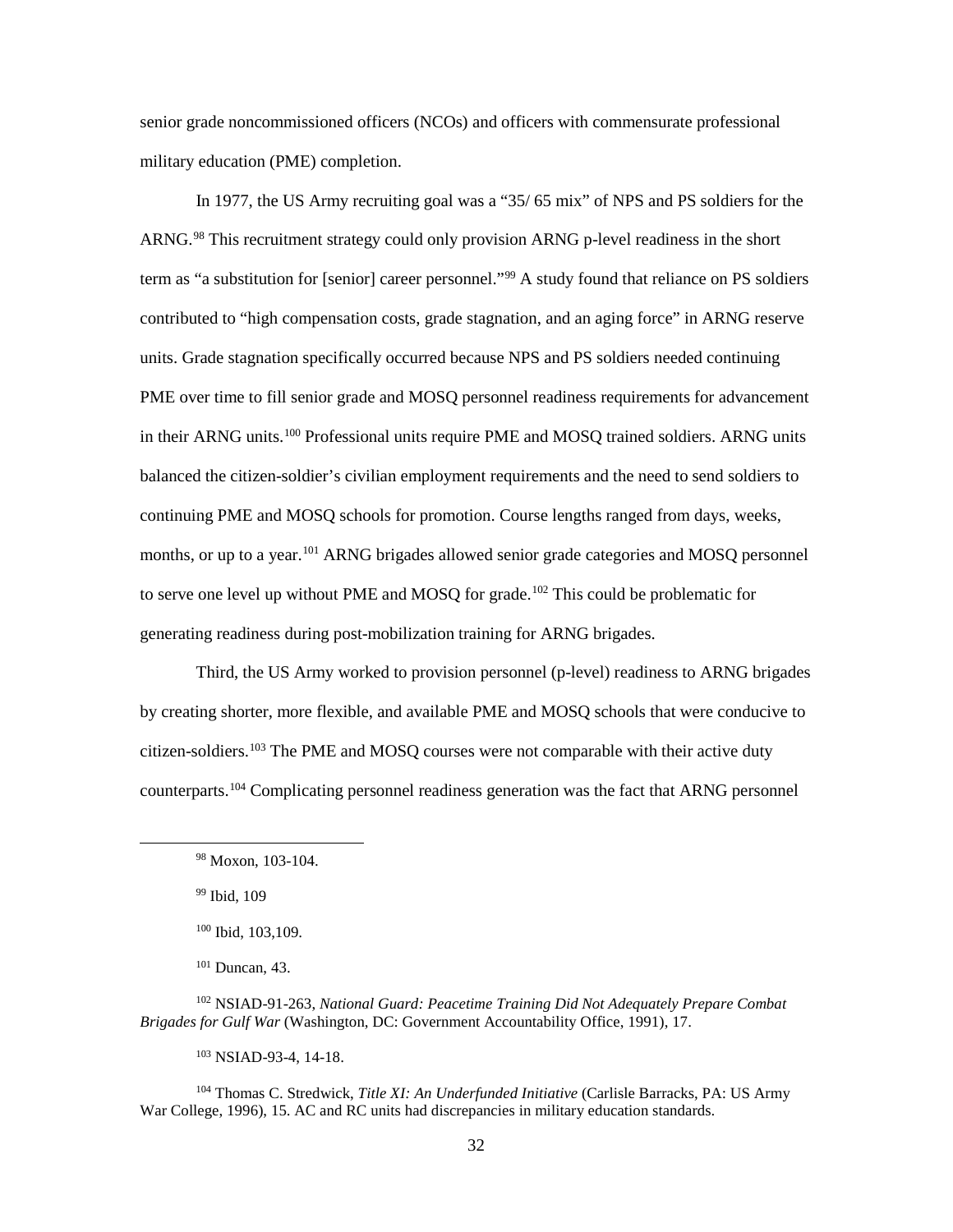senior grade noncommissioned officers (NCOs) and officers with commensurate professional military education (PME) completion.

In 1977, the US Army recruiting goal was a "35/ 65 mix" of NPS and PS soldiers for the ARNG.[98] This recruitment strategy could only provision ARNG p-level readiness in the short term as "a substitution for [senior] career personnel."[99] A study found that reliance on PS soldiers contributed to "high compensation costs, grade stagnation, and an aging force" in ARNG reserve units. Grade stagnation specifically occurred because NPS and PS soldiers needed continuing PME over time to fill senior grade and MOSQ personnel readiness requirements for advancement in their ARNG units.[100] Professional units require PME and MOSQ trained soldiers. ARNG units balanced the citizen-soldier's civilian employment requirements and the need to send soldiers to continuing PME and MOSQ schools for promotion. Course lengths ranged from days, weeks, months, or up to a year.[101] ARNG brigades allowed senior grade categories and MOSQ personnel to serve one level up without PME and MOSQ for grade.[102] This could be problematic for generating readiness during post-mobilization training for ARNG brigades.

Third, the US Army worked to provision personnel (p-level) readiness to ARNG brigades by creating shorter, more flexible, and available PME and MOSQ schools that were conducive to citizen-soldiers.[103] The PME and MOSQ courses were not comparable with their active duty counterparts.[104] Complicating personnel readiness generation was the fact that ARNG personnel

---

[98] Moxon, 103-104.

[99] Ibid, 109

[100] Ibid, 103,109.

[101] Duncan, 43.

[102] NSIAD-91-263, *National Guard: Peacetime Training Did Not Adequately Prepare Combat Brigades for Gulf War* (Washington, DC: Government Accountability Office, 1991), 17.

[103] NSIAD-93-4, 14-18.

[104] Thomas C. Stredwick, *Title XI: An Underfunded Initiative* (Carlisle Barracks, PA: US Army War College, 1996), 15. AC and RC units had discrepancies in military education standards.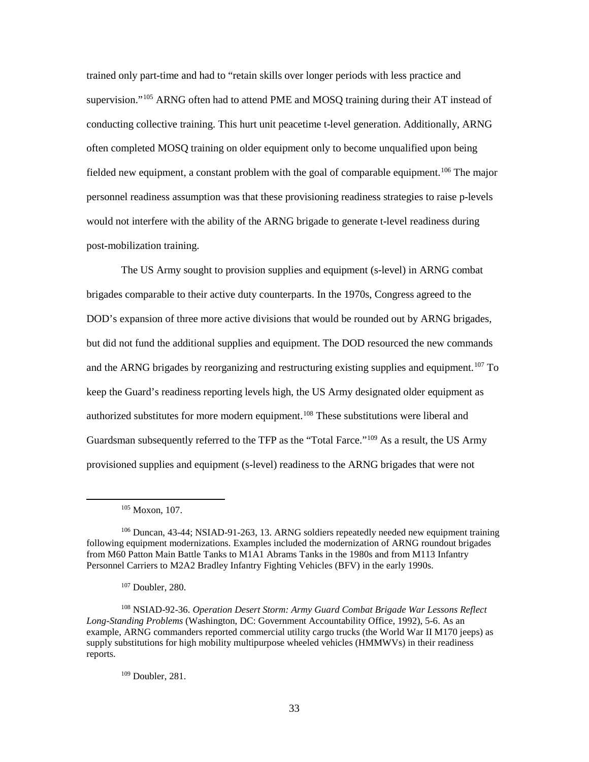trained only part-time and had to "retain skills over longer periods with less practice and supervision."[105] ARNG often had to attend PME and MOSQ training during their AT instead of conducting collective training. This hurt unit peacetime t-level generation. Additionally, ARNG often completed MOSQ training on older equipment only to become unqualified upon being fielded new equipment, a constant problem with the goal of comparable equipment.[106] The major personnel readiness assumption was that these provisioning readiness strategies to raise p-levels would not interfere with the ability of the ARNG brigade to generate t-level readiness during post-mobilization training.

The US Army sought to provision supplies and equipment (s-level) in ARNG combat brigades comparable to their active duty counterparts. In the 1970s, Congress agreed to the DOD's expansion of three more active divisions that would be rounded out by ARNG brigades, but did not fund the additional supplies and equipment. The DOD resourced the new commands and the ARNG brigades by reorganizing and restructuring existing supplies and equipment.[107] To keep the Guard's readiness reporting levels high, the US Army designated older equipment as authorized substitutes for more modern equipment.[108] These substitutions were liberal and Guardsman subsequently referred to the TFP as the "Total Farce."[109] As a result, the US Army provisioned supplies and equipment (s-level) readiness to the ARNG brigades that were not

---

[105] Moxon, 107.

[106] Duncan, 43-44; NSIAD-91-263, 13. ARNG soldiers repeatedly needed new equipment training following equipment modernizations. Examples included the modernization of ARNG roundout brigades from M60 Patton Main Battle Tanks to M1A1 Abrams Tanks in the 1980s and from M113 Infantry Personnel Carriers to M2A2 Bradley Infantry Fighting Vehicles (BFV) in the early 1990s.

[107] Doubler, 280.

[108] NSIAD-92-36. *Operation Desert Storm: Army Guard Combat Brigade War Lessons Reflect Long-Standing Problems* (Washington, DC: Government Accountability Office, 1992), 5-6. As an example, ARNG commanders reported commercial utility cargo trucks (the World War II M170 jeeps) as supply substitutions for high mobility multipurpose wheeled vehicles (HMMWVs) in their readiness reports.

[109] Doubler, 281.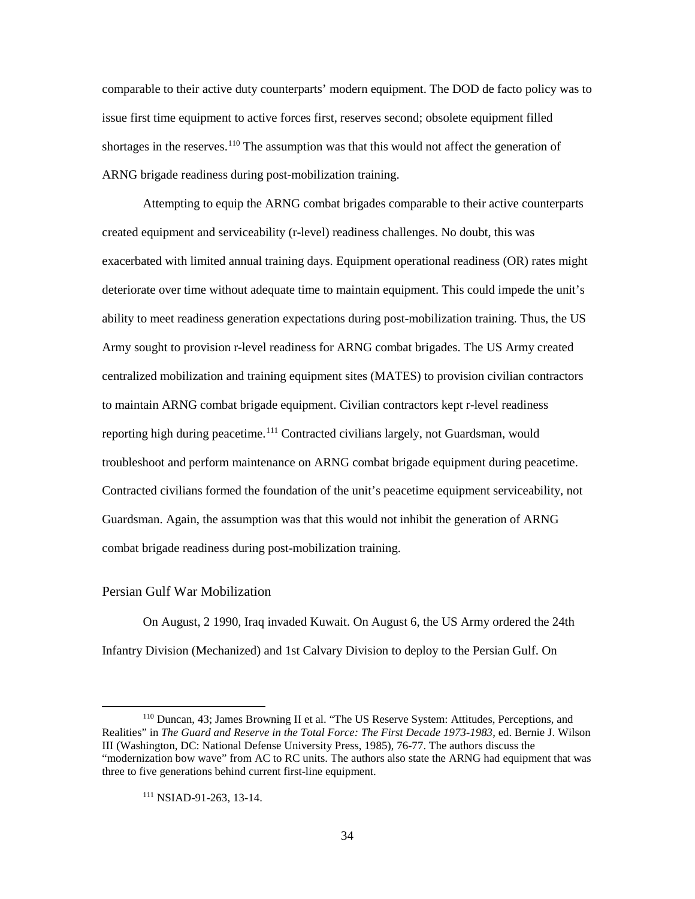comparable to their active duty counterparts' modern equipment. The DOD de facto policy was to issue first time equipment to active forces first, reserves second; obsolete equipment filled shortages in the reserves.[110] The assumption was that this would not affect the generation of ARNG brigade readiness during post-mobilization training.

Attempting to equip the ARNG combat brigades comparable to their active counterparts created equipment and serviceability (r-level) readiness challenges. No doubt, this was exacerbated with limited annual training days. Equipment operational readiness (OR) rates might deteriorate over time without adequate time to maintain equipment. This could impede the unit's ability to meet readiness generation expectations during post-mobilization training. Thus, the US Army sought to provision r-level readiness for ARNG combat brigades. The US Army created centralized mobilization and training equipment sites (MATES) to provision civilian contractors to maintain ARNG combat brigade equipment. Civilian contractors kept r-level readiness reporting high during peacetime.[111] Contracted civilians largely, not Guardsman, would troubleshoot and perform maintenance on ARNG combat brigade equipment during peacetime. Contracted civilians formed the foundation of the unit's peacetime equipment serviceability, not Guardsman. Again, the assumption was that this would not inhibit the generation of ARNG combat brigade readiness during post-mobilization training.

## Persian Gulf War Mobilization

On August, 2 1990, Iraq invaded Kuwait. On August 6, the US Army ordered the 24th Infantry Division (Mechanized) and 1st Calvary Division to deploy to the Persian Gulf. On

---

[110] Duncan, 43; James Browning II et al. "The US Reserve System: Attitudes, Perceptions, and Realities" in *The Guard and Reserve in the Total Force: The First Decade 1973-1983*, ed. Bernie J. Wilson III (Washington, DC: National Defense University Press, 1985), 76-77. The authors discuss the "modernization bow wave" from AC to RC units. The authors also state the ARNG had equipment that was three to five generations behind current first-line equipment.

[111] NSIAD-91-263, 13-14.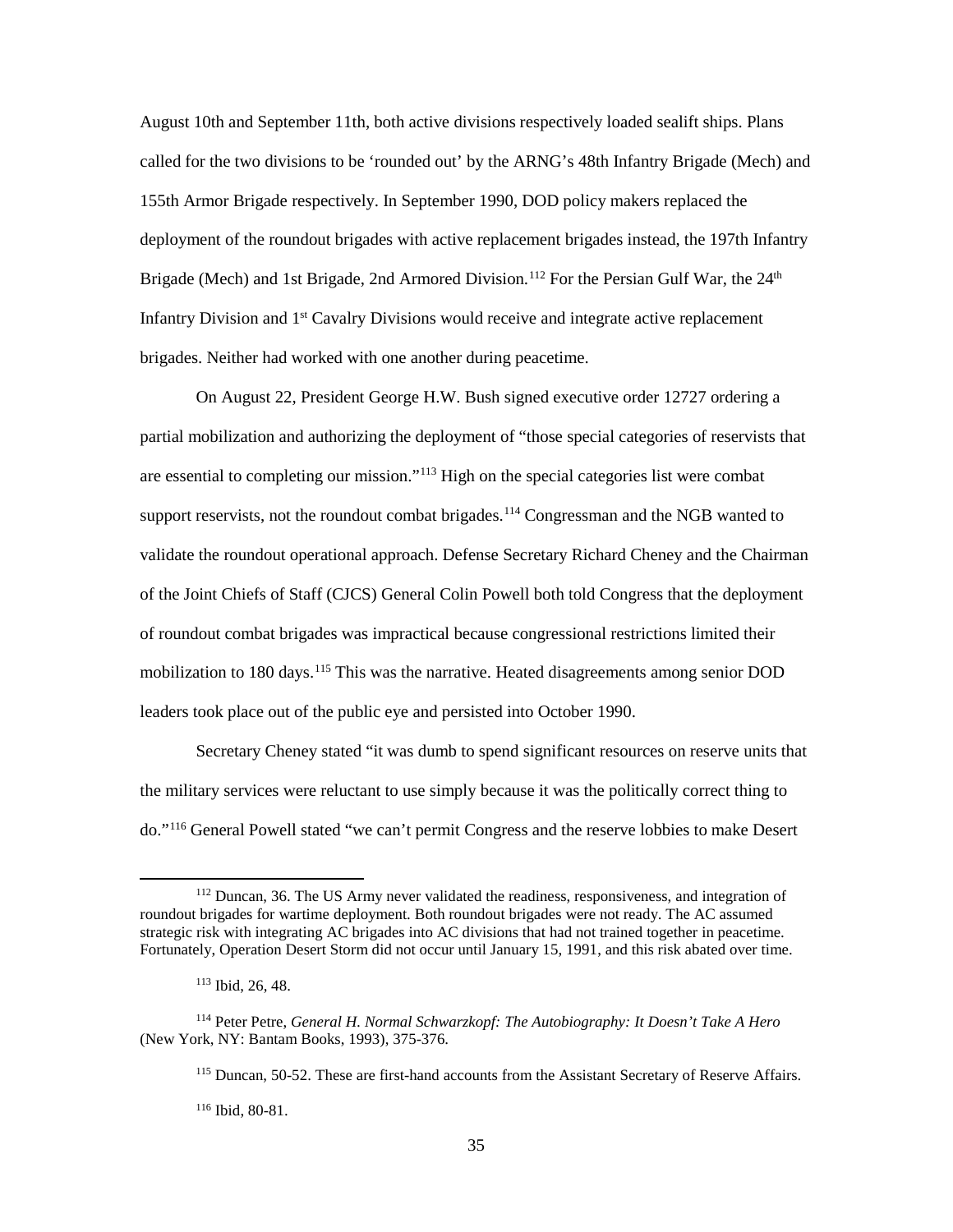August 10th and September 11th, both active divisions respectively loaded sealift ships. Plans called for the two divisions to be 'rounded out' by the ARNG's 48th Infantry Brigade (Mech) and 155th Armor Brigade respectively. In September 1990, DOD policy makers replaced the deployment of the roundout brigades with active replacement brigades instead, the 197th Infantry Brigade (Mech) and 1st Brigade, 2nd Armored Division.[112] For the Persian Gulf War, the 24th Infantry Division and 1st Cavalry Divisions would receive and integrate active replacement brigades. Neither had worked with one another during peacetime.

On August 22, President George H.W. Bush signed executive order 12727 ordering a partial mobilization and authorizing the deployment of "those special categories of reservists that are essential to completing our mission."[113] High on the special categories list were combat support reservists, not the roundout combat brigades.[114] Congressman and the NGB wanted to validate the roundout operational approach. Defense Secretary Richard Cheney and the Chairman of the Joint Chiefs of Staff (CJCS) General Colin Powell both told Congress that the deployment of roundout combat brigades was impractical because congressional restrictions limited their mobilization to 180 days.[115] This was the narrative. Heated disagreements among senior DOD leaders took place out of the public eye and persisted into October 1990.

Secretary Cheney stated "it was dumb to spend significant resources on reserve units that the military services were reluctant to use simply because it was the politically correct thing to do."[116] General Powell stated "we can't permit Congress and the reserve lobbies to make Desert

---

[112] Duncan, 36. The US Army never validated the readiness, responsiveness, and integration of roundout brigades for wartime deployment. Both roundout brigades were not ready. The AC assumed strategic risk with integrating AC brigades into AC divisions that had not trained together in peacetime. Fortunately, Operation Desert Storm did not occur until January 15, 1991, and this risk abated over time.

[113] Ibid, 26, 48.

[114] Peter Petre, *General H. Normal Schwarzkopf: The Autobiography: It Doesn't Take A Hero* (New York, NY: Bantam Books, 1993), 375-376.

[115] Duncan, 50-52. These are first-hand accounts from the Assistant Secretary of Reserve Affairs.

[116] Ibid, 80-81.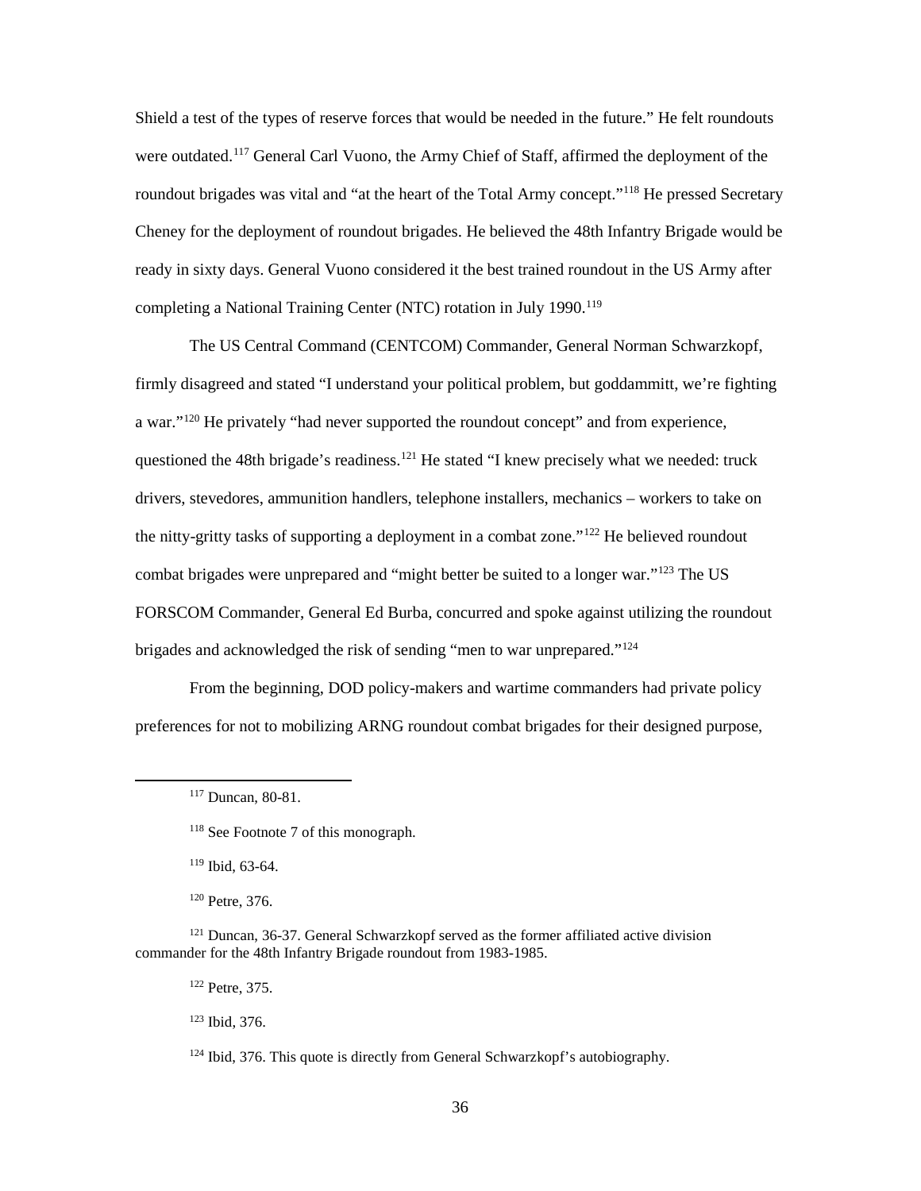Shield a test of the types of reserve forces that would be needed in the future." He felt roundouts were outdated.[117] General Carl Vuono, the Army Chief of Staff, affirmed the deployment of the roundout brigades was vital and "at the heart of the Total Army concept."[118] He pressed Secretary Cheney for the deployment of roundout brigades. He believed the 48th Infantry Brigade would be ready in sixty days. General Vuono considered it the best trained roundout in the US Army after completing a National Training Center (NTC) rotation in July 1990.[119]

The US Central Command (CENTCOM) Commander, General Norman Schwarzkopf, firmly disagreed and stated "I understand your political problem, but goddammitt, we're fighting a war."[120] He privately "had never supported the roundout concept" and from experience, questioned the 48th brigade's readiness.[121] He stated "I knew precisely what we needed: truck drivers, stevedores, ammunition handlers, telephone installers, mechanics – workers to take on the nitty-gritty tasks of supporting a deployment in a combat zone."[122] He believed roundout combat brigades were unprepared and "might better be suited to a longer war."[123] The US FORSCOM Commander, General Ed Burba, concurred and spoke against utilizing the roundout brigades and acknowledged the risk of sending "men to war unprepared."[124]

From the beginning, DOD policy-makers and wartime commanders had private policy preferences for not to mobilizing ARNG roundout combat brigades for their designed purpose,

---

[117] Duncan, 80-81.

[118] See Footnote 7 of this monograph.

[119] Ibid, 63-64.

[120] Petre, 376.

[121] Duncan, 36-37. General Schwarzkopf served as the former affiliated active division commander for the 48th Infantry Brigade roundout from 1983-1985.

[122] Petre, 375.

[123] Ibid, 376.

[124] Ibid, 376. This quote is directly from General Schwarzkopf's autobiography.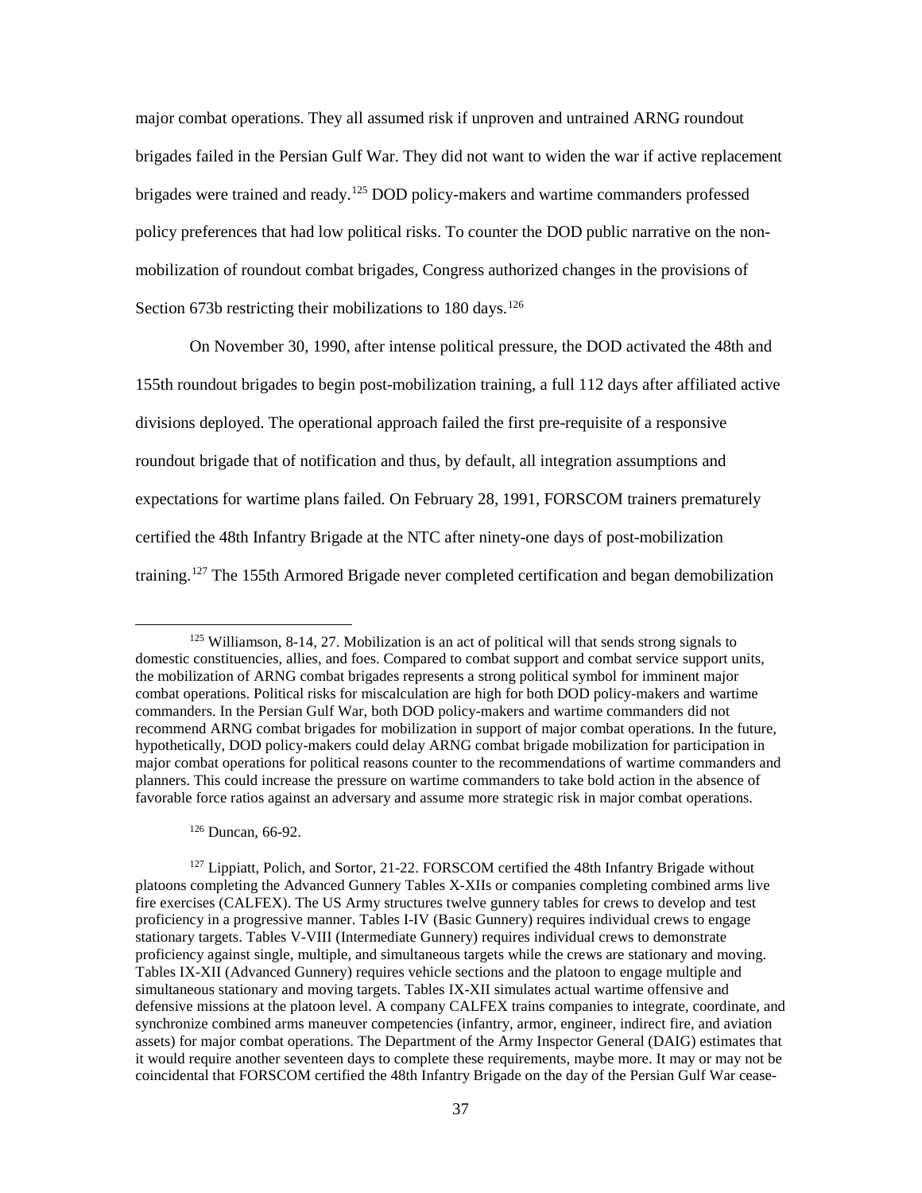major combat operations. They all assumed risk if unproven and untrained ARNG roundout brigades failed in the Persian Gulf War. They did not want to widen the war if active replacement brigades were trained and ready.[125] DOD policy-makers and wartime commanders professed policy preferences that had low political risks. To counter the DOD public narrative on the non-mobilization of roundout combat brigades, Congress authorized changes in the provisions of Section 673b restricting their mobilizations to 180 days.[126]

On November 30, 1990, after intense political pressure, the DOD activated the 48th and 155th roundout brigades to begin post-mobilization training, a full 112 days after affiliated active divisions deployed. The operational approach failed the first pre-requisite of a responsive roundout brigade that of notification and thus, by default, all integration assumptions and expectations for wartime plans failed. On February 28, 1991, FORSCOM trainers prematurely certified the 48th Infantry Brigade at the NTC after ninety-one days of post-mobilization training.[127] The 155th Armored Brigade never completed certification and began demobilization

---

[125] Williamson, 8-14, 27. Mobilization is an act of political will that sends strong signals to domestic constituencies, allies, and foes. Compared to combat support and combat service support units, the mobilization of ARNG combat brigades represents a strong political symbol for imminent major combat operations. Political risks for miscalculation are high for both DOD policy-makers and wartime commanders. In the Persian Gulf War, both DOD policy-makers and wartime commanders did not recommend ARNG combat brigades for mobilization in support of major combat operations. In the future, hypothetically, DOD policy-makers could delay ARNG combat brigade mobilization for participation in major combat operations for political reasons counter to the recommendations of wartime commanders and planners. This could increase the pressure on wartime commanders to take bold action in the absence of favorable force ratios against an adversary and assume more strategic risk in major combat operations.

[126] Duncan, 66-92.

[127] Lippiatt, Polich, and Sortor, 21-22. FORSCOM certified the 48th Infantry Brigade without platoons completing the Advanced Gunnery Tables X-XIIs or companies completing combined arms live fire exercises (CALFEX). The US Army structures twelve gunnery tables for crews to develop and test proficiency in a progressive manner. Tables I-IV (Basic Gunnery) requires individual crews to engage stationary targets. Tables V-VIII (Intermediate Gunnery) requires individual crews to demonstrate proficiency against single, multiple, and simultaneous targets while the crews are stationary and moving. Tables IX-XII (Advanced Gunnery) requires vehicle sections and the platoon to engage multiple and simultaneous stationary and moving targets. Tables IX-XII simulates actual wartime offensive and defensive missions at the platoon level. A company CALFEX trains companies to integrate, coordinate, and synchronize combined arms maneuver competencies (infantry, armor, engineer, indirect fire, and aviation assets) for major combat operations. The Department of the Army Inspector General (DAIG) estimates that it would require another seventeen days to complete these requirements, maybe more. It may or may not be coincidental that FORSCOM certified the 48th Infantry Brigade on the day of the Persian Gulf War cease-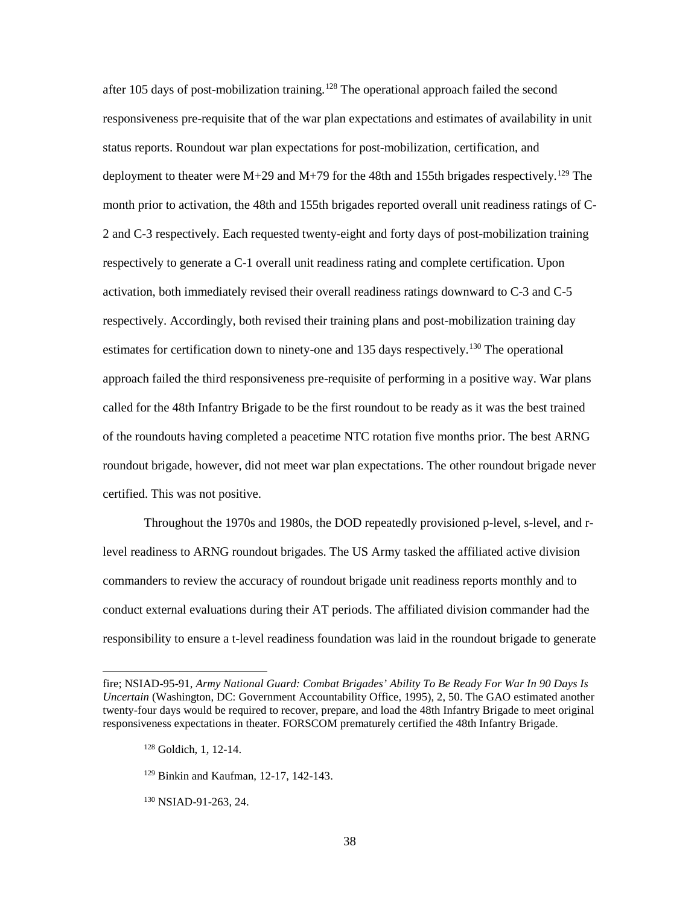after 105 days of post-mobilization training.[128] The operational approach failed the second responsiveness pre-requisite that of the war plan expectations and estimates of availability in unit status reports. Roundout war plan expectations for post-mobilization, certification, and deployment to theater were M+29 and M+79 for the 48th and 155th brigades respectively.[129] The month prior to activation, the 48th and 155th brigades reported overall unit readiness ratings of C-2 and C-3 respectively. Each requested twenty-eight and forty days of post-mobilization training respectively to generate a C-1 overall unit readiness rating and complete certification. Upon activation, both immediately revised their overall readiness ratings downward to C-3 and C-5 respectively. Accordingly, both revised their training plans and post-mobilization training day estimates for certification down to ninety-one and 135 days respectively.[130] The operational approach failed the third responsiveness pre-requisite of performing in a positive way. War plans called for the 48th Infantry Brigade to be the first roundout to be ready as it was the best trained of the roundouts having completed a peacetime NTC rotation five months prior. The best ARNG roundout brigade, however, did not meet war plan expectations. The other roundout brigade never certified. This was not positive.

Throughout the 1970s and 1980s, the DOD repeatedly provisioned p-level, s-level, and r-level readiness to ARNG roundout brigades. The US Army tasked the affiliated active division commanders to review the accuracy of roundout brigade unit readiness reports monthly and to conduct external evaluations during their AT periods. The affiliated division commander had the responsibility to ensure a t-level readiness foundation was laid in the roundout brigade to generate

---

fire; NSIAD-95-91, *Army National Guard: Combat Brigades' Ability To Be Ready For War In 90 Days Is Uncertain* (Washington, DC: Government Accountability Office, 1995), 2, 50. The GAO estimated another twenty-four days would be required to recover, prepare, and load the 48th Infantry Brigade to meet original responsiveness expectations in theater. FORSCOM prematurely certified the 48th Infantry Brigade.

[128] Goldich, 1, 12-14.

[129] Binkin and Kaufman, 12-17, 142-143.

[130] NSIAD-91-263, 24.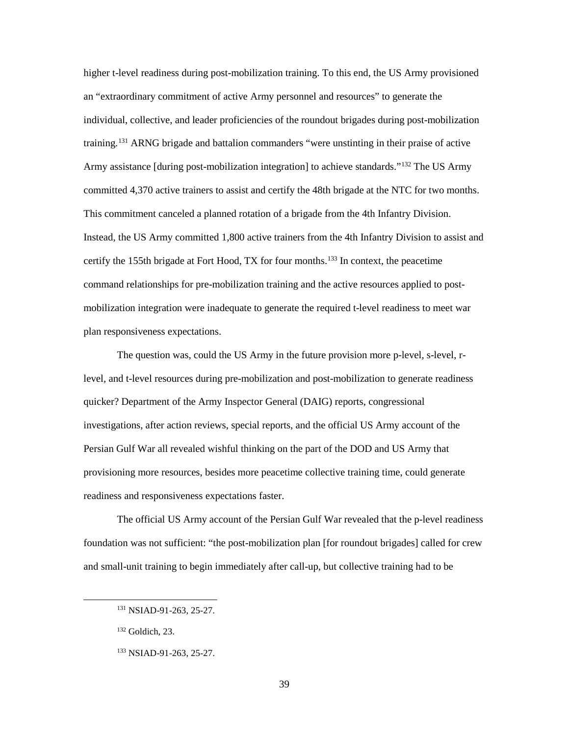higher t-level readiness during post-mobilization training. To this end, the US Army provisioned an "extraordinary commitment of active Army personnel and resources" to generate the individual, collective, and leader proficiencies of the roundout brigades during post-mobilization training.[131] ARNG brigade and battalion commanders "were unstinting in their praise of active Army assistance [during post-mobilization integration] to achieve standards."[132] The US Army committed 4,370 active trainers to assist and certify the 48th brigade at the NTC for two months. This commitment canceled a planned rotation of a brigade from the 4th Infantry Division. Instead, the US Army committed 1,800 active trainers from the 4th Infantry Division to assist and certify the 155th brigade at Fort Hood, TX for four months.[133] In context, the peacetime command relationships for pre-mobilization training and the active resources applied to post-mobilization integration were inadequate to generate the required t-level readiness to meet war plan responsiveness expectations.

The question was, could the US Army in the future provision more p-level, s-level, r-level, and t-level resources during pre-mobilization and post-mobilization to generate readiness quicker? Department of the Army Inspector General (DAIG) reports, congressional investigations, after action reviews, special reports, and the official US Army account of the Persian Gulf War all revealed wishful thinking on the part of the DOD and US Army that provisioning more resources, besides more peacetime collective training time, could generate readiness and responsiveness expectations faster.

The official US Army account of the Persian Gulf War revealed that the p-level readiness foundation was not sufficient: "the post-mobilization plan [for roundout brigades] called for crew and small-unit training to begin immediately after call-up, but collective training had to be

[131] NSIAD-91-263, 25-27.

[132] Goldich, 23.

[133] NSIAD-91-263, 25-27.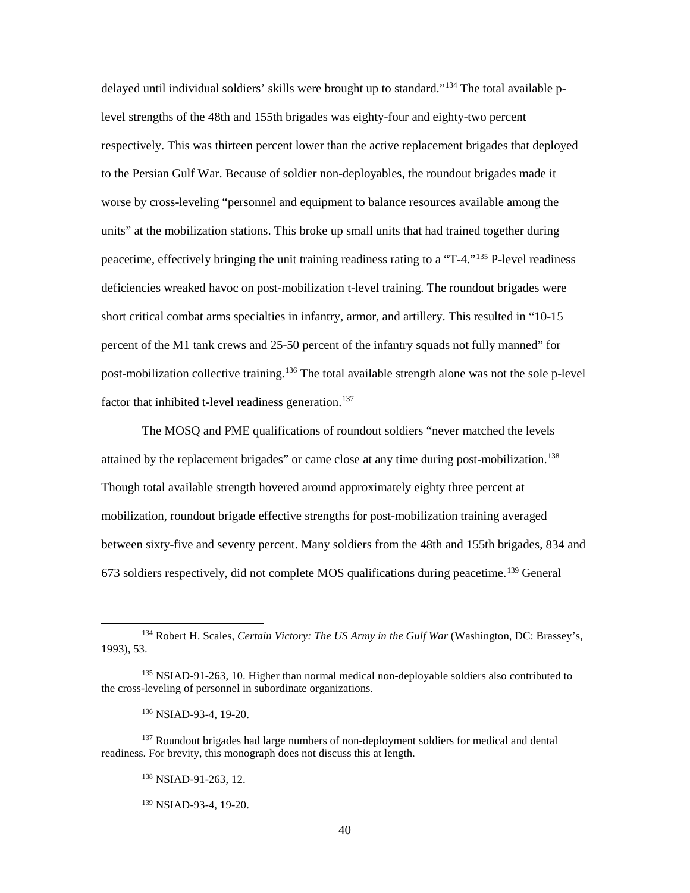delayed until individual soldiers' skills were brought up to standard."[134] The total available p-level strengths of the 48th and 155th brigades was eighty-four and eighty-two percent respectively. This was thirteen percent lower than the active replacement brigades that deployed to the Persian Gulf War. Because of soldier non-deployables, the roundout brigades made it worse by cross-leveling "personnel and equipment to balance resources available among the units" at the mobilization stations. This broke up small units that had trained together during peacetime, effectively bringing the unit training readiness rating to a "T-4."[135] P-level readiness deficiencies wreaked havoc on post-mobilization t-level training. The roundout brigades were short critical combat arms specialties in infantry, armor, and artillery. This resulted in "10-15 percent of the M1 tank crews and 25-50 percent of the infantry squads not fully manned" for post-mobilization collective training.[136] The total available strength alone was not the sole p-level factor that inhibited t-level readiness generation.[137]

The MOSQ and PME qualifications of roundout soldiers "never matched the levels attained by the replacement brigades" or came close at any time during post-mobilization.[138] Though total available strength hovered around approximately eighty three percent at mobilization, roundout brigade effective strengths for post-mobilization training averaged between sixty-five and seventy percent. Many soldiers from the 48th and 155th brigades, 834 and 673 soldiers respectively, did not complete MOS qualifications during peacetime.[139] General

---

[134] Robert H. Scales, *Certain Victory: The US Army in the Gulf War* (Washington, DC: Brassey's, 1993), 53.

[135] NSIAD-91-263, 10. Higher than normal medical non-deployable soldiers also contributed to the cross-leveling of personnel in subordinate organizations.

[136] NSIAD-93-4, 19-20.

[137] Roundout brigades had large numbers of non-deployment soldiers for medical and dental readiness. For brevity, this monograph does not discuss this at length.

[138] NSIAD-91-263, 12.

[139] NSIAD-93-4, 19-20.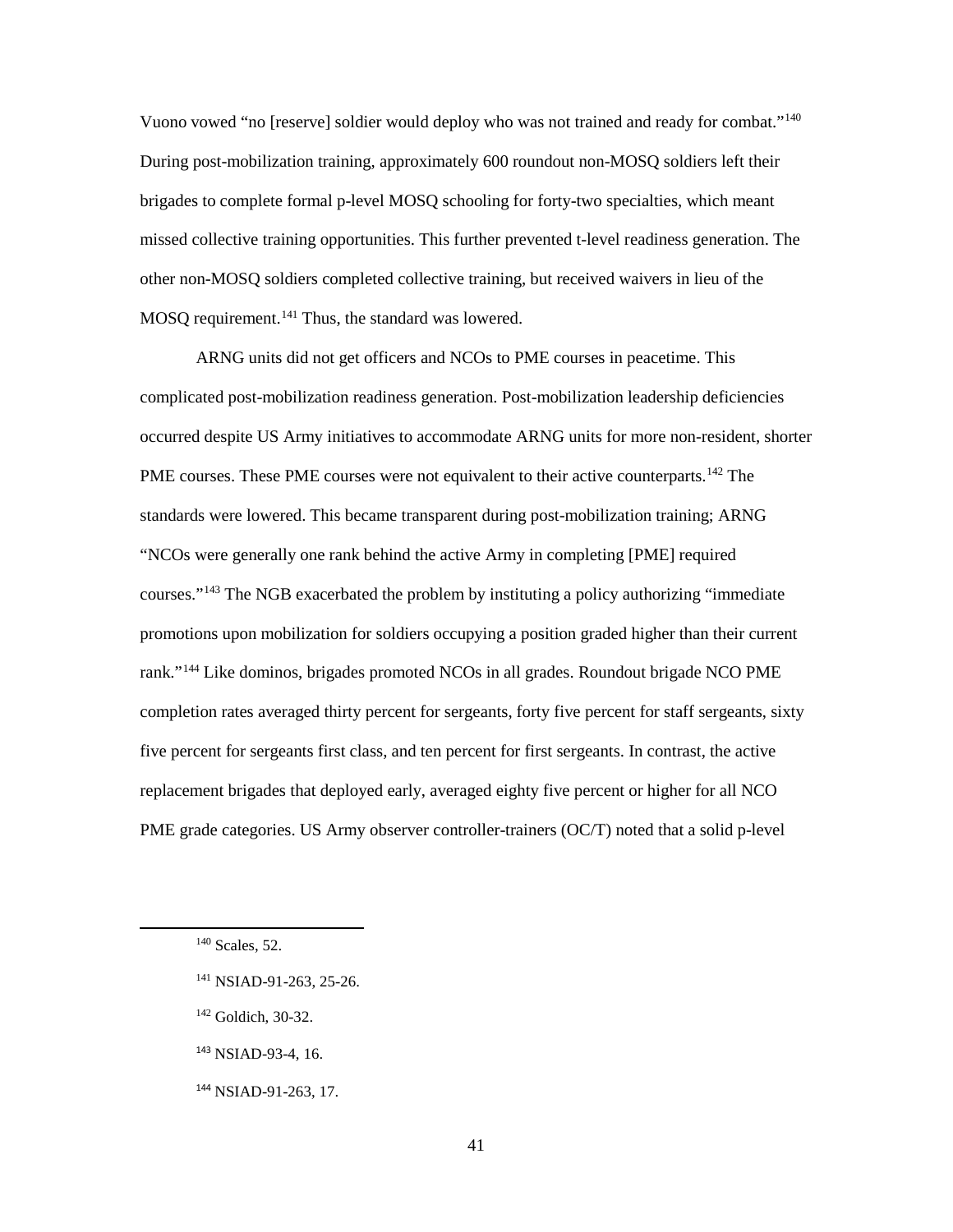Vuono vowed "no [reserve] soldier would deploy who was not trained and ready for combat."[140] During post-mobilization training, approximately 600 roundout non-MOSQ soldiers left their brigades to complete formal p-level MOSQ schooling for forty-two specialties, which meant missed collective training opportunities. This further prevented t-level readiness generation. The other non-MOSQ soldiers completed collective training, but received waivers in lieu of the MOSQ requirement.[141] Thus, the standard was lowered.

ARNG units did not get officers and NCOs to PME courses in peacetime. This complicated post-mobilization readiness generation. Post-mobilization leadership deficiencies occurred despite US Army initiatives to accommodate ARNG units for more non-resident, shorter PME courses. These PME courses were not equivalent to their active counterparts.[142] The standards were lowered. This became transparent during post-mobilization training; ARNG "NCOs were generally one rank behind the active Army in completing [PME] required courses."[143] The NGB exacerbated the problem by instituting a policy authorizing "immediate promotions upon mobilization for soldiers occupying a position graded higher than their current rank."[144] Like dominos, brigades promoted NCOs in all grades. Roundout brigade NCO PME completion rates averaged thirty percent for sergeants, forty five percent for staff sergeants, sixty five percent for sergeants first class, and ten percent for first sergeants. In contrast, the active replacement brigades that deployed early, averaged eighty five percent or higher for all NCO PME grade categories. US Army observer controller-trainers (OC/T) noted that a solid p-level

---

[140] Scales, 52.

[141] NSIAD-91-263, 25-26.

[142] Goldich, 30-32.

[143] NSIAD-93-4, 16.

[144] NSIAD-91-263, 17.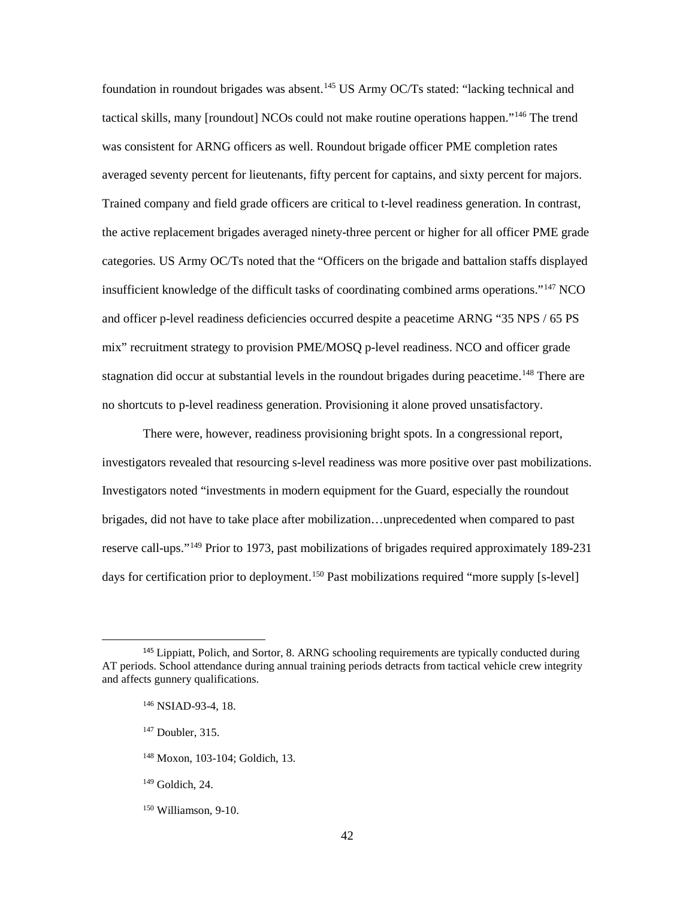foundation in roundout brigades was absent.[145] US Army OC/Ts stated: "lacking technical and tactical skills, many [roundout] NCOs could not make routine operations happen."[146] The trend was consistent for ARNG officers as well. Roundout brigade officer PME completion rates averaged seventy percent for lieutenants, fifty percent for captains, and sixty percent for majors. Trained company and field grade officers are critical to t-level readiness generation. In contrast, the active replacement brigades averaged ninety-three percent or higher for all officer PME grade categories. US Army OC/Ts noted that the "Officers on the brigade and battalion staffs displayed insufficient knowledge of the difficult tasks of coordinating combined arms operations."[147] NCO and officer p-level readiness deficiencies occurred despite a peacetime ARNG "35 NPS / 65 PS mix" recruitment strategy to provision PME/MOSQ p-level readiness. NCO and officer grade stagnation did occur at substantial levels in the roundout brigades during peacetime.[148] There are no shortcuts to p-level readiness generation. Provisioning it alone proved unsatisfactory.

There were, however, readiness provisioning bright spots. In a congressional report, investigators revealed that resourcing s-level readiness was more positive over past mobilizations. Investigators noted "investments in modern equipment for the Guard, especially the roundout brigades, did not have to take place after mobilization…unprecedented when compared to past reserve call-ups."[149] Prior to 1973, past mobilizations of brigades required approximately 189-231 days for certification prior to deployment.[150] Past mobilizations required "more supply [s-level]

---

[145] Lippiatt, Polich, and Sortor, 8. ARNG schooling requirements are typically conducted during AT periods. School attendance during annual training periods detracts from tactical vehicle crew integrity and affects gunnery qualifications.

[146] NSIAD-93-4, 18.

[147] Doubler, 315.

[148] Moxon, 103-104; Goldich, 13.

[149] Goldich, 24.

[150] Williamson, 9-10.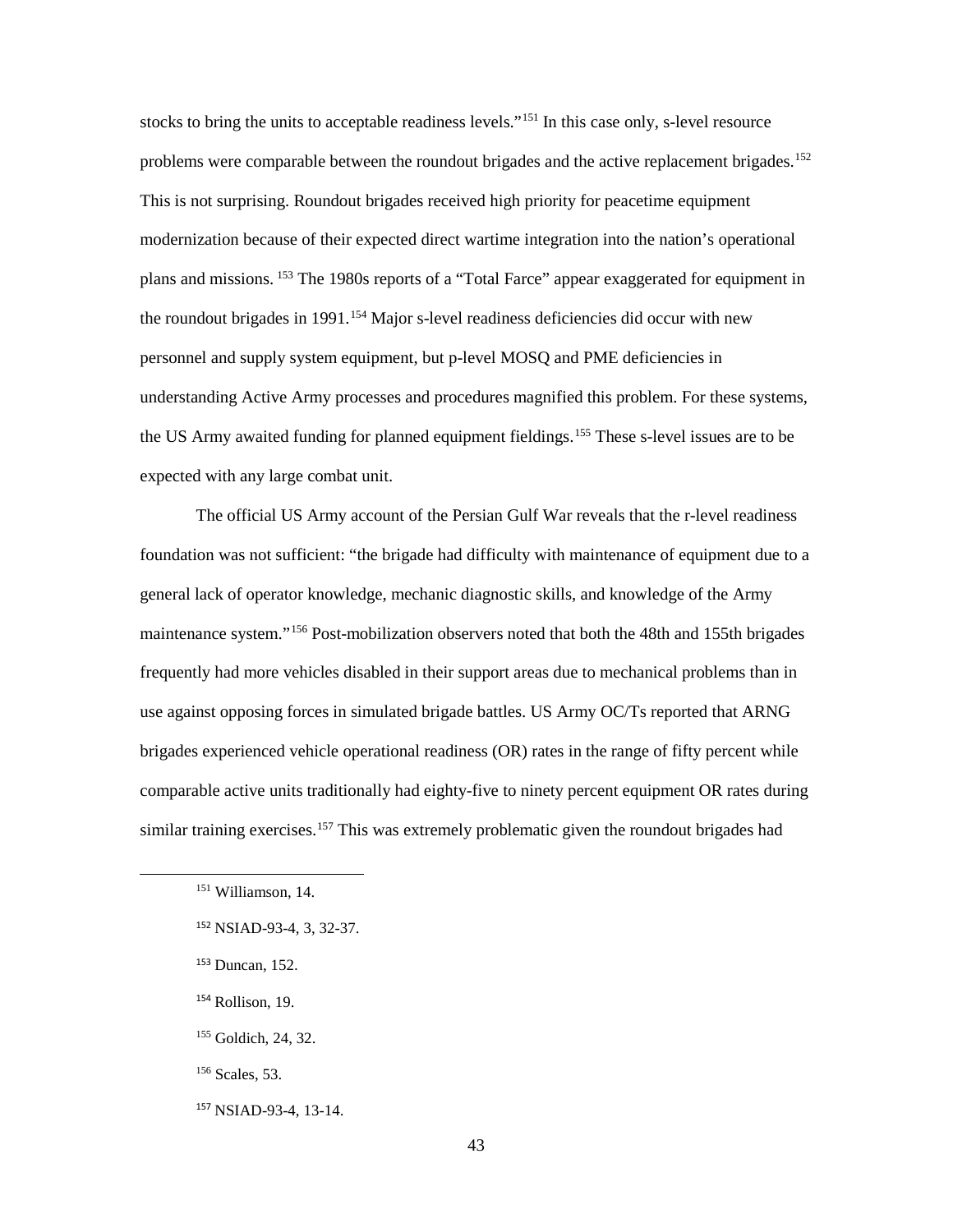stocks to bring the units to acceptable readiness levels."[151] In this case only, s-level resource problems were comparable between the roundout brigades and the active replacement brigades.[152] This is not surprising. Roundout brigades received high priority for peacetime equipment modernization because of their expected direct wartime integration into the nation's operational plans and missions.[153] The 1980s reports of a "Total Farce" appear exaggerated for equipment in the roundout brigades in 1991.[154] Major s-level readiness deficiencies did occur with new personnel and supply system equipment, but p-level MOSQ and PME deficiencies in understanding Active Army processes and procedures magnified this problem. For these systems, the US Army awaited funding for planned equipment fieldings.[155] These s-level issues are to be expected with any large combat unit.

The official US Army account of the Persian Gulf War reveals that the r-level readiness foundation was not sufficient: "the brigade had difficulty with maintenance of equipment due to a general lack of operator knowledge, mechanic diagnostic skills, and knowledge of the Army maintenance system."[156] Post-mobilization observers noted that both the 48th and 155th brigades frequently had more vehicles disabled in their support areas due to mechanical problems than in use against opposing forces in simulated brigade battles. US Army OC/Ts reported that ARNG brigades experienced vehicle operational readiness (OR) rates in the range of fifty percent while comparable active units traditionally had eighty-five to ninety percent equipment OR rates during similar training exercises.[157] This was extremely problematic given the roundout brigades had

---

[151] Williamson, 14.

[152] NSIAD-93-4, 3, 32-37.

[153] Duncan, 152.

[154] Rollison, 19.

[155] Goldich, 24, 32.

[156] Scales, 53.

[157] NSIAD-93-4, 13-14.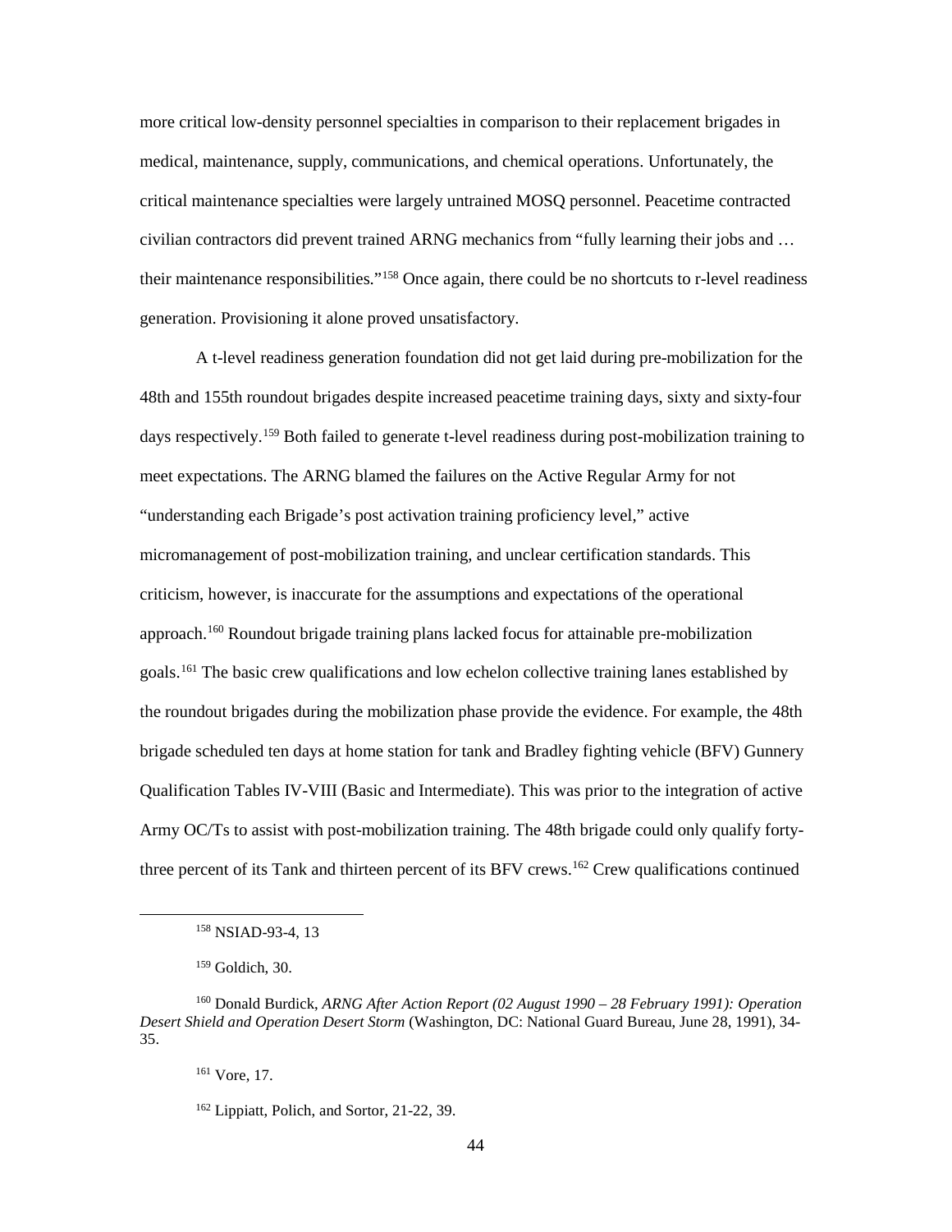more critical low-density personnel specialties in comparison to their replacement brigades in medical, maintenance, supply, communications, and chemical operations. Unfortunately, the critical maintenance specialties were largely untrained MOSQ personnel. Peacetime contracted civilian contractors did prevent trained ARNG mechanics from "fully learning their jobs and … their maintenance responsibilities."[158] Once again, there could be no shortcuts to r-level readiness generation. Provisioning it alone proved unsatisfactory.

A t-level readiness generation foundation did not get laid during pre-mobilization for the 48th and 155th roundout brigades despite increased peacetime training days, sixty and sixty-four days respectively.[159] Both failed to generate t-level readiness during post-mobilization training to meet expectations. The ARNG blamed the failures on the Active Regular Army for not "understanding each Brigade's post activation training proficiency level," active micromanagement of post-mobilization training, and unclear certification standards. This criticism, however, is inaccurate for the assumptions and expectations of the operational approach.[160] Roundout brigade training plans lacked focus for attainable pre-mobilization goals.[161] The basic crew qualifications and low echelon collective training lanes established by the roundout brigades during the mobilization phase provide the evidence. For example, the 48th brigade scheduled ten days at home station for tank and Bradley fighting vehicle (BFV) Gunnery Qualification Tables IV-VIII (Basic and Intermediate). This was prior to the integration of active Army OC/Ts to assist with post-mobilization training. The 48th brigade could only qualify forty-three percent of its Tank and thirteen percent of its BFV crews.[162] Crew qualifications continued

---

[158] NSIAD-93-4, 13

[159] Goldich, 30.

[160] Donald Burdick, *ARNG After Action Report (02 August 1990 – 28 February 1991): Operation Desert Shield and Operation Desert Storm* (Washington, DC: National Guard Bureau, June 28, 1991), 34-35.

[161] Vore, 17.

[162] Lippiatt, Polich, and Sortor, 21-22, 39.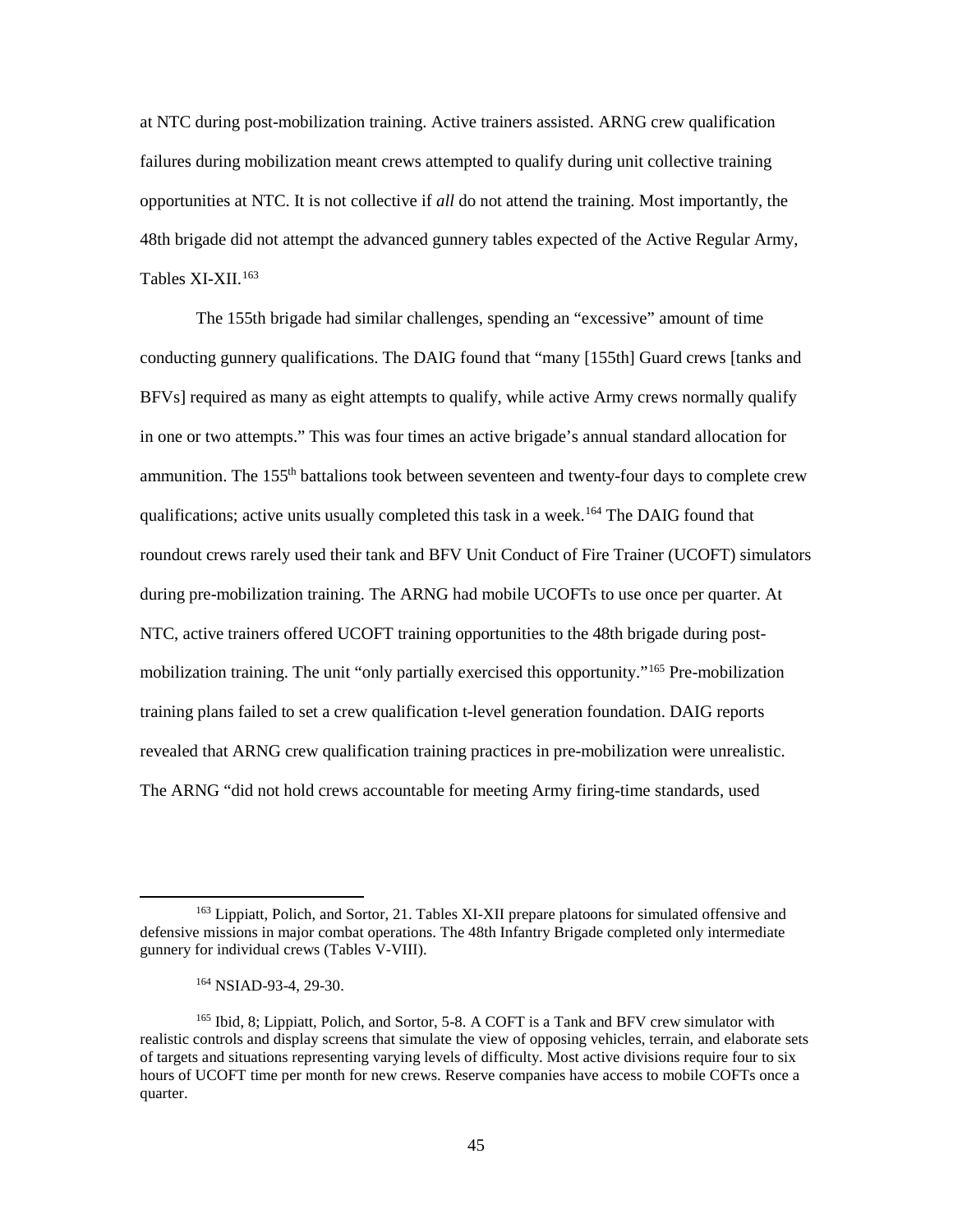at NTC during post-mobilization training. Active trainers assisted. ARNG crew qualification failures during mobilization meant crews attempted to qualify during unit collective training opportunities at NTC. It is not collective if *all* do not attend the training. Most importantly, the 48th brigade did not attempt the advanced gunnery tables expected of the Active Regular Army, Tables XI-XII.[163]

The 155th brigade had similar challenges, spending an "excessive" amount of time conducting gunnery qualifications. The DAIG found that "many [155th] Guard crews [tanks and BFVs] required as many as eight attempts to qualify, while active Army crews normally qualify in one or two attempts." This was four times an active brigade's annual standard allocation for ammunition. The 155th battalions took between seventeen and twenty-four days to complete crew qualifications; active units usually completed this task in a week.[164] The DAIG found that roundout crews rarely used their tank and BFV Unit Conduct of Fire Trainer (UCOFT) simulators during pre-mobilization training. The ARNG had mobile UCOFTs to use once per quarter. At NTC, active trainers offered UCOFT training opportunities to the 48th brigade during post-mobilization training. The unit "only partially exercised this opportunity."[165] Pre-mobilization training plans failed to set a crew qualification t-level generation foundation. DAIG reports revealed that ARNG crew qualification training practices in pre-mobilization were unrealistic. The ARNG "did not hold crews accountable for meeting Army firing-time standards, used

---

[163] Lippiatt, Polich, and Sortor, 21. Tables XI-XII prepare platoons for simulated offensive and defensive missions in major combat operations. The 48th Infantry Brigade completed only intermediate gunnery for individual crews (Tables V-VIII).

[164] NSIAD-93-4, 29-30.

[165] Ibid, 8; Lippiatt, Polich, and Sortor, 5-8. A COFT is a Tank and BFV crew simulator with realistic controls and display screens that simulate the view of opposing vehicles, terrain, and elaborate sets of targets and situations representing varying levels of difficulty. Most active divisions require four to six hours of UCOFT time per month for new crews. Reserve companies have access to mobile COFTs once a quarter.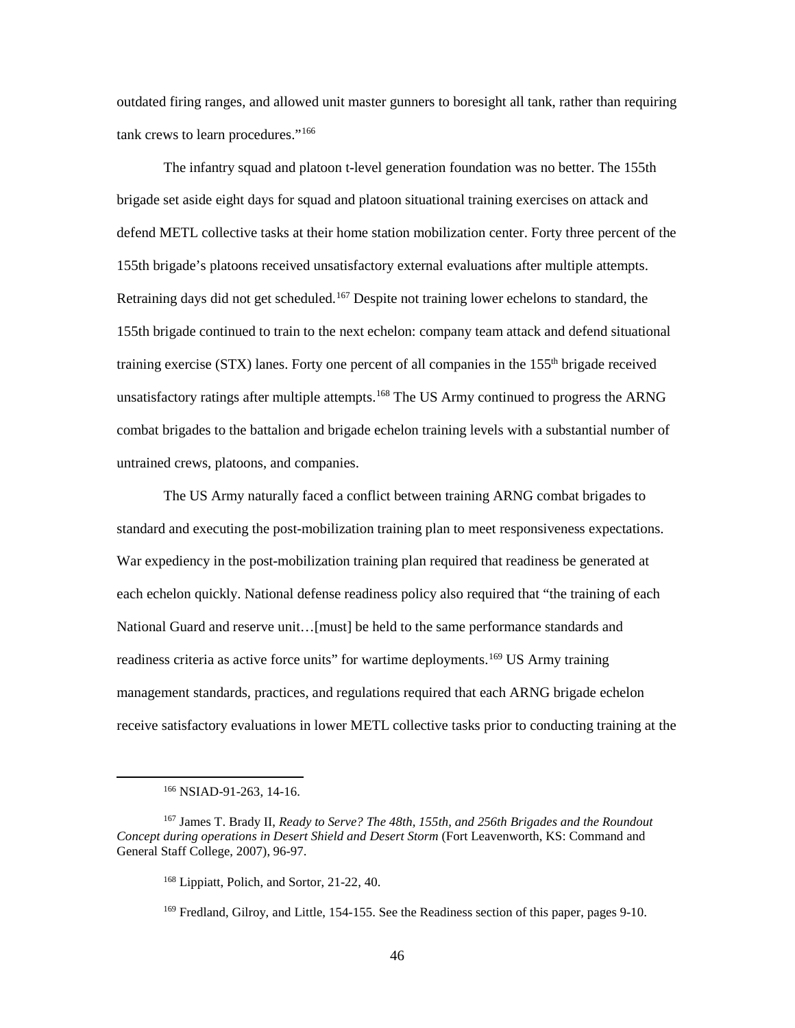outdated firing ranges, and allowed unit master gunners to boresight all tank, rather than requiring tank crews to learn procedures."[166]

The infantry squad and platoon t-level generation foundation was no better. The 155th brigade set aside eight days for squad and platoon situational training exercises on attack and defend METL collective tasks at their home station mobilization center. Forty three percent of the 155th brigade's platoons received unsatisfactory external evaluations after multiple attempts. Retraining days did not get scheduled.[167] Despite not training lower echelons to standard, the 155th brigade continued to train to the next echelon: company team attack and defend situational training exercise (STX) lanes. Forty one percent of all companies in the 155th brigade received unsatisfactory ratings after multiple attempts.[168] The US Army continued to progress the ARNG combat brigades to the battalion and brigade echelon training levels with a substantial number of untrained crews, platoons, and companies.

The US Army naturally faced a conflict between training ARNG combat brigades to standard and executing the post-mobilization training plan to meet responsiveness expectations. War expediency in the post-mobilization training plan required that readiness be generated at each echelon quickly. National defense readiness policy also required that "the training of each National Guard and reserve unit…[must] be held to the same performance standards and readiness criteria as active force units" for wartime deployments.[169] US Army training management standards, practices, and regulations required that each ARNG brigade echelon receive satisfactory evaluations in lower METL collective tasks prior to conducting training at the

---

[166] NSIAD-91-263, 14-16.

[167] James T. Brady II, *Ready to Serve? The 48th, 155th, and 256th Brigades and the Roundout Concept during operations in Desert Shield and Desert Storm* (Fort Leavenworth, KS: Command and General Staff College, 2007), 96-97.

[168] Lippiatt, Polich, and Sortor, 21-22, 40.

[169] Fredland, Gilroy, and Little, 154-155. See the Readiness section of this paper, pages 9-10.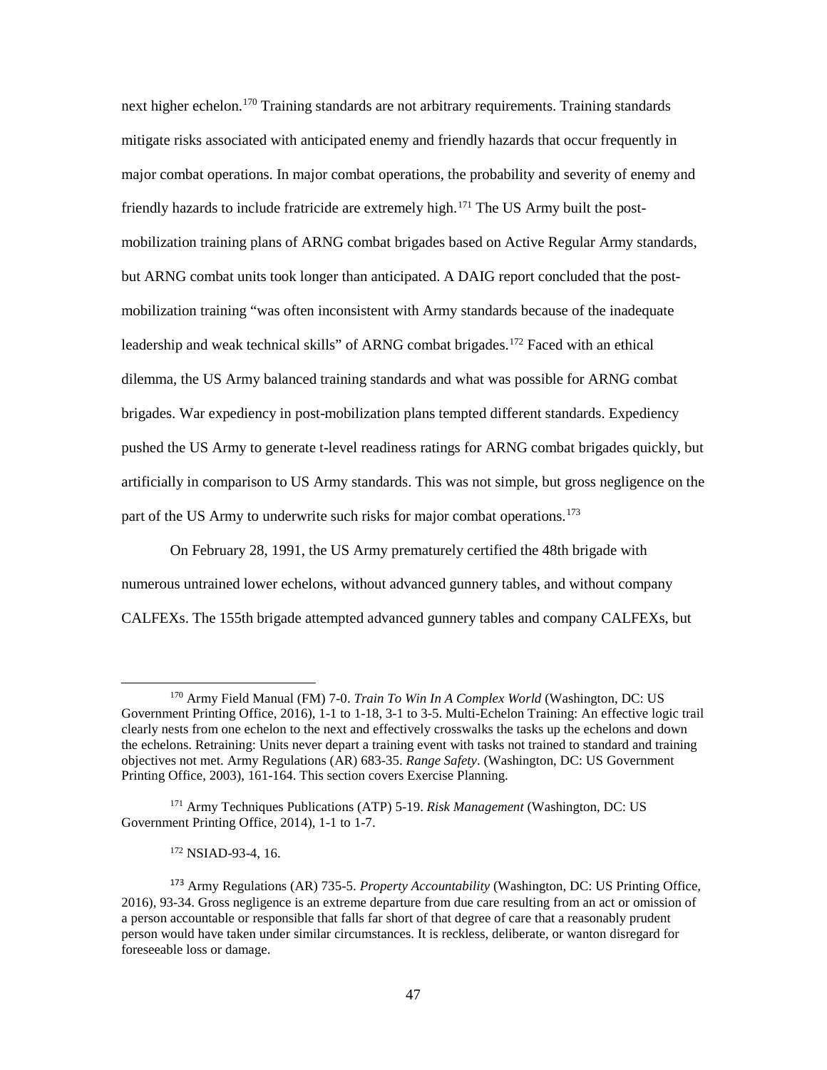next higher echelon.[170] Training standards are not arbitrary requirements. Training standards mitigate risks associated with anticipated enemy and friendly hazards that occur frequently in major combat operations. In major combat operations, the probability and severity of enemy and friendly hazards to include fratricide are extremely high.[171] The US Army built the post-mobilization training plans of ARNG combat brigades based on Active Regular Army standards, but ARNG combat units took longer than anticipated. A DAIG report concluded that the post-mobilization training "was often inconsistent with Army standards because of the inadequate leadership and weak technical skills" of ARNG combat brigades.[172] Faced with an ethical dilemma, the US Army balanced training standards and what was possible for ARNG combat brigades. War expediency in post-mobilization plans tempted different standards. Expediency pushed the US Army to generate t-level readiness ratings for ARNG combat brigades quickly, but artificially in comparison to US Army standards. This was not simple, but gross negligence on the part of the US Army to underwrite such risks for major combat operations.[173]

On February 28, 1991, the US Army prematurely certified the 48th brigade with numerous untrained lower echelons, without advanced gunnery tables, and without company CALFEXs. The 155th brigade attempted advanced gunnery tables and company CALFEXs, but

---

[170] Army Field Manual (FM) 7-0. *Train To Win In A Complex World* (Washington, DC: US Government Printing Office, 2016), 1-1 to 1-18, 3-1 to 3-5. Multi-Echelon Training: An effective logic trail clearly nests from one echelon to the next and effectively crosswalks the tasks up the echelons and down the echelons. Retraining: Units never depart a training event with tasks not trained to standard and training objectives not met. Army Regulations (AR) 683-35. *Range Safety*. (Washington, DC: US Government Printing Office, 2003), 161-164. This section covers Exercise Planning.

[171] Army Techniques Publications (ATP) 5-19. *Risk Management* (Washington, DC: US Government Printing Office, 2014), 1-1 to 1-7.

[172] NSIAD-93-4, 16.

[173] Army Regulations (AR) 735-5. *Property Accountability* (Washington, DC: US Printing Office, 2016), 93-34. Gross negligence is an extreme departure from due care resulting from an act or omission of a person accountable or responsible that falls far short of that degree of care that a reasonably prudent person would have taken under similar circumstances. It is reckless, deliberate, or wanton disregard for foreseeable loss or damage.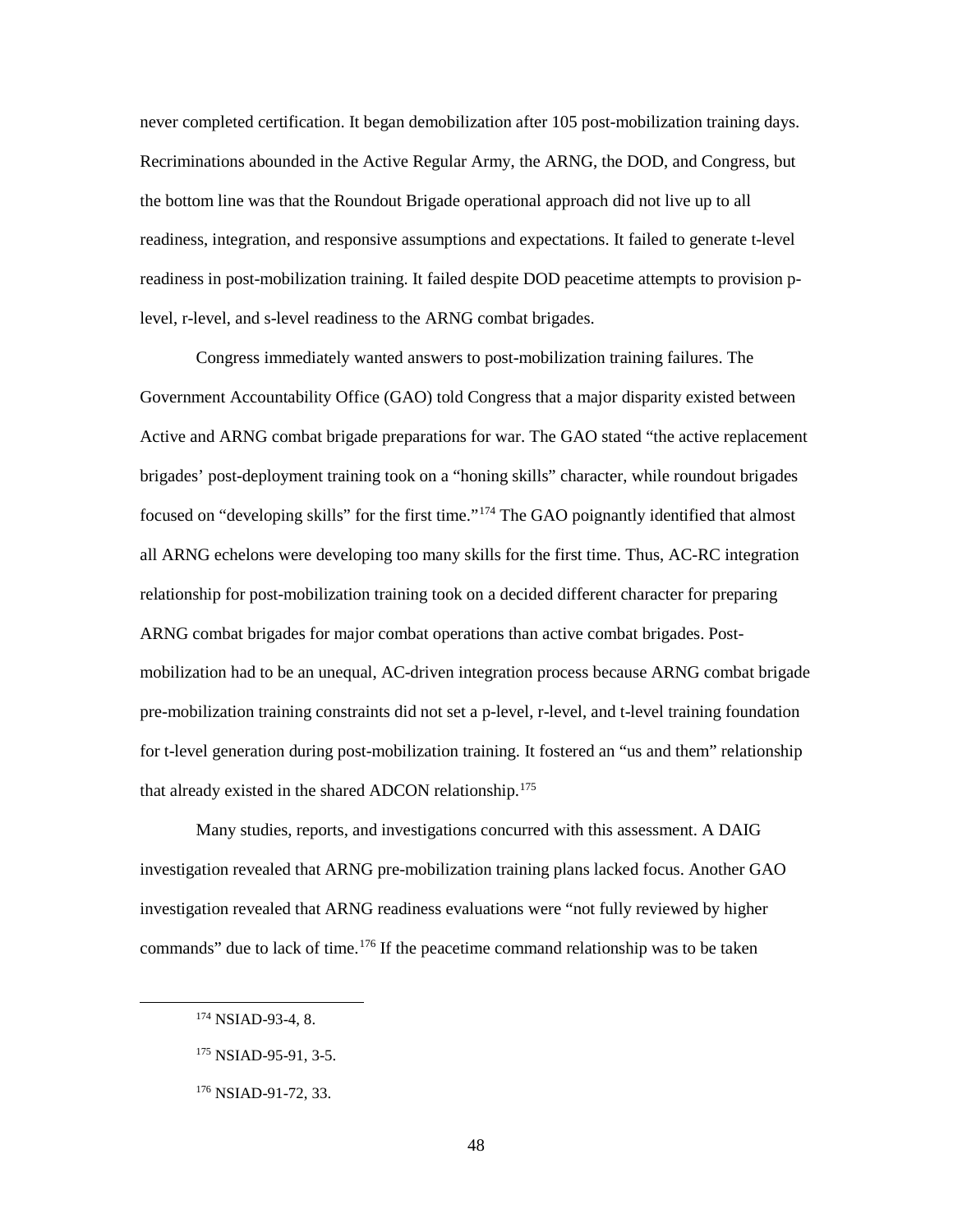never completed certification. It began demobilization after 105 post-mobilization training days. Recriminations abounded in the Active Regular Army, the ARNG, the DOD, and Congress, but the bottom line was that the Roundout Brigade operational approach did not live up to all readiness, integration, and responsive assumptions and expectations. It failed to generate t-level readiness in post-mobilization training. It failed despite DOD peacetime attempts to provision p-level, r-level, and s-level readiness to the ARNG combat brigades.

Congress immediately wanted answers to post-mobilization training failures. The Government Accountability Office (GAO) told Congress that a major disparity existed between Active and ARNG combat brigade preparations for war. The GAO stated "the active replacement brigades' post-deployment training took on a "honing skills" character, while roundout brigades focused on "developing skills" for the first time."[174] The GAO poignantly identified that almost all ARNG echelons were developing too many skills for the first time. Thus, AC-RC integration relationship for post-mobilization training took on a decided different character for preparing ARNG combat brigades for major combat operations than active combat brigades. Post-mobilization had to be an unequal, AC-driven integration process because ARNG combat brigade pre-mobilization training constraints did not set a p-level, r-level, and t-level training foundation for t-level generation during post-mobilization training. It fostered an "us and them" relationship that already existed in the shared ADCON relationship.[175]

Many studies, reports, and investigations concurred with this assessment. A DAIG investigation revealed that ARNG pre-mobilization training plans lacked focus. Another GAO investigation revealed that ARNG readiness evaluations were "not fully reviewed by higher commands" due to lack of time.[176] If the peacetime command relationship was to be taken

---

[174] NSIAD-93-4, 8.

[175] NSIAD-95-91, 3-5.

[176] NSIAD-91-72, 33.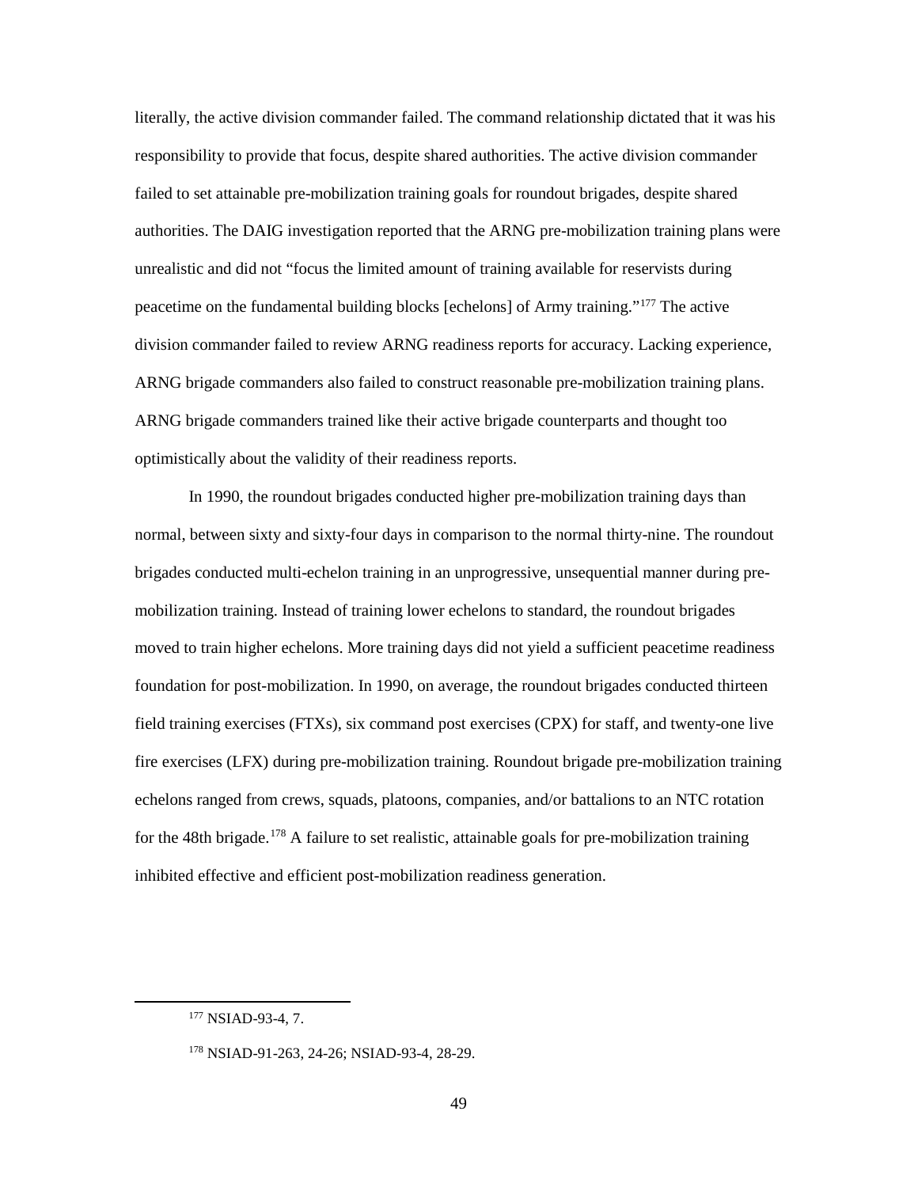literally, the active division commander failed. The command relationship dictated that it was his responsibility to provide that focus, despite shared authorities. The active division commander failed to set attainable pre-mobilization training goals for roundout brigades, despite shared authorities. The DAIG investigation reported that the ARNG pre-mobilization training plans were unrealistic and did not "focus the limited amount of training available for reservists during peacetime on the fundamental building blocks [echelons] of Army training."[177] The active division commander failed to review ARNG readiness reports for accuracy. Lacking experience, ARNG brigade commanders also failed to construct reasonable pre-mobilization training plans. ARNG brigade commanders trained like their active brigade counterparts and thought too optimistically about the validity of their readiness reports.

In 1990, the roundout brigades conducted higher pre-mobilization training days than normal, between sixty and sixty-four days in comparison to the normal thirty-nine. The roundout brigades conducted multi-echelon training in an unprogressive, unsequential manner during pre-mobilization training. Instead of training lower echelons to standard, the roundout brigades moved to train higher echelons. More training days did not yield a sufficient peacetime readiness foundation for post-mobilization. In 1990, on average, the roundout brigades conducted thirteen field training exercises (FTXs), six command post exercises (CPX) for staff, and twenty-one live fire exercises (LFX) during pre-mobilization training. Roundout brigade pre-mobilization training echelons ranged from crews, squads, platoons, companies, and/or battalions to an NTC rotation for the 48th brigade.[178] A failure to set realistic, attainable goals for pre-mobilization training inhibited effective and efficient post-mobilization readiness generation.

---

[177] NSIAD-93-4, 7.

[178] NSIAD-91-263, 24-26; NSIAD-93-4, 28-29.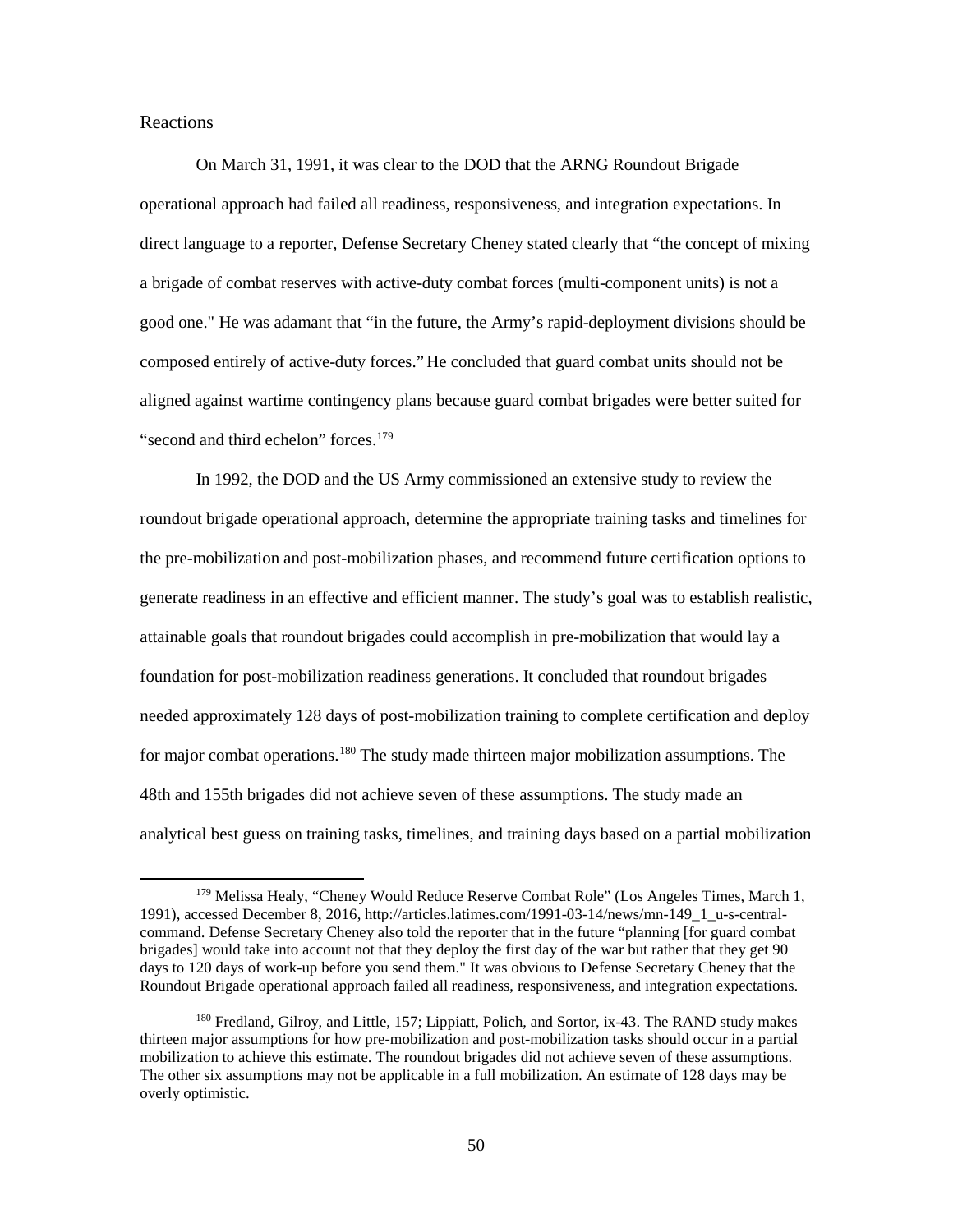## Reactions

On March 31, 1991, it was clear to the DOD that the ARNG Roundout Brigade operational approach had failed all readiness, responsiveness, and integration expectations. In direct language to a reporter, Defense Secretary Cheney stated clearly that "the concept of mixing a brigade of combat reserves with active-duty combat forces (multi-component units) is not a good one." He was adamant that "in the future, the Army's rapid-deployment divisions should be composed entirely of active-duty forces." He concluded that guard combat units should not be aligned against wartime contingency plans because guard combat brigades were better suited for "second and third echelon" forces.[179]

In 1992, the DOD and the US Army commissioned an extensive study to review the roundout brigade operational approach, determine the appropriate training tasks and timelines for the pre-mobilization and post-mobilization phases, and recommend future certification options to generate readiness in an effective and efficient manner. The study's goal was to establish realistic, attainable goals that roundout brigades could accomplish in pre-mobilization that would lay a foundation for post-mobilization readiness generations. It concluded that roundout brigades needed approximately 128 days of post-mobilization training to complete certification and deploy for major combat operations.[180] The study made thirteen major mobilization assumptions. The 48th and 155th brigades did not achieve seven of these assumptions. The study made an analytical best guess on training tasks, timelines, and training days based on a partial mobilization

---

[179] Melissa Healy, "Cheney Would Reduce Reserve Combat Role" (Los Angeles Times, March 1, 1991), accessed December 8, 2016, http://articles.latimes.com/1991-03-14/news/mn-149_1_u-s-central-command. Defense Secretary Cheney also told the reporter that in the future "planning [for guard combat brigades] would take into account not that they deploy the first day of the war but rather that they get 90 days to 120 days of work-up before you send them." It was obvious to Defense Secretary Cheney that the Roundout Brigade operational approach failed all readiness, responsiveness, and integration expectations.

[180] Fredland, Gilroy, and Little, 157; Lippiatt, Polich, and Sortor, ix-43. The RAND study makes thirteen major assumptions for how pre-mobilization and post-mobilization tasks should occur in a partial mobilization to achieve this estimate. The roundout brigades did not achieve seven of these assumptions. The other six assumptions may not be applicable in a full mobilization. An estimate of 128 days may be overly optimistic.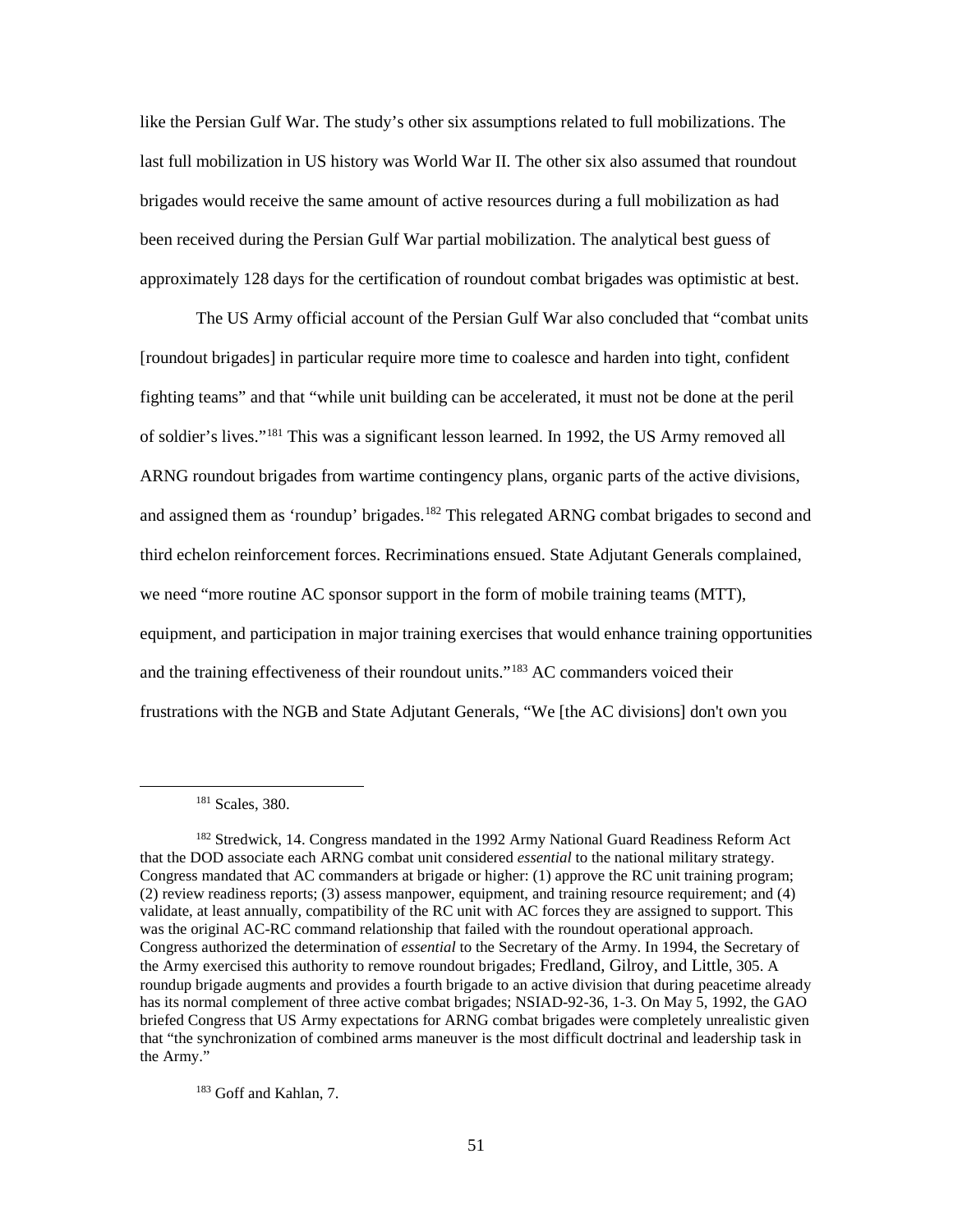like the Persian Gulf War. The study's other six assumptions related to full mobilizations. The last full mobilization in US history was World War II. The other six also assumed that roundout brigades would receive the same amount of active resources during a full mobilization as had been received during the Persian Gulf War partial mobilization. The analytical best guess of approximately 128 days for the certification of roundout combat brigades was optimistic at best.

The US Army official account of the Persian Gulf War also concluded that "combat units [roundout brigades] in particular require more time to coalesce and harden into tight, confident fighting teams" and that "while unit building can be accelerated, it must not be done at the peril of soldier's lives."[181] This was a significant lesson learned. In 1992, the US Army removed all ARNG roundout brigades from wartime contingency plans, organic parts of the active divisions, and assigned them as 'roundup' brigades.[182] This relegated ARNG combat brigades to second and third echelon reinforcement forces. Recriminations ensued. State Adjutant Generals complained, we need "more routine AC sponsor support in the form of mobile training teams (MTT), equipment, and participation in major training exercises that would enhance training opportunities and the training effectiveness of their roundout units."[183] AC commanders voiced their frustrations with the NGB and State Adjutant Generals, "We [the AC divisions] don't own you

---

[181] Scales, 380.

[182] Stredwick, 14. Congress mandated in the 1992 Army National Guard Readiness Reform Act that the DOD associate each ARNG combat unit considered *essential* to the national military strategy. Congress mandated that AC commanders at brigade or higher: (1) approve the RC unit training program; (2) review readiness reports; (3) assess manpower, equipment, and training resource requirement; and (4) validate, at least annually, compatibility of the RC unit with AC forces they are assigned to support. This was the original AC-RC command relationship that failed with the roundout operational approach. Congress authorized the determination of *essential* to the Secretary of the Army. In 1994, the Secretary of the Army exercised this authority to remove roundout brigades; Fredland, Gilroy, and Little, 305. A roundup brigade augments and provides a fourth brigade to an active division that during peacetime already has its normal complement of three active combat brigades; NSIAD-92-36, 1-3. On May 5, 1992, the GAO briefed Congress that US Army expectations for ARNG combat brigades were completely unrealistic given that "the synchronization of combined arms maneuver is the most difficult doctrinal and leadership task in the Army."

[183] Goff and Kahlan, 7.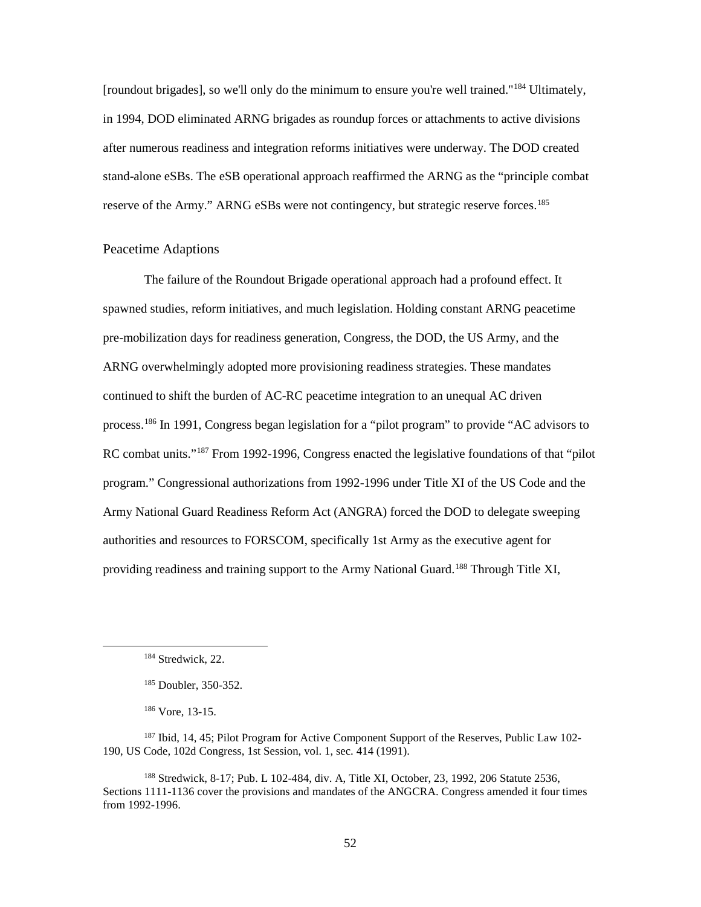[roundout brigades], so we'll only do the minimum to ensure you're well trained."[184] Ultimately, in 1994, DOD eliminated ARNG brigades as roundup forces or attachments to active divisions after numerous readiness and integration reforms initiatives were underway. The DOD created stand-alone eSBs. The eSB operational approach reaffirmed the ARNG as the "principle combat reserve of the Army." ARNG eSBs were not contingency, but strategic reserve forces.[185]

## Peacetime Adaptions

The failure of the Roundout Brigade operational approach had a profound effect. It spawned studies, reform initiatives, and much legislation. Holding constant ARNG peacetime pre-mobilization days for readiness generation, Congress, the DOD, the US Army, and the ARNG overwhelmingly adopted more provisioning readiness strategies. These mandates continued to shift the burden of AC-RC peacetime integration to an unequal AC driven process.[186] In 1991, Congress began legislation for a "pilot program" to provide "AC advisors to RC combat units."[187] From 1992-1996, Congress enacted the legislative foundations of that "pilot program." Congressional authorizations from 1992-1996 under Title XI of the US Code and the Army National Guard Readiness Reform Act (ANGRA) forced the DOD to delegate sweeping authorities and resources to FORSCOM, specifically 1st Army as the executive agent for providing readiness and training support to the Army National Guard.[188] Through Title XI,

---

[184] Stredwick, 22.

[185] Doubler, 350-352.

[186] Vore, 13-15.

[187] Ibid, 14, 45; Pilot Program for Active Component Support of the Reserves, Public Law 102-190, US Code, 102d Congress, 1st Session, vol. 1, sec. 414 (1991).

[188] Stredwick, 8-17; Pub. L 102-484, div. A, Title XI, October, 23, 1992, 206 Statute 2536, Sections 1111-1136 cover the provisions and mandates of the ANGCRA. Congress amended it four times from 1992-1996.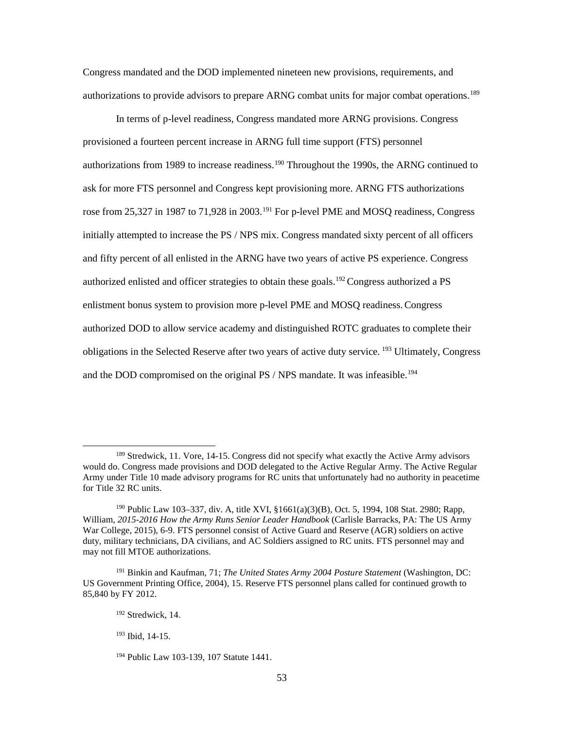Congress mandated and the DOD implemented nineteen new provisions, requirements, and authorizations to provide advisors to prepare ARNG combat units for major combat operations.[189]

In terms of p-level readiness, Congress mandated more ARNG provisions. Congress provisioned a fourteen percent increase in ARNG full time support (FTS) personnel authorizations from 1989 to increase readiness.[190] Throughout the 1990s, the ARNG continued to ask for more FTS personnel and Congress kept provisioning more. ARNG FTS authorizations rose from 25,327 in 1987 to 71,928 in 2003.[191] For p-level PME and MOSQ readiness, Congress initially attempted to increase the PS / NPS mix. Congress mandated sixty percent of all officers and fifty percent of all enlisted in the ARNG have two years of active PS experience. Congress authorized enlisted and officer strategies to obtain these goals.[192] Congress authorized a PS enlistment bonus system to provision more p-level PME and MOSQ readiness. Congress authorized DOD to allow service academy and distinguished ROTC graduates to complete their obligations in the Selected Reserve after two years of active duty service. [193] Ultimately, Congress and the DOD compromised on the original PS / NPS mandate. It was infeasible.[194]

---

[189] Stredwick, 11. Vore, 14-15. Congress did not specify what exactly the Active Army advisors would do. Congress made provisions and DOD delegated to the Active Regular Army. The Active Regular Army under Title 10 made advisory programs for RC units that unfortunately had no authority in peacetime for Title 32 RC units.

[190] Public Law 103–337, div. A, title XVI, §1661(a)(3)(B), Oct. 5, 1994, 108 Stat. 2980; Rapp, William, *2015-2016 How the Army Runs Senior Leader Handbook* (Carlisle Barracks, PA: The US Army War College, 2015), 6-9. FTS personnel consist of Active Guard and Reserve (AGR) soldiers on active duty, military technicians, DA civilians, and AC Soldiers assigned to RC units. FTS personnel may and may not fill MTOE authorizations.

[191] Binkin and Kaufman, 71; *The United States Army 2004 Posture Statement* (Washington, DC: US Government Printing Office, 2004), 15. Reserve FTS personnel plans called for continued growth to 85,840 by FY 2012.

[192] Stredwick, 14.

[193] Ibid, 14-15.

[194] Public Law 103-139, 107 Statute 1441.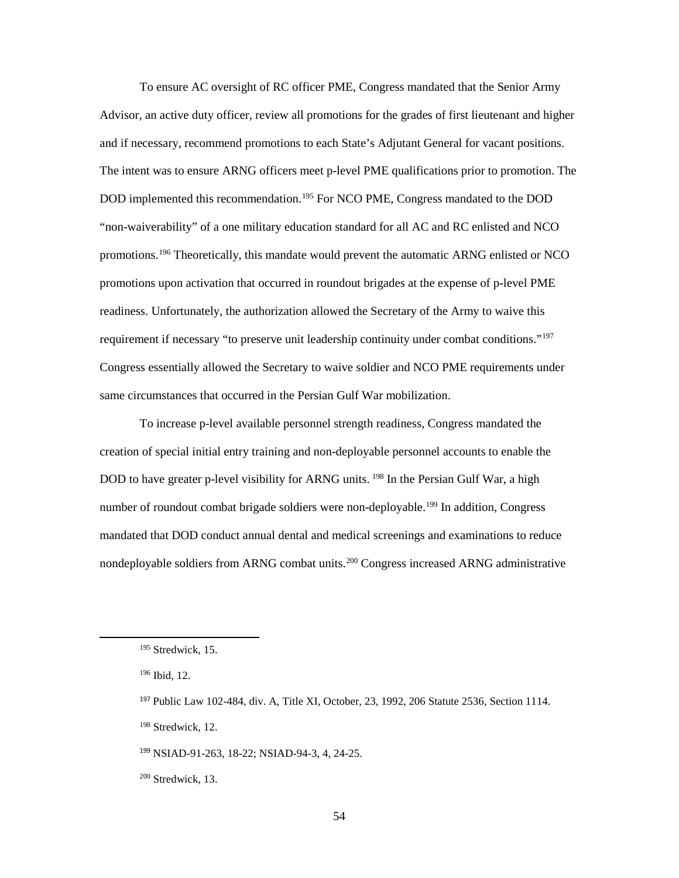To ensure AC oversight of RC officer PME, Congress mandated that the Senior Army Advisor, an active duty officer, review all promotions for the grades of first lieutenant and higher and if necessary, recommend promotions to each State's Adjutant General for vacant positions. The intent was to ensure ARNG officers meet p-level PME qualifications prior to promotion. The DOD implemented this recommendation.[195] For NCO PME, Congress mandated to the DOD "non-waiverability" of a one military education standard for all AC and RC enlisted and NCO promotions.[196] Theoretically, this mandate would prevent the automatic ARNG enlisted or NCO promotions upon activation that occurred in roundout brigades at the expense of p-level PME readiness. Unfortunately, the authorization allowed the Secretary of the Army to waive this requirement if necessary "to preserve unit leadership continuity under combat conditions."[197] Congress essentially allowed the Secretary to waive soldier and NCO PME requirements under same circumstances that occurred in the Persian Gulf War mobilization.

To increase p-level available personnel strength readiness, Congress mandated the creation of special initial entry training and non-deployable personnel accounts to enable the DOD to have greater p-level visibility for ARNG units. [198] In the Persian Gulf War, a high number of roundout combat brigade soldiers were non-deployable.[199] In addition, Congress mandated that DOD conduct annual dental and medical screenings and examinations to reduce nondeployable soldiers from ARNG combat units.[200] Congress increased ARNG administrative

---

[195] Stredwick, 15.

[196] Ibid, 12.

[197] Public Law 102-484, div. A, Title XI, October, 23, 1992, 206 Statute 2536, Section 1114.

[198] Stredwick, 12.

[199] NSIAD-91-263, 18-22; NSIAD-94-3, 4, 24-25.

[200] Stredwick, 13.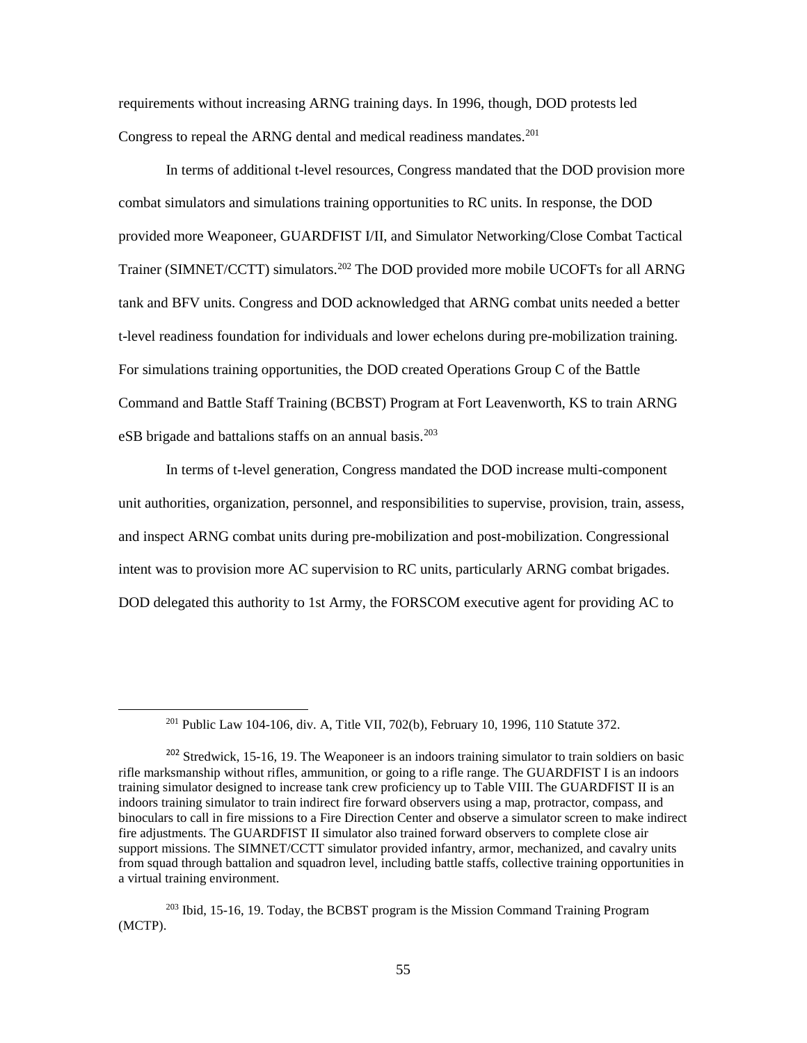requirements without increasing ARNG training days. In 1996, though, DOD protests led Congress to repeal the ARNG dental and medical readiness mandates.[201]

In terms of additional t-level resources, Congress mandated that the DOD provision more combat simulators and simulations training opportunities to RC units. In response, the DOD provided more Weaponeer, GUARDFIST I/II, and Simulator Networking/Close Combat Tactical Trainer (SIMNET/CCTT) simulators.[202] The DOD provided more mobile UCOFTs for all ARNG tank and BFV units. Congress and DOD acknowledged that ARNG combat units needed a better t-level readiness foundation for individuals and lower echelons during pre-mobilization training. For simulations training opportunities, the DOD created Operations Group C of the Battle Command and Battle Staff Training (BCBST) Program at Fort Leavenworth, KS to train ARNG eSB brigade and battalions staffs on an annual basis.[203]

In terms of t-level generation, Congress mandated the DOD increase multi-component unit authorities, organization, personnel, and responsibilities to supervise, provision, train, assess, and inspect ARNG combat units during pre-mobilization and post-mobilization. Congressional intent was to provision more AC supervision to RC units, particularly ARNG combat brigades. DOD delegated this authority to 1st Army, the FORSCOM executive agent for providing AC to

---

[201] Public Law 104-106, div. A, Title VII, 702(b), February 10, 1996, 110 Statute 372.

[202] Stredwick, 15-16, 19. The Weaponeer is an indoors training simulator to train soldiers on basic rifle marksmanship without rifles, ammunition, or going to a rifle range. The GUARDFIST I is an indoors training simulator designed to increase tank crew proficiency up to Table VIII. The GUARDFIST II is an indoors training simulator to train indirect fire forward observers using a map, protractor, compass, and binoculars to call in fire missions to a Fire Direction Center and observe a simulator screen to make indirect fire adjustments. The GUARDFIST II simulator also trained forward observers to complete close air support missions. The SIMNET/CCTT simulator provided infantry, armor, mechanized, and cavalry units from squad through battalion and squadron level, including battle staffs, collective training opportunities in a virtual training environment.

[203] Ibid, 15-16, 19. Today, the BCBST program is the Mission Command Training Program (MCTP).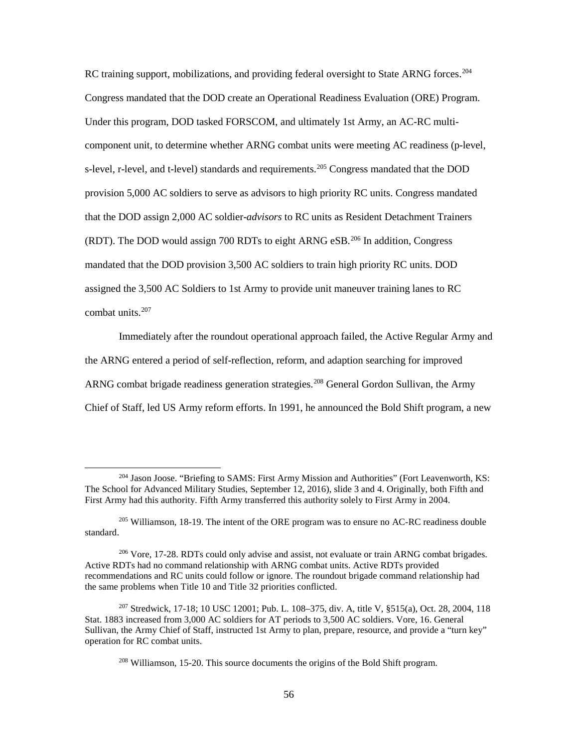RC training support, mobilizations, and providing federal oversight to State ARNG forces.[204] Congress mandated that the DOD create an Operational Readiness Evaluation (ORE) Program. Under this program, DOD tasked FORSCOM, and ultimately 1st Army, an AC-RC multi-component unit, to determine whether ARNG combat units were meeting AC readiness (p-level, s-level, r-level, and t-level) standards and requirements.[205] Congress mandated that the DOD provision 5,000 AC soldiers to serve as advisors to high priority RC units. Congress mandated that the DOD assign 2,000 AC soldier-*advisors* to RC units as Resident Detachment Trainers (RDT). The DOD would assign 700 RDTs to eight ARNG eSB.[206] In addition, Congress mandated that the DOD provision 3,500 AC soldiers to train high priority RC units. DOD assigned the 3,500 AC Soldiers to 1st Army to provide unit maneuver training lanes to RC combat units.[207]

Immediately after the roundout operational approach failed, the Active Regular Army and the ARNG entered a period of self-reflection, reform, and adaption searching for improved ARNG combat brigade readiness generation strategies.[208] General Gordon Sullivan, the Army Chief of Staff, led US Army reform efforts. In 1991, he announced the Bold Shift program, a new

---

[204] Jason Joose. "Briefing to SAMS: First Army Mission and Authorities" (Fort Leavenworth, KS: The School for Advanced Military Studies, September 12, 2016), slide 3 and 4. Originally, both Fifth and First Army had this authority. Fifth Army transferred this authority solely to First Army in 2004.

[205] Williamson, 18-19. The intent of the ORE program was to ensure no AC-RC readiness double standard.

[206] Vore, 17-28. RDTs could only advise and assist, not evaluate or train ARNG combat brigades. Active RDTs had no command relationship with ARNG combat units. Active RDTs provided recommendations and RC units could follow or ignore. The roundout brigade command relationship had the same problems when Title 10 and Title 32 priorities conflicted.

[207] Stredwick, 17-18; 10 USC 12001; Pub. L. 108–375, div. A, title V, §515(a), Oct. 28, 2004, 118 Stat. 1883 increased from 3,000 AC soldiers for AT periods to 3,500 AC soldiers. Vore, 16. General Sullivan, the Army Chief of Staff, instructed 1st Army to plan, prepare, resource, and provide a "turn key" operation for RC combat units.

[208] Williamson, 15-20. This source documents the origins of the Bold Shift program.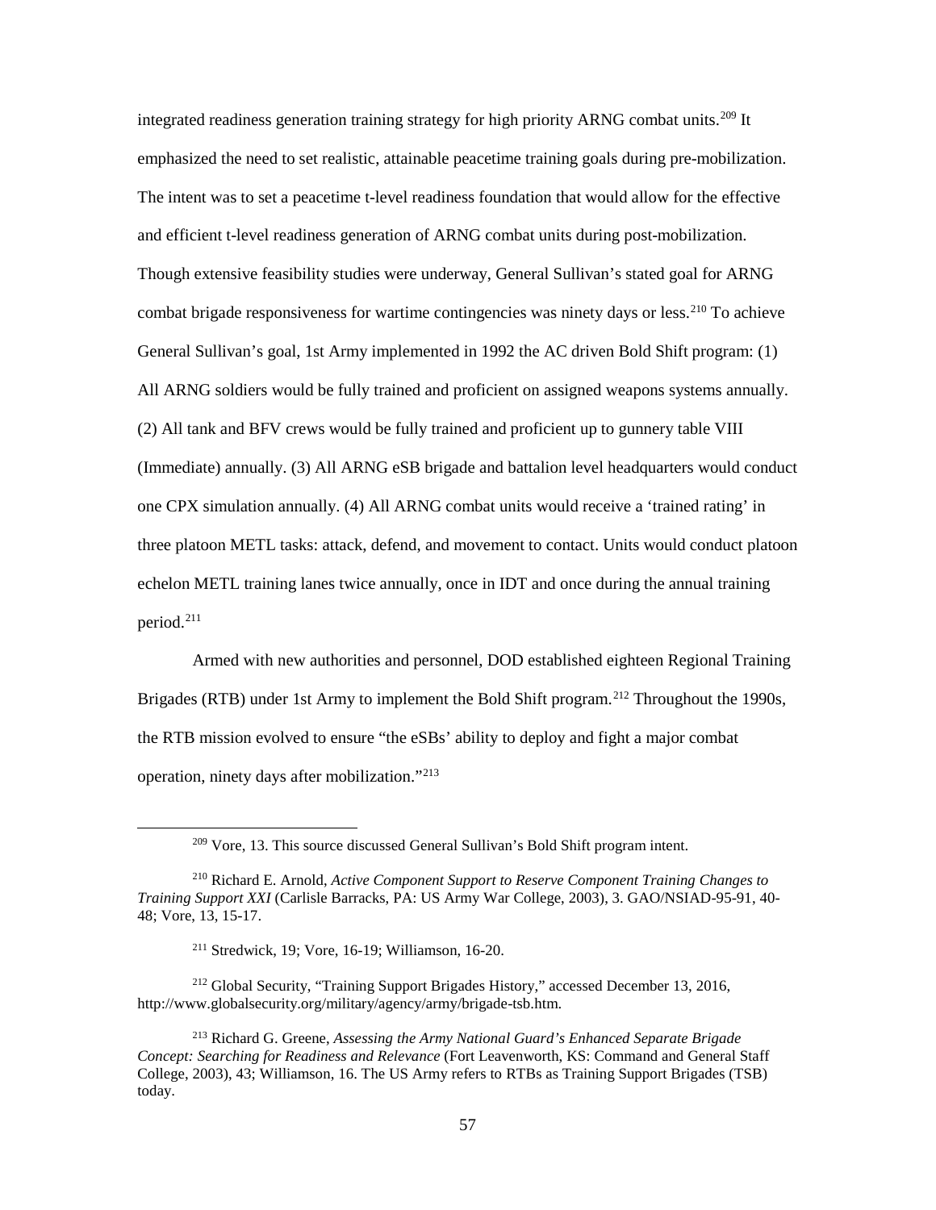integrated readiness generation training strategy for high priority ARNG combat units.[209] It emphasized the need to set realistic, attainable peacetime training goals during pre-mobilization. The intent was to set a peacetime t-level readiness foundation that would allow for the effective and efficient t-level readiness generation of ARNG combat units during post-mobilization. Though extensive feasibility studies were underway, General Sullivan's stated goal for ARNG combat brigade responsiveness for wartime contingencies was ninety days or less.[210] To achieve General Sullivan's goal, 1st Army implemented in 1992 the AC driven Bold Shift program: (1) All ARNG soldiers would be fully trained and proficient on assigned weapons systems annually. (2) All tank and BFV crews would be fully trained and proficient up to gunnery table VIII (Immediate) annually. (3) All ARNG eSB brigade and battalion level headquarters would conduct one CPX simulation annually. (4) All ARNG combat units would receive a 'trained rating' in three platoon METL tasks: attack, defend, and movement to contact. Units would conduct platoon echelon METL training lanes twice annually, once in IDT and once during the annual training period.[211]

Armed with new authorities and personnel, DOD established eighteen Regional Training Brigades (RTB) under 1st Army to implement the Bold Shift program.[212] Throughout the 1990s, the RTB mission evolved to ensure "the eSBs' ability to deploy and fight a major combat operation, ninety days after mobilization."[213]

---

[209] Vore, 13. This source discussed General Sullivan's Bold Shift program intent.

[210] Richard E. Arnold, *Active Component Support to Reserve Component Training Changes to Training Support XXI* (Carlisle Barracks, PA: US Army War College, 2003), 3. GAO/NSIAD-95-91, 40-48; Vore, 13, 15-17.

[211] Stredwick, 19; Vore, 16-19; Williamson, 16-20.

[212] Global Security, "Training Support Brigades History," accessed December 13, 2016, http://www.globalsecurity.org/military/agency/army/brigade-tsb.htm.

[213] Richard G. Greene, *Assessing the Army National Guard's Enhanced Separate Brigade Concept: Searching for Readiness and Relevance* (Fort Leavenworth, KS: Command and General Staff College, 2003), 43; Williamson, 16. The US Army refers to RTBs as Training Support Brigades (TSB) today.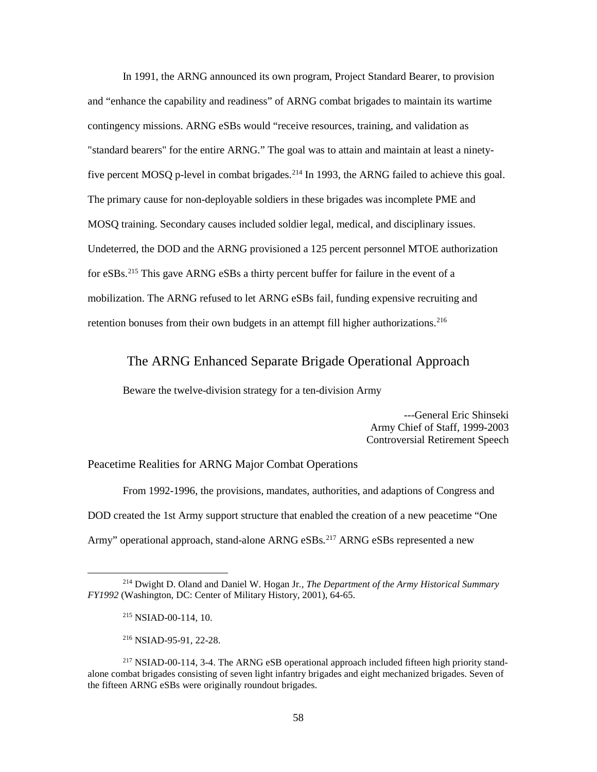In 1991, the ARNG announced its own program, Project Standard Bearer, to provision and "enhance the capability and readiness" of ARNG combat brigades to maintain its wartime contingency missions. ARNG eSBs would "receive resources, training, and validation as "standard bearers" for the entire ARNG." The goal was to attain and maintain at least a ninety-five percent MOSQ p-level in combat brigades.[214] In 1993, the ARNG failed to achieve this goal. The primary cause for non-deployable soldiers in these brigades was incomplete PME and MOSQ training. Secondary causes included soldier legal, medical, and disciplinary issues. Undeterred, the DOD and the ARNG provisioned a 125 percent personnel MTOE authorization for eSBs.[215] This gave ARNG eSBs a thirty percent buffer for failure in the event of a mobilization. The ARNG refused to let ARNG eSBs fail, funding expensive recruiting and retention bonuses from their own budgets in an attempt fill higher authorizations.[216]

## The ARNG Enhanced Separate Brigade Operational Approach

Beware the twelve-division strategy for a ten-division Army

---General Eric Shinseki
Army Chief of Staff, 1999-2003
Controversial Retirement Speech

### Peacetime Realities for ARNG Major Combat Operations

From 1992-1996, the provisions, mandates, authorities, and adaptions of Congress and DOD created the 1st Army support structure that enabled the creation of a new peacetime "One Army" operational approach, stand-alone ARNG eSBs.[217] ARNG eSBs represented a new

---

[214] Dwight D. Oland and Daniel W. Hogan Jr., *The Department of the Army Historical Summary FY1992* (Washington, DC: Center of Military History, 2001), 64-65.

[215] NSIAD-00-114, 10.

[216] NSIAD-95-91, 22-28.

[217] NSIAD-00-114, 3-4. The ARNG eSB operational approach included fifteen high priority stand-alone combat brigades consisting of seven light infantry brigades and eight mechanized brigades. Seven of the fifteen ARNG eSBs were originally roundout brigades.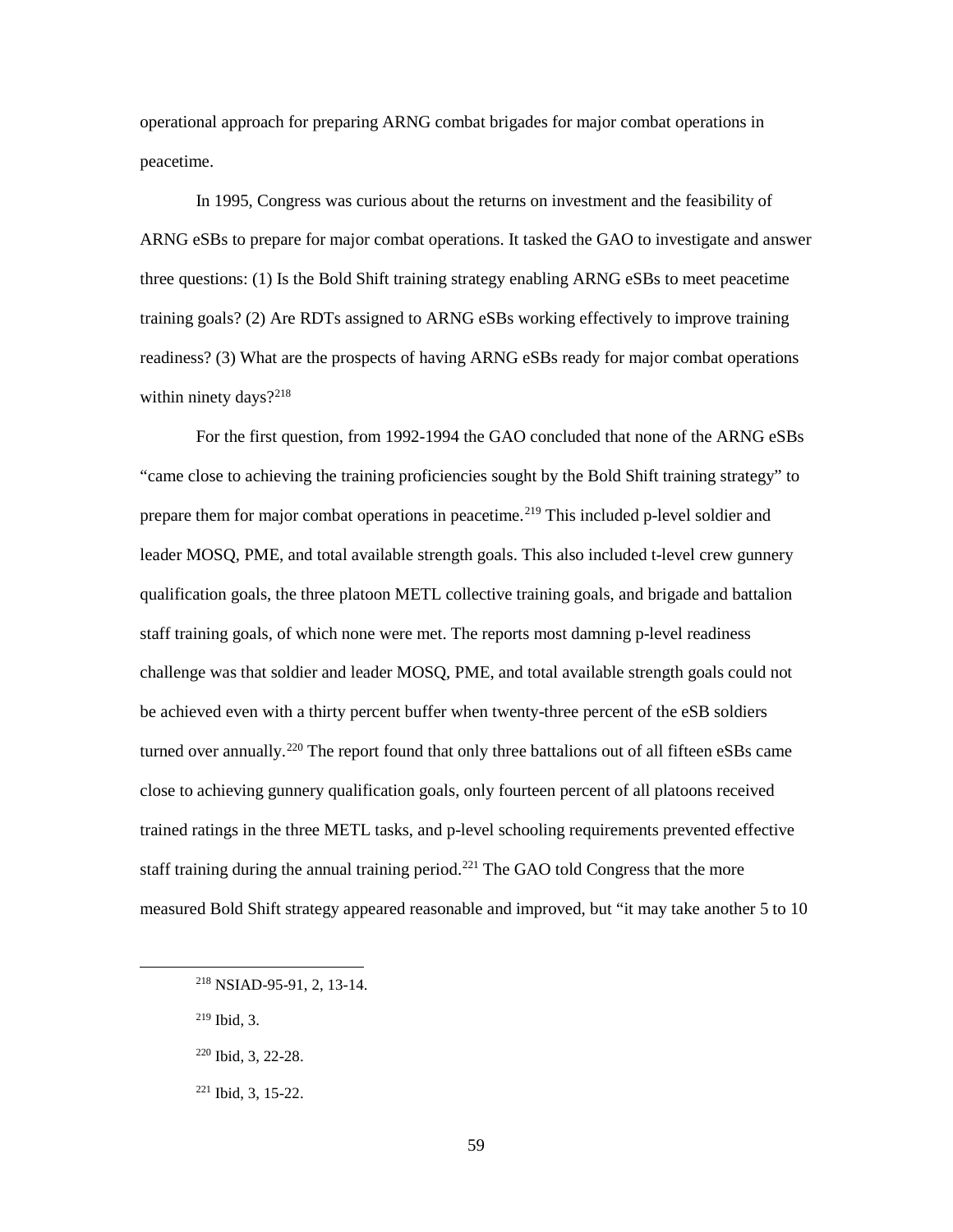operational approach for preparing ARNG combat brigades for major combat operations in peacetime.

In 1995, Congress was curious about the returns on investment and the feasibility of ARNG eSBs to prepare for major combat operations. It tasked the GAO to investigate and answer three questions: (1) Is the Bold Shift training strategy enabling ARNG eSBs to meet peacetime training goals? (2) Are RDTs assigned to ARNG eSBs working effectively to improve training readiness? (3) What are the prospects of having ARNG eSBs ready for major combat operations within ninety days?[218]

For the first question, from 1992-1994 the GAO concluded that none of the ARNG eSBs "came close to achieving the training proficiencies sought by the Bold Shift training strategy" to prepare them for major combat operations in peacetime.[219] This included p-level soldier and leader MOSQ, PME, and total available strength goals. This also included t-level crew gunnery qualification goals, the three platoon METL collective training goals, and brigade and battalion staff training goals, of which none were met. The reports most damning p-level readiness challenge was that soldier and leader MOSQ, PME, and total available strength goals could not be achieved even with a thirty percent buffer when twenty-three percent of the eSB soldiers turned over annually.[220] The report found that only three battalions out of all fifteen eSBs came close to achieving gunnery qualification goals, only fourteen percent of all platoons received trained ratings in the three METL tasks, and p-level schooling requirements prevented effective staff training during the annual training period.[221] The GAO told Congress that the more measured Bold Shift strategy appeared reasonable and improved, but "it may take another 5 to 10

---

[218] NSIAD-95-91, 2, 13-14.

[219] Ibid, 3.

[220] Ibid, 3, 22-28.

[221] Ibid, 3, 15-22.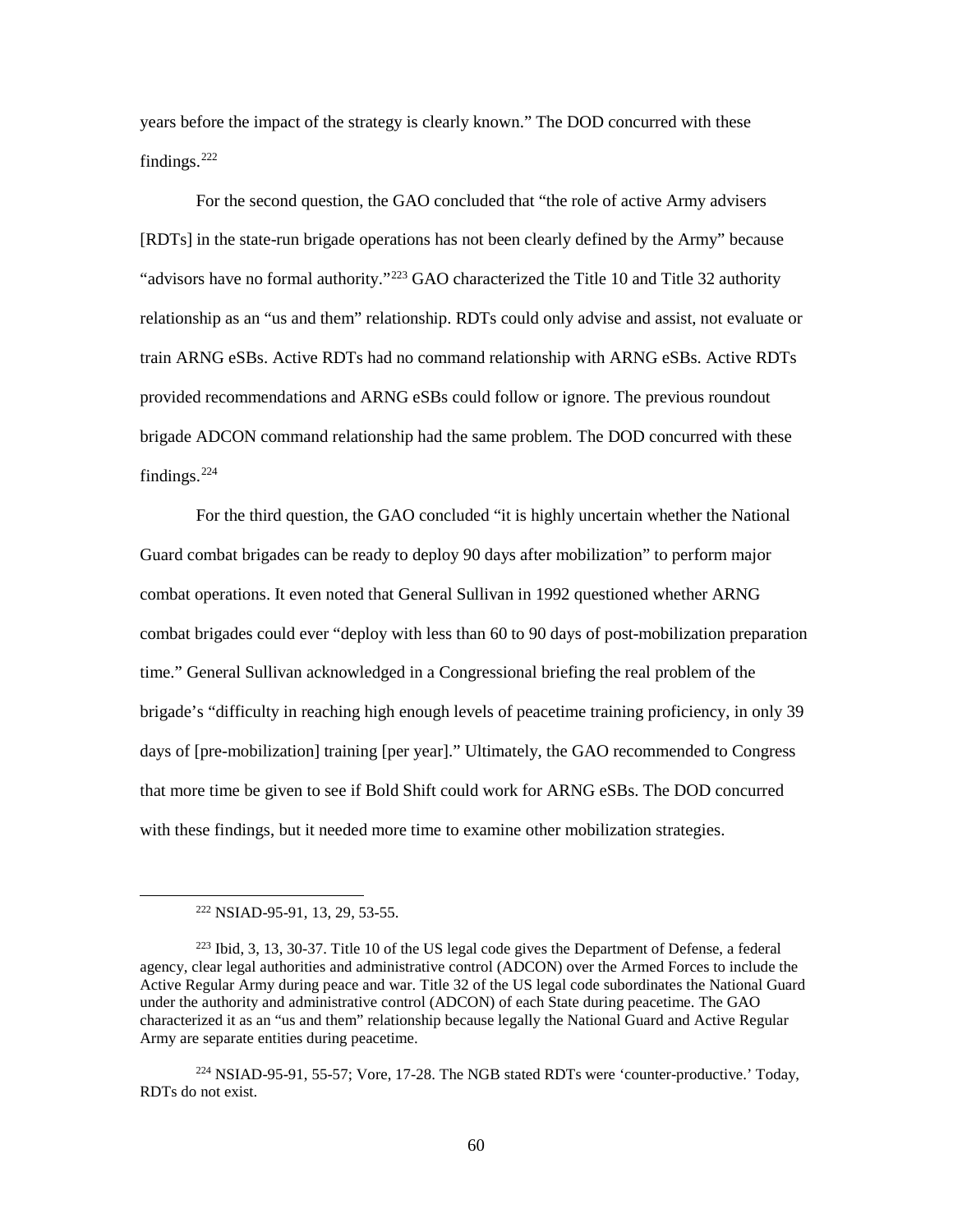years before the impact of the strategy is clearly known." The DOD concurred with these findings.[222]

For the second question, the GAO concluded that "the role of active Army advisers [RDTs] in the state-run brigade operations has not been clearly defined by the Army" because "advisors have no formal authority."[223] GAO characterized the Title 10 and Title 32 authority relationship as an "us and them" relationship. RDTs could only advise and assist, not evaluate or train ARNG eSBs. Active RDTs had no command relationship with ARNG eSBs. Active RDTs provided recommendations and ARNG eSBs could follow or ignore. The previous roundout brigade ADCON command relationship had the same problem. The DOD concurred with these findings.[224]

For the third question, the GAO concluded "it is highly uncertain whether the National Guard combat brigades can be ready to deploy 90 days after mobilization" to perform major combat operations. It even noted that General Sullivan in 1992 questioned whether ARNG combat brigades could ever "deploy with less than 60 to 90 days of post-mobilization preparation time." General Sullivan acknowledged in a Congressional briefing the real problem of the brigade's "difficulty in reaching high enough levels of peacetime training proficiency, in only 39 days of [pre-mobilization] training [per year]." Ultimately, the GAO recommended to Congress that more time be given to see if Bold Shift could work for ARNG eSBs. The DOD concurred with these findings, but it needed more time to examine other mobilization strategies.

---

[222] NSIAD-95-91, 13, 29, 53-55.

[223] Ibid, 3, 13, 30-37. Title 10 of the US legal code gives the Department of Defense, a federal agency, clear legal authorities and administrative control (ADCON) over the Armed Forces to include the Active Regular Army during peace and war. Title 32 of the US legal code subordinates the National Guard under the authority and administrative control (ADCON) of each State during peacetime. The GAO characterized it as an "us and them" relationship because legally the National Guard and Active Regular Army are separate entities during peacetime.

[224] NSIAD-95-91, 55-57; Vore, 17-28. The NGB stated RDTs were 'counter-productive.' Today, RDTs do not exist.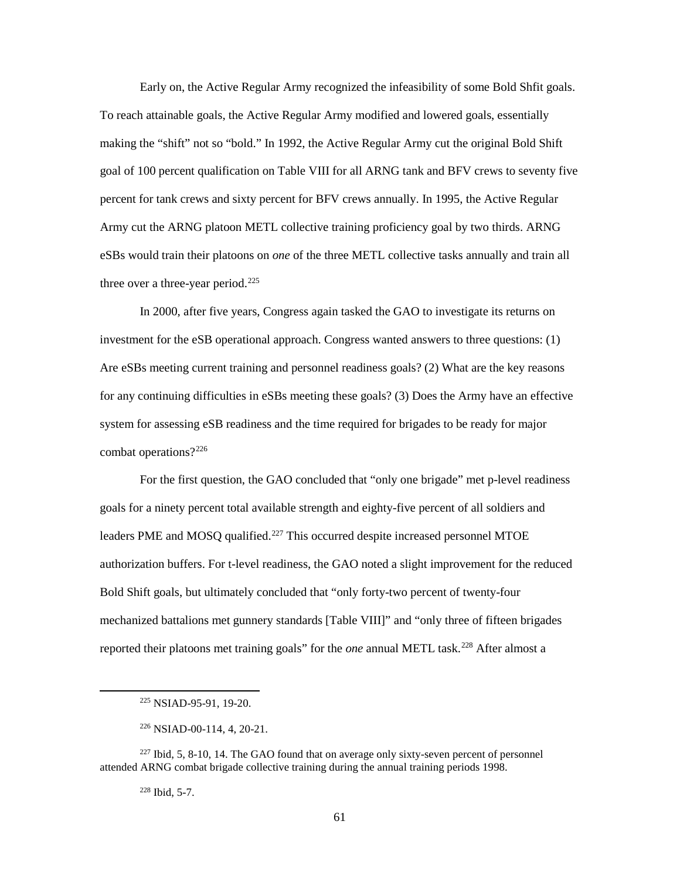Early on, the Active Regular Army recognized the infeasibility of some Bold Shfit goals. To reach attainable goals, the Active Regular Army modified and lowered goals, essentially making the "shift" not so "bold." In 1992, the Active Regular Army cut the original Bold Shift goal of 100 percent qualification on Table VIII for all ARNG tank and BFV crews to seventy five percent for tank crews and sixty percent for BFV crews annually. In 1995, the Active Regular Army cut the ARNG platoon METL collective training proficiency goal by two thirds. ARNG eSBs would train their platoons on *one* of the three METL collective tasks annually and train all three over a three-year period.[225]

In 2000, after five years, Congress again tasked the GAO to investigate its returns on investment for the eSB operational approach. Congress wanted answers to three questions: (1) Are eSBs meeting current training and personnel readiness goals? (2) What are the key reasons for any continuing difficulties in eSBs meeting these goals? (3) Does the Army have an effective system for assessing eSB readiness and the time required for brigades to be ready for major combat operations?[226]

For the first question, the GAO concluded that "only one brigade" met p-level readiness goals for a ninety percent total available strength and eighty-five percent of all soldiers and leaders PME and MOSQ qualified.[227] This occurred despite increased personnel MTOE authorization buffers. For t-level readiness, the GAO noted a slight improvement for the reduced Bold Shift goals, but ultimately concluded that "only forty-two percent of twenty-four mechanized battalions met gunnery standards [Table VIII]" and "only three of fifteen brigades reported their platoons met training goals" for the *one* annual METL task.[228] After almost a

---

[225] NSIAD-95-91, 19-20.

[226] NSIAD-00-114, 4, 20-21.

[227] Ibid, 5, 8-10, 14. The GAO found that on average only sixty-seven percent of personnel attended ARNG combat brigade collective training during the annual training periods 1998.

[228] Ibid, 5-7.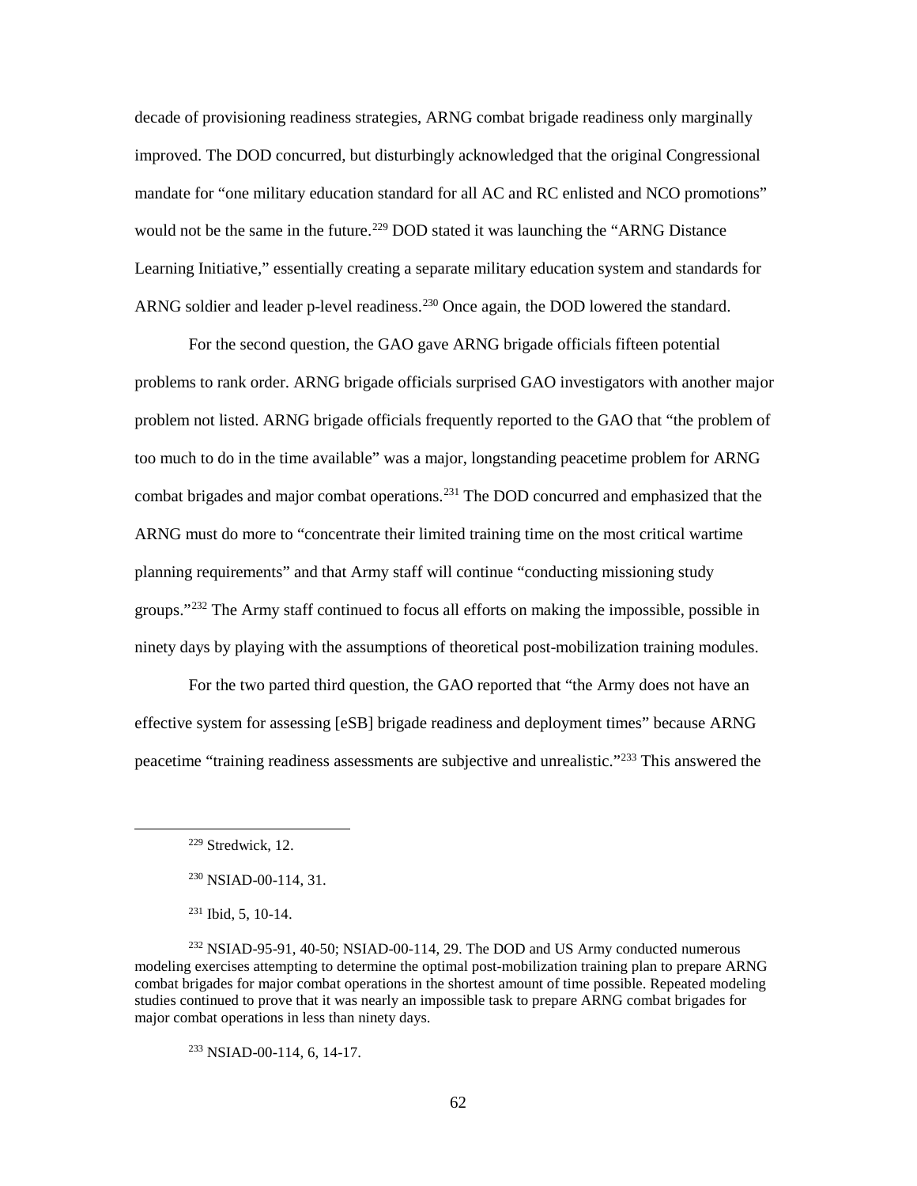decade of provisioning readiness strategies, ARNG combat brigade readiness only marginally improved. The DOD concurred, but disturbingly acknowledged that the original Congressional mandate for "one military education standard for all AC and RC enlisted and NCO promotions" would not be the same in the future.[229] DOD stated it was launching the "ARNG Distance Learning Initiative," essentially creating a separate military education system and standards for ARNG soldier and leader p-level readiness.[230] Once again, the DOD lowered the standard.

For the second question, the GAO gave ARNG brigade officials fifteen potential problems to rank order. ARNG brigade officials surprised GAO investigators with another major problem not listed. ARNG brigade officials frequently reported to the GAO that "the problem of too much to do in the time available" was a major, longstanding peacetime problem for ARNG combat brigades and major combat operations.[231] The DOD concurred and emphasized that the ARNG must do more to "concentrate their limited training time on the most critical wartime planning requirements" and that Army staff will continue "conducting missioning study groups."[232] The Army staff continued to focus all efforts on making the impossible, possible in ninety days by playing with the assumptions of theoretical post-mobilization training modules.

For the two parted third question, the GAO reported that "the Army does not have an effective system for assessing [eSB] brigade readiness and deployment times" because ARNG peacetime "training readiness assessments are subjective and unrealistic."[233] This answered the

---

[229] Stredwick, 12.

[230] NSIAD-00-114, 31.

[231] Ibid, 5, 10-14.

[232] NSIAD-95-91, 40-50; NSIAD-00-114, 29. The DOD and US Army conducted numerous modeling exercises attempting to determine the optimal post-mobilization training plan to prepare ARNG combat brigades for major combat operations in the shortest amount of time possible. Repeated modeling studies continued to prove that it was nearly an impossible task to prepare ARNG combat brigades for major combat operations in less than ninety days.

[233] NSIAD-00-114, 6, 14-17.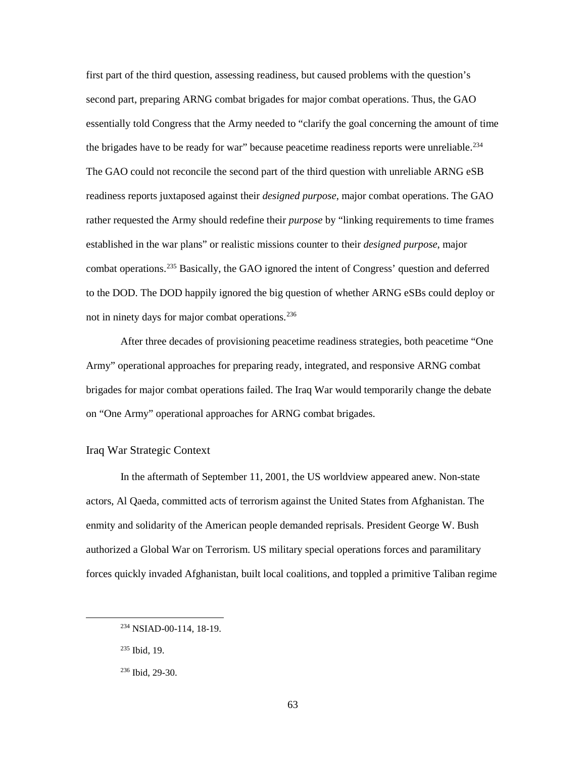first part of the third question, assessing readiness, but caused problems with the question's second part, preparing ARNG combat brigades for major combat operations. Thus, the GAO essentially told Congress that the Army needed to "clarify the goal concerning the amount of time the brigades have to be ready for war" because peacetime readiness reports were unreliable.[234] The GAO could not reconcile the second part of the third question with unreliable ARNG eSB readiness reports juxtaposed against their *designed purpose*, major combat operations. The GAO rather requested the Army should redefine their *purpose* by "linking requirements to time frames established in the war plans" or realistic missions counter to their *designed purpose*, major combat operations.[235] Basically, the GAO ignored the intent of Congress' question and deferred to the DOD. The DOD happily ignored the big question of whether ARNG eSBs could deploy or not in ninety days for major combat operations.[236]

After three decades of provisioning peacetime readiness strategies, both peacetime "One Army" operational approaches for preparing ready, integrated, and responsive ARNG combat brigades for major combat operations failed. The Iraq War would temporarily change the debate on "One Army" operational approaches for ARNG combat brigades.

## Iraq War Strategic Context

In the aftermath of September 11, 2001, the US worldview appeared anew. Non-state actors, Al Qaeda, committed acts of terrorism against the United States from Afghanistan. The enmity and solidarity of the American people demanded reprisals. President George W. Bush authorized a Global War on Terrorism. US military special operations forces and paramilitary forces quickly invaded Afghanistan, built local coalitions, and toppled a primitive Taliban regime

---

[234] NSIAD-00-114, 18-19.

[235] Ibid, 19.

[236] Ibid, 29-30.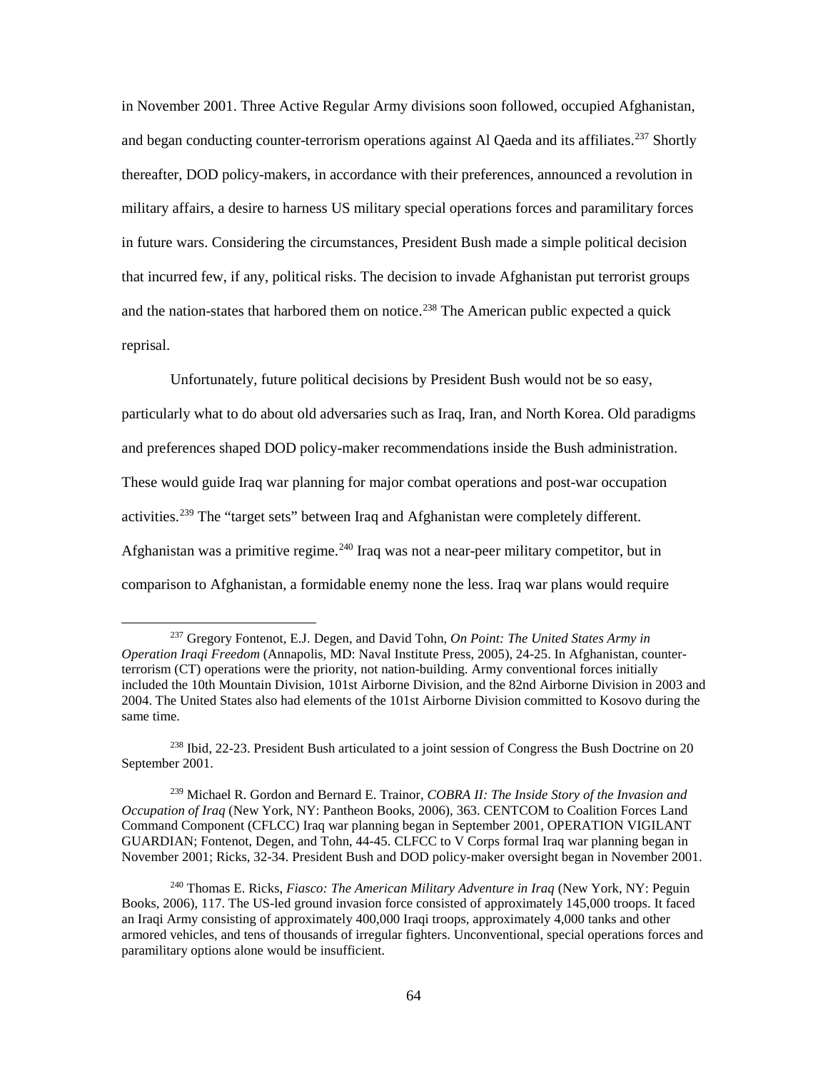in November 2001. Three Active Regular Army divisions soon followed, occupied Afghanistan, and began conducting counter-terrorism operations against Al Qaeda and its affiliates.[237] Shortly thereafter, DOD policy-makers, in accordance with their preferences, announced a revolution in military affairs, a desire to harness US military special operations forces and paramilitary forces in future wars. Considering the circumstances, President Bush made a simple political decision that incurred few, if any, political risks. The decision to invade Afghanistan put terrorist groups and the nation-states that harbored them on notice.[238] The American public expected a quick reprisal.

Unfortunately, future political decisions by President Bush would not be so easy, particularly what to do about old adversaries such as Iraq, Iran, and North Korea. Old paradigms and preferences shaped DOD policy-maker recommendations inside the Bush administration. These would guide Iraq war planning for major combat operations and post-war occupation activities.[239] The "target sets" between Iraq and Afghanistan were completely different. Afghanistan was a primitive regime.[240] Iraq was not a near-peer military competitor, but in comparison to Afghanistan, a formidable enemy none the less. Iraq war plans would require

---

[237] Gregory Fontenot, E.J. Degen, and David Tohn, *On Point: The United States Army in Operation Iraqi Freedom* (Annapolis, MD: Naval Institute Press, 2005), 24-25. In Afghanistan, counter-terrorism (CT) operations were the priority, not nation-building. Army conventional forces initially included the 10th Mountain Division, 101st Airborne Division, and the 82nd Airborne Division in 2003 and 2004. The United States also had elements of the 101st Airborne Division committed to Kosovo during the same time.

[238] Ibid, 22-23. President Bush articulated to a joint session of Congress the Bush Doctrine on 20 September 2001.

[239] Michael R. Gordon and Bernard E. Trainor, *COBRA II: The Inside Story of the Invasion and Occupation of Iraq* (New York, NY: Pantheon Books, 2006), 363. CENTCOM to Coalition Forces Land Command Component (CFLCC) Iraq war planning began in September 2001, OPERATION VIGILANT GUARDIAN; Fontenot, Degen, and Tohn, 44-45. CLFCC to V Corps formal Iraq war planning began in November 2001; Ricks, 32-34. President Bush and DOD policy-maker oversight began in November 2001.

[240] Thomas E. Ricks, *Fiasco: The American Military Adventure in Iraq* (New York, NY: Peguin Books, 2006), 117. The US-led ground invasion force consisted of approximately 145,000 troops. It faced an Iraqi Army consisting of approximately 400,000 Iraqi troops, approximately 4,000 tanks and other armored vehicles, and tens of thousands of irregular fighters. Unconventional, special operations forces and paramilitary options alone would be insufficient.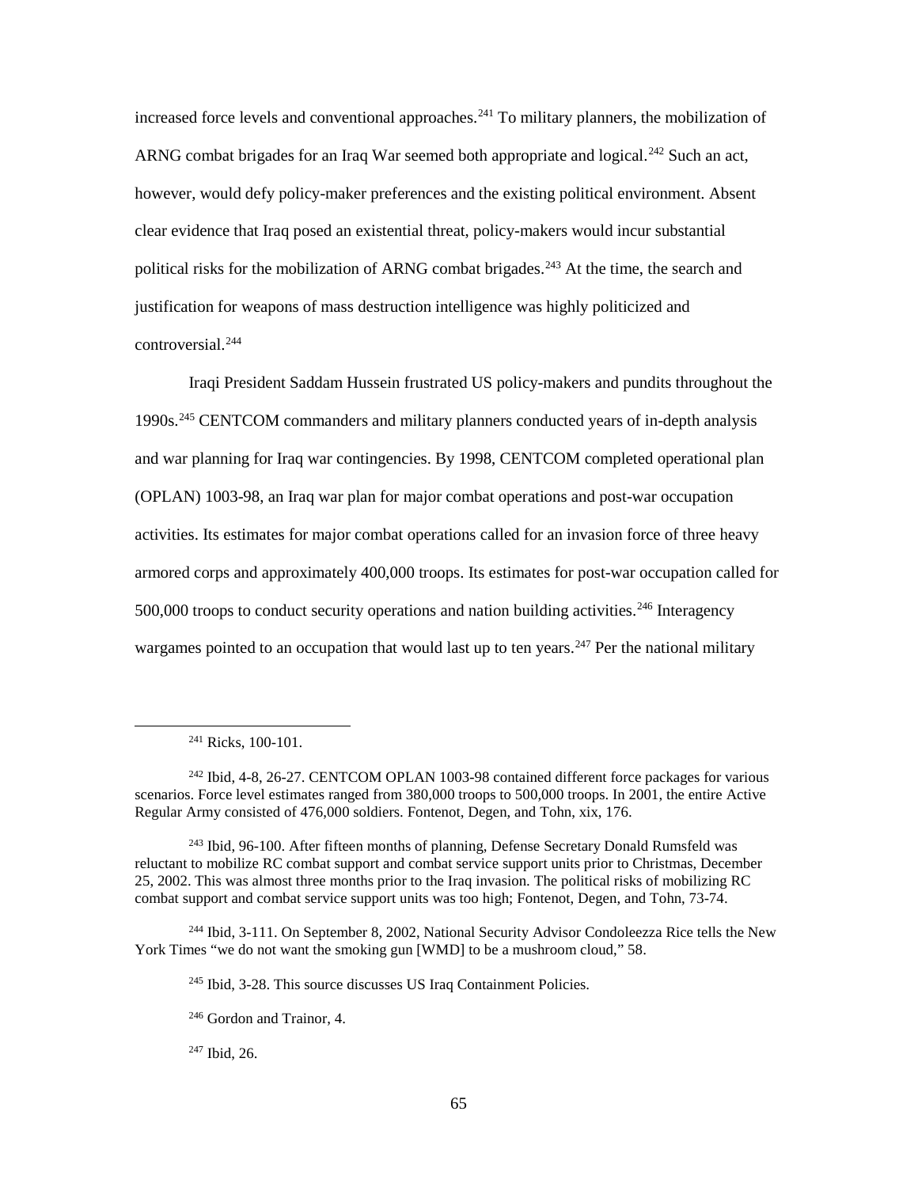increased force levels and conventional approaches.[241] To military planners, the mobilization of ARNG combat brigades for an Iraq War seemed both appropriate and logical.[242] Such an act, however, would defy policy-maker preferences and the existing political environment. Absent clear evidence that Iraq posed an existential threat, policy-makers would incur substantial political risks for the mobilization of ARNG combat brigades.[243] At the time, the search and justification for weapons of mass destruction intelligence was highly politicized and controversial.[244]

Iraqi President Saddam Hussein frustrated US policy-makers and pundits throughout the 1990s.[245] CENTCOM commanders and military planners conducted years of in-depth analysis and war planning for Iraq war contingencies. By 1998, CENTCOM completed operational plan (OPLAN) 1003-98, an Iraq war plan for major combat operations and post-war occupation activities. Its estimates for major combat operations called for an invasion force of three heavy armored corps and approximately 400,000 troops. Its estimates for post-war occupation called for 500,000 troops to conduct security operations and nation building activities.[246] Interagency wargames pointed to an occupation that would last up to ten years.[247] Per the national military

---

[241] Ricks, 100-101.

[242] Ibid, 4-8, 26-27. CENTCOM OPLAN 1003-98 contained different force packages for various scenarios. Force level estimates ranged from 380,000 troops to 500,000 troops. In 2001, the entire Active Regular Army consisted of 476,000 soldiers. Fontenot, Degen, and Tohn, xix, 176.

[243] Ibid, 96-100. After fifteen months of planning, Defense Secretary Donald Rumsfeld was reluctant to mobilize RC combat support and combat service support units prior to Christmas, December 25, 2002. This was almost three months prior to the Iraq invasion. The political risks of mobilizing RC combat support and combat service support units was too high; Fontenot, Degen, and Tohn, 73-74.

[244] Ibid, 3-111. On September 8, 2002, National Security Advisor Condoleezza Rice tells the New York Times "we do not want the smoking gun [WMD] to be a mushroom cloud," 58.

[245] Ibid, 3-28. This source discusses US Iraq Containment Policies.

[246] Gordon and Trainor, 4.

[247] Ibid, 26.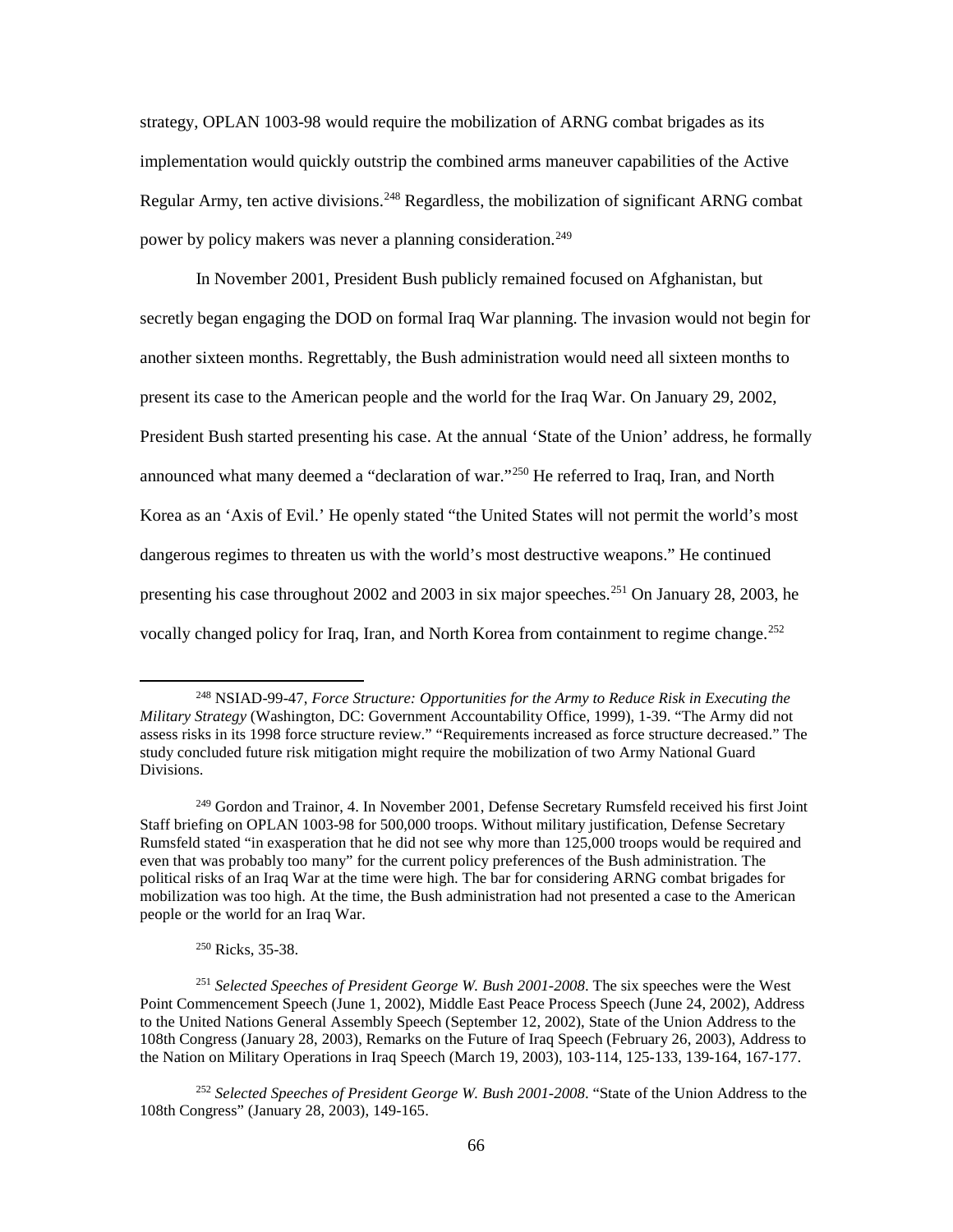strategy, OPLAN 1003-98 would require the mobilization of ARNG combat brigades as its implementation would quickly outstrip the combined arms maneuver capabilities of the Active Regular Army, ten active divisions.[248] Regardless, the mobilization of significant ARNG combat power by policy makers was never a planning consideration.[249]

In November 2001, President Bush publicly remained focused on Afghanistan, but secretly began engaging the DOD on formal Iraq War planning. The invasion would not begin for another sixteen months. Regrettably, the Bush administration would need all sixteen months to present its case to the American people and the world for the Iraq War. On January 29, 2002, President Bush started presenting his case. At the annual 'State of the Union' address, he formally announced what many deemed a "declaration of war."[250] He referred to Iraq, Iran, and North Korea as an 'Axis of Evil.' He openly stated "the United States will not permit the world's most dangerous regimes to threaten us with the world's most destructive weapons." He continued presenting his case throughout 2002 and 2003 in six major speeches.[251] On January 28, 2003, he vocally changed policy for Iraq, Iran, and North Korea from containment to regime change.[252]

---

[248] NSIAD-99-47, *Force Structure: Opportunities for the Army to Reduce Risk in Executing the Military Strategy* (Washington, DC: Government Accountability Office, 1999), 1-39. "The Army did not assess risks in its 1998 force structure review." "Requirements increased as force structure decreased." The study concluded future risk mitigation might require the mobilization of two Army National Guard Divisions.

[249] Gordon and Trainor, 4. In November 2001, Defense Secretary Rumsfeld received his first Joint Staff briefing on OPLAN 1003-98 for 500,000 troops. Without military justification, Defense Secretary Rumsfeld stated "in exasperation that he did not see why more than 125,000 troops would be required and even that was probably too many" for the current policy preferences of the Bush administration. The political risks of an Iraq War at the time were high. The bar for considering ARNG combat brigades for mobilization was too high. At the time, the Bush administration had not presented a case to the American people or the world for an Iraq War.

[250] Ricks, 35-38.

[251] *Selected Speeches of President George W. Bush 2001-2008*. The six speeches were the West Point Commencement Speech (June 1, 2002), Middle East Peace Process Speech (June 24, 2002), Address to the United Nations General Assembly Speech (September 12, 2002), State of the Union Address to the 108th Congress (January 28, 2003), Remarks on the Future of Iraq Speech (February 26, 2003), Address to the Nation on Military Operations in Iraq Speech (March 19, 2003), 103-114, 125-133, 139-164, 167-177.

[252] *Selected Speeches of President George W. Bush 2001-2008*. "State of the Union Address to the 108th Congress" (January 28, 2003), 149-165.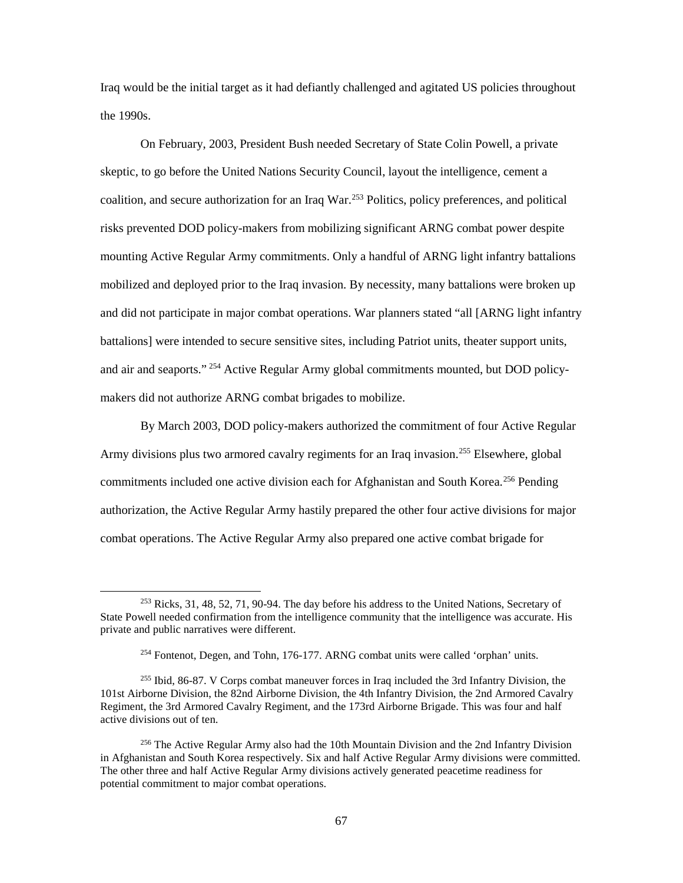Iraq would be the initial target as it had defiantly challenged and agitated US policies throughout the 1990s.

On February, 2003, President Bush needed Secretary of State Colin Powell, a private skeptic, to go before the United Nations Security Council, layout the intelligence, cement a coalition, and secure authorization for an Iraq War.[253] Politics, policy preferences, and political risks prevented DOD policy-makers from mobilizing significant ARNG combat power despite mounting Active Regular Army commitments. Only a handful of ARNG light infantry battalions mobilized and deployed prior to the Iraq invasion. By necessity, many battalions were broken up and did not participate in major combat operations. War planners stated "all [ARNG light infantry battalions] were intended to secure sensitive sites, including Patriot units, theater support units, and air and seaports." [254] Active Regular Army global commitments mounted, but DOD policy-makers did not authorize ARNG combat brigades to mobilize.

By March 2003, DOD policy-makers authorized the commitment of four Active Regular Army divisions plus two armored cavalry regiments for an Iraq invasion.[255] Elsewhere, global commitments included one active division each for Afghanistan and South Korea.[256] Pending authorization, the Active Regular Army hastily prepared the other four active divisions for major combat operations. The Active Regular Army also prepared one active combat brigade for

---

[253] Ricks, 31, 48, 52, 71, 90-94. The day before his address to the United Nations, Secretary of State Powell needed confirmation from the intelligence community that the intelligence was accurate. His private and public narratives were different.

[254] Fontenot, Degen, and Tohn, 176-177. ARNG combat units were called 'orphan' units.

[255] Ibid, 86-87. V Corps combat maneuver forces in Iraq included the 3rd Infantry Division, the 101st Airborne Division, the 82nd Airborne Division, the 4th Infantry Division, the 2nd Armored Cavalry Regiment, the 3rd Armored Cavalry Regiment, and the 173rd Airborne Brigade. This was four and half active divisions out of ten.

[256] The Active Regular Army also had the 10th Mountain Division and the 2nd Infantry Division in Afghanistan and South Korea respectively. Six and half Active Regular Army divisions were committed. The other three and half Active Regular Army divisions actively generated peacetime readiness for potential commitment to major combat operations.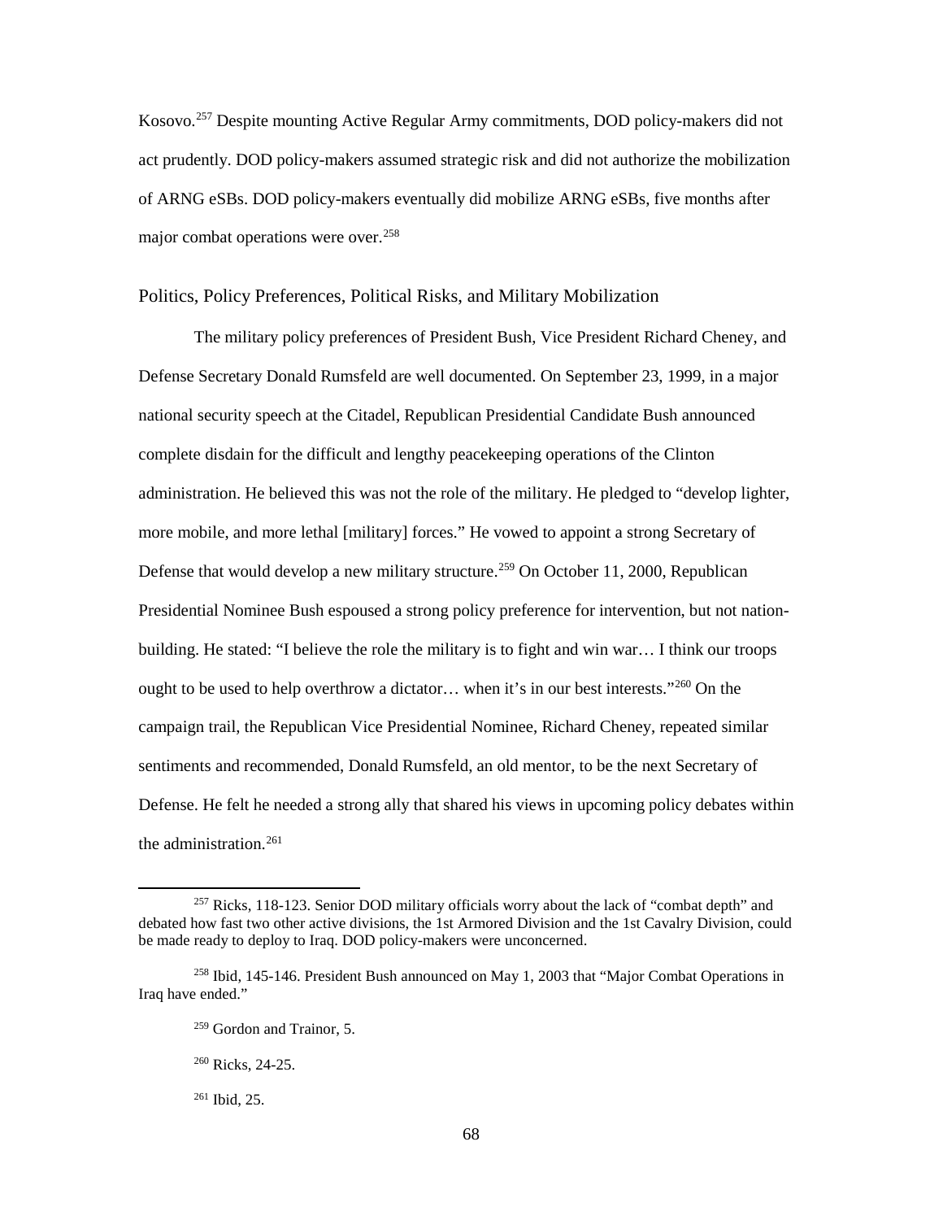Kosovo.[257] Despite mounting Active Regular Army commitments, DOD policy-makers did not act prudently. DOD policy-makers assumed strategic risk and did not authorize the mobilization of ARNG eSBs. DOD policy-makers eventually did mobilize ARNG eSBs, five months after major combat operations were over.[258]

## Politics, Policy Preferences, Political Risks, and Military Mobilization

The military policy preferences of President Bush, Vice President Richard Cheney, and Defense Secretary Donald Rumsfeld are well documented. On September 23, 1999, in a major national security speech at the Citadel, Republican Presidential Candidate Bush announced complete disdain for the difficult and lengthy peacekeeping operations of the Clinton administration. He believed this was not the role of the military. He pledged to "develop lighter, more mobile, and more lethal [military] forces." He vowed to appoint a strong Secretary of Defense that would develop a new military structure.[259] On October 11, 2000, Republican Presidential Nominee Bush espoused a strong policy preference for intervention, but not nation-building. He stated: "I believe the role the military is to fight and win war… I think our troops ought to be used to help overthrow a dictator… when it's in our best interests."[260] On the campaign trail, the Republican Vice Presidential Nominee, Richard Cheney, repeated similar sentiments and recommended, Donald Rumsfeld, an old mentor, to be the next Secretary of Defense. He felt he needed a strong ally that shared his views in upcoming policy debates within the administration.[261]

---

[257] Ricks, 118-123. Senior DOD military officials worry about the lack of "combat depth" and debated how fast two other active divisions, the 1st Armored Division and the 1st Cavalry Division, could be made ready to deploy to Iraq. DOD policy-makers were unconcerned.

[258] Ibid, 145-146. President Bush announced on May 1, 2003 that "Major Combat Operations in Iraq have ended."

[259] Gordon and Trainor, 5.

[260] Ricks, 24-25.

[261] Ibid, 25.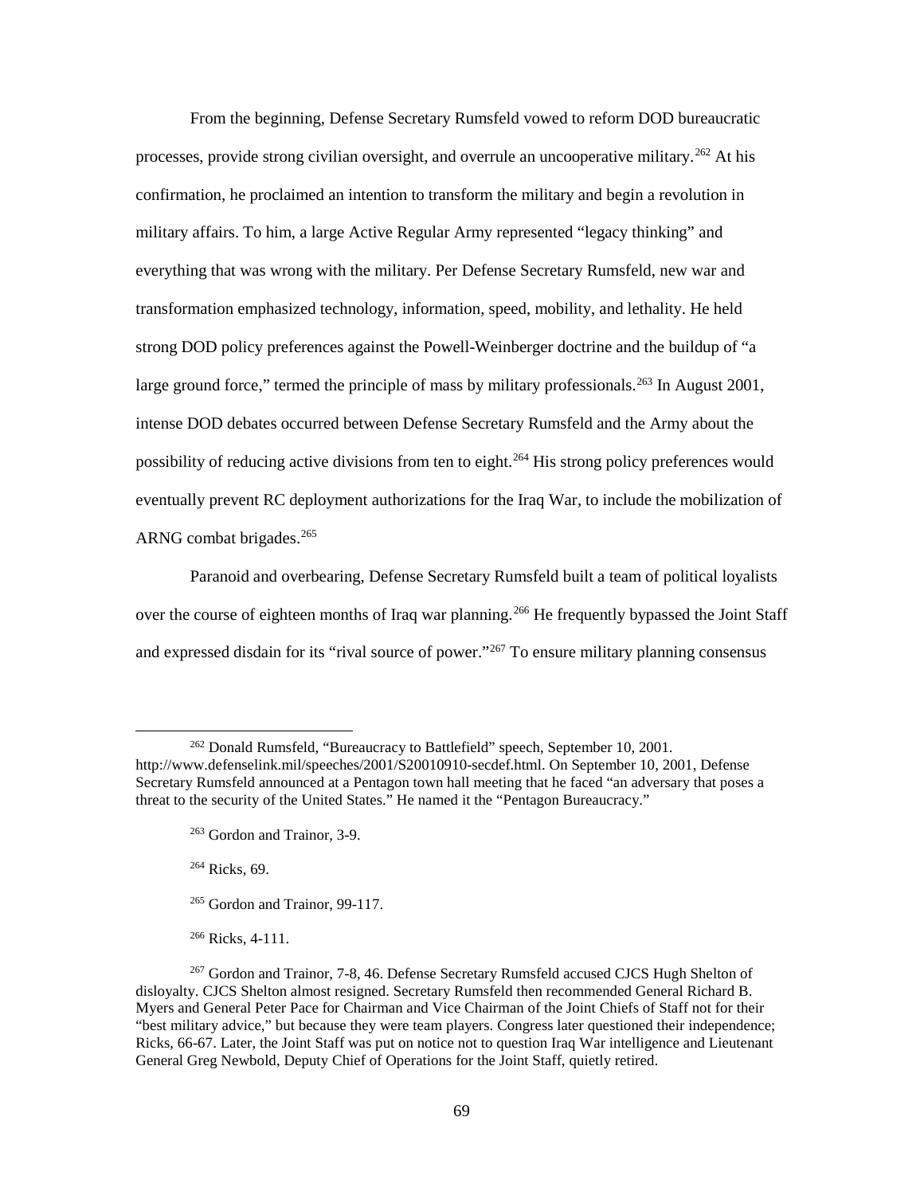From the beginning, Defense Secretary Rumsfeld vowed to reform DOD bureaucratic processes, provide strong civilian oversight, and overrule an uncooperative military.[262] At his confirmation, he proclaimed an intention to transform the military and begin a revolution in military affairs. To him, a large Active Regular Army represented "legacy thinking" and everything that was wrong with the military. Per Defense Secretary Rumsfeld, new war and transformation emphasized technology, information, speed, mobility, and lethality. He held strong DOD policy preferences against the Powell-Weinberger doctrine and the buildup of "a large ground force," termed the principle of mass by military professionals.[263] In August 2001, intense DOD debates occurred between Defense Secretary Rumsfeld and the Army about the possibility of reducing active divisions from ten to eight.[264] His strong policy preferences would eventually prevent RC deployment authorizations for the Iraq War, to include the mobilization of ARNG combat brigades.[265]

Paranoid and overbearing, Defense Secretary Rumsfeld built a team of political loyalists over the course of eighteen months of Iraq war planning.[266] He frequently bypassed the Joint Staff and expressed disdain for its "rival source of power."[267] To ensure military planning consensus

---

[262] Donald Rumsfeld, "Bureaucracy to Battlefield" speech, September 10, 2001. http://www.defenselink.mil/speeches/2001/S20010910-secdef.html. On September 10, 2001, Defense Secretary Rumsfeld announced at a Pentagon town hall meeting that he faced "an adversary that poses a threat to the security of the United States." He named it the "Pentagon Bureaucracy."

[263] Gordon and Trainor, 3-9.

[264] Ricks, 69.

[265] Gordon and Trainor, 99-117.

[266] Ricks, 4-111.

[267] Gordon and Trainor, 7-8, 46. Defense Secretary Rumsfeld accused CJCS Hugh Shelton of disloyalty. CJCS Shelton almost resigned. Secretary Rumsfeld then recommended General Richard B. Myers and General Peter Pace for Chairman and Vice Chairman of the Joint Chiefs of Staff not for their "best military advice," but because they were team players. Congress later questioned their independence; Ricks, 66-67. Later, the Joint Staff was put on notice not to question Iraq War intelligence and Lieutenant General Greg Newbold, Deputy Chief of Operations for the Joint Staff, quietly retired.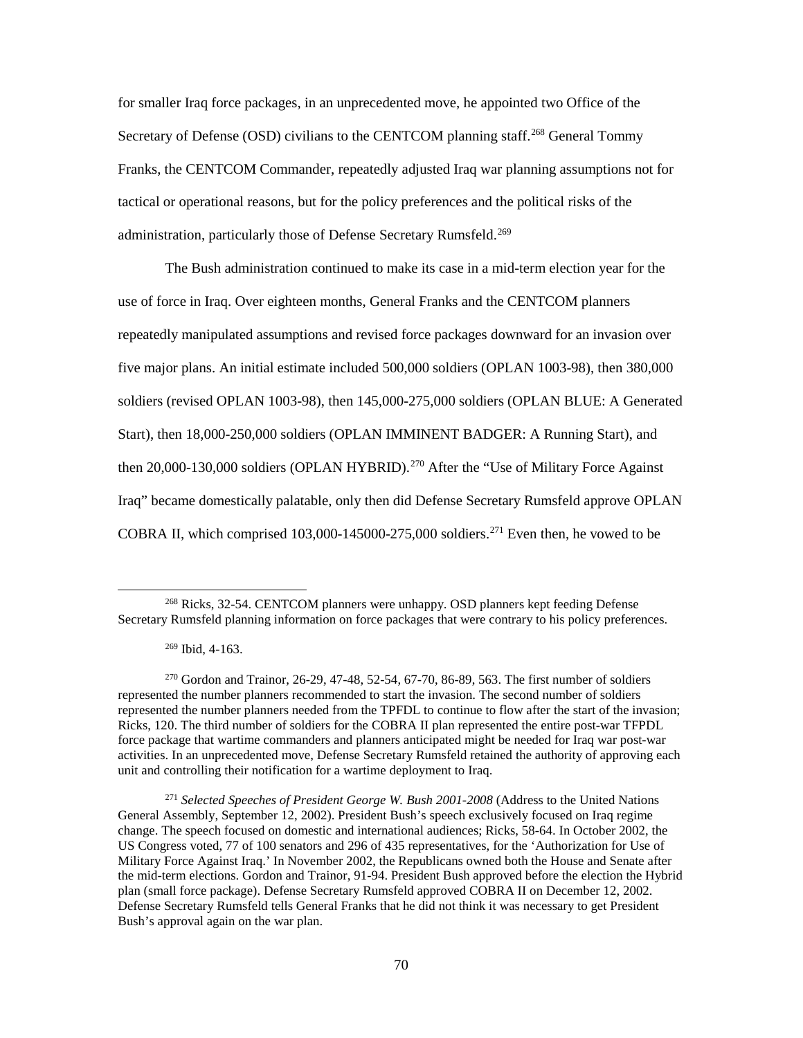for smaller Iraq force packages, in an unprecedented move, he appointed two Office of the Secretary of Defense (OSD) civilians to the CENTCOM planning staff.[268] General Tommy Franks, the CENTCOM Commander, repeatedly adjusted Iraq war planning assumptions not for tactical or operational reasons, but for the policy preferences and the political risks of the administration, particularly those of Defense Secretary Rumsfeld.[269]

The Bush administration continued to make its case in a mid-term election year for the use of force in Iraq. Over eighteen months, General Franks and the CENTCOM planners repeatedly manipulated assumptions and revised force packages downward for an invasion over five major plans. An initial estimate included 500,000 soldiers (OPLAN 1003-98), then 380,000 soldiers (revised OPLAN 1003-98), then 145,000-275,000 soldiers (OPLAN BLUE: A Generated Start), then 18,000-250,000 soldiers (OPLAN IMMINENT BADGER: A Running Start), and then 20,000-130,000 soldiers (OPLAN HYBRID).[270] After the "Use of Military Force Against Iraq" became domestically palatable, only then did Defense Secretary Rumsfeld approve OPLAN COBRA II, which comprised 103,000-145000-275,000 soldiers.[271] Even then, he vowed to be

---

[268] Ricks, 32-54. CENTCOM planners were unhappy. OSD planners kept feeding Defense Secretary Rumsfeld planning information on force packages that were contrary to his policy preferences.

[269] Ibid, 4-163.

[270] Gordon and Trainor, 26-29, 47-48, 52-54, 67-70, 86-89, 563. The first number of soldiers represented the number planners recommended to start the invasion. The second number of soldiers represented the number planners needed from the TPFDL to continue to flow after the start of the invasion; Ricks, 120. The third number of soldiers for the COBRA II plan represented the entire post-war TFPDL force package that wartime commanders and planners anticipated might be needed for Iraq war post-war activities. In an unprecedented move, Defense Secretary Rumsfeld retained the authority of approving each unit and controlling their notification for a wartime deployment to Iraq.

[271] *Selected Speeches of President George W. Bush 2001-2008* (Address to the United Nations General Assembly, September 12, 2002). President Bush's speech exclusively focused on Iraq regime change. The speech focused on domestic and international audiences; Ricks, 58-64. In October 2002, the US Congress voted, 77 of 100 senators and 296 of 435 representatives, for the 'Authorization for Use of Military Force Against Iraq.' In November 2002, the Republicans owned both the House and Senate after the mid-term elections. Gordon and Trainor, 91-94. President Bush approved before the election the Hybrid plan (small force package). Defense Secretary Rumsfeld approved COBRA II on December 12, 2002. Defense Secretary Rumsfeld tells General Franks that he did not think it was necessary to get President Bush's approval again on the war plan.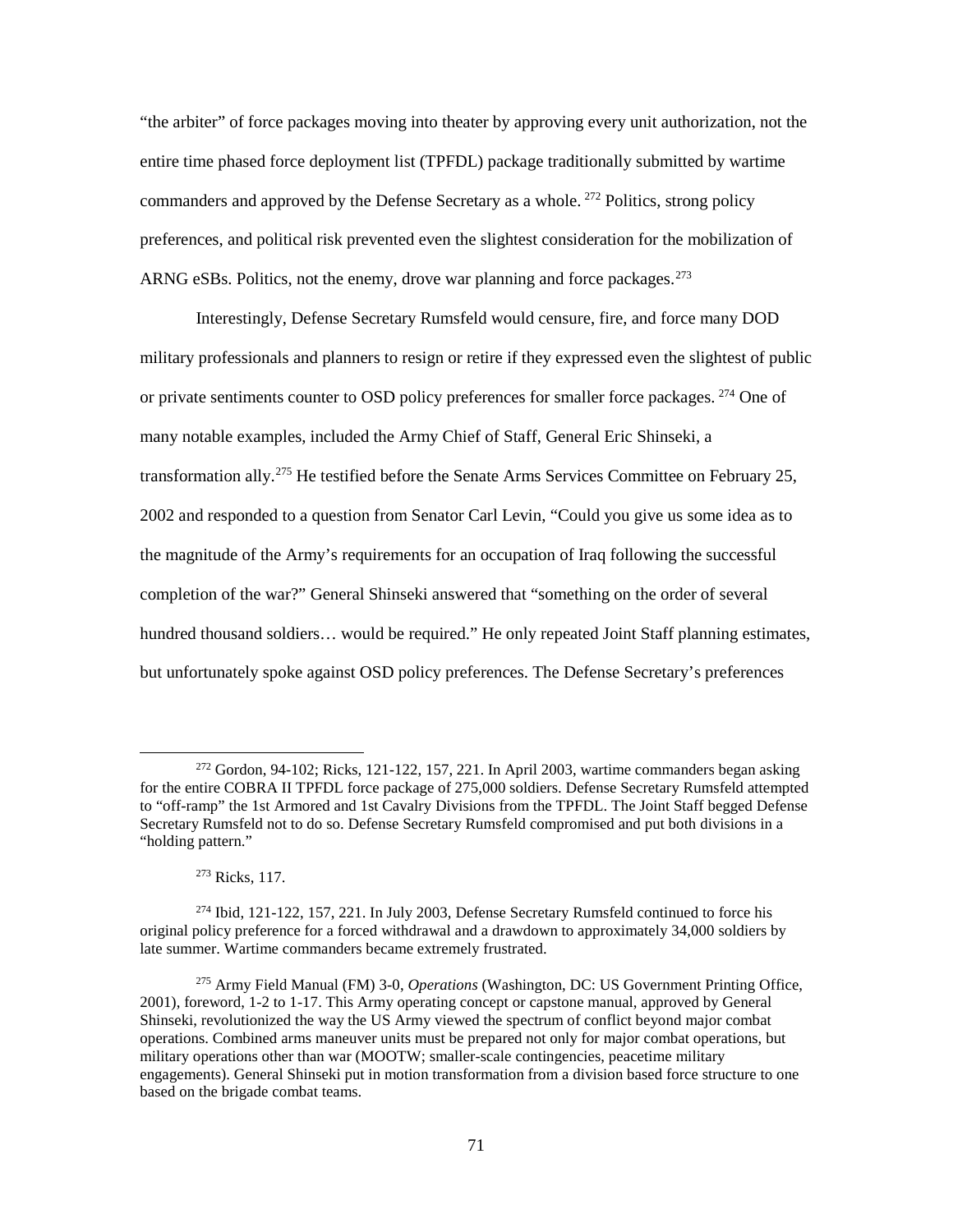"the arbiter" of force packages moving into theater by approving every unit authorization, not the entire time phased force deployment list (TPFDL) package traditionally submitted by wartime commanders and approved by the Defense Secretary as a whole. [272] Politics, strong policy preferences, and political risk prevented even the slightest consideration for the mobilization of ARNG eSBs. Politics, not the enemy, drove war planning and force packages.[273]

Interestingly, Defense Secretary Rumsfeld would censure, fire, and force many DOD military professionals and planners to resign or retire if they expressed even the slightest of public or private sentiments counter to OSD policy preferences for smaller force packages. [274] One of many notable examples, included the Army Chief of Staff, General Eric Shinseki, a transformation ally.[275] He testified before the Senate Arms Services Committee on February 25, 2002 and responded to a question from Senator Carl Levin, "Could you give us some idea as to the magnitude of the Army's requirements for an occupation of Iraq following the successful completion of the war?" General Shinseki answered that "something on the order of several hundred thousand soldiers… would be required." He only repeated Joint Staff planning estimates, but unfortunately spoke against OSD policy preferences. The Defense Secretary's preferences

---

[272] Gordon, 94-102; Ricks, 121-122, 157, 221. In April 2003, wartime commanders began asking for the entire COBRA II TPFDL force package of 275,000 soldiers. Defense Secretary Rumsfeld attempted to "off-ramp" the 1st Armored and 1st Cavalry Divisions from the TPFDL. The Joint Staff begged Defense Secretary Rumsfeld not to do so. Defense Secretary Rumsfeld compromised and put both divisions in a "holding pattern."

[273] Ricks, 117.

[274] Ibid, 121-122, 157, 221. In July 2003, Defense Secretary Rumsfeld continued to force his original policy preference for a forced withdrawal and a drawdown to approximately 34,000 soldiers by late summer. Wartime commanders became extremely frustrated.

[275] Army Field Manual (FM) 3-0, *Operations* (Washington, DC: US Government Printing Office, 2001), foreword, 1-2 to 1-17. This Army operating concept or capstone manual, approved by General Shinseki, revolutionized the way the US Army viewed the spectrum of conflict beyond major combat operations. Combined arms maneuver units must be prepared not only for major combat operations, but military operations other than war (MOOTW; smaller-scale contingencies, peacetime military engagements). General Shinseki put in motion transformation from a division based force structure to one based on the brigade combat teams.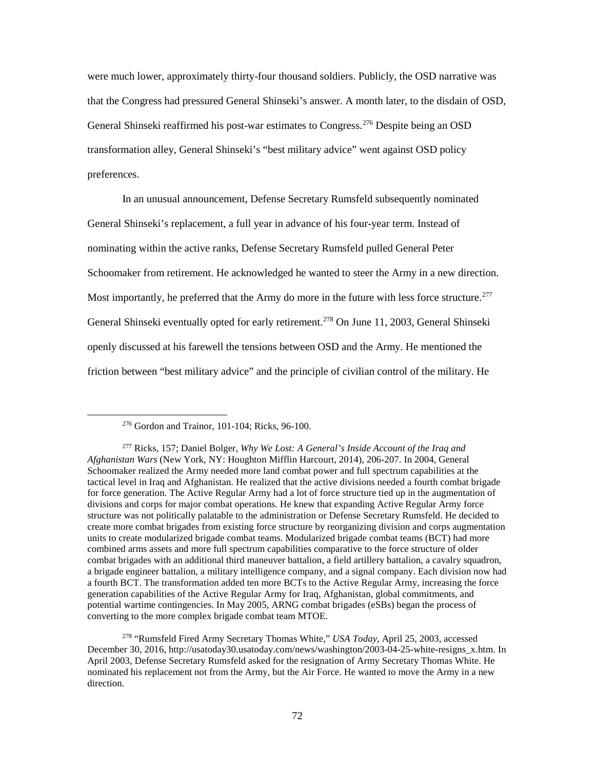were much lower, approximately thirty-four thousand soldiers. Publicly, the OSD narrative was that the Congress had pressured General Shinseki's answer. A month later, to the disdain of OSD, General Shinseki reaffirmed his post-war estimates to Congress.[276] Despite being an OSD transformation alley, General Shinseki's "best military advice" went against OSD policy preferences.

In an unusual announcement, Defense Secretary Rumsfeld subsequently nominated General Shinseki's replacement, a full year in advance of his four-year term. Instead of nominating within the active ranks, Defense Secretary Rumsfeld pulled General Peter Schoomaker from retirement. He acknowledged he wanted to steer the Army in a new direction. Most importantly, he preferred that the Army do more in the future with less force structure.[277] General Shinseki eventually opted for early retirement.[278] On June 11, 2003, General Shinseki openly discussed at his farewell the tensions between OSD and the Army. He mentioned the friction between "best military advice" and the principle of civilian control of the military. He

---

[276] Gordon and Trainor, 101-104; Ricks, 96-100.

[277] Ricks, 157; Daniel Bolger, *Why We Lost: A General's Inside Account of the Iraq and Afghanistan Wars* (New York, NY: Houghton Mifflin Harcourt, 2014), 206-207. In 2004, General Schoomaker realized the Army needed more land combat power and full spectrum capabilities at the tactical level in Iraq and Afghanistan. He realized that the active divisions needed a fourth combat brigade for force generation. The Active Regular Army had a lot of force structure tied up in the augmentation of divisions and corps for major combat operations. He knew that expanding Active Regular Army force structure was not politically palatable to the administration or Defense Secretary Rumsfeld. He decided to create more combat brigades from existing force structure by reorganizing division and corps augmentation units to create modularized brigade combat teams. Modularized brigade combat teams (BCT) had more combined arms assets and more full spectrum capabilities comparative to the force structure of older combat brigades with an additional third maneuver battalion, a field artillery battalion, a cavalry squadron, a brigade engineer battalion, a military intelligence company, and a signal company. Each division now had a fourth BCT. The transformation added ten more BCTs to the Active Regular Army, increasing the force generation capabilities of the Active Regular Army for Iraq, Afghanistan, global commitments, and potential wartime contingencies. In May 2005, ARNG combat brigades (eSBs) began the process of converting to the more complex brigade combat team MTOE.

[278] "Rumsfeld Fired Army Secretary Thomas White," *USA Today*, April 25, 2003, accessed December 30, 2016, http://usatoday30.usatoday.com/news/washington/2003-04-25-white-resigns_x.htm. In April 2003, Defense Secretary Rumsfeld asked for the resignation of Army Secretary Thomas White. He nominated his replacement not from the Army, but the Air Force. He wanted to move the Army in a new direction.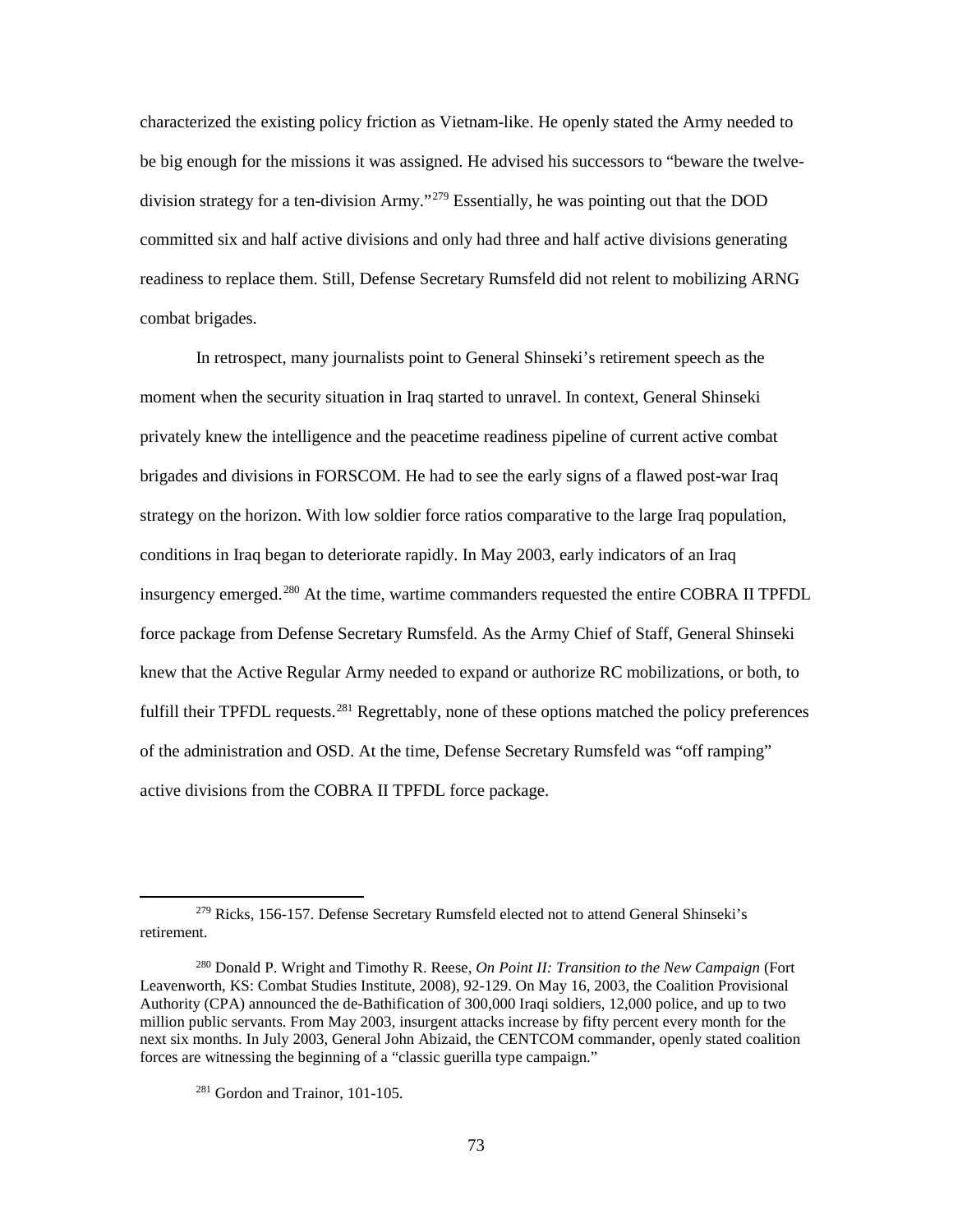characterized the existing policy friction as Vietnam-like. He openly stated the Army needed to be big enough for the missions it was assigned. He advised his successors to "beware the twelve-division strategy for a ten-division Army."[279] Essentially, he was pointing out that the DOD committed six and half active divisions and only had three and half active divisions generating readiness to replace them. Still, Defense Secretary Rumsfeld did not relent to mobilizing ARNG combat brigades.

In retrospect, many journalists point to General Shinseki's retirement speech as the moment when the security situation in Iraq started to unravel. In context, General Shinseki privately knew the intelligence and the peacetime readiness pipeline of current active combat brigades and divisions in FORSCOM. He had to see the early signs of a flawed post-war Iraq strategy on the horizon. With low soldier force ratios comparative to the large Iraq population, conditions in Iraq began to deteriorate rapidly. In May 2003, early indicators of an Iraq insurgency emerged.[280] At the time, wartime commanders requested the entire COBRA II TPFDL force package from Defense Secretary Rumsfeld. As the Army Chief of Staff, General Shinseki knew that the Active Regular Army needed to expand or authorize RC mobilizations, or both, to fulfill their TPFDL requests.[281] Regrettably, none of these options matched the policy preferences of the administration and OSD. At the time, Defense Secretary Rumsfeld was "off ramping" active divisions from the COBRA II TPFDL force package.

---

[279] Ricks, 156-157. Defense Secretary Rumsfeld elected not to attend General Shinseki's retirement.

[280] Donald P. Wright and Timothy R. Reese, *On Point II: Transition to the New Campaign* (Fort Leavenworth, KS: Combat Studies Institute, 2008), 92-129. On May 16, 2003, the Coalition Provisional Authority (CPA) announced the de-Bathification of 300,000 Iraqi soldiers, 12,000 police, and up to two million public servants. From May 2003, insurgent attacks increase by fifty percent every month for the next six months. In July 2003, General John Abizaid, the CENTCOM commander, openly stated coalition forces are witnessing the beginning of a "classic guerilla type campaign."

[281] Gordon and Trainor, 101-105.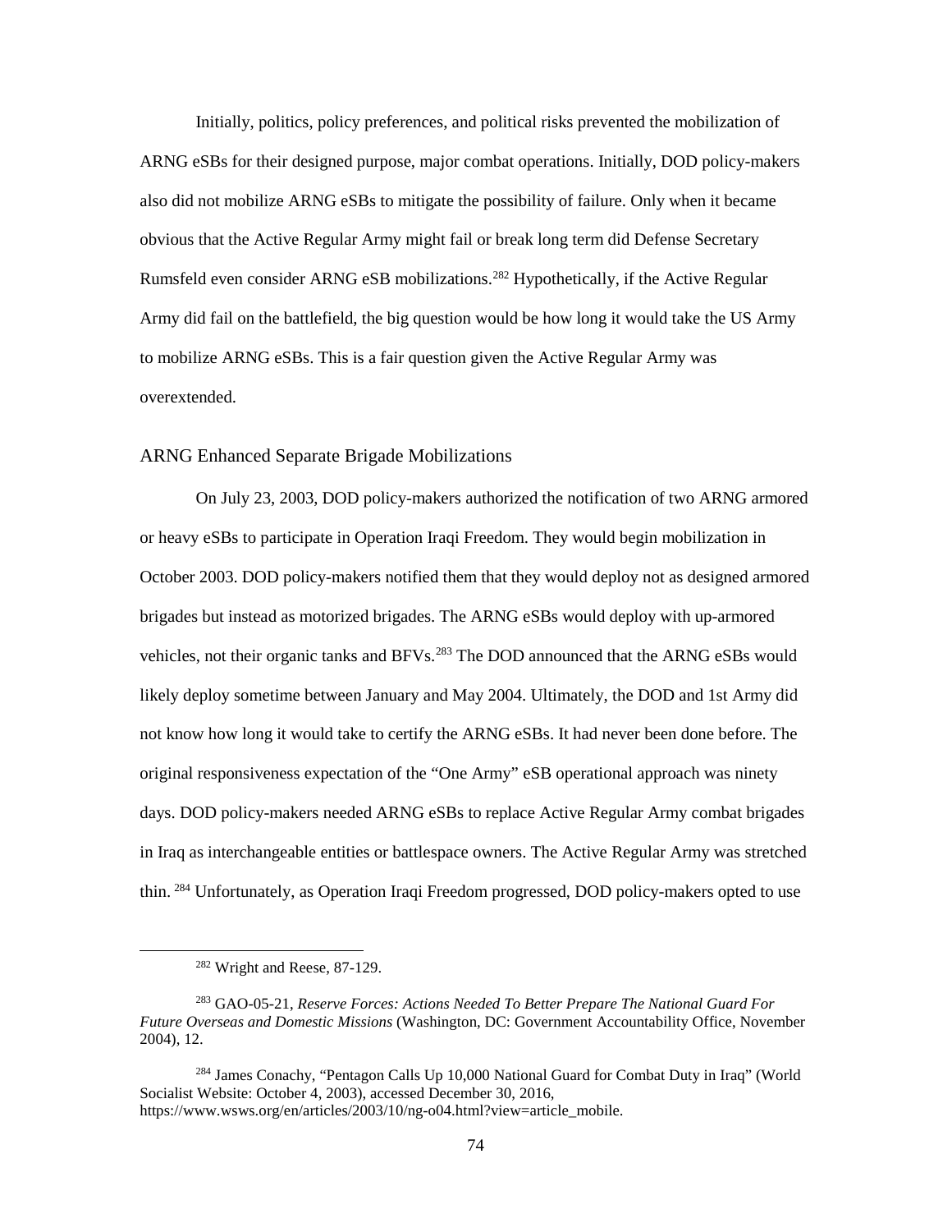Initially, politics, policy preferences, and political risks prevented the mobilization of ARNG eSBs for their designed purpose, major combat operations. Initially, DOD policy-makers also did not mobilize ARNG eSBs to mitigate the possibility of failure. Only when it became obvious that the Active Regular Army might fail or break long term did Defense Secretary Rumsfeld even consider ARNG eSB mobilizations.[282] Hypothetically, if the Active Regular Army did fail on the battlefield, the big question would be how long it would take the US Army to mobilize ARNG eSBs. This is a fair question given the Active Regular Army was overextended.

## ARNG Enhanced Separate Brigade Mobilizations

On July 23, 2003, DOD policy-makers authorized the notification of two ARNG armored or heavy eSBs to participate in Operation Iraqi Freedom. They would begin mobilization in October 2003. DOD policy-makers notified them that they would deploy not as designed armored brigades but instead as motorized brigades. The ARNG eSBs would deploy with up-armored vehicles, not their organic tanks and BFVs.[283] The DOD announced that the ARNG eSBs would likely deploy sometime between January and May 2004. Ultimately, the DOD and 1st Army did not know how long it would take to certify the ARNG eSBs. It had never been done before. The original responsiveness expectation of the "One Army" eSB operational approach was ninety days. DOD policy-makers needed ARNG eSBs to replace Active Regular Army combat brigades in Iraq as interchangeable entities or battlespace owners. The Active Regular Army was stretched thin. [284] Unfortunately, as Operation Iraqi Freedom progressed, DOD policy-makers opted to use

---

[282] Wright and Reese, 87-129.

[283] GAO-05-21, *Reserve Forces: Actions Needed To Better Prepare The National Guard For Future Overseas and Domestic Missions* (Washington, DC: Government Accountability Office, November 2004), 12.

[284] James Conachy, "Pentagon Calls Up 10,000 National Guard for Combat Duty in Iraq" (World Socialist Website: October 4, 2003), accessed December 30, 2016, https://www.wsws.org/en/articles/2003/10/ng-o04.html?view=article_mobile.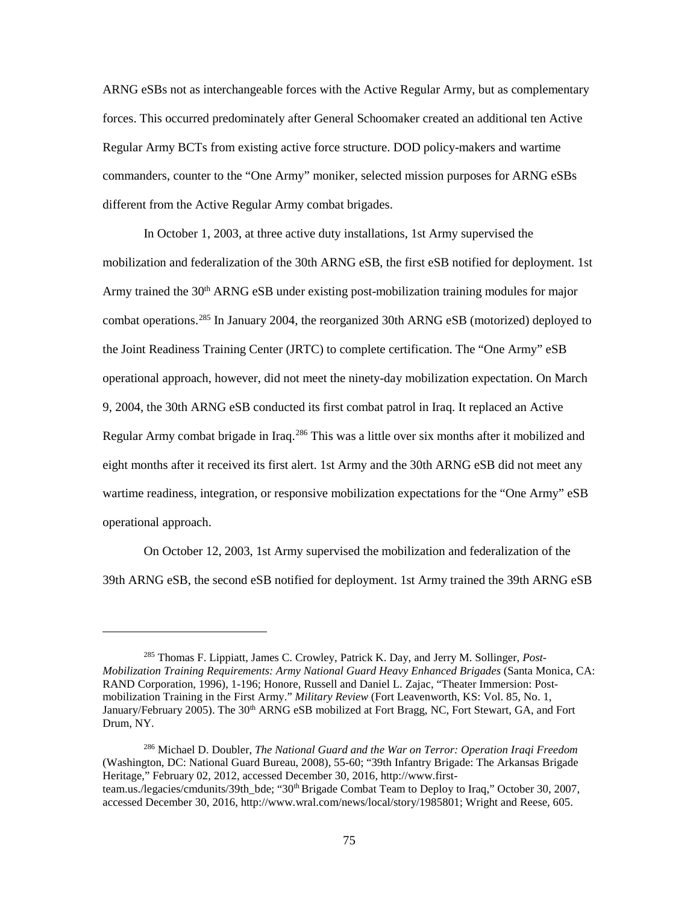ARNG eSBs not as interchangeable forces with the Active Regular Army, but as complementary forces. This occurred predominately after General Schoomaker created an additional ten Active Regular Army BCTs from existing active force structure. DOD policy-makers and wartime commanders, counter to the "One Army" moniker, selected mission purposes for ARNG eSBs different from the Active Regular Army combat brigades.

In October 1, 2003, at three active duty installations, 1st Army supervised the mobilization and federalization of the 30th ARNG eSB, the first eSB notified for deployment. 1st Army trained the 30th ARNG eSB under existing post-mobilization training modules for major combat operations.[285] In January 2004, the reorganized 30th ARNG eSB (motorized) deployed to the Joint Readiness Training Center (JRTC) to complete certification. The "One Army" eSB operational approach, however, did not meet the ninety-day mobilization expectation. On March 9, 2004, the 30th ARNG eSB conducted its first combat patrol in Iraq. It replaced an Active Regular Army combat brigade in Iraq.[286] This was a little over six months after it mobilized and eight months after it received its first alert. 1st Army and the 30th ARNG eSB did not meet any wartime readiness, integration, or responsive mobilization expectations for the "One Army" eSB operational approach.

On October 12, 2003, 1st Army supervised the mobilization and federalization of the 39th ARNG eSB, the second eSB notified for deployment. 1st Army trained the 39th ARNG eSB

---

[285] Thomas F. Lippiatt, James C. Crowley, Patrick K. Day, and Jerry M. Sollinger, *Post-Mobilization Training Requirements: Army National Guard Heavy Enhanced Brigades* (Santa Monica, CA: RAND Corporation, 1996), 1-196; Honore, Russell and Daniel L. Zajac, "Theater Immersion: Post-mobilization Training in the First Army." *Military Review* (Fort Leavenworth, KS: Vol. 85, No. 1, January/February 2005). The 30th ARNG eSB mobilized at Fort Bragg, NC, Fort Stewart, GA, and Fort Drum, NY.

[286] Michael D. Doubler, *The National Guard and the War on Terror: Operation Iraqi Freedom* (Washington, DC: National Guard Bureau, 2008), 55-60; "39th Infantry Brigade: The Arkansas Brigade Heritage," February 02, 2012, accessed December 30, 2016, http://www.first-team.us./legacies/cmdunits/39th_bde; "30th Brigade Combat Team to Deploy to Iraq," October 30, 2007, accessed December 30, 2016, http://www.wral.com/news/local/story/1985801; Wright and Reese, 605.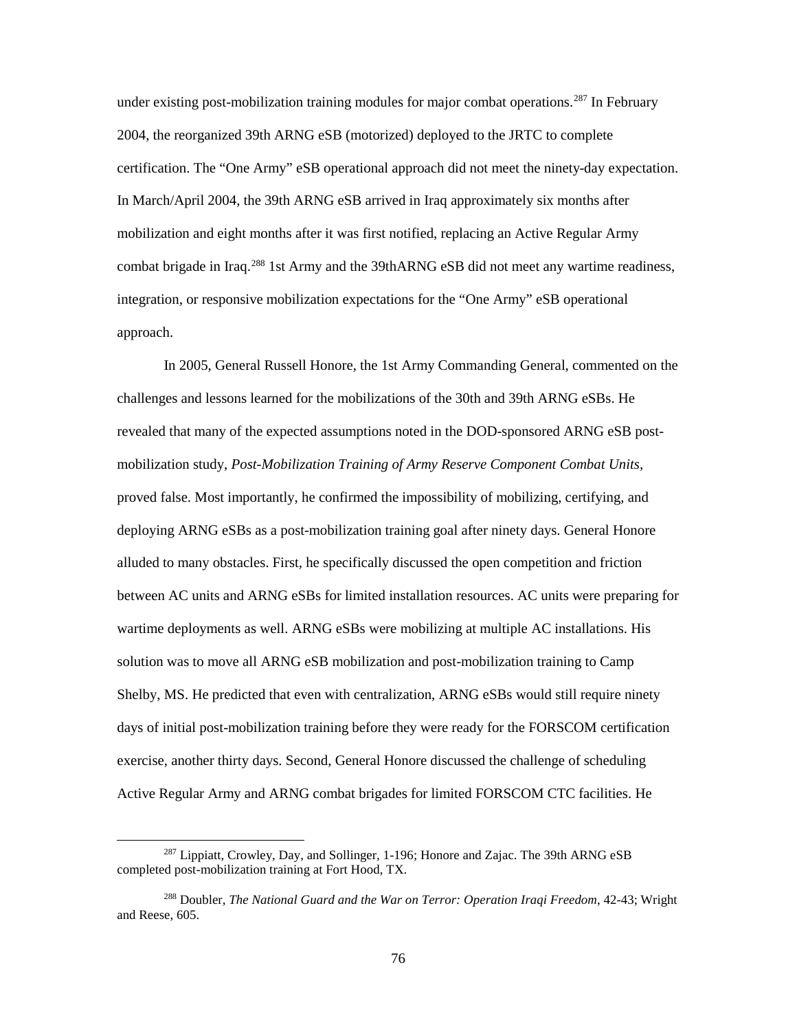under existing post-mobilization training modules for major combat operations.[287] In February 2004, the reorganized 39th ARNG eSB (motorized) deployed to the JRTC to complete certification. The "One Army" eSB operational approach did not meet the ninety-day expectation. In March/April 2004, the 39th ARNG eSB arrived in Iraq approximately six months after mobilization and eight months after it was first notified, replacing an Active Regular Army combat brigade in Iraq.[288] 1st Army and the 39thARNG eSB did not meet any wartime readiness, integration, or responsive mobilization expectations for the "One Army" eSB operational approach.

In 2005, General Russell Honore, the 1st Army Commanding General, commented on the challenges and lessons learned for the mobilizations of the 30th and 39th ARNG eSBs. He revealed that many of the expected assumptions noted in the DOD-sponsored ARNG eSB post-mobilization study, *Post-Mobilization Training of Army Reserve Component Combat Units,* proved false. Most importantly, he confirmed the impossibility of mobilizing, certifying, and deploying ARNG eSBs as a post-mobilization training goal after ninety days. General Honore alluded to many obstacles. First, he specifically discussed the open competition and friction between AC units and ARNG eSBs for limited installation resources. AC units were preparing for wartime deployments as well. ARNG eSBs were mobilizing at multiple AC installations. His solution was to move all ARNG eSB mobilization and post-mobilization training to Camp Shelby, MS. He predicted that even with centralization, ARNG eSBs would still require ninety days of initial post-mobilization training before they were ready for the FORSCOM certification exercise, another thirty days. Second, General Honore discussed the challenge of scheduling Active Regular Army and ARNG combat brigades for limited FORSCOM CTC facilities. He

---

[287] Lippiatt, Crowley, Day, and Sollinger, 1-196; Honore and Zajac. The 39th ARNG eSB completed post-mobilization training at Fort Hood, TX.

[288] Doubler, *The National Guard and the War on Terror: Operation Iraqi Freedom*, 42-43; Wright and Reese, 605.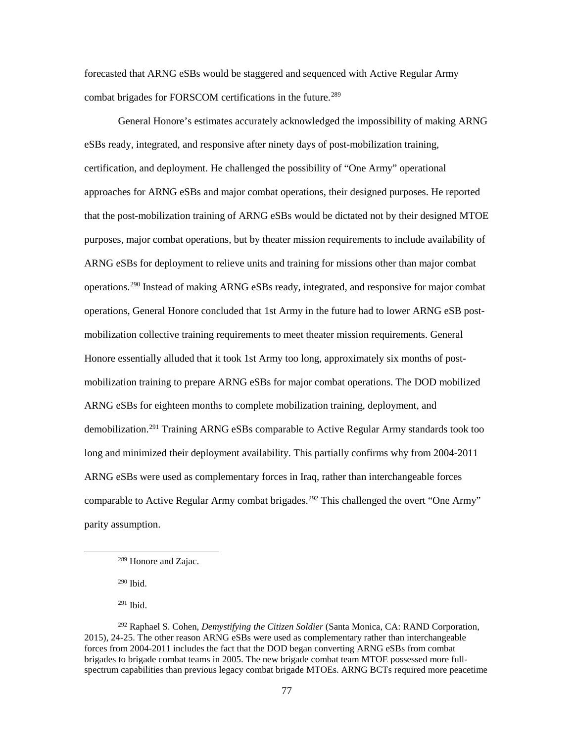forecasted that ARNG eSBs would be staggered and sequenced with Active Regular Army combat brigades for FORSCOM certifications in the future.[289]

General Honore's estimates accurately acknowledged the impossibility of making ARNG eSBs ready, integrated, and responsive after ninety days of post-mobilization training, certification, and deployment. He challenged the possibility of "One Army" operational approaches for ARNG eSBs and major combat operations, their designed purposes. He reported that the post-mobilization training of ARNG eSBs would be dictated not by their designed MTOE purposes, major combat operations, but by theater mission requirements to include availability of ARNG eSBs for deployment to relieve units and training for missions other than major combat operations.[290] Instead of making ARNG eSBs ready, integrated, and responsive for major combat operations, General Honore concluded that 1st Army in the future had to lower ARNG eSB post-mobilization collective training requirements to meet theater mission requirements. General Honore essentially alluded that it took 1st Army too long, approximately six months of post-mobilization training to prepare ARNG eSBs for major combat operations. The DOD mobilized ARNG eSBs for eighteen months to complete mobilization training, deployment, and demobilization.[291] Training ARNG eSBs comparable to Active Regular Army standards took too long and minimized their deployment availability. This partially confirms why from 2004-2011 ARNG eSBs were used as complementary forces in Iraq, rather than interchangeable forces comparable to Active Regular Army combat brigades.[292] This challenged the overt "One Army" parity assumption.

---

[289] Honore and Zajac.

[290] Ibid.

[291] Ibid.

[292] Raphael S. Cohen, *Demystifying the Citizen Soldier* (Santa Monica, CA: RAND Corporation, 2015), 24-25. The other reason ARNG eSBs were used as complementary rather than interchangeable forces from 2004-2011 includes the fact that the DOD began converting ARNG eSBs from combat brigades to brigade combat teams in 2005. The new brigade combat team MTOE possessed more full-spectrum capabilities than previous legacy combat brigade MTOEs. ARNG BCTs required more peacetime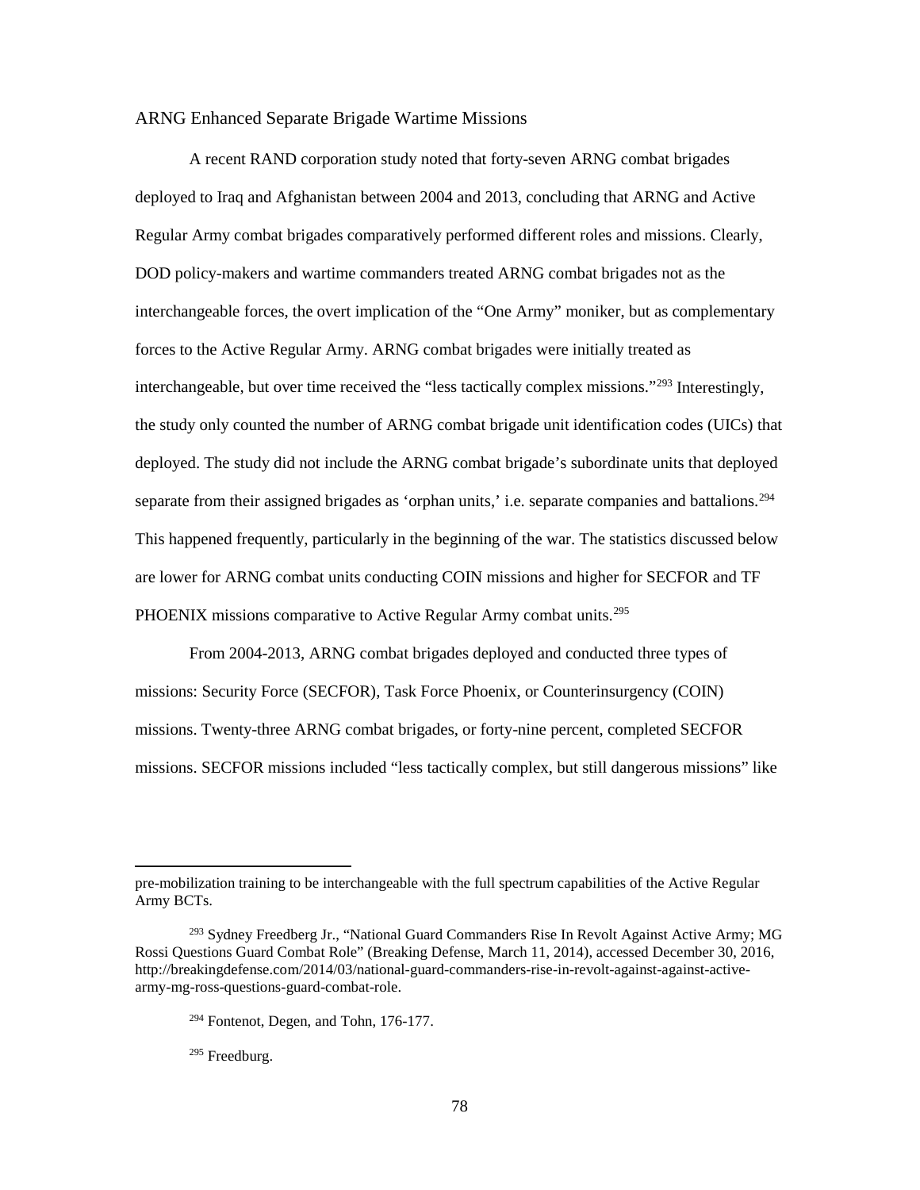## ARNG Enhanced Separate Brigade Wartime Missions

A recent RAND corporation study noted that forty-seven ARNG combat brigades deployed to Iraq and Afghanistan between 2004 and 2013, concluding that ARNG and Active Regular Army combat brigades comparatively performed different roles and missions. Clearly, DOD policy-makers and wartime commanders treated ARNG combat brigades not as the interchangeable forces, the overt implication of the "One Army" moniker, but as complementary forces to the Active Regular Army. ARNG combat brigades were initially treated as interchangeable, but over time received the "less tactically complex missions."[293] Interestingly, the study only counted the number of ARNG combat brigade unit identification codes (UICs) that deployed. The study did not include the ARNG combat brigade's subordinate units that deployed separate from their assigned brigades as 'orphan units,' i.e. separate companies and battalions.[294] This happened frequently, particularly in the beginning of the war. The statistics discussed below are lower for ARNG combat units conducting COIN missions and higher for SECFOR and TF PHOENIX missions comparative to Active Regular Army combat units.[295]

From 2004-2013, ARNG combat brigades deployed and conducted three types of missions: Security Force (SECFOR), Task Force Phoenix, or Counterinsurgency (COIN) missions. Twenty-three ARNG combat brigades, or forty-nine percent, completed SECFOR missions. SECFOR missions included "less tactically complex, but still dangerous missions" like

---

pre-mobilization training to be interchangeable with the full spectrum capabilities of the Active Regular Army BCTs.

[293] Sydney Freedberg Jr., "National Guard Commanders Rise In Revolt Against Active Army; MG Rossi Questions Guard Combat Role" (Breaking Defense, March 11, 2014), accessed December 30, 2016, http://breakingdefense.com/2014/03/national-guard-commanders-rise-in-revolt-against-against-active-army-mg-ross-questions-guard-combat-role.

[294] Fontenot, Degen, and Tohn, 176-177.

[295] Freedburg.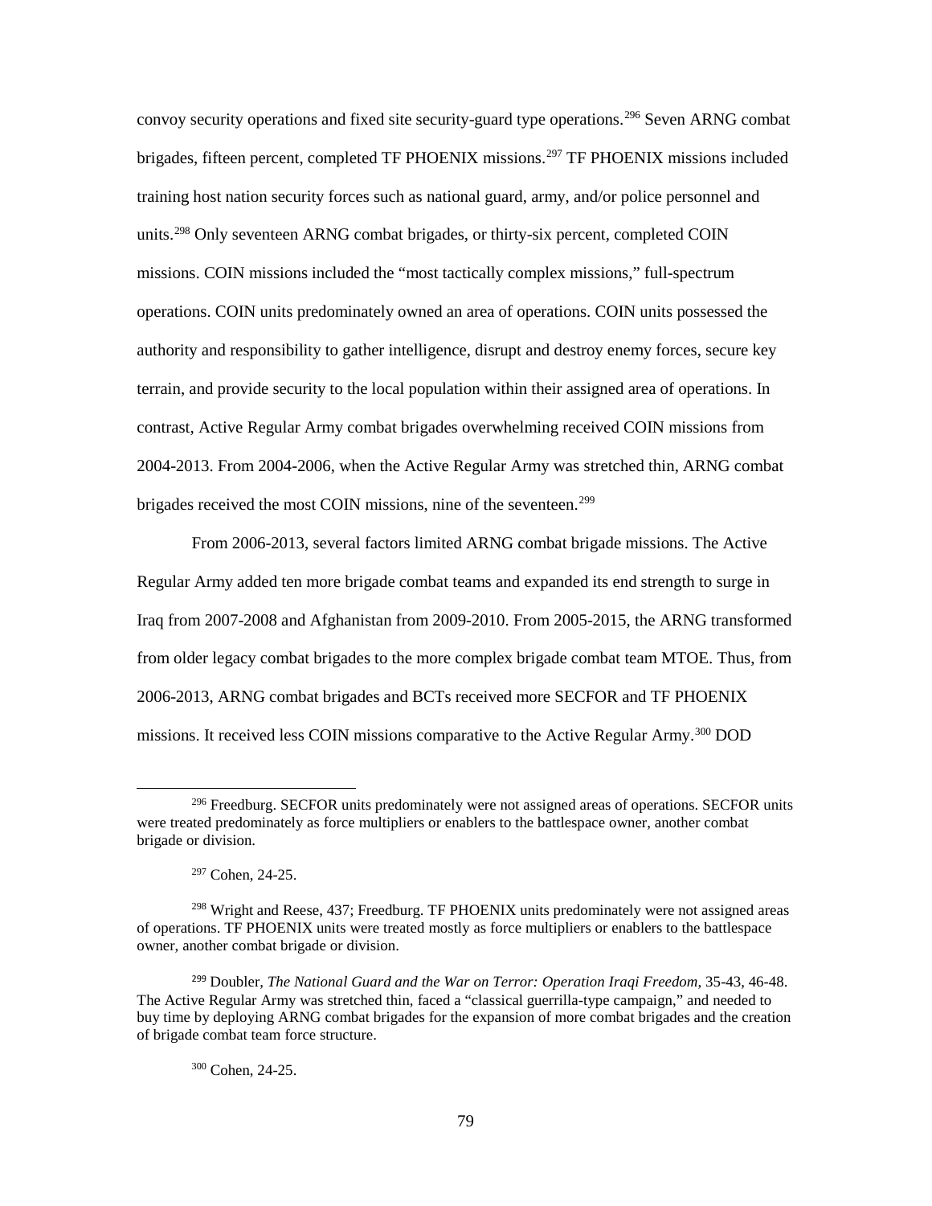convoy security operations and fixed site security-guard type operations.[296] Seven ARNG combat brigades, fifteen percent, completed TF PHOENIX missions.[297] TF PHOENIX missions included training host nation security forces such as national guard, army, and/or police personnel and units.[298] Only seventeen ARNG combat brigades, or thirty-six percent, completed COIN missions. COIN missions included the "most tactically complex missions," full-spectrum operations. COIN units predominately owned an area of operations. COIN units possessed the authority and responsibility to gather intelligence, disrupt and destroy enemy forces, secure key terrain, and provide security to the local population within their assigned area of operations. In contrast, Active Regular Army combat brigades overwhelming received COIN missions from 2004-2013. From 2004-2006, when the Active Regular Army was stretched thin, ARNG combat brigades received the most COIN missions, nine of the seventeen.[299]

From 2006-2013, several factors limited ARNG combat brigade missions. The Active Regular Army added ten more brigade combat teams and expanded its end strength to surge in Iraq from 2007-2008 and Afghanistan from 2009-2010. From 2005-2015, the ARNG transformed from older legacy combat brigades to the more complex brigade combat team MTOE. Thus, from 2006-2013, ARNG combat brigades and BCTs received more SECFOR and TF PHOENIX missions. It received less COIN missions comparative to the Active Regular Army.[300] DOD

---

[296] Freedburg. SECFOR units predominately were not assigned areas of operations. SECFOR units were treated predominately as force multipliers or enablers to the battlespace owner, another combat brigade or division.

[297] Cohen, 24-25.

[298] Wright and Reese, 437; Freedburg. TF PHOENIX units predominately were not assigned areas of operations. TF PHOENIX units were treated mostly as force multipliers or enablers to the battlespace owner, another combat brigade or division.

[299] Doubler, *The National Guard and the War on Terror: Operation Iraqi Freedom*, 35-43, 46-48. The Active Regular Army was stretched thin, faced a "classical guerrilla-type campaign," and needed to buy time by deploying ARNG combat brigades for the expansion of more combat brigades and the creation of brigade combat team force structure.

[300] Cohen, 24-25.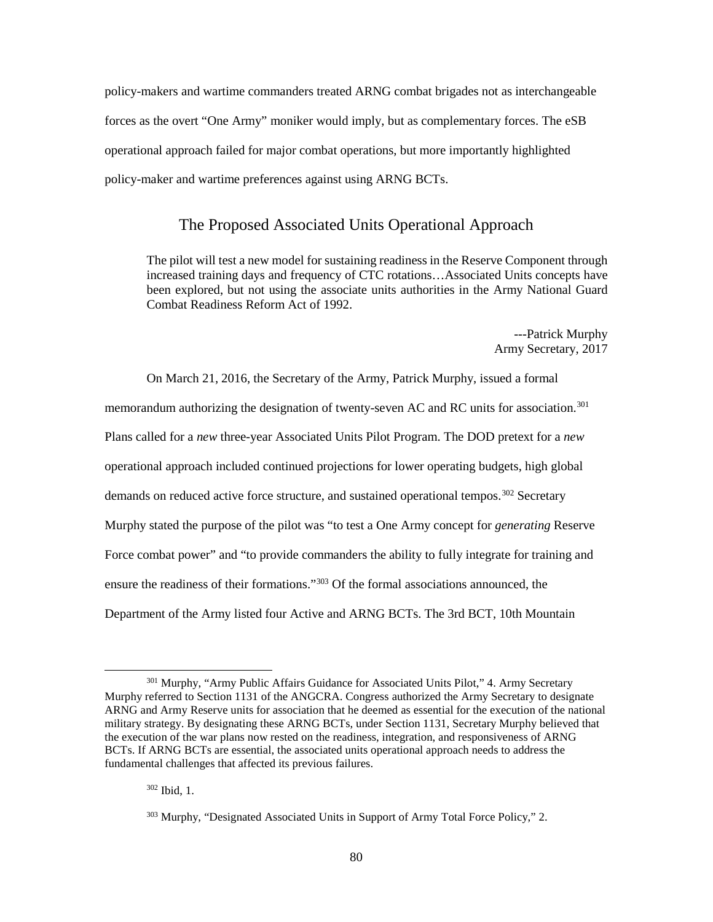policy-makers and wartime commanders treated ARNG combat brigades not as interchangeable forces as the overt "One Army" moniker would imply, but as complementary forces. The eSB operational approach failed for major combat operations, but more importantly highlighted policy-maker and wartime preferences against using ARNG BCTs.

## The Proposed Associated Units Operational Approach

> The pilot will test a new model for sustaining readiness in the Reserve Component through increased training days and frequency of CTC rotations…Associated Units concepts have been explored, but not using the associate units authorities in the Army National Guard Combat Readiness Reform Act of 1992.
>
> ---Patrick Murphy
> Army Secretary, 2017

On March 21, 2016, the Secretary of the Army, Patrick Murphy, issued a formal memorandum authorizing the designation of twenty-seven AC and RC units for association.[301] Plans called for a *new* three-year Associated Units Pilot Program. The DOD pretext for a *new* operational approach included continued projections for lower operating budgets, high global demands on reduced active force structure, and sustained operational tempos.[302] Secretary Murphy stated the purpose of the pilot was "to test a One Army concept for *generating* Reserve Force combat power" and "to provide commanders the ability to fully integrate for training and ensure the readiness of their formations."[303] Of the formal associations announced, the Department of the Army listed four Active and ARNG BCTs. The 3rd BCT, 10th Mountain

---

[301] Murphy, "Army Public Affairs Guidance for Associated Units Pilot," 4. Army Secretary Murphy referred to Section 1131 of the ANGCRA. Congress authorized the Army Secretary to designate ARNG and Army Reserve units for association that he deemed as essential for the execution of the national military strategy. By designating these ARNG BCTs, under Section 1131, Secretary Murphy believed that the execution of the war plans now rested on the readiness, integration, and responsiveness of ARNG BCTs. If ARNG BCTs are essential, the associated units operational approach needs to address the fundamental challenges that affected its previous failures.

[302] Ibid, 1.

[303] Murphy, "Designated Associated Units in Support of Army Total Force Policy," 2.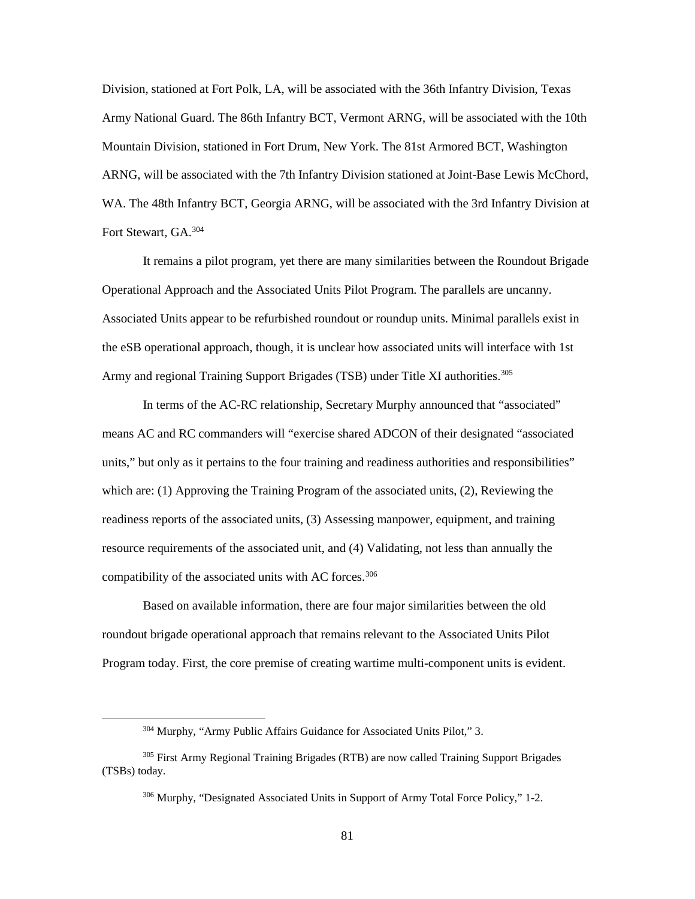Division, stationed at Fort Polk, LA, will be associated with the 36th Infantry Division, Texas Army National Guard. The 86th Infantry BCT, Vermont ARNG, will be associated with the 10th Mountain Division, stationed in Fort Drum, New York. The 81st Armored BCT, Washington ARNG, will be associated with the 7th Infantry Division stationed at Joint-Base Lewis McChord, WA. The 48th Infantry BCT, Georgia ARNG, will be associated with the 3rd Infantry Division at Fort Stewart, GA.[304]

It remains a pilot program, yet there are many similarities between the Roundout Brigade Operational Approach and the Associated Units Pilot Program. The parallels are uncanny. Associated Units appear to be refurbished roundout or roundup units. Minimal parallels exist in the eSB operational approach, though, it is unclear how associated units will interface with 1st Army and regional Training Support Brigades (TSB) under Title XI authorities.[305]

In terms of the AC-RC relationship, Secretary Murphy announced that "associated" means AC and RC commanders will "exercise shared ADCON of their designated "associated units," but only as it pertains to the four training and readiness authorities and responsibilities" which are: (1) Approving the Training Program of the associated units, (2), Reviewing the readiness reports of the associated units, (3) Assessing manpower, equipment, and training resource requirements of the associated unit, and (4) Validating, not less than annually the compatibility of the associated units with AC forces.[306]

Based on available information, there are four major similarities between the old roundout brigade operational approach that remains relevant to the Associated Units Pilot Program today. First, the core premise of creating wartime multi-component units is evident.

---

[304] Murphy, "Army Public Affairs Guidance for Associated Units Pilot," 3.

[305] First Army Regional Training Brigades (RTB) are now called Training Support Brigades (TSBs) today.

[306] Murphy, "Designated Associated Units in Support of Army Total Force Policy," 1-2.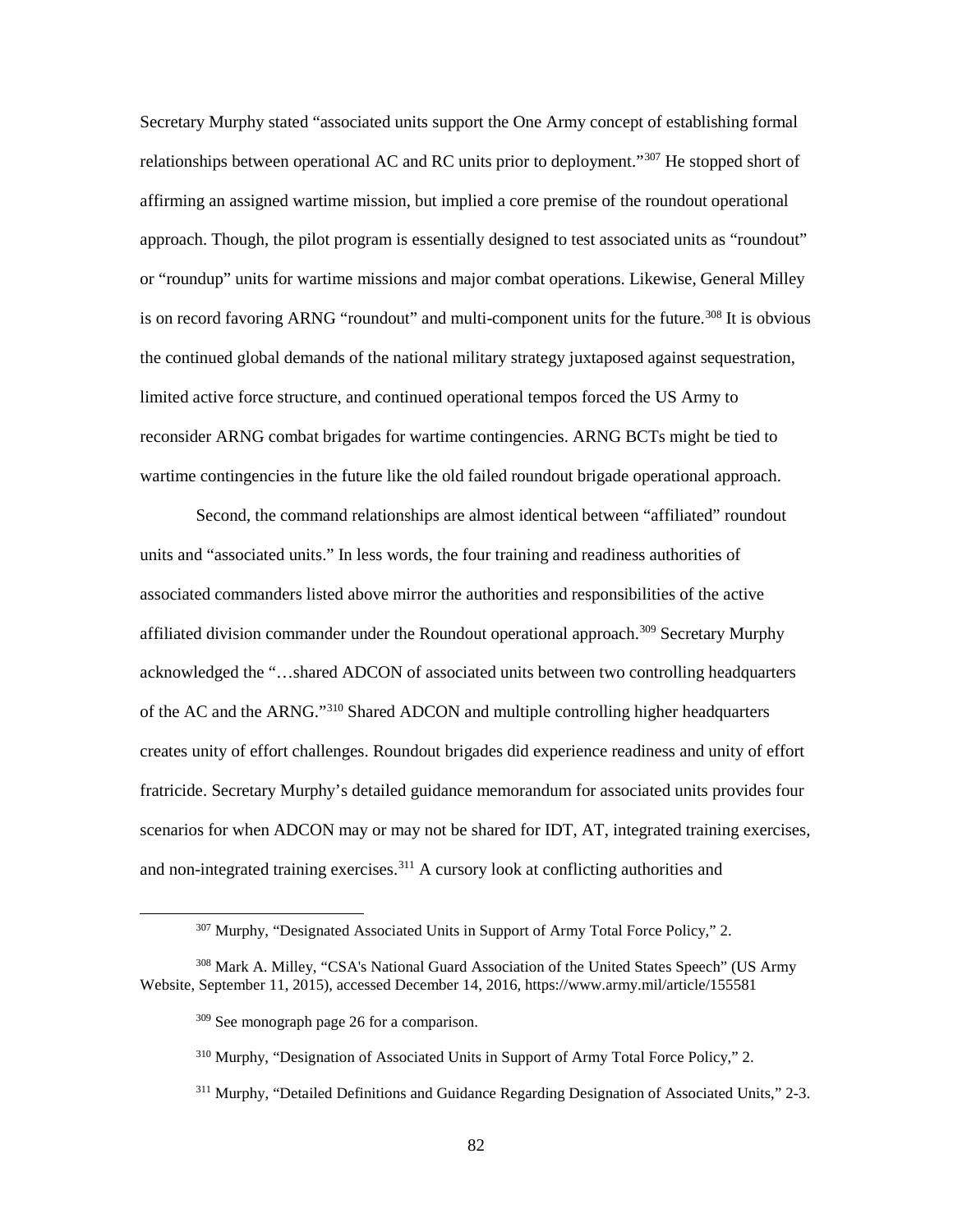Secretary Murphy stated "associated units support the One Army concept of establishing formal relationships between operational AC and RC units prior to deployment."[307] He stopped short of affirming an assigned wartime mission, but implied a core premise of the roundout operational approach. Though, the pilot program is essentially designed to test associated units as "roundout" or "roundup" units for wartime missions and major combat operations. Likewise, General Milley is on record favoring ARNG "roundout" and multi-component units for the future.[308] It is obvious the continued global demands of the national military strategy juxtaposed against sequestration, limited active force structure, and continued operational tempos forced the US Army to reconsider ARNG combat brigades for wartime contingencies. ARNG BCTs might be tied to wartime contingencies in the future like the old failed roundout brigade operational approach.

Second, the command relationships are almost identical between "affiliated" roundout units and "associated units." In less words, the four training and readiness authorities of associated commanders listed above mirror the authorities and responsibilities of the active affiliated division commander under the Roundout operational approach.[309] Secretary Murphy acknowledged the "…shared ADCON of associated units between two controlling headquarters of the AC and the ARNG."[310] Shared ADCON and multiple controlling higher headquarters creates unity of effort challenges. Roundout brigades did experience readiness and unity of effort fratricide. Secretary Murphy's detailed guidance memorandum for associated units provides four scenarios for when ADCON may or may not be shared for IDT, AT, integrated training exercises, and non-integrated training exercises.[311] A cursory look at conflicting authorities and

---

[307] Murphy, "Designated Associated Units in Support of Army Total Force Policy," 2.

[308] Mark A. Milley, "CSA's National Guard Association of the United States Speech" (US Army Website, September 11, 2015), accessed December 14, 2016, https://www.army.mil/article/155581

[309] See monograph page 26 for a comparison.

[310] Murphy, "Designation of Associated Units in Support of Army Total Force Policy," 2.

[311] Murphy, "Detailed Definitions and Guidance Regarding Designation of Associated Units," 2-3.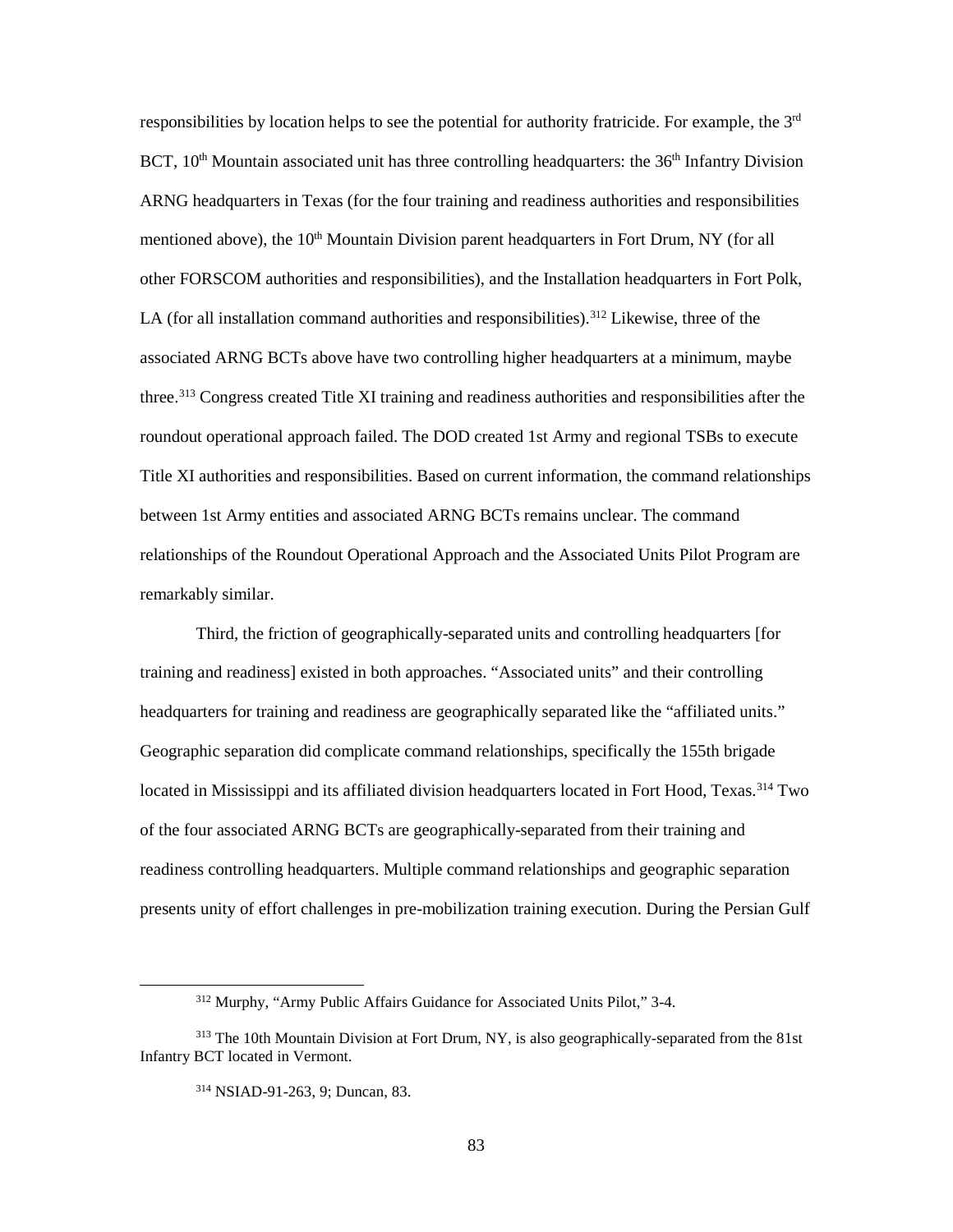responsibilities by location helps to see the potential for authority fratricide. For example, the 3rd BCT, 10th Mountain associated unit has three controlling headquarters: the 36th Infantry Division ARNG headquarters in Texas (for the four training and readiness authorities and responsibilities mentioned above), the 10th Mountain Division parent headquarters in Fort Drum, NY (for all other FORSCOM authorities and responsibilities), and the Installation headquarters in Fort Polk, LA (for all installation command authorities and responsibilities).[312] Likewise, three of the associated ARNG BCTs above have two controlling higher headquarters at a minimum, maybe three.[313] Congress created Title XI training and readiness authorities and responsibilities after the roundout operational approach failed. The DOD created 1st Army and regional TSBs to execute Title XI authorities and responsibilities. Based on current information, the command relationships between 1st Army entities and associated ARNG BCTs remains unclear. The command relationships of the Roundout Operational Approach and the Associated Units Pilot Program are remarkably similar.

Third, the friction of geographically-separated units and controlling headquarters [for training and readiness] existed in both approaches. "Associated units" and their controlling headquarters for training and readiness are geographically separated like the "affiliated units." Geographic separation did complicate command relationships, specifically the 155th brigade located in Mississippi and its affiliated division headquarters located in Fort Hood, Texas.[314] Two of the four associated ARNG BCTs are geographically-separated from their training and readiness controlling headquarters. Multiple command relationships and geographic separation presents unity of effort challenges in pre-mobilization training execution. During the Persian Gulf

---

[312] Murphy, "Army Public Affairs Guidance for Associated Units Pilot," 3-4.

[313] The 10th Mountain Division at Fort Drum, NY, is also geographically-separated from the 81st Infantry BCT located in Vermont.

[314] NSIAD-91-263, 9; Duncan, 83.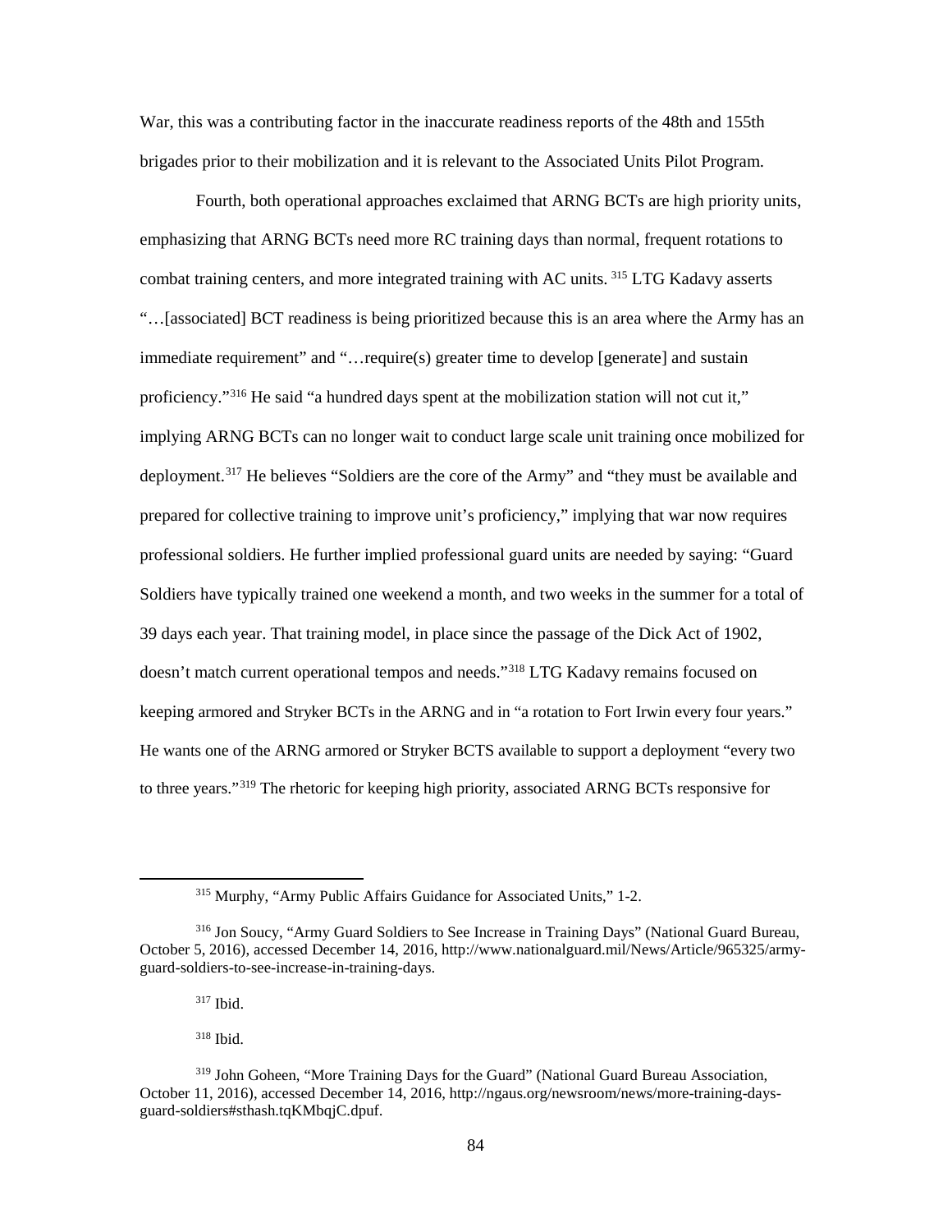War, this was a contributing factor in the inaccurate readiness reports of the 48th and 155th brigades prior to their mobilization and it is relevant to the Associated Units Pilot Program.

Fourth, both operational approaches exclaimed that ARNG BCTs are high priority units, emphasizing that ARNG BCTs need more RC training days than normal, frequent rotations to combat training centers, and more integrated training with AC units. [315] LTG Kadavy asserts "…[associated] BCT readiness is being prioritized because this is an area where the Army has an immediate requirement" and "…require(s) greater time to develop [generate] and sustain proficiency."[316] He said "a hundred days spent at the mobilization station will not cut it," implying ARNG BCTs can no longer wait to conduct large scale unit training once mobilized for deployment.[317] He believes "Soldiers are the core of the Army" and "they must be available and prepared for collective training to improve unit's proficiency," implying that war now requires professional soldiers. He further implied professional guard units are needed by saying: "Guard Soldiers have typically trained one weekend a month, and two weeks in the summer for a total of 39 days each year. That training model, in place since the passage of the Dick Act of 1902, doesn't match current operational tempos and needs."[318] LTG Kadavy remains focused on keeping armored and Stryker BCTs in the ARNG and in "a rotation to Fort Irwin every four years." He wants one of the ARNG armored or Stryker BCTS available to support a deployment "every two to three years."[319] The rhetoric for keeping high priority, associated ARNG BCTs responsive for

---

[315] Murphy, "Army Public Affairs Guidance for Associated Units," 1-2.

[316] Jon Soucy, "Army Guard Soldiers to See Increase in Training Days" (National Guard Bureau, October 5, 2016), accessed December 14, 2016, http://www.nationalguard.mil/News/Article/965325/army-guard-soldiers-to-see-increase-in-training-days.

[317] Ibid.

[318] Ibid.

[319] John Goheen, "More Training Days for the Guard" (National Guard Bureau Association, October 11, 2016), accessed December 14, 2016, http://ngaus.org/newsroom/news/more-training-days-guard-soldiers#sthash.tqKMbqjC.dpuf.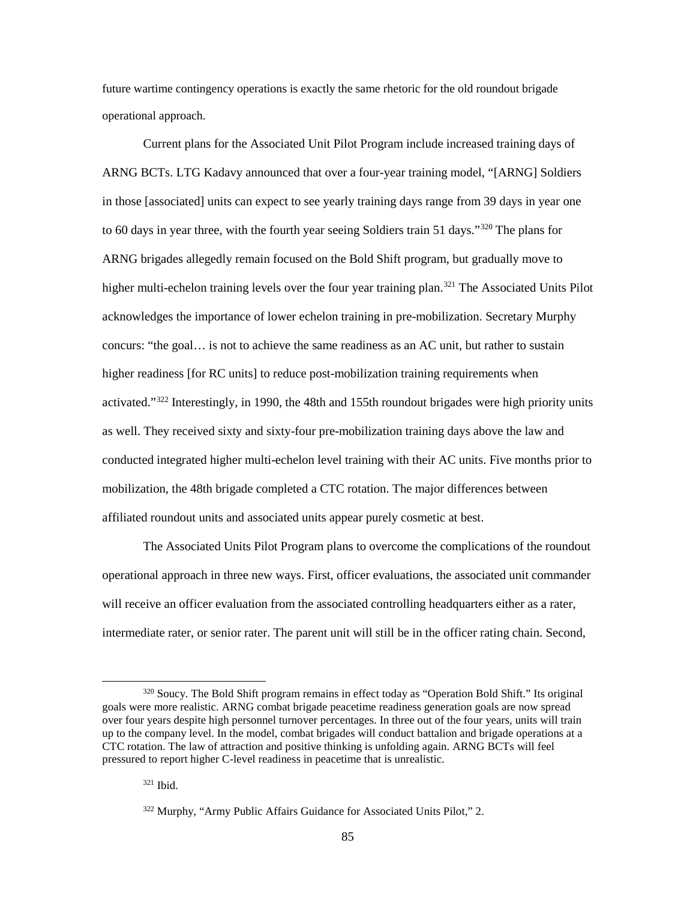future wartime contingency operations is exactly the same rhetoric for the old roundout brigade operational approach.

Current plans for the Associated Unit Pilot Program include increased training days of ARNG BCTs. LTG Kadavy announced that over a four-year training model, "[ARNG] Soldiers in those [associated] units can expect to see yearly training days range from 39 days in year one to 60 days in year three, with the fourth year seeing Soldiers train 51 days."[320] The plans for ARNG brigades allegedly remain focused on the Bold Shift program, but gradually move to higher multi-echelon training levels over the four year training plan.[321] The Associated Units Pilot acknowledges the importance of lower echelon training in pre-mobilization. Secretary Murphy concurs: "the goal… is not to achieve the same readiness as an AC unit, but rather to sustain higher readiness [for RC units] to reduce post-mobilization training requirements when activated."[322] Interestingly, in 1990, the 48th and 155th roundout brigades were high priority units as well. They received sixty and sixty-four pre-mobilization training days above the law and conducted integrated higher multi-echelon level training with their AC units. Five months prior to mobilization, the 48th brigade completed a CTC rotation. The major differences between affiliated roundout units and associated units appear purely cosmetic at best.

The Associated Units Pilot Program plans to overcome the complications of the roundout operational approach in three new ways. First, officer evaluations, the associated unit commander will receive an officer evaluation from the associated controlling headquarters either as a rater, intermediate rater, or senior rater. The parent unit will still be in the officer rating chain. Second,

---

[320] Soucy. The Bold Shift program remains in effect today as "Operation Bold Shift." Its original goals were more realistic. ARNG combat brigade peacetime readiness generation goals are now spread over four years despite high personnel turnover percentages. In three out of the four years, units will train up to the company level. In the model, combat brigades will conduct battalion and brigade operations at a CTC rotation. The law of attraction and positive thinking is unfolding again. ARNG BCTs will feel pressured to report higher C-level readiness in peacetime that is unrealistic.

[321] Ibid.

[322] Murphy, "Army Public Affairs Guidance for Associated Units Pilot," 2.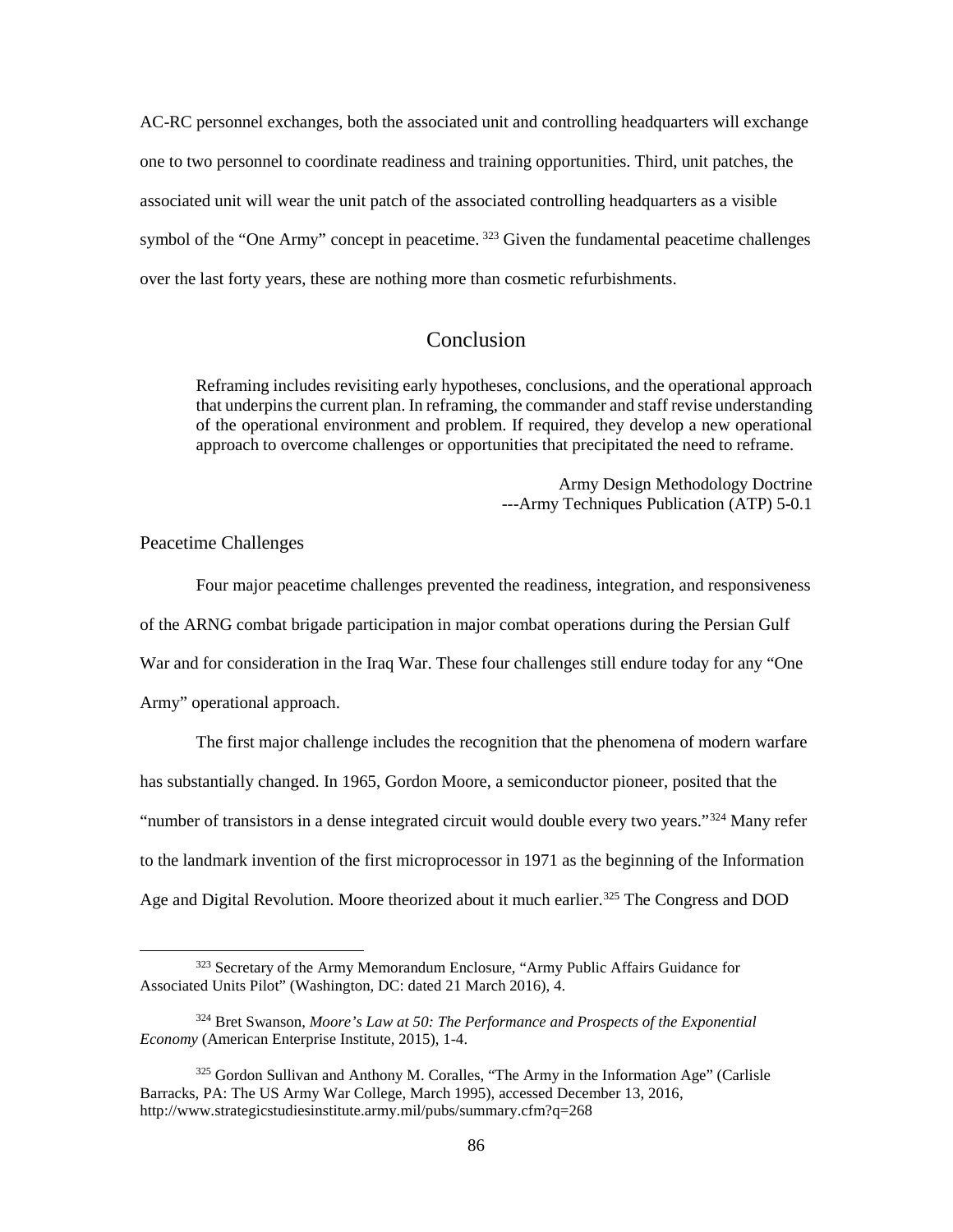AC-RC personnel exchanges, both the associated unit and controlling headquarters will exchange one to two personnel to coordinate readiness and training opportunities. Third, unit patches, the associated unit will wear the unit patch of the associated controlling headquarters as a visible symbol of the "One Army" concept in peacetime. [323] Given the fundamental peacetime challenges over the last forty years, these are nothing more than cosmetic refurbishments.

## Conclusion

> Reframing includes revisiting early hypotheses, conclusions, and the operational approach that underpins the current plan. In reframing, the commander and staff revise understanding of the operational environment and problem. If required, they develop a new operational approach to overcome challenges or opportunities that precipitated the need to reframe.
>
> Army Design Methodology Doctrine
> ---Army Techniques Publication (ATP) 5-0.1

### Peacetime Challenges

Four major peacetime challenges prevented the readiness, integration, and responsiveness of the ARNG combat brigade participation in major combat operations during the Persian Gulf War and for consideration in the Iraq War. These four challenges still endure today for any "One Army" operational approach.

The first major challenge includes the recognition that the phenomena of modern warfare has substantially changed. In 1965, Gordon Moore, a semiconductor pioneer, posited that the "number of transistors in a dense integrated circuit would double every two years."[324] Many refer to the landmark invention of the first microprocessor in 1971 as the beginning of the Information Age and Digital Revolution. Moore theorized about it much earlier.[325] The Congress and DOD

---

[323] Secretary of the Army Memorandum Enclosure, "Army Public Affairs Guidance for Associated Units Pilot" (Washington, DC: dated 21 March 2016), 4.

[324] Bret Swanson, *Moore's Law at 50: The Performance and Prospects of the Exponential Economy* (American Enterprise Institute, 2015), 1-4.

[325] Gordon Sullivan and Anthony M. Coralles, "The Army in the Information Age" (Carlisle Barracks, PA: The US Army War College, March 1995), accessed December 13, 2016, http://www.strategicstudiesinstitute.army.mil/pubs/summary.cfm?q=268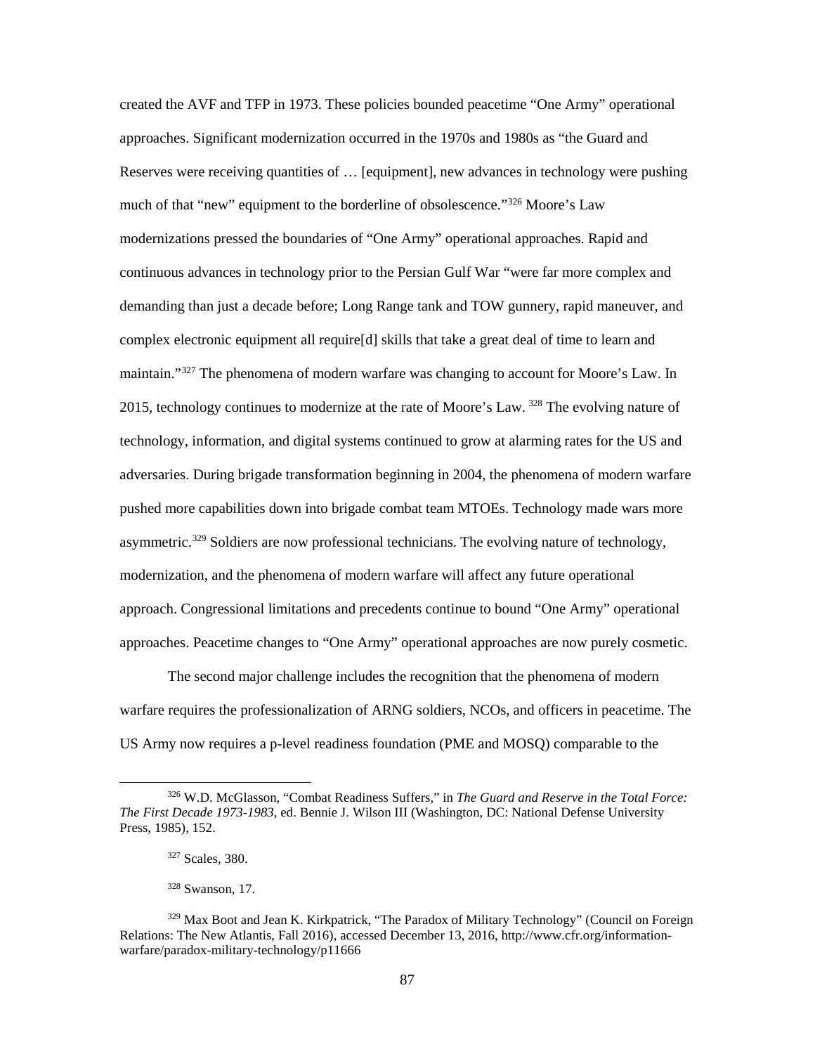created the AVF and TFP in 1973. These policies bounded peacetime "One Army" operational approaches. Significant modernization occurred in the 1970s and 1980s as "the Guard and Reserves were receiving quantities of … [equipment], new advances in technology were pushing much of that "new" equipment to the borderline of obsolescence."[326] Moore's Law modernizations pressed the boundaries of "One Army" operational approaches. Rapid and continuous advances in technology prior to the Persian Gulf War "were far more complex and demanding than just a decade before; Long Range tank and TOW gunnery, rapid maneuver, and complex electronic equipment all require[d] skills that take a great deal of time to learn and maintain."[327] The phenomena of modern warfare was changing to account for Moore's Law. In 2015, technology continues to modernize at the rate of Moore's Law. [328] The evolving nature of technology, information, and digital systems continued to grow at alarming rates for the US and adversaries. During brigade transformation beginning in 2004, the phenomena of modern warfare pushed more capabilities down into brigade combat team MTOEs. Technology made wars more asymmetric.[329] Soldiers are now professional technicians. The evolving nature of technology, modernization, and the phenomena of modern warfare will affect any future operational approach. Congressional limitations and precedents continue to bound "One Army" operational approaches. Peacetime changes to "One Army" operational approaches are now purely cosmetic.

The second major challenge includes the recognition that the phenomena of modern warfare requires the professionalization of ARNG soldiers, NCOs, and officers in peacetime. The US Army now requires a p-level readiness foundation (PME and MOSQ) comparable to the

---

[326] W.D. McGlasson, "Combat Readiness Suffers," in *The Guard and Reserve in the Total Force: The First Decade 1973-1983*, ed. Bennie J. Wilson III (Washington, DC: National Defense University Press, 1985), 152.

[327] Scales, 380.

[328] Swanson, 17.

[329] Max Boot and Jean K. Kirkpatrick, "The Paradox of Military Technology" (Council on Foreign Relations: The New Atlantis, Fall 2016), accessed December 13, 2016, http://www.cfr.org/information-warfare/paradox-military-technology/p11666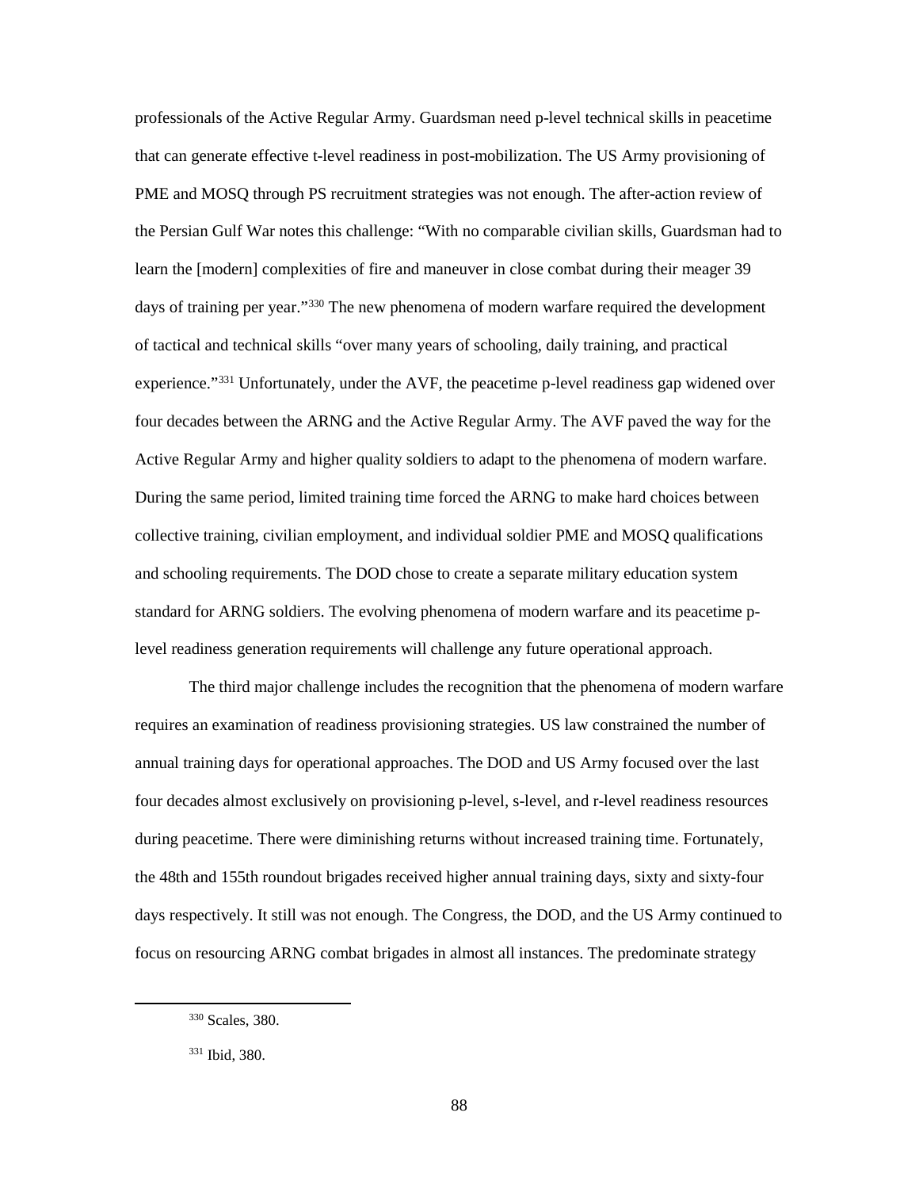professionals of the Active Regular Army. Guardsman need p-level technical skills in peacetime that can generate effective t-level readiness in post-mobilization. The US Army provisioning of PME and MOSQ through PS recruitment strategies was not enough. The after-action review of the Persian Gulf War notes this challenge: "With no comparable civilian skills, Guardsman had to learn the [modern] complexities of fire and maneuver in close combat during their meager 39 days of training per year."[330] The new phenomena of modern warfare required the development of tactical and technical skills "over many years of schooling, daily training, and practical experience."[331] Unfortunately, under the AVF, the peacetime p-level readiness gap widened over four decades between the ARNG and the Active Regular Army. The AVF paved the way for the Active Regular Army and higher quality soldiers to adapt to the phenomena of modern warfare. During the same period, limited training time forced the ARNG to make hard choices between collective training, civilian employment, and individual soldier PME and MOSQ qualifications and schooling requirements. The DOD chose to create a separate military education system standard for ARNG soldiers. The evolving phenomena of modern warfare and its peacetime p-level readiness generation requirements will challenge any future operational approach.

The third major challenge includes the recognition that the phenomena of modern warfare requires an examination of readiness provisioning strategies. US law constrained the number of annual training days for operational approaches. The DOD and US Army focused over the last four decades almost exclusively on provisioning p-level, s-level, and r-level readiness resources during peacetime. There were diminishing returns without increased training time. Fortunately, the 48th and 155th roundout brigades received higher annual training days, sixty and sixty-four days respectively. It still was not enough. The Congress, the DOD, and the US Army continued to focus on resourcing ARNG combat brigades in almost all instances. The predominate strategy

---

[330] Scales, 380.

[331] Ibid, 380.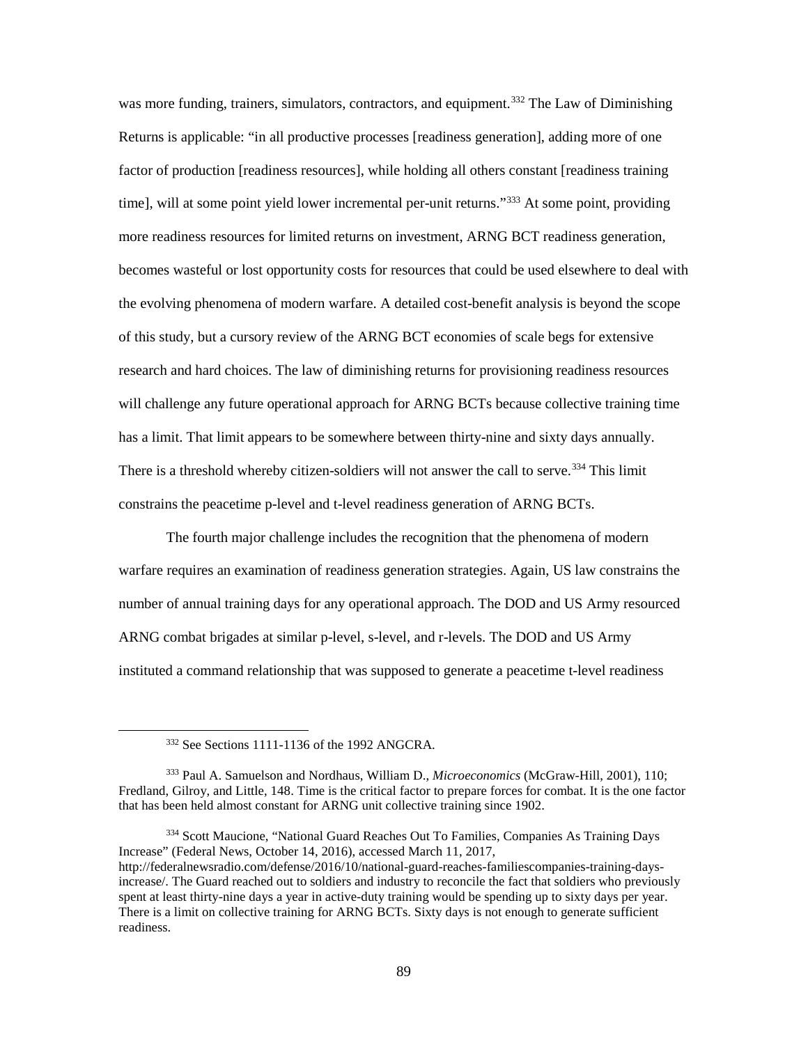was more funding, trainers, simulators, contractors, and equipment.[332] The Law of Diminishing Returns is applicable: "in all productive processes [readiness generation], adding more of one factor of production [readiness resources], while holding all others constant [readiness training time], will at some point yield lower incremental per-unit returns."[333] At some point, providing more readiness resources for limited returns on investment, ARNG BCT readiness generation, becomes wasteful or lost opportunity costs for resources that could be used elsewhere to deal with the evolving phenomena of modern warfare. A detailed cost-benefit analysis is beyond the scope of this study, but a cursory review of the ARNG BCT economies of scale begs for extensive research and hard choices. The law of diminishing returns for provisioning readiness resources will challenge any future operational approach for ARNG BCTs because collective training time has a limit. That limit appears to be somewhere between thirty-nine and sixty days annually. There is a threshold whereby citizen-soldiers will not answer the call to serve.[334] This limit constrains the peacetime p-level and t-level readiness generation of ARNG BCTs.

The fourth major challenge includes the recognition that the phenomena of modern warfare requires an examination of readiness generation strategies. Again, US law constrains the number of annual training days for any operational approach. The DOD and US Army resourced ARNG combat brigades at similar p-level, s-level, and r-levels. The DOD and US Army instituted a command relationship that was supposed to generate a peacetime t-level readiness

---

[332] See Sections 1111-1136 of the 1992 ANGCRA.

[333] Paul A. Samuelson and Nordhaus, William D., *Microeconomics* (McGraw-Hill, 2001), 110; Fredland, Gilroy, and Little, 148. Time is the critical factor to prepare forces for combat. It is the one factor that has been held almost constant for ARNG unit collective training since 1902.

[334] Scott Maucione, "National Guard Reaches Out To Families, Companies As Training Days Increase" (Federal News, October 14, 2016), accessed March 11, 2017, http://federalnewsradio.com/defense/2016/10/national-guard-reaches-familiescompanies-training-days-increase/. The Guard reached out to soldiers and industry to reconcile the fact that soldiers who previously spent at least thirty-nine days a year in active-duty training would be spending up to sixty days per year. There is a limit on collective training for ARNG BCTs. Sixty days is not enough to generate sufficient readiness.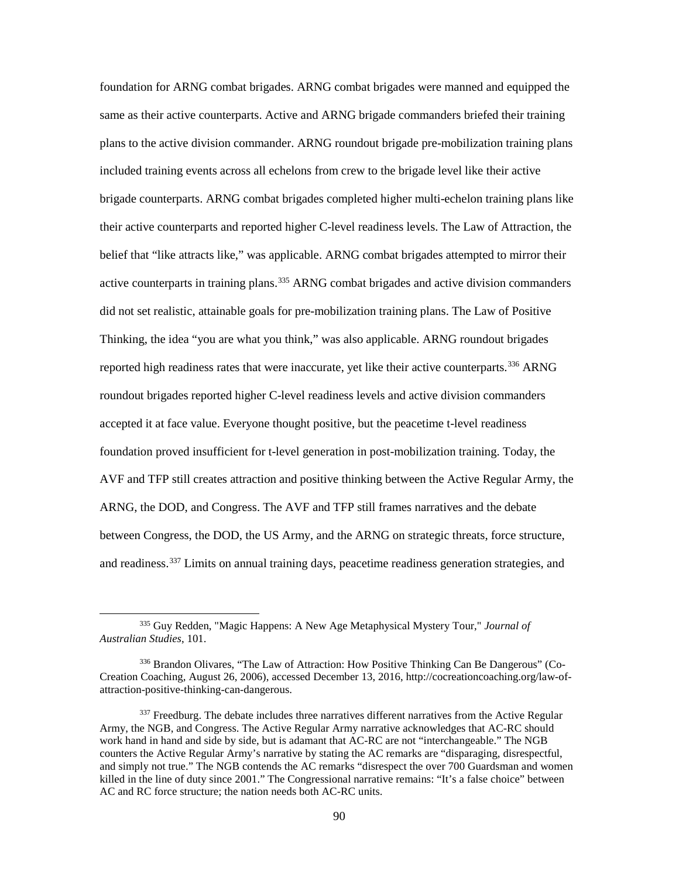foundation for ARNG combat brigades. ARNG combat brigades were manned and equipped the same as their active counterparts. Active and ARNG brigade commanders briefed their training plans to the active division commander. ARNG roundout brigade pre-mobilization training plans included training events across all echelons from crew to the brigade level like their active brigade counterparts. ARNG combat brigades completed higher multi-echelon training plans like their active counterparts and reported higher C-level readiness levels. The Law of Attraction, the belief that "like attracts like," was applicable. ARNG combat brigades attempted to mirror their active counterparts in training plans.[335] ARNG combat brigades and active division commanders did not set realistic, attainable goals for pre-mobilization training plans. The Law of Positive Thinking, the idea "you are what you think," was also applicable. ARNG roundout brigades reported high readiness rates that were inaccurate, yet like their active counterparts.[336] ARNG roundout brigades reported higher C-level readiness levels and active division commanders accepted it at face value. Everyone thought positive, but the peacetime t-level readiness foundation proved insufficient for t-level generation in post-mobilization training. Today, the AVF and TFP still creates attraction and positive thinking between the Active Regular Army, the ARNG, the DOD, and Congress. The AVF and TFP still frames narratives and the debate between Congress, the DOD, the US Army, and the ARNG on strategic threats, force structure, and readiness.[337] Limits on annual training days, peacetime readiness generation strategies, and

---

[335] Guy Redden, "Magic Happens: A New Age Metaphysical Mystery Tour," *Journal of Australian Studies*, 101.

[336] Brandon Olivares, "The Law of Attraction: How Positive Thinking Can Be Dangerous" (Co-Creation Coaching, August 26, 2006), accessed December 13, 2016, http://cocreationcoaching.org/law-of-attraction-positive-thinking-can-dangerous.

[337] Freedburg. The debate includes three narratives different narratives from the Active Regular Army, the NGB, and Congress. The Active Regular Army narrative acknowledges that AC-RC should work hand in hand and side by side, but is adamant that AC-RC are not "interchangeable." The NGB counters the Active Regular Army's narrative by stating the AC remarks are "disparaging, disrespectful, and simply not true." The NGB contends the AC remarks "disrespect the over 700 Guardsman and women killed in the line of duty since 2001." The Congressional narrative remains: "It's a false choice" between AC and RC force structure; the nation needs both AC-RC units.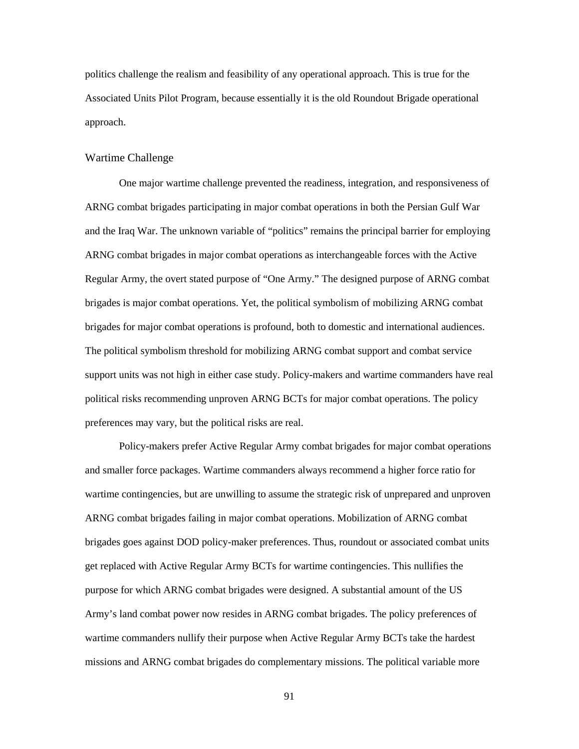politics challenge the realism and feasibility of any operational approach. This is true for the Associated Units Pilot Program, because essentially it is the old Roundout Brigade operational approach.

## Wartime Challenge

One major wartime challenge prevented the readiness, integration, and responsiveness of ARNG combat brigades participating in major combat operations in both the Persian Gulf War and the Iraq War. The unknown variable of "politics" remains the principal barrier for employing ARNG combat brigades in major combat operations as interchangeable forces with the Active Regular Army, the overt stated purpose of "One Army." The designed purpose of ARNG combat brigades is major combat operations. Yet, the political symbolism of mobilizing ARNG combat brigades for major combat operations is profound, both to domestic and international audiences. The political symbolism threshold for mobilizing ARNG combat support and combat service support units was not high in either case study. Policy-makers and wartime commanders have real political risks recommending unproven ARNG BCTs for major combat operations. The policy preferences may vary, but the political risks are real.

Policy-makers prefer Active Regular Army combat brigades for major combat operations and smaller force packages. Wartime commanders always recommend a higher force ratio for wartime contingencies, but are unwilling to assume the strategic risk of unprepared and unproven ARNG combat brigades failing in major combat operations. Mobilization of ARNG combat brigades goes against DOD policy-maker preferences. Thus, roundout or associated combat units get replaced with Active Regular Army BCTs for wartime contingencies. This nullifies the purpose for which ARNG combat brigades were designed. A substantial amount of the US Army's land combat power now resides in ARNG combat brigades. The policy preferences of wartime commanders nullify their purpose when Active Regular Army BCTs take the hardest missions and ARNG combat brigades do complementary missions. The political variable more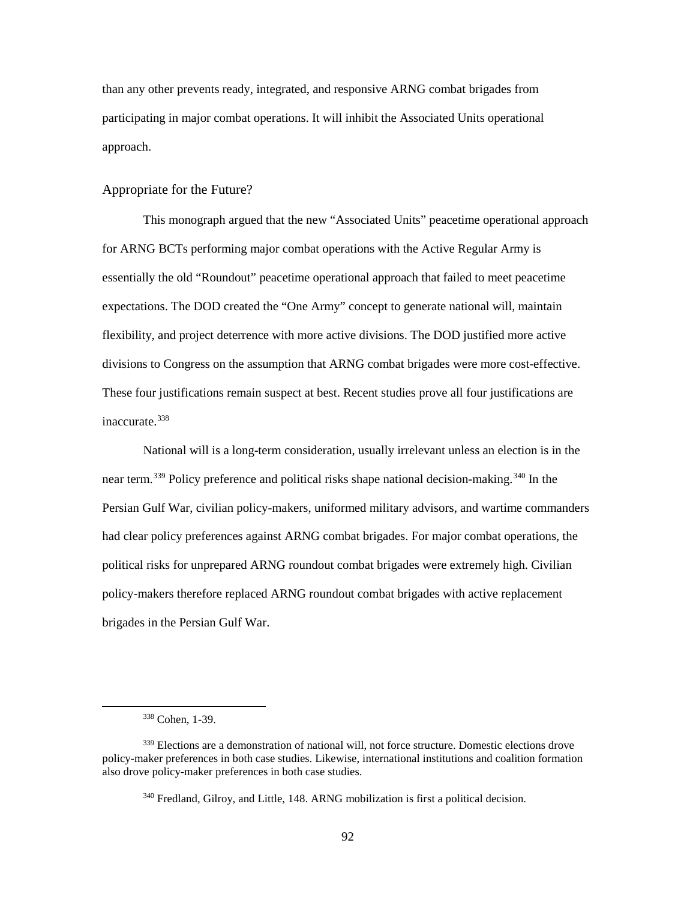than any other prevents ready, integrated, and responsive ARNG combat brigades from participating in major combat operations. It will inhibit the Associated Units operational approach.

## Appropriate for the Future?

This monograph argued that the new "Associated Units" peacetime operational approach for ARNG BCTs performing major combat operations with the Active Regular Army is essentially the old "Roundout" peacetime operational approach that failed to meet peacetime expectations. The DOD created the "One Army" concept to generate national will, maintain flexibility, and project deterrence with more active divisions. The DOD justified more active divisions to Congress on the assumption that ARNG combat brigades were more cost-effective. These four justifications remain suspect at best. Recent studies prove all four justifications are inaccurate.[338]

National will is a long-term consideration, usually irrelevant unless an election is in the near term.[339] Policy preference and political risks shape national decision-making.[340] In the Persian Gulf War, civilian policy-makers, uniformed military advisors, and wartime commanders had clear policy preferences against ARNG combat brigades. For major combat operations, the political risks for unprepared ARNG roundout combat brigades were extremely high. Civilian policy-makers therefore replaced ARNG roundout combat brigades with active replacement brigades in the Persian Gulf War.

---

[338] Cohen, 1-39.

[339] Elections are a demonstration of national will, not force structure. Domestic elections drove policy-maker preferences in both case studies. Likewise, international institutions and coalition formation also drove policy-maker preferences in both case studies.

[340] Fredland, Gilroy, and Little, 148. ARNG mobilization is first a political decision.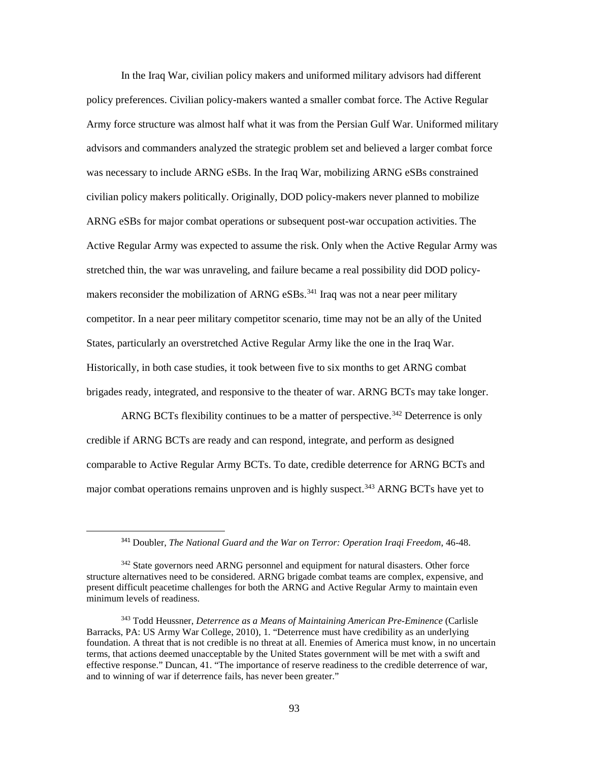In the Iraq War, civilian policy makers and uniformed military advisors had different policy preferences. Civilian policy-makers wanted a smaller combat force. The Active Regular Army force structure was almost half what it was from the Persian Gulf War. Uniformed military advisors and commanders analyzed the strategic problem set and believed a larger combat force was necessary to include ARNG eSBs. In the Iraq War, mobilizing ARNG eSBs constrained civilian policy makers politically. Originally, DOD policy-makers never planned to mobilize ARNG eSBs for major combat operations or subsequent post-war occupation activities. The Active Regular Army was expected to assume the risk. Only when the Active Regular Army was stretched thin, the war was unraveling, and failure became a real possibility did DOD policy-makers reconsider the mobilization of ARNG eSBs.[341] Iraq was not a near peer military competitor. In a near peer military competitor scenario, time may not be an ally of the United States, particularly an overstretched Active Regular Army like the one in the Iraq War. Historically, in both case studies, it took between five to six months to get ARNG combat brigades ready, integrated, and responsive to the theater of war. ARNG BCTs may take longer.

ARNG BCTs flexibility continues to be a matter of perspective.[342] Deterrence is only credible if ARNG BCTs are ready and can respond, integrate, and perform as designed comparable to Active Regular Army BCTs. To date, credible deterrence for ARNG BCTs and major combat operations remains unproven and is highly suspect.[343] ARNG BCTs have yet to

---

[341] Doubler, *The National Guard and the War on Terror: Operation Iraqi Freedom*, 46-48.

[342] State governors need ARNG personnel and equipment for natural disasters. Other force structure alternatives need to be considered. ARNG brigade combat teams are complex, expensive, and present difficult peacetime challenges for both the ARNG and Active Regular Army to maintain even minimum levels of readiness.

[343] Todd Heussner, *Deterrence as a Means of Maintaining American Pre-Eminence* (Carlisle Barracks, PA: US Army War College, 2010), 1. "Deterrence must have credibility as an underlying foundation. A threat that is not credible is no threat at all. Enemies of America must know, in no uncertain terms, that actions deemed unacceptable by the United States government will be met with a swift and effective response." Duncan, 41. "The importance of reserve readiness to the credible deterrence of war, and to winning of war if deterrence fails, has never been greater."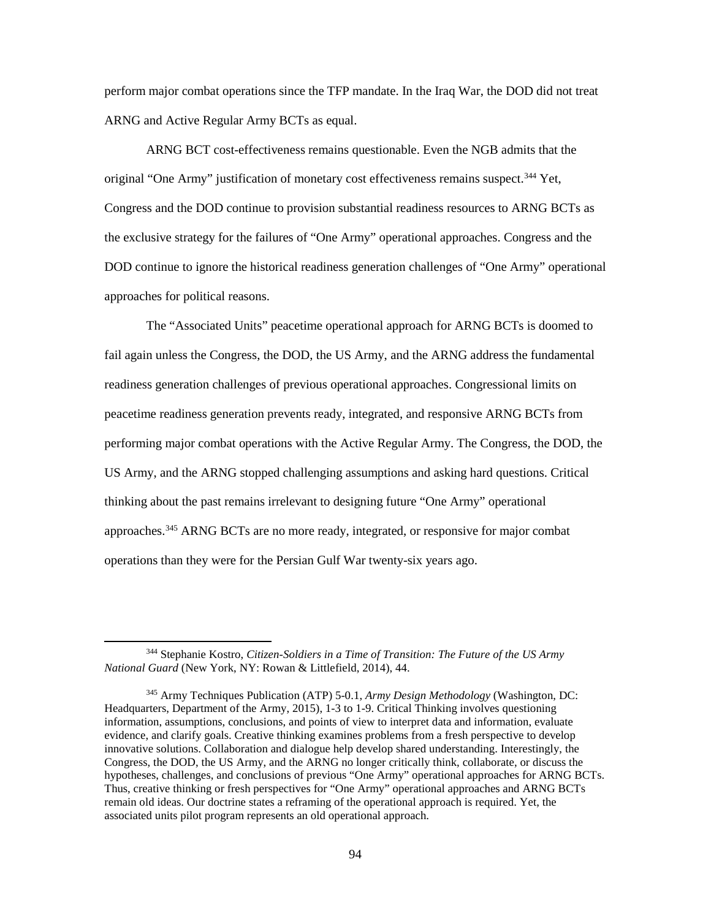perform major combat operations since the TFP mandate. In the Iraq War, the DOD did not treat ARNG and Active Regular Army BCTs as equal.

ARNG BCT cost-effectiveness remains questionable. Even the NGB admits that the original "One Army" justification of monetary cost effectiveness remains suspect.[344] Yet, Congress and the DOD continue to provision substantial readiness resources to ARNG BCTs as the exclusive strategy for the failures of "One Army" operational approaches. Congress and the DOD continue to ignore the historical readiness generation challenges of "One Army" operational approaches for political reasons.

The "Associated Units" peacetime operational approach for ARNG BCTs is doomed to fail again unless the Congress, the DOD, the US Army, and the ARNG address the fundamental readiness generation challenges of previous operational approaches. Congressional limits on peacetime readiness generation prevents ready, integrated, and responsive ARNG BCTs from performing major combat operations with the Active Regular Army. The Congress, the DOD, the US Army, and the ARNG stopped challenging assumptions and asking hard questions. Critical thinking about the past remains irrelevant to designing future "One Army" operational approaches.[345] ARNG BCTs are no more ready, integrated, or responsive for major combat operations than they were for the Persian Gulf War twenty-six years ago.

---

[344] Stephanie Kostro, *Citizen-Soldiers in a Time of Transition: The Future of the US Army National Guard* (New York, NY: Rowan & Littlefield, 2014), 44.

[345] Army Techniques Publication (ATP) 5-0.1, *Army Design Methodology* (Washington, DC: Headquarters, Department of the Army, 2015), 1-3 to 1-9. Critical Thinking involves questioning information, assumptions, conclusions, and points of view to interpret data and information, evaluate evidence, and clarify goals. Creative thinking examines problems from a fresh perspective to develop innovative solutions. Collaboration and dialogue help develop shared understanding. Interestingly, the Congress, the DOD, the US Army, and the ARNG no longer critically think, collaborate, or discuss the hypotheses, challenges, and conclusions of previous "One Army" operational approaches for ARNG BCTs. Thus, creative thinking or fresh perspectives for "One Army" operational approaches and ARNG BCTs remain old ideas. Our doctrine states a reframing of the operational approach is required. Yet, the associated units pilot program represents an old operational approach.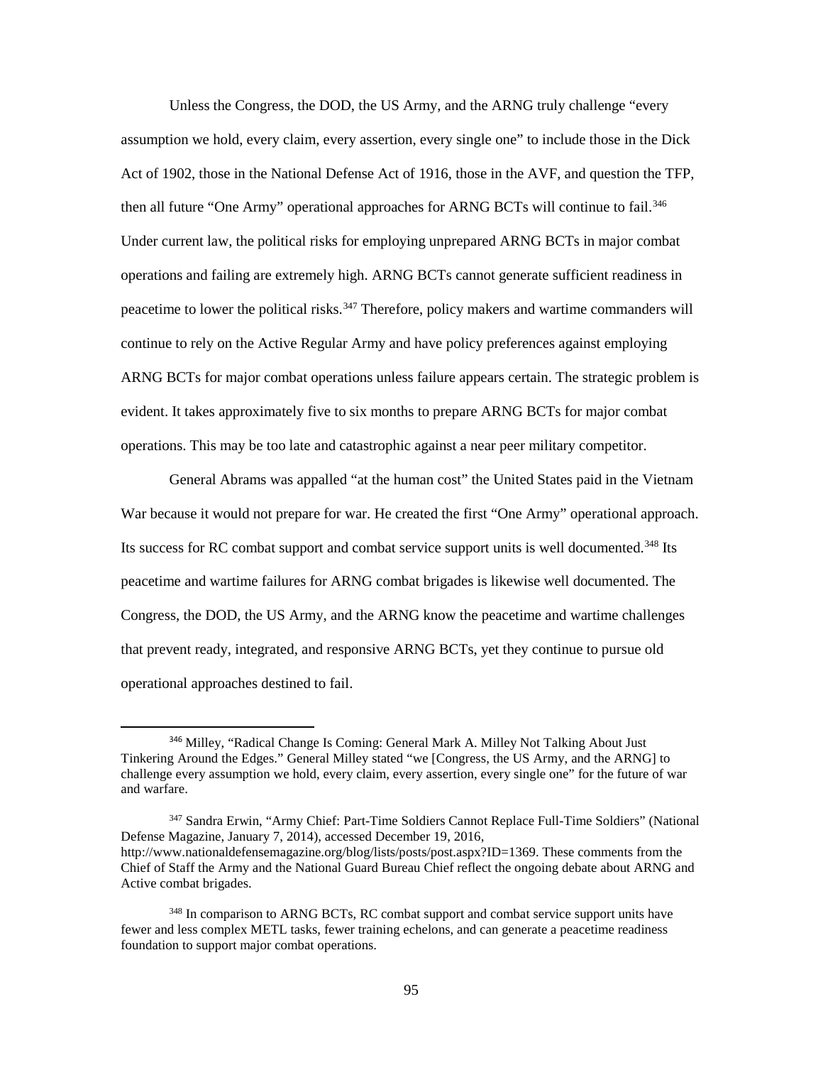Unless the Congress, the DOD, the US Army, and the ARNG truly challenge "every assumption we hold, every claim, every assertion, every single one" to include those in the Dick Act of 1902, those in the National Defense Act of 1916, those in the AVF, and question the TFP, then all future "One Army" operational approaches for ARNG BCTs will continue to fail.[346] Under current law, the political risks for employing unprepared ARNG BCTs in major combat operations and failing are extremely high. ARNG BCTs cannot generate sufficient readiness in peacetime to lower the political risks.[347] Therefore, policy makers and wartime commanders will continue to rely on the Active Regular Army and have policy preferences against employing ARNG BCTs for major combat operations unless failure appears certain. The strategic problem is evident. It takes approximately five to six months to prepare ARNG BCTs for major combat operations. This may be too late and catastrophic against a near peer military competitor.

General Abrams was appalled "at the human cost" the United States paid in the Vietnam War because it would not prepare for war. He created the first "One Army" operational approach. Its success for RC combat support and combat service support units is well documented.[348] Its peacetime and wartime failures for ARNG combat brigades is likewise well documented. The Congress, the DOD, the US Army, and the ARNG know the peacetime and wartime challenges that prevent ready, integrated, and responsive ARNG BCTs, yet they continue to pursue old operational approaches destined to fail.

---

[346] Milley, "Radical Change Is Coming: General Mark A. Milley Not Talking About Just Tinkering Around the Edges." General Milley stated "we [Congress, the US Army, and the ARNG] to challenge every assumption we hold, every claim, every assertion, every single one" for the future of war and warfare.

[347] Sandra Erwin, "Army Chief: Part-Time Soldiers Cannot Replace Full-Time Soldiers" (National Defense Magazine, January 7, 2014), accessed December 19, 2016, http://www.nationaldefensemagazine.org/blog/lists/posts/post.aspx?ID=1369. These comments from the Chief of Staff the Army and the National Guard Bureau Chief reflect the ongoing debate about ARNG and Active combat brigades.

[348] In comparison to ARNG BCTs, RC combat support and combat service support units have fewer and less complex METL tasks, fewer training echelons, and can generate a peacetime readiness foundation to support major combat operations.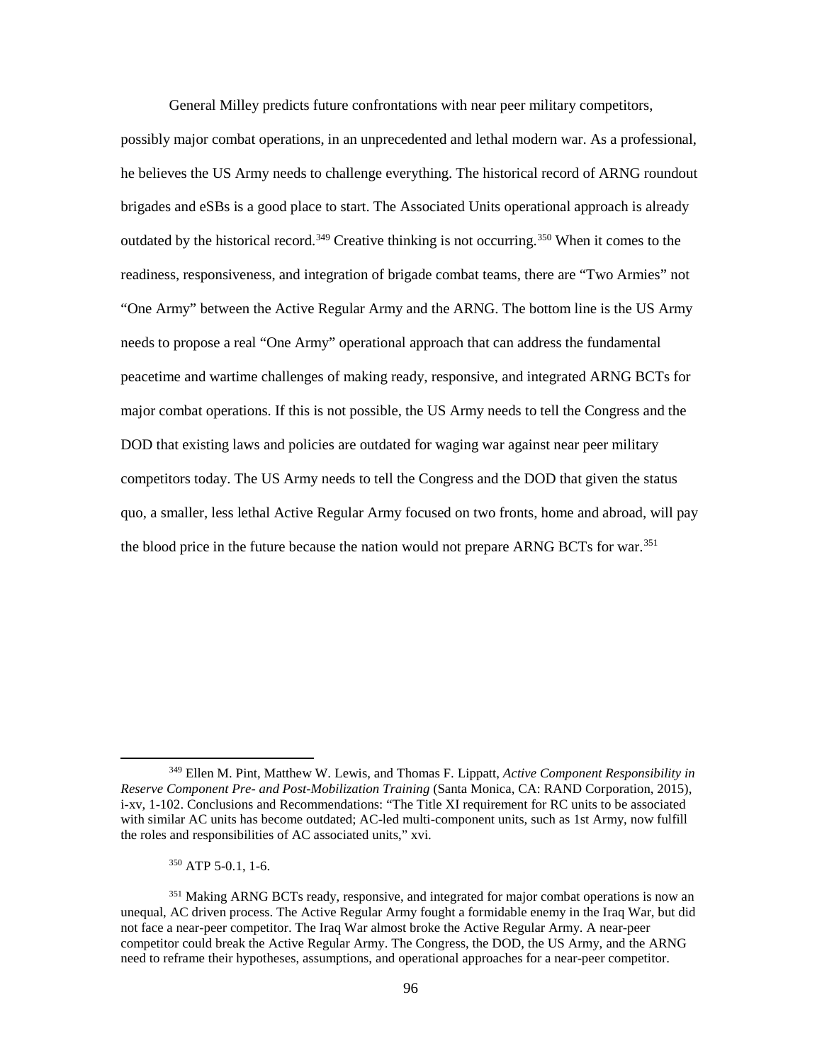General Milley predicts future confrontations with near peer military competitors, possibly major combat operations, in an unprecedented and lethal modern war. As a professional, he believes the US Army needs to challenge everything. The historical record of ARNG roundout brigades and eSBs is a good place to start. The Associated Units operational approach is already outdated by the historical record.[349] Creative thinking is not occurring.[350] When it comes to the readiness, responsiveness, and integration of brigade combat teams, there are "Two Armies" not "One Army" between the Active Regular Army and the ARNG. The bottom line is the US Army needs to propose a real "One Army" operational approach that can address the fundamental peacetime and wartime challenges of making ready, responsive, and integrated ARNG BCTs for major combat operations. If this is not possible, the US Army needs to tell the Congress and the DOD that existing laws and policies are outdated for waging war against near peer military competitors today. The US Army needs to tell the Congress and the DOD that given the status quo, a smaller, less lethal Active Regular Army focused on two fronts, home and abroad, will pay the blood price in the future because the nation would not prepare ARNG BCTs for war.[351]

---

[349] Ellen M. Pint, Matthew W. Lewis, and Thomas F. Lippatt, *Active Component Responsibility in Reserve Component Pre- and Post-Mobilization Training* (Santa Monica, CA: RAND Corporation, 2015), i-xv, 1-102. Conclusions and Recommendations: "The Title XI requirement for RC units to be associated with similar AC units has become outdated; AC-led multi-component units, such as 1st Army, now fulfill the roles and responsibilities of AC associated units," xvi.

[350] ATP 5-0.1, 1-6.

[351] Making ARNG BCTs ready, responsive, and integrated for major combat operations is now an unequal, AC driven process. The Active Regular Army fought a formidable enemy in the Iraq War, but did not face a near-peer competitor. The Iraq War almost broke the Active Regular Army. A near-peer competitor could break the Active Regular Army. The Congress, the DOD, the US Army, and the ARNG need to reframe their hypotheses, assumptions, and operational approaches for a near-peer competitor.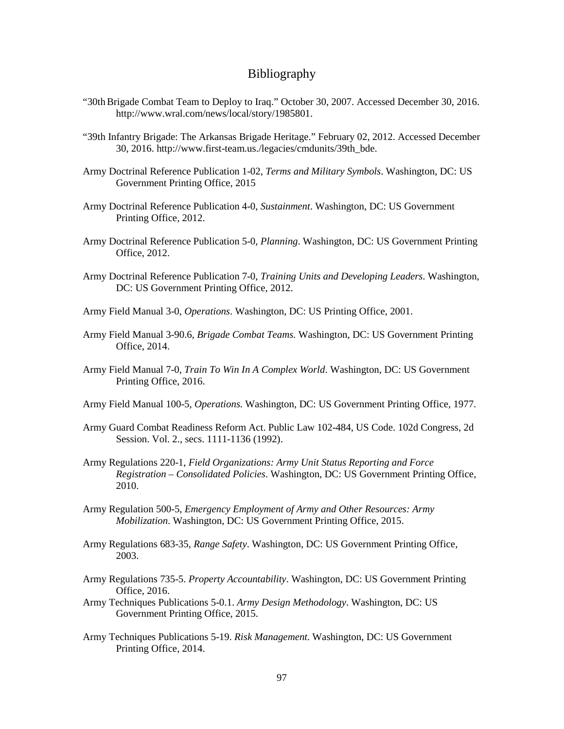# Bibliography

"30th Brigade Combat Team to Deploy to Iraq." October 30, 2007. Accessed December 30, 2016. http://www.wral.com/news/local/story/1985801.

"39th Infantry Brigade: The Arkansas Brigade Heritage." February 02, 2012. Accessed December 30, 2016. http://www.first-team.us./legacies/cmdunits/39th_bde.

Army Doctrinal Reference Publication 1-02, *Terms and Military Symbols*. Washington, DC: US Government Printing Office, 2015

Army Doctrinal Reference Publication 4-0, *Sustainment*. Washington, DC: US Government Printing Office, 2012.

Army Doctrinal Reference Publication 5-0, *Planning*. Washington, DC: US Government Printing Office, 2012.

Army Doctrinal Reference Publication 7-0, *Training Units and Developing Leaders*. Washington, DC: US Government Printing Office, 2012.

Army Field Manual 3-0, *Operations*. Washington, DC: US Printing Office, 2001.

Army Field Manual 3-90.6, *Brigade Combat Teams.* Washington, DC: US Government Printing Office, 2014.

Army Field Manual 7-0, *Train To Win In A Complex World*. Washington, DC: US Government Printing Office, 2016.

Army Field Manual 100-5, *Operations.* Washington, DC: US Government Printing Office, 1977.

Army Guard Combat Readiness Reform Act. Public Law 102-484, US Code. 102d Congress, 2d Session. Vol. 2., secs. 1111-1136 (1992).

Army Regulations 220-1, *Field Organizations: Army Unit Status Reporting and Force Registration – Consolidated Policies*. Washington, DC: US Government Printing Office, 2010.

Army Regulation 500-5, *Emergency Employment of Army and Other Resources: Army Mobilization*. Washington, DC: US Government Printing Office, 2015.

Army Regulations 683-35, *Range Safety*. Washington, DC: US Government Printing Office, 2003.

Army Regulations 735-5. *Property Accountability*. Washington, DC: US Government Printing Office, 2016.

Army Techniques Publications 5-0.1. *Army Design Methodology*. Washington, DC: US Government Printing Office, 2015.

Army Techniques Publications 5-19. *Risk Management*. Washington, DC: US Government Printing Office, 2014.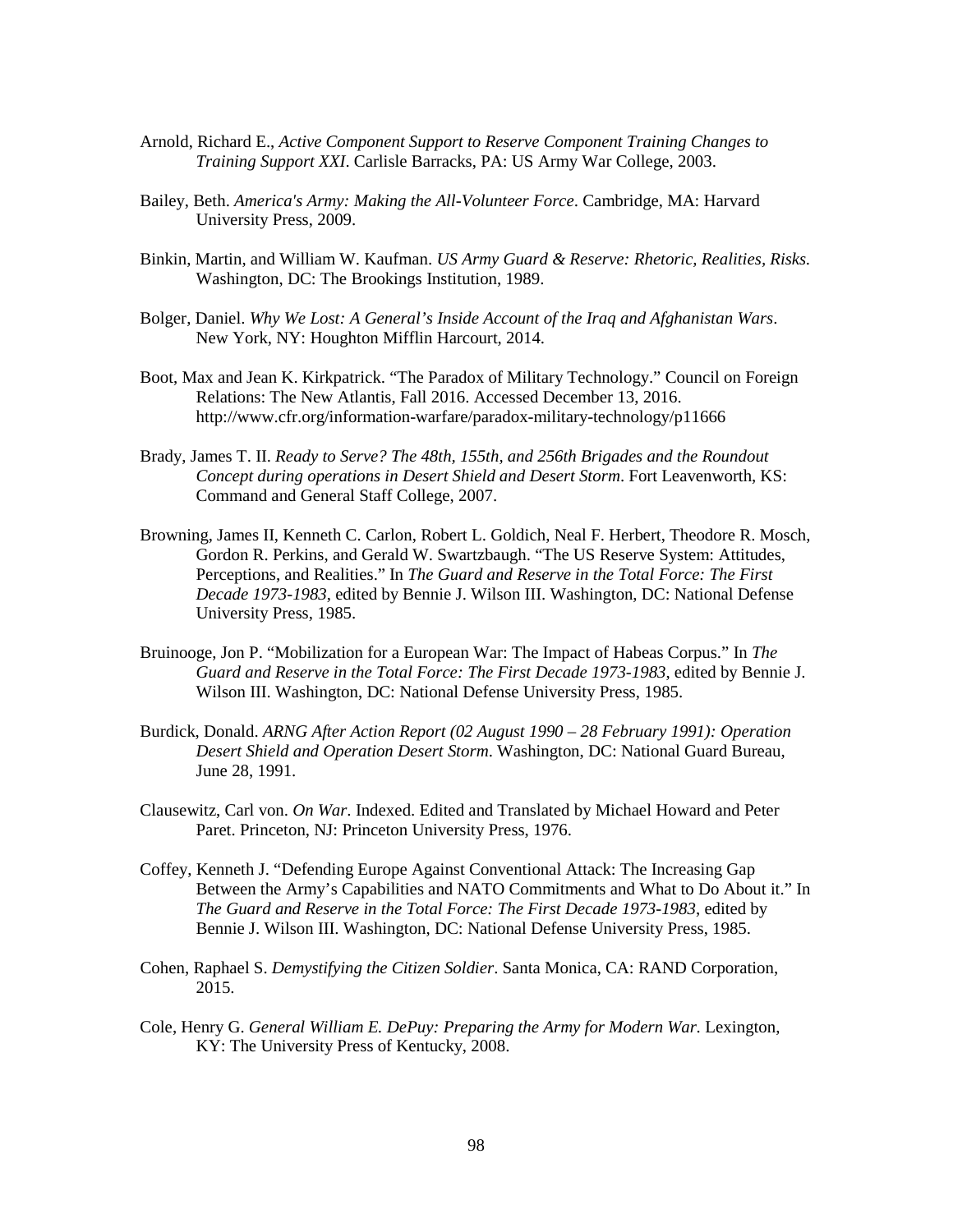Arnold, Richard E., *Active Component Support to Reserve Component Training Changes to Training Support XXI*. Carlisle Barracks, PA: US Army War College, 2003.

Bailey, Beth. *America's Army: Making the All-Volunteer Force*. Cambridge, MA: Harvard University Press, 2009.

Binkin, Martin, and William W. Kaufman. *US Army Guard & Reserve: Rhetoric, Realities, Risks.* Washington, DC: The Brookings Institution, 1989.

Bolger, Daniel. *Why We Lost: A General's Inside Account of the Iraq and Afghanistan Wars*. New York, NY: Houghton Mifflin Harcourt, 2014.

Boot, Max and Jean K. Kirkpatrick. "The Paradox of Military Technology." Council on Foreign Relations: The New Atlantis, Fall 2016. Accessed December 13, 2016. http://www.cfr.org/information-warfare/paradox-military-technology/p11666

Brady, James T. II. *Ready to Serve? The 48th, 155th, and 256th Brigades and the Roundout Concept during operations in Desert Shield and Desert Storm*. Fort Leavenworth, KS: Command and General Staff College, 2007.

Browning, James II, Kenneth C. Carlon, Robert L. Goldich, Neal F. Herbert, Theodore R. Mosch, Gordon R. Perkins, and Gerald W. Swartzbaugh. "The US Reserve System: Attitudes, Perceptions, and Realities." In *The Guard and Reserve in the Total Force: The First Decade 1973-1983*, edited by Bennie J. Wilson III. Washington, DC: National Defense University Press, 1985.

Bruinooge, Jon P. "Mobilization for a European War: The Impact of Habeas Corpus." In *The Guard and Reserve in the Total Force: The First Decade 1973-1983*, edited by Bennie J. Wilson III. Washington, DC: National Defense University Press, 1985.

Burdick, Donald. *ARNG After Action Report (02 August 1990 – 28 February 1991): Operation Desert Shield and Operation Desert Storm*. Washington, DC: National Guard Bureau, June 28, 1991.

Clausewitz, Carl von. *On War*. Indexed. Edited and Translated by Michael Howard and Peter Paret. Princeton, NJ: Princeton University Press, 1976.

Coffey, Kenneth J. "Defending Europe Against Conventional Attack: The Increasing Gap Between the Army's Capabilities and NATO Commitments and What to Do About it." In *The Guard and Reserve in the Total Force: The First Decade 1973-1983*, edited by Bennie J. Wilson III. Washington, DC: National Defense University Press, 1985.

Cohen, Raphael S. *Demystifying the Citizen Soldier*. Santa Monica, CA: RAND Corporation, 2015.

Cole, Henry G. *General William E. DePuy: Preparing the Army for Modern War.* Lexington, KY: The University Press of Kentucky, 2008.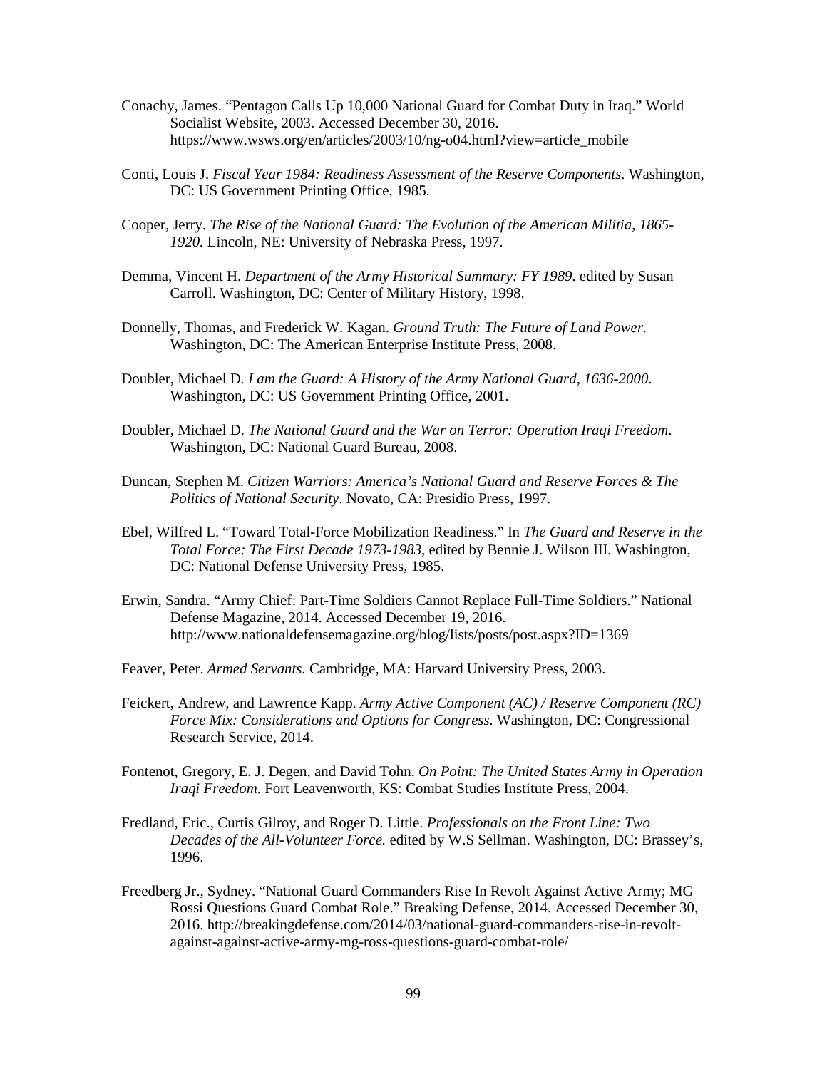Conachy, James. "Pentagon Calls Up 10,000 National Guard for Combat Duty in Iraq." World Socialist Website, 2003. Accessed December 30, 2016. https://www.wsws.org/en/articles/2003/10/ng-o04.html?view=article_mobile

Conti, Louis J. *Fiscal Year 1984: Readiness Assessment of the Reserve Components.* Washington, DC: US Government Printing Office, 1985.

Cooper, Jerry. *The Rise of the National Guard: The Evolution of the American Militia, 1865-1920.* Lincoln, NE: University of Nebraska Press, 1997.

Demma, Vincent H. *Department of the Army Historical Summary: FY 1989.* edited by Susan Carroll. Washington, DC: Center of Military History, 1998.

Donnelly, Thomas, and Frederick W. Kagan. *Ground Truth: The Future of Land Power.* Washington, DC: The American Enterprise Institute Press, 2008.

Doubler, Michael D. *I am the Guard: A History of the Army National Guard, 1636-2000*. Washington, DC: US Government Printing Office, 2001.

Doubler, Michael D. *The National Guard and the War on Terror: Operation Iraqi Freedom*. Washington, DC: National Guard Bureau, 2008.

Duncan, Stephen M. *Citizen Warriors: America's National Guard and Reserve Forces & The Politics of National Security*. Novato, CA: Presidio Press, 1997.

Ebel, Wilfred L. "Toward Total-Force Mobilization Readiness." In *The Guard and Reserve in the Total Force: The First Decade 1973-1983*, edited by Bennie J. Wilson III. Washington, DC: National Defense University Press, 1985.

Erwin, Sandra. "Army Chief: Part-Time Soldiers Cannot Replace Full-Time Soldiers." National Defense Magazine, 2014. Accessed December 19, 2016. http://www.nationaldefensemagazine.org/blog/lists/posts/post.aspx?ID=1369

Feaver, Peter. *Armed Servants.* Cambridge, MA: Harvard University Press, 2003.

Feickert, Andrew, and Lawrence Kapp. *Army Active Component (AC) / Reserve Component (RC) Force Mix: Considerations and Options for Congress.* Washington, DC: Congressional Research Service, 2014.

Fontenot, Gregory, E. J. Degen, and David Tohn. *On Point: The United States Army in Operation Iraqi Freedom*. Fort Leavenworth, KS: Combat Studies Institute Press, 2004.

Fredland, Eric., Curtis Gilroy, and Roger D. Little. *Professionals on the Front Line: Two Decades of the All-Volunteer Force.* edited by W.S Sellman. Washington, DC: Brassey's, 1996.

Freedberg Jr., Sydney. "National Guard Commanders Rise In Revolt Against Active Army; MG Rossi Questions Guard Combat Role." Breaking Defense, 2014. Accessed December 30, 2016. http://breakingdefense.com/2014/03/national-guard-commanders-rise-in-revolt-against-against-active-army-mg-ross-questions-guard-combat-role/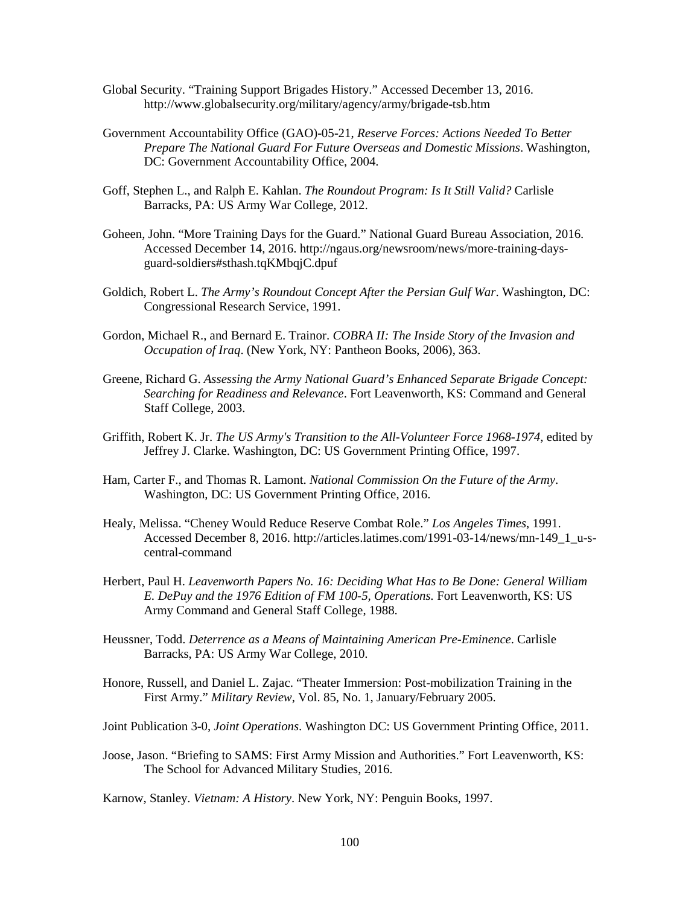Global Security. "Training Support Brigades History." Accessed December 13, 2016. http://www.globalsecurity.org/military/agency/army/brigade-tsb.htm

Government Accountability Office (GAO)-05-21, *Reserve Forces: Actions Needed To Better Prepare The National Guard For Future Overseas and Domestic Missions*. Washington, DC: Government Accountability Office, 2004.

Goff, Stephen L., and Ralph E. Kahlan. *The Roundout Program: Is It Still Valid?* Carlisle Barracks, PA: US Army War College, 2012.

Goheen, John. "More Training Days for the Guard." National Guard Bureau Association, 2016. Accessed December 14, 2016. http://ngaus.org/newsroom/news/more-training-days-guard-soldiers#sthash.tqKMbqjC.dpuf

Goldich, Robert L. *The Army's Roundout Concept After the Persian Gulf War*. Washington, DC: Congressional Research Service, 1991.

Gordon, Michael R., and Bernard E. Trainor. *COBRA II: The Inside Story of the Invasion and Occupation of Iraq*. (New York, NY: Pantheon Books, 2006), 363.

Greene, Richard G. *Assessing the Army National Guard's Enhanced Separate Brigade Concept: Searching for Readiness and Relevance*. Fort Leavenworth, KS: Command and General Staff College, 2003.

Griffith, Robert K. Jr. *The US Army's Transition to the All-Volunteer Force 1968-1974*, edited by Jeffrey J. Clarke. Washington, DC: US Government Printing Office, 1997.

Ham, Carter F., and Thomas R. Lamont. *National Commission On the Future of the Army*. Washington, DC: US Government Printing Office, 2016.

Healy, Melissa. "Cheney Would Reduce Reserve Combat Role." *Los Angeles Times*, 1991. Accessed December 8, 2016. http://articles.latimes.com/1991-03-14/news/mn-149_1_u-s-central-command

Herbert, Paul H. *Leavenworth Papers No. 16: Deciding What Has to Be Done: General William E. DePuy and the 1976 Edition of FM 100-5, Operations.* Fort Leavenworth, KS: US Army Command and General Staff College, 1988.

Heussner, Todd. *Deterrence as a Means of Maintaining American Pre-Eminence*. Carlisle Barracks, PA: US Army War College, 2010.

Honore, Russell, and Daniel L. Zajac. "Theater Immersion: Post-mobilization Training in the First Army." *Military Review*, Vol. 85, No. 1, January/February 2005.

Joint Publication 3-0, *Joint Operations*. Washington DC: US Government Printing Office, 2011.

Joose, Jason. "Briefing to SAMS: First Army Mission and Authorities." Fort Leavenworth, KS: The School for Advanced Military Studies, 2016.

Karnow, Stanley. *Vietnam: A History*. New York, NY: Penguin Books, 1997.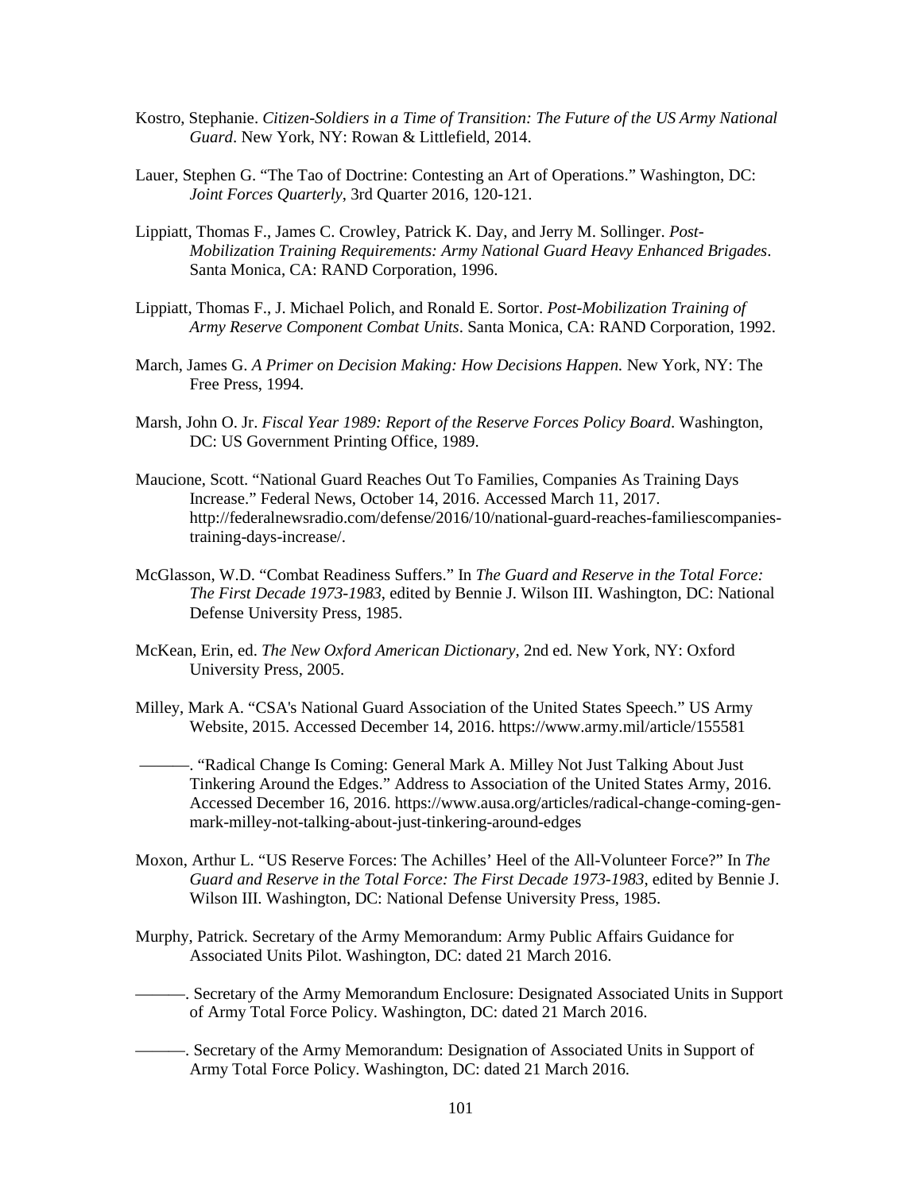Kostro, Stephanie. *Citizen-Soldiers in a Time of Transition: The Future of the US Army National Guard*. New York, NY: Rowan & Littlefield, 2014.

Lauer, Stephen G. “The Tao of Doctrine: Contesting an Art of Operations.” Washington, DC: *Joint Forces Quarterly*, 3rd Quarter 2016, 120-121.

Lippiatt, Thomas F., James C. Crowley, Patrick K. Day, and Jerry M. Sollinger. *Post-Mobilization Training Requirements: Army National Guard Heavy Enhanced Brigades*. Santa Monica, CA: RAND Corporation, 1996.

Lippiatt, Thomas F., J. Michael Polich, and Ronald E. Sortor. *Post-Mobilization Training of Army Reserve Component Combat Units*. Santa Monica, CA: RAND Corporation, 1992.

March, James G. *A Primer on Decision Making: How Decisions Happen.* New York, NY: The Free Press, 1994.

Marsh, John O. Jr. *Fiscal Year 1989: Report of the Reserve Forces Policy Board*. Washington, DC: US Government Printing Office, 1989.

Maucione, Scott. “National Guard Reaches Out To Families, Companies As Training Days Increase.” Federal News, October 14, 2016. Accessed March 11, 2017. http://federalnewsradio.com/defense/2016/10/national-guard-reaches-familiescompanies-training-days-increase/.

McGlasson, W.D. “Combat Readiness Suffers.” In *The Guard and Reserve in the Total Force: The First Decade 1973-1983*, edited by Bennie J. Wilson III. Washington, DC: National Defense University Press, 1985.

McKean, Erin, ed. *The New Oxford American Dictionary*, 2nd ed. New York, NY: Oxford University Press, 2005.

Milley, Mark A. “CSA's National Guard Association of the United States Speech.” US Army Website, 2015. Accessed December 14, 2016. https://www.army.mil/article/155581

———. “Radical Change Is Coming: General Mark A. Milley Not Just Talking About Just Tinkering Around the Edges.” Address to Association of the United States Army, 2016. Accessed December 16, 2016. https://www.ausa.org/articles/radical-change-coming-gen-mark-milley-not-talking-about-just-tinkering-around-edges

Moxon, Arthur L. “US Reserve Forces: The Achilles’ Heel of the All-Volunteer Force?” In *The Guard and Reserve in the Total Force: The First Decade 1973-1983*, edited by Bennie J. Wilson III. Washington, DC: National Defense University Press, 1985.

Murphy, Patrick. Secretary of the Army Memorandum: Army Public Affairs Guidance for Associated Units Pilot. Washington, DC: dated 21 March 2016.

———. Secretary of the Army Memorandum Enclosure: Designated Associated Units in Support of Army Total Force Policy. Washington, DC: dated 21 March 2016.

———. Secretary of the Army Memorandum: Designation of Associated Units in Support of Army Total Force Policy. Washington, DC: dated 21 March 2016.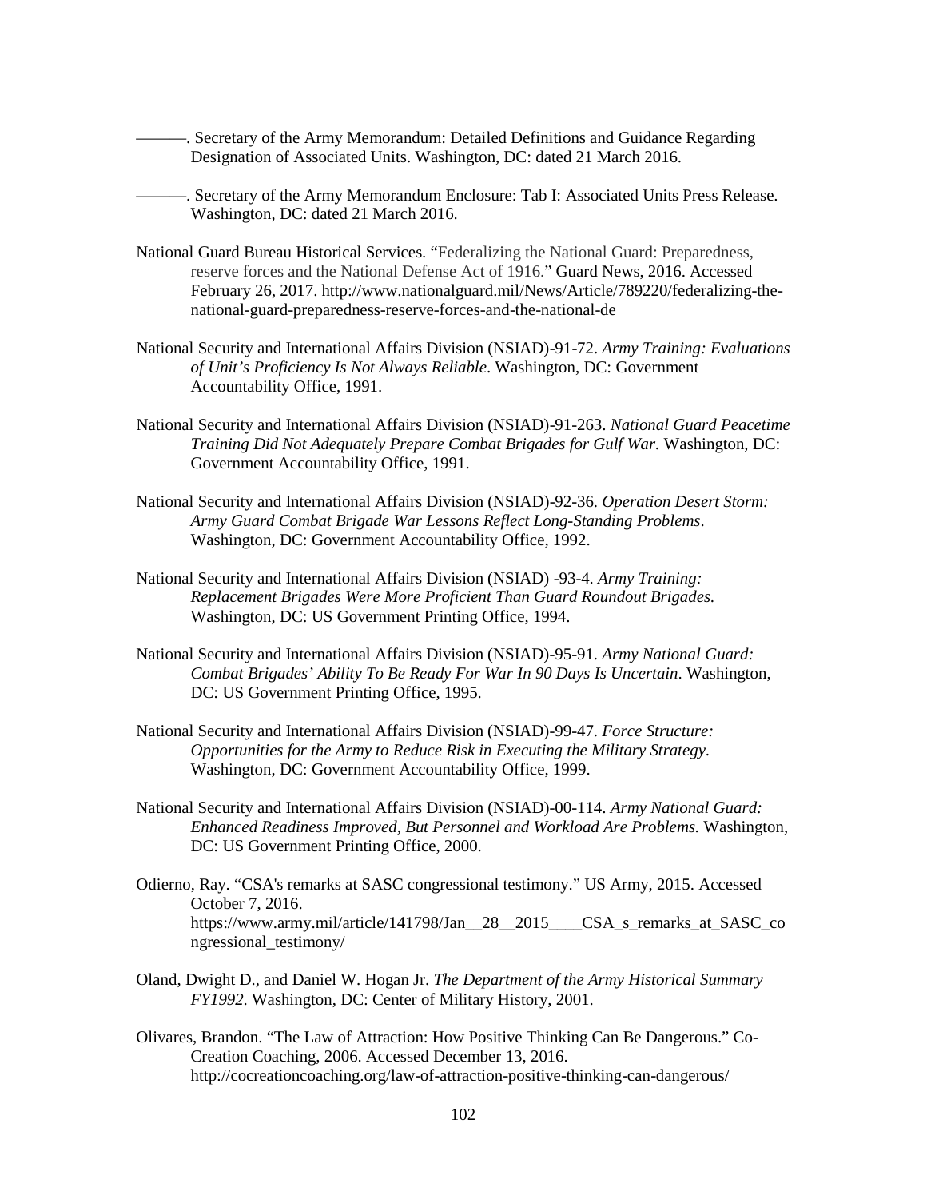———. Secretary of the Army Memorandum: Detailed Definitions and Guidance Regarding Designation of Associated Units. Washington, DC: dated 21 March 2016.

———. Secretary of the Army Memorandum Enclosure: Tab I: Associated Units Press Release. Washington, DC: dated 21 March 2016.

National Guard Bureau Historical Services. "Federalizing the National Guard: Preparedness, reserve forces and the National Defense Act of 1916." Guard News, 2016. Accessed February 26, 2017. http://www.nationalguard.mil/News/Article/789220/federalizing-the-national-guard-preparedness-reserve-forces-and-the-national-de

National Security and International Affairs Division (NSIAD)-91-72. *Army Training: Evaluations of Unit's Proficiency Is Not Always Reliable*. Washington, DC: Government Accountability Office, 1991.

National Security and International Affairs Division (NSIAD)-91-263. *National Guard Peacetime Training Did Not Adequately Prepare Combat Brigades for Gulf War*. Washington, DC: Government Accountability Office, 1991.

National Security and International Affairs Division (NSIAD)-92-36. *Operation Desert Storm: Army Guard Combat Brigade War Lessons Reflect Long-Standing Problems*. Washington, DC: Government Accountability Office, 1992.

National Security and International Affairs Division (NSIAD) -93-4. *Army Training: Replacement Brigades Were More Proficient Than Guard Roundout Brigades.* Washington, DC: US Government Printing Office, 1994.

National Security and International Affairs Division (NSIAD)-95-91. *Army National Guard: Combat Brigades' Ability To Be Ready For War In 90 Days Is Uncertain*. Washington, DC: US Government Printing Office, 1995.

National Security and International Affairs Division (NSIAD)-99-47. *Force Structure: Opportunities for the Army to Reduce Risk in Executing the Military Strategy*. Washington, DC: Government Accountability Office, 1999.

National Security and International Affairs Division (NSIAD)-00-114. *Army National Guard: Enhanced Readiness Improved, But Personnel and Workload Are Problems.* Washington, DC: US Government Printing Office, 2000.

Odierno, Ray. "CSA's remarks at SASC congressional testimony." US Army, 2015. Accessed October 7, 2016. https://www.army.mil/article/141798/Jan__28__2015____CSA_s_remarks_at_SASC_congressional_testimony/

Oland, Dwight D., and Daniel W. Hogan Jr. *The Department of the Army Historical Summary FY1992*. Washington, DC: Center of Military History, 2001.

Olivares, Brandon. "The Law of Attraction: How Positive Thinking Can Be Dangerous." Co-Creation Coaching, 2006. Accessed December 13, 2016. http://cocreationcoaching.org/law-of-attraction-positive-thinking-can-dangerous/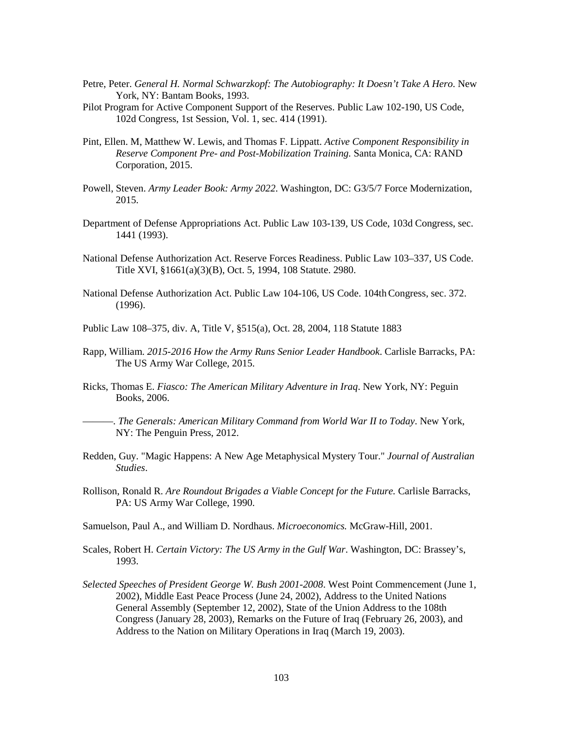Petre, Peter. *General H. Normal Schwarzkopf: The Autobiography: It Doesn't Take A Hero*. New York, NY: Bantam Books, 1993.

Pilot Program for Active Component Support of the Reserves. Public Law 102-190, US Code, 102d Congress, 1st Session, Vol. 1, sec. 414 (1991).

Pint, Ellen. M, Matthew W. Lewis, and Thomas F. Lippatt. *Active Component Responsibility in Reserve Component Pre- and Post-Mobilization Training.* Santa Monica, CA: RAND Corporation, 2015.

Powell, Steven. *Army Leader Book: Army 2022*. Washington, DC: G3/5/7 Force Modernization, 2015.

Department of Defense Appropriations Act. Public Law 103-139, US Code, 103d Congress, sec. 1441 (1993).

National Defense Authorization Act. Reserve Forces Readiness. Public Law 103–337, US Code. Title XVI, §1661(a)(3)(B), Oct. 5, 1994, 108 Statute. 2980.

National Defense Authorization Act. Public Law 104-106, US Code. 104th Congress, sec. 372. (1996).

Public Law 108–375, div. A, Title V, §515(a), Oct. 28, 2004, 118 Statute 1883

Rapp, William. *2015-2016 How the Army Runs Senior Leader Handbook*. Carlisle Barracks, PA: The US Army War College, 2015.

Ricks, Thomas E. *Fiasco: The American Military Adventure in Iraq*. New York, NY: Peguin Books, 2006.

———. *The Generals: American Military Command from World War II to Today*. New York, NY: The Penguin Press, 2012.

Redden, Guy. "Magic Happens: A New Age Metaphysical Mystery Tour." *Journal of Australian Studies*.

Rollison, Ronald R. *Are Roundout Brigades a Viable Concept for the Future.* Carlisle Barracks, PA: US Army War College, 1990.

Samuelson, Paul A., and William D. Nordhaus. *Microeconomics.* McGraw-Hill, 2001.

Scales, Robert H. *Certain Victory: The US Army in the Gulf War*. Washington, DC: Brassey's, 1993.

*Selected Speeches of President George W. Bush 2001-2008*. West Point Commencement (June 1, 2002), Middle East Peace Process (June 24, 2002), Address to the United Nations General Assembly (September 12, 2002), State of the Union Address to the 108th Congress (January 28, 2003), Remarks on the Future of Iraq (February 26, 2003), and Address to the Nation on Military Operations in Iraq (March 19, 2003).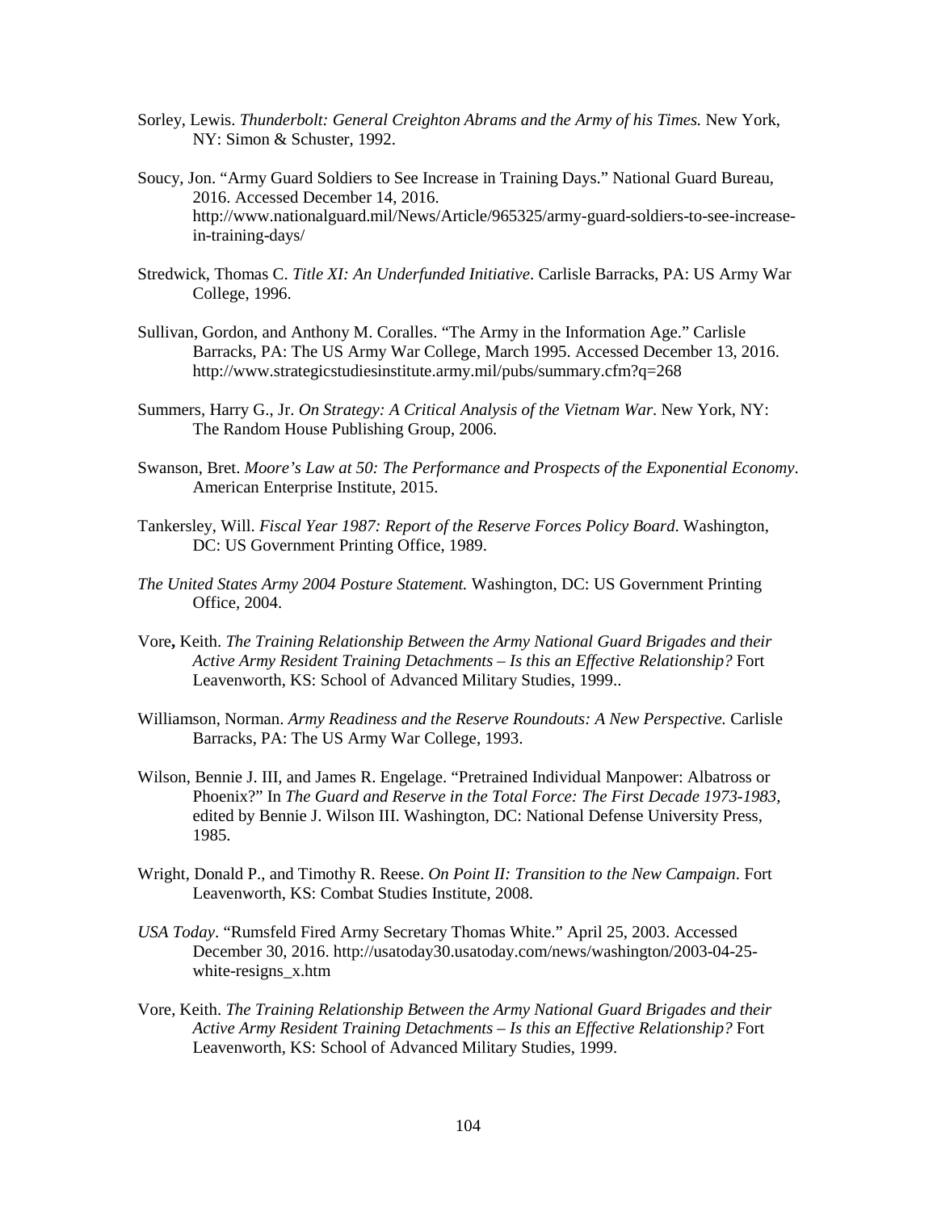Sorley, Lewis. *Thunderbolt: General Creighton Abrams and the Army of his Times.* New York, NY: Simon & Schuster, 1992.

Soucy, Jon. "Army Guard Soldiers to See Increase in Training Days." National Guard Bureau, 2016. Accessed December 14, 2016. http://www.nationalguard.mil/News/Article/965325/army-guard-soldiers-to-see-increase-in-training-days/

Stredwick, Thomas C. *Title XI: An Underfunded Initiative*. Carlisle Barracks, PA: US Army War College, 1996.

Sullivan, Gordon, and Anthony M. Coralles. "The Army in the Information Age." Carlisle Barracks, PA: The US Army War College, March 1995. Accessed December 13, 2016. http://www.strategicstudiesinstitute.army.mil/pubs/summary.cfm?q=268

Summers, Harry G., Jr. *On Strategy: A Critical Analysis of the Vietnam War*. New York, NY: The Random House Publishing Group, 2006.

Swanson, Bret. *Moore's Law at 50: The Performance and Prospects of the Exponential Economy*. American Enterprise Institute, 2015.

Tankersley, Will. *Fiscal Year 1987: Report of the Reserve Forces Policy Board*. Washington, DC: US Government Printing Office, 1989.

*The United States Army 2004 Posture Statement.* Washington, DC: US Government Printing Office, 2004.

Vore**,** Keith. *The Training Relationship Between the Army National Guard Brigades and their Active Army Resident Training Detachments – Is this an Effective Relationship?* Fort Leavenworth, KS: School of Advanced Military Studies, 1999..

Williamson, Norman. *Army Readiness and the Reserve Roundouts: A New Perspective.* Carlisle Barracks, PA: The US Army War College, 1993.

Wilson, Bennie J. III, and James R. Engelage. "Pretrained Individual Manpower: Albatross or Phoenix?" In *The Guard and Reserve in the Total Force: The First Decade 1973-1983*, edited by Bennie J. Wilson III. Washington, DC: National Defense University Press, 1985.

Wright, Donald P., and Timothy R. Reese. *On Point II: Transition to the New Campaign*. Fort Leavenworth, KS: Combat Studies Institute, 2008.

*USA Today*. "Rumsfeld Fired Army Secretary Thomas White." April 25, 2003. Accessed December 30, 2016. http://usatoday30.usatoday.com/news/washington/2003-04-25-white-resigns_x.htm

Vore, Keith. *The Training Relationship Between the Army National Guard Brigades and their Active Army Resident Training Detachments – Is this an Effective Relationship?* Fort Leavenworth, KS: School of Advanced Military Studies, 1999.